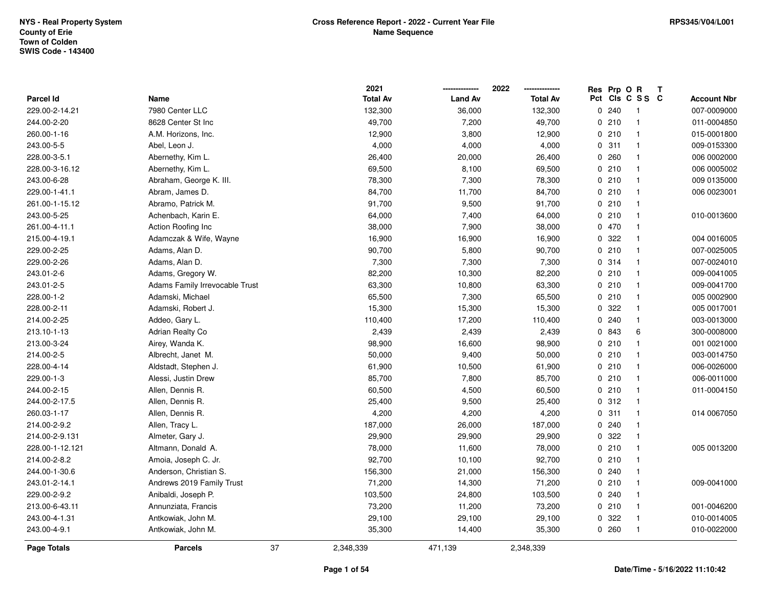NYS - Real Property System
County of Erie
Town of Colden
SWIS Code - 143400

**Cross Reference Report - 2022 - Current Year File**
**Name Sequence**

RPS345/V04/L001

| Parcel Id | Name | 2021 Total Av | 2022 Land Av | 2022 Total Av | Res Pct | Prp Cls | O C | R S S | T C | Account Nbr |
|---|---|---|---|---|---|---|---|---|---|---|
| 229.00-2-14.21 | 7980 Center LLC | 132,300 | 36,000 | 132,300 | 0 | 240 | | 1 | | 007-0009000 |
| 244.00-2-20 | 8628 Center St Inc | 49,700 | 7,200 | 49,700 | 0 | 210 | | 1 | | 011-0004850 |
| 260.00-1-16 | A.M. Horizons, Inc. | 12,900 | 3,800 | 12,900 | 0 | 210 | | 1 | | 015-0001800 |
| 243.00-5-5 | Abel, Leon J. | 4,000 | 4,000 | 4,000 | 0 | 311 | | 1 | | 009-0153300 |
| 228.00-3-5.1 | Abernethy, Kim L. | 26,400 | 20,000 | 26,400 | 0 | 260 | | 1 | | 006 0002000 |
| 228.00-3-16.12 | Abernethy, Kim L. | 69,500 | 8,100 | 69,500 | 0 | 210 | | 1 | | 006 0005002 |
| 243.00-6-28 | Abraham, George K. III. | 78,300 | 7,300 | 78,300 | 0 | 210 | | 1 | | 009 0135000 |
| 229.00-1-41.1 | Abram, James D. | 84,700 | 11,700 | 84,700 | 0 | 210 | | 1 | | 006 0023001 |
| 261.00-1-15.12 | Abramo, Patrick M. | 91,700 | 9,500 | 91,700 | 0 | 210 | | 1 | | |
| 243.00-5-25 | Achenbach, Karin E. | 64,000 | 7,400 | 64,000 | 0 | 210 | | 1 | | 010-0013600 |
| 261.00-4-11.1 | Action Roofing Inc | 38,000 | 7,900 | 38,000 | 0 | 470 | | 1 | | |
| 215.00-4-19.1 | Adamczak & Wife, Wayne | 16,900 | 16,900 | 16,900 | 0 | 322 | | 1 | | 004 0016005 |
| 229.00-2-25 | Adams, Alan D. | 90,700 | 5,800 | 90,700 | 0 | 210 | | 1 | | 007-0025005 |
| 229.00-2-26 | Adams, Alan D. | 7,300 | 7,300 | 7,300 | 0 | 314 | | 1 | | 007-0024010 |
| 243.01-2-6 | Adams, Gregory W. | 82,200 | 10,300 | 82,200 | 0 | 210 | | 1 | | 009-0041005 |
| 243.01-2-5 | Adams Family Irrevocable Trust | 63,300 | 10,800 | 63,300 | 0 | 210 | | 1 | | 009-0041700 |
| 228.00-1-2 | Adamski, Michael | 65,500 | 7,300 | 65,500 | 0 | 210 | | 1 | | 005 0002900 |
| 228.00-2-11 | Adamski, Robert J. | 15,300 | 15,300 | 15,300 | 0 | 322 | | 1 | | 005 0017001 |
| 214.00-2-25 | Addeo, Gary L. | 110,400 | 17,200 | 110,400 | 0 | 240 | | 1 | | 003-0013000 |
| 213.10-1-13 | Adrian Realty Co | 2,439 | 2,439 | 2,439 | 0 | 843 | | 6 | | 300-0008000 |
| 213.00-3-24 | Airey, Wanda K. | 98,900 | 16,600 | 98,900 | 0 | 210 | | 1 | | 001 0021000 |
| 214.00-2-5 | Albrecht, Janet M. | 50,000 | 9,400 | 50,000 | 0 | 210 | | 1 | | 003-0014750 |
| 228.00-4-14 | Aldstadt, Stephen J. | 61,900 | 10,500 | 61,900 | 0 | 210 | | 1 | | 006-0026000 |
| 229.00-1-3 | Alessi, Justin Drew | 85,700 | 7,800 | 85,700 | 0 | 210 | | 1 | | 006-0011000 |
| 244.00-2-15 | Allen, Dennis R. | 60,500 | 4,500 | 60,500 | 0 | 210 | | 1 | | 011-0004150 |
| 244.00-2-17.5 | Allen, Dennis R. | 25,400 | 9,500 | 25,400 | 0 | 312 | | 1 | | |
| 260.03-1-17 | Allen, Dennis R. | 4,200 | 4,200 | 4,200 | 0 | 311 | | 1 | | 014 0067050 |
| 214.00-2-9.2 | Allen, Tracy L. | 187,000 | 26,000 | 187,000 | 0 | 240 | | 1 | | |
| 214.00-2-9.131 | Almeter, Gary J. | 29,900 | 29,900 | 29,900 | 0 | 322 | | 1 | | |
| 228.00-1-12.121 | Altmann, Donald A. | 78,000 | 11,600 | 78,000 | 0 | 210 | | 1 | | 005 0013200 |
| 214.00-2-8.2 | Amoia, Joseph C. Jr. | 92,700 | 10,100 | 92,700 | 0 | 210 | | 1 | | |
| 244.00-1-30.6 | Anderson, Christian S. | 156,300 | 21,000 | 156,300 | 0 | 240 | | 1 | | |
| 243.01-2-14.1 | Andrews 2019 Family Trust | 71,200 | 14,300 | 71,200 | 0 | 210 | | 1 | | 009-0041000 |
| 229.00-2-9.2 | Anibaldi, Joseph P. | 103,500 | 24,800 | 103,500 | 0 | 240 | | 1 | | |
| 213.00-6-43.11 | Annunziata, Francis | 73,200 | 11,200 | 73,200 | 0 | 210 | | 1 | | 001-0046200 |
| 243.00-4-1.31 | Antkowiak, John M. | 29,100 | 29,100 | 29,100 | 0 | 322 | | 1 | | 010-0014005 |
| 243.00-4-9.1 | Antkowiak, John M. | 35,300 | 14,400 | 35,300 | 0 | 260 | | 1 | | 010-0022000 |
| **Page Totals** | **Parcels** 37 | 2,348,339 | 471,139 | 2,348,339 | | | | | | |

Date/Time - 5/16/2022 11:10:42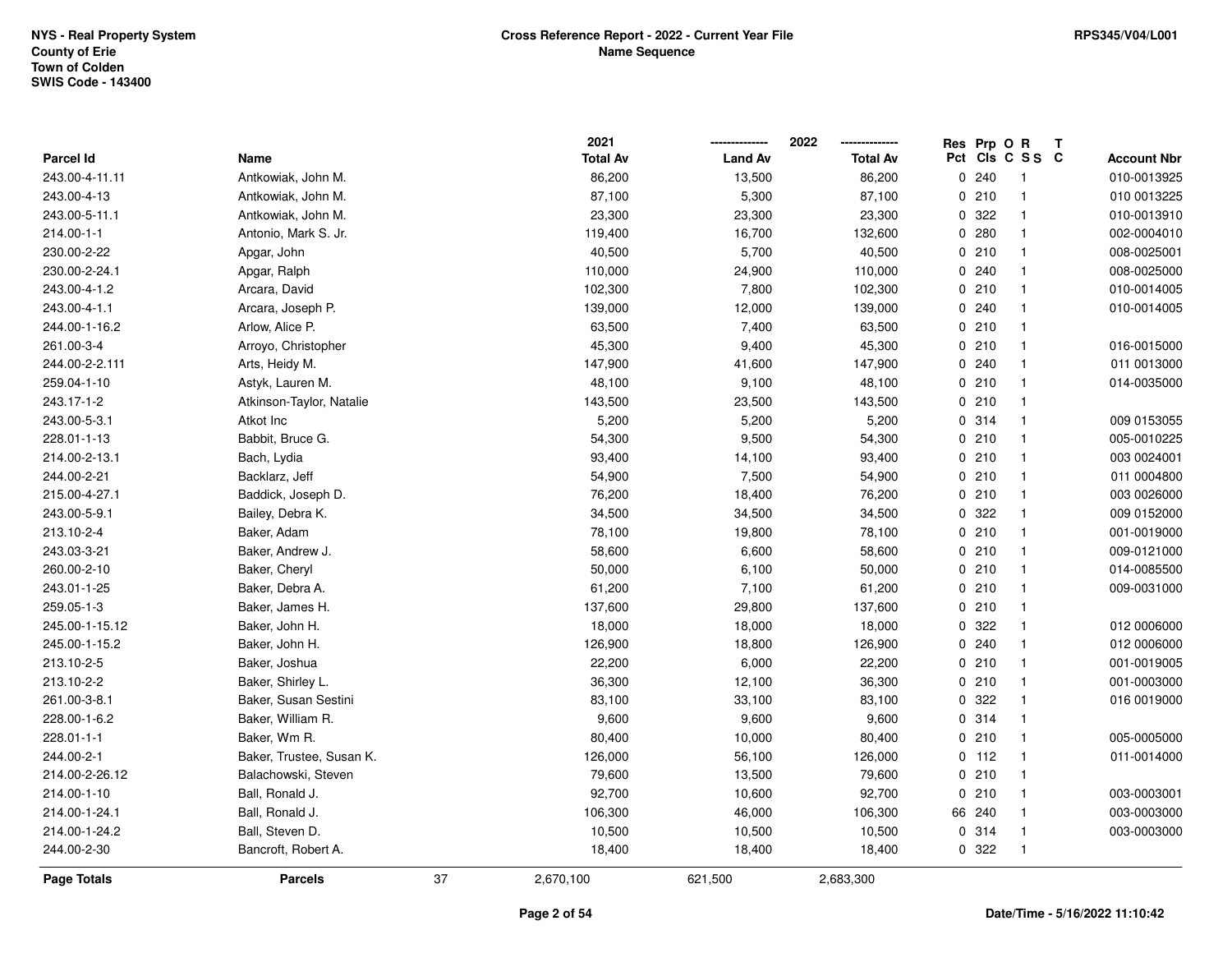NYS - Real Property System
County of Erie
Town of Colden
SWIS Code - 143400

**Cross Reference Report - 2022 - Current Year File**
**Name Sequence**

RPS345/V04/L001

| Parcel Id | Name | 2021 Total Av | 2022 Land Av | 2022 Total Av | Res Pct | Prp Cls | O C | R S S | T C | Account Nbr |
|---|---|---|---|---|---|---|---|---|---|---|
| 243.00-4-11.11 | Antkowiak, John M. | 86,200 | 13,500 | 86,200 | 0 | 240 | | 1 | | 010-0013925 |
| 243.00-4-13 | Antkowiak, John M. | 87,100 | 5,300 | 87,100 | 0 | 210 | | 1 | | 010 0013225 |
| 243.00-5-11.1 | Antkowiak, John M. | 23,300 | 23,300 | 23,300 | 0 | 322 | | 1 | | 010-0013910 |
| 214.00-1-1 | Antonio, Mark S. Jr. | 119,400 | 16,700 | 132,600 | 0 | 280 | | 1 | | 002-0004010 |
| 230.00-2-22 | Apgar, John | 40,500 | 5,700 | 40,500 | 0 | 210 | | 1 | | 008-0025001 |
| 230.00-2-24.1 | Apgar, Ralph | 110,000 | 24,900 | 110,000 | 0 | 240 | | 1 | | 008-0025000 |
| 243.00-4-1.2 | Arcara, David | 102,300 | 7,800 | 102,300 | 0 | 210 | | 1 | | 010-0014005 |
| 243.00-4-1.1 | Arcara, Joseph P. | 139,000 | 12,000 | 139,000 | 0 | 240 | | 1 | | 010-0014005 |
| 244.00-1-16.2 | Arlow, Alice P. | 63,500 | 7,400 | 63,500 | 0 | 210 | | 1 | | |
| 261.00-3-4 | Arroyo, Christopher | 45,300 | 9,400 | 45,300 | 0 | 210 | | 1 | | 016-0015000 |
| 244.00-2-2.111 | Arts, Heidy M. | 147,900 | 41,600 | 147,900 | 0 | 240 | | 1 | | 011 0013000 |
| 259.04-1-10 | Astyk, Lauren M. | 48,100 | 9,100 | 48,100 | 0 | 210 | | 1 | | 014-0035000 |
| 243.17-1-2 | Atkinson-Taylor, Natalie | 143,500 | 23,500 | 143,500 | 0 | 210 | | 1 | | |
| 243.00-5-3.1 | Atkot Inc | 5,200 | 5,200 | 5,200 | 0 | 314 | | 1 | | 009 0153055 |
| 228.01-1-13 | Babbit, Bruce G. | 54,300 | 9,500 | 54,300 | 0 | 210 | | 1 | | 005-0010225 |
| 214.00-2-13.1 | Bach, Lydia | 93,400 | 14,100 | 93,400 | 0 | 210 | | 1 | | 003 0024001 |
| 244.00-2-21 | Backlarz, Jeff | 54,900 | 7,500 | 54,900 | 0 | 210 | | 1 | | 011 0004800 |
| 215.00-4-27.1 | Baddick, Joseph D. | 76,200 | 18,400 | 76,200 | 0 | 210 | | 1 | | 003 0026000 |
| 243.00-5-9.1 | Bailey, Debra K. | 34,500 | 34,500 | 34,500 | 0 | 322 | | 1 | | 009 0152000 |
| 213.10-2-4 | Baker, Adam | 78,100 | 19,800 | 78,100 | 0 | 210 | | 1 | | 001-0019000 |
| 243.03-3-21 | Baker, Andrew J. | 58,600 | 6,600 | 58,600 | 0 | 210 | | 1 | | 009-0121000 |
| 260.00-2-10 | Baker, Cheryl | 50,000 | 6,100 | 50,000 | 0 | 210 | | 1 | | 014-0085500 |
| 243.01-1-25 | Baker, Debra A. | 61,200 | 7,100 | 61,200 | 0 | 210 | | 1 | | 009-0031000 |
| 259.05-1-3 | Baker, James H. | 137,600 | 29,800 | 137,600 | 0 | 210 | | 1 | | |
| 245.00-1-15.12 | Baker, John H. | 18,000 | 18,000 | 18,000 | 0 | 322 | | 1 | | 012 0006000 |
| 245.00-1-15.2 | Baker, John H. | 126,900 | 18,800 | 126,900 | 0 | 240 | | 1 | | 012 0006000 |
| 213.10-2-5 | Baker, Joshua | 22,200 | 6,000 | 22,200 | 0 | 210 | | 1 | | 001-0019005 |
| 213.10-2-2 | Baker, Shirley L. | 36,300 | 12,100 | 36,300 | 0 | 210 | | 1 | | 001-0003000 |
| 261.00-3-8.1 | Baker, Susan Sestini | 83,100 | 33,100 | 83,100 | 0 | 322 | | 1 | | 016 0019000 |
| 228.00-1-6.2 | Baker, William R. | 9,600 | 9,600 | 9,600 | 0 | 314 | | 1 | | |
| 228.01-1-1 | Baker, Wm R. | 80,400 | 10,000 | 80,400 | 0 | 210 | | 1 | | 005-0005000 |
| 244.00-2-1 | Baker, Trustee, Susan K. | 126,000 | 56,100 | 126,000 | 0 | 112 | | 1 | | 011-0014000 |
| 214.00-2-26.12 | Balachowski, Steven | 79,600 | 13,500 | 79,600 | 0 | 210 | | 1 | | |
| 214.00-1-10 | Ball, Ronald J. | 92,700 | 10,600 | 92,700 | 0 | 210 | | 1 | | 003-0003001 |
| 214.00-1-24.1 | Ball, Ronald J. | 106,300 | 46,000 | 106,300 | 66 | 240 | | 1 | | 003-0003000 |
| 214.00-1-24.2 | Ball, Steven D. | 10,500 | 10,500 | 10,500 | 0 | 314 | | 1 | | 003-0003000 |
| 244.00-2-30 | Bancroft, Robert A. | 18,400 | 18,400 | 18,400 | 0 | 322 | | 1 | | |
| **Page Totals** | **Parcels** 37 | 2,670,100 | 621,500 | 2,683,300 | | | | | | |

Date/Time - 5/16/2022 11:10:42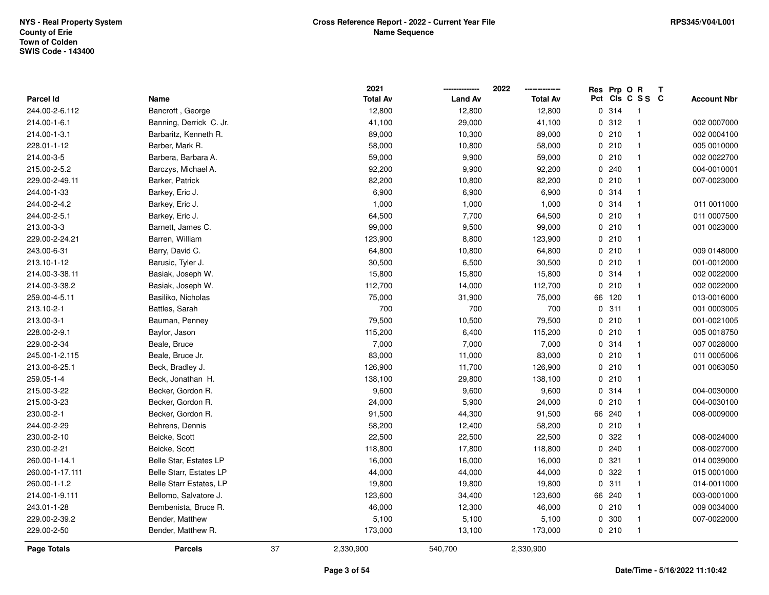NYS - Real Property System
County of Erie
Town of Colden
SWIS Code - 143400

**Cross Reference Report - 2022 - Current Year File**
**Name Sequence**

RPS345/V04/L001

| Parcel Id | Name | 2021 Total Av | 2022 Land Av | 2022 Total Av | Res Pct | Prp Cls | O C | R S S | T C | Account Nbr |
|---|---|---|---|---|---|---|---|---|---|---|
| 244.00-2-6.112 | Bancroft , George | 12,800 | 12,800 | 12,800 | 0 | 314 | | 1 | | |
| 214.00-1-6.1 | Banning, Derrick C. Jr. | 41,100 | 29,000 | 41,100 | 0 | 312 | | 1 | | 002 0007000 |
| 214.00-1-3.1 | Barbaritz, Kenneth R. | 89,000 | 10,300 | 89,000 | 0 | 210 | | 1 | | 002 0004100 |
| 228.01-1-12 | Barber, Mark R. | 58,000 | 10,800 | 58,000 | 0 | 210 | | 1 | | 005 0010000 |
| 214.00-3-5 | Barbera, Barbara A. | 59,000 | 9,900 | 59,000 | 0 | 210 | | 1 | | 002 0022700 |
| 215.00-2-5.2 | Barczys, Michael A. | 92,200 | 9,900 | 92,200 | 0 | 240 | | 1 | | 004-0010001 |
| 229.00-2-49.11 | Barker, Patrick | 82,200 | 10,800 | 82,200 | 0 | 210 | | 1 | | 007-0023000 |
| 244.00-1-33 | Barkey, Eric J. | 6,900 | 6,900 | 6,900 | 0 | 314 | | 1 | | |
| 244.00-2-4.2 | Barkey, Eric J. | 1,000 | 1,000 | 1,000 | 0 | 314 | | 1 | | 011 0011000 |
| 244.00-2-5.1 | Barkey, Eric J. | 64,500 | 7,700 | 64,500 | 0 | 210 | | 1 | | 011 0007500 |
| 213.00-3-3 | Barnett, James C. | 99,000 | 9,500 | 99,000 | 0 | 210 | | 1 | | 001 0023000 |
| 229.00-2-24.21 | Barren, William | 123,900 | 8,800 | 123,900 | 0 | 210 | | 1 | | |
| 243.00-6-31 | Barry, David C. | 64,800 | 10,800 | 64,800 | 0 | 210 | | 1 | | 009 0148000 |
| 213.10-1-12 | Barusic, Tyler J. | 30,500 | 6,500 | 30,500 | 0 | 210 | | 1 | | 001-0012000 |
| 214.00-3-38.11 | Basiak, Joseph W. | 15,800 | 15,800 | 15,800 | 0 | 314 | | 1 | | 002 0022000 |
| 214.00-3-38.2 | Basiak, Joseph W. | 112,700 | 14,000 | 112,700 | 0 | 210 | | 1 | | 002 0022000 |
| 259.00-4-5.11 | Basiliko, Nicholas | 75,000 | 31,900 | 75,000 | 66 | 120 | | 1 | | 013-0016000 |
| 213.10-2-1 | Battles, Sarah | 700 | 700 | 700 | 0 | 311 | | 1 | | 001 0003005 |
| 213.00-3-1 | Bauman, Penney | 79,500 | 10,500 | 79,500 | 0 | 210 | | 1 | | 001-0021005 |
| 228.00-2-9.1 | Baylor, Jason | 115,200 | 6,400 | 115,200 | 0 | 210 | | 1 | | 005 0018750 |
| 229.00-2-34 | Beale, Bruce | 7,000 | 7,000 | 7,000 | 0 | 314 | | 1 | | 007 0028000 |
| 245.00-1-2.115 | Beale, Bruce Jr. | 83,000 | 11,000 | 83,000 | 0 | 210 | | 1 | | 011 0005006 |
| 213.00-6-25.1 | Beck, Bradley J. | 126,900 | 11,700 | 126,900 | 0 | 210 | | 1 | | 001 0063050 |
| 259.05-1-4 | Beck, Jonathan H. | 138,100 | 29,800 | 138,100 | 0 | 210 | | 1 | | |
| 215.00-3-22 | Becker, Gordon R. | 9,600 | 9,600 | 9,600 | 0 | 314 | | 1 | | 004-0030000 |
| 215.00-3-23 | Becker, Gordon R. | 24,000 | 5,900 | 24,000 | 0 | 210 | | 1 | | 004-0030100 |
| 230.00-2-1 | Becker, Gordon R. | 91,500 | 44,300 | 91,500 | 66 | 240 | | 1 | | 008-0009000 |
| 244.00-2-29 | Behrens, Dennis | 58,200 | 12,400 | 58,200 | 0 | 210 | | 1 | | |
| 230.00-2-10 | Beicke, Scott | 22,500 | 22,500 | 22,500 | 0 | 322 | | 1 | | 008-0024000 |
| 230.00-2-21 | Beicke, Scott | 118,800 | 17,800 | 118,800 | 0 | 240 | | 1 | | 008-0027000 |
| 260.00-1-14.1 | Belle Star, Estates LP | 16,000 | 16,000 | 16,000 | 0 | 321 | | 1 | | 014 0039000 |
| 260.00-1-17.111 | Belle Starr, Estates LP | 44,000 | 44,000 | 44,000 | 0 | 322 | | 1 | | 015 0001000 |
| 260.00-1-1.2 | Belle Starr Estates, LP | 19,800 | 19,800 | 19,800 | 0 | 311 | | 1 | | 014-0011000 |
| 214.00-1-9.111 | Bellomo, Salvatore J. | 123,600 | 34,400 | 123,600 | 66 | 240 | | 1 | | 003-0001000 |
| 243.01-1-28 | Bembenista, Bruce R. | 46,000 | 12,300 | 46,000 | 0 | 210 | | 1 | | 009 0034000 |
| 229.00-2-39.2 | Bender, Matthew | 5,100 | 5,100 | 5,100 | 0 | 300 | | 1 | | 007-0022000 |
| 229.00-2-50 | Bender, Matthew R. | 173,000 | 13,100 | 173,000 | 0 | 210 | | 1 | | |
| **Page Totals** | **Parcels** 37 | 2,330,900 | 540,700 | 2,330,900 | | | | | | |

**Date/Time - 5/16/2022 11:10:42**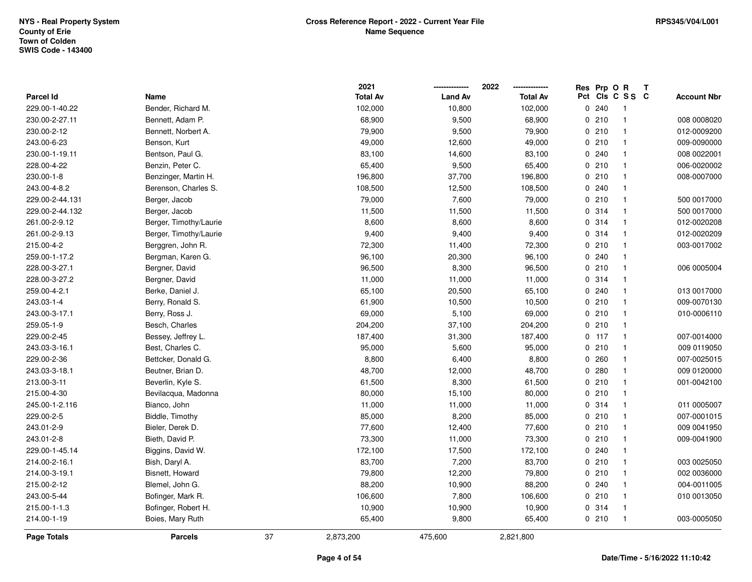NYS - Real Property System
County of Erie
Town of Colden
SWIS Code - 143400

**Cross Reference Report - 2022 - Current Year File**
**Name Sequence**

RPS345/V04/L001

| Parcel Id | Name | 2021 Total Av | 2022 Land Av | 2022 Total Av | Res Pct | Prp Cls | O C | R S S | T C | Account Nbr |
|---|---|---|---|---|---|---|---|---|---|---|
| 229.00-1-40.22 | Bender, Richard M. | 102,000 | 10,800 | 102,000 | 0 | 240 | | 1 | | |
| 230.00-2-27.11 | Bennett, Adam P. | 68,900 | 9,500 | 68,900 | 0 | 210 | | 1 | | 008 0008020 |
| 230.00-2-12 | Bennett, Norbert A. | 79,900 | 9,500 | 79,900 | 0 | 210 | | 1 | | 012-0009200 |
| 243.00-6-23 | Benson, Kurt | 49,000 | 12,600 | 49,000 | 0 | 210 | | 1 | | 009-0090000 |
| 230.00-1-19.11 | Bentson, Paul G. | 83,100 | 14,600 | 83,100 | 0 | 240 | | 1 | | 008 0022001 |
| 228.00-4-22 | Benzin, Peter C. | 65,400 | 9,500 | 65,400 | 0 | 210 | | 1 | | 006-0020002 |
| 230.00-1-8 | Benzinger, Martin H. | 196,800 | 37,700 | 196,800 | 0 | 210 | | 1 | | 008-0007000 |
| 243.00-4-8.2 | Berenson, Charles S. | 108,500 | 12,500 | 108,500 | 0 | 240 | | 1 | | |
| 229.00-2-44.131 | Berger, Jacob | 79,000 | 7,600 | 79,000 | 0 | 210 | | 1 | | 500 0017000 |
| 229.00-2-44.132 | Berger, Jacob | 11,500 | 11,500 | 11,500 | 0 | 314 | | 1 | | 500 0017000 |
| 261.00-2-9.12 | Berger, Timothy/Laurie | 8,600 | 8,600 | 8,600 | 0 | 314 | | 1 | | 012-0020208 |
| 261.00-2-9.13 | Berger, Timothy/Laurie | 9,400 | 9,400 | 9,400 | 0 | 314 | | 1 | | 012-0020209 |
| 215.00-4-2 | Berggren, John R. | 72,300 | 11,400 | 72,300 | 0 | 210 | | 1 | | 003-0017002 |
| 259.00-1-17.2 | Bergman, Karen G. | 96,100 | 20,300 | 96,100 | 0 | 240 | | 1 | | |
| 228.00-3-27.1 | Bergner, David | 96,500 | 8,300 | 96,500 | 0 | 210 | | 1 | | 006 0005004 |
| 228.00-3-27.2 | Bergner, David | 11,000 | 11,000 | 11,000 | 0 | 314 | | 1 | | |
| 259.00-4-2.1 | Berke, Daniel J. | 65,100 | 20,500 | 65,100 | 0 | 240 | | 1 | | 013 0017000 |
| 243.03-1-4 | Berry, Ronald S. | 61,900 | 10,500 | 10,500 | 0 | 210 | | 1 | | 009-0070130 |
| 243.00-3-17.1 | Berry, Ross J. | 69,000 | 5,100 | 69,000 | 0 | 210 | | 1 | | 010-0006110 |
| 259.05-1-9 | Besch, Charles | 204,200 | 37,100 | 204,200 | 0 | 210 | | 1 | | |
| 229.00-2-45 | Bessey, Jeffrey L. | 187,400 | 31,300 | 187,400 | 0 | 117 | | 1 | | 007-0014000 |
| 243.03-3-16.1 | Best, Charles C. | 95,000 | 5,600 | 95,000 | 0 | 210 | | 1 | | 009 0119050 |
| 229.00-2-36 | Bettcker, Donald G. | 8,800 | 6,400 | 8,800 | 0 | 260 | | 1 | | 007-0025015 |
| 243.03-3-18.1 | Beutner, Brian D. | 48,700 | 12,000 | 48,700 | 0 | 280 | | 1 | | 009 0120000 |
| 213.00-3-11 | Beverlin, Kyle S. | 61,500 | 8,300 | 61,500 | 0 | 210 | | 1 | | 001-0042100 |
| 215.00-4-30 | Bevilacqua, Madonna | 80,000 | 15,100 | 80,000 | 0 | 210 | | 1 | | |
| 245.00-1-2.116 | Bianco, John | 11,000 | 11,000 | 11,000 | 0 | 314 | | 1 | | 011 0005007 |
| 229.00-2-5 | Biddle, Timothy | 85,000 | 8,200 | 85,000 | 0 | 210 | | 1 | | 007-0001015 |
| 243.01-2-9 | Bieler, Derek D. | 77,600 | 12,400 | 77,600 | 0 | 210 | | 1 | | 009 0041950 |
| 243.01-2-8 | Bieth, David P. | 73,300 | 11,000 | 73,300 | 0 | 210 | | 1 | | 009-0041900 |
| 229.00-1-45.14 | Biggins, David W. | 172,100 | 17,500 | 172,100 | 0 | 240 | | 1 | | |
| 214.00-2-16.1 | Bish, Daryl A. | 83,700 | 7,200 | 83,700 | 0 | 210 | | 1 | | 003 0025050 |
| 214.00-3-19.1 | Bisnett, Howard | 79,800 | 12,200 | 79,800 | 0 | 210 | | 1 | | 002 0036000 |
| 215.00-2-12 | Blemel, John G. | 88,200 | 10,900 | 88,200 | 0 | 240 | | 1 | | 004-0011005 |
| 243.00-5-44 | Bofinger, Mark R. | 106,600 | 7,800 | 106,600 | 0 | 210 | | 1 | | 010 0013050 |
| 215.00-1-1.3 | Bofinger, Robert H. | 10,900 | 10,900 | 10,900 | 0 | 314 | | 1 | | |
| 214.00-1-19 | Boies, Mary Ruth | 65,400 | 9,800 | 65,400 | 0 | 210 | | 1 | | 003-0005050 |
| **Page Totals** | **Parcels** 37 | 2,873,200 | 475,600 | 2,821,800 | | | | | | |

Date/Time - 5/16/2022 11:10:42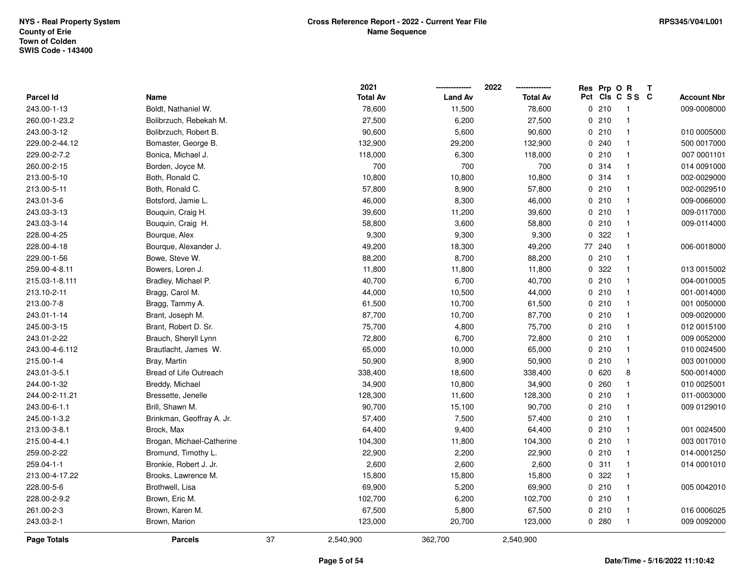NYS - Real Property System
County of Erie
Town of Colden
SWIS Code - 143400

**Cross Reference Report - 2022 - Current Year File**
**Name Sequence**

RPS345/V04/L001

| Parcel Id | Name | 2021 Total Av | 2022 Land Av | 2022 Total Av | Res Pct | Prp Cls | O C | R S S | T C | Account Nbr |
|---|---|---|---|---|---|---|---|---|---|---|
| 243.00-1-13 | Boldt, Nathaniel W. | 78,600 | 11,500 | 78,600 | 0 | 210 | | 1 | | 009-0008000 |
| 260.00-1-23.2 | Bolibrzuch, Rebekah M. | 27,500 | 6,200 | 27,500 | 0 | 210 | | 1 | | |
| 243.00-3-12 | Bolibrzuch, Robert B. | 90,600 | 5,600 | 90,600 | 0 | 210 | | 1 | | 010 0005000 |
| 229.00-2-44.12 | Bomaster, George B. | 132,900 | 29,200 | 132,900 | 0 | 240 | | 1 | | 500 0017000 |
| 229.00-2-7.2 | Bonica, Michael J. | 118,000 | 6,300 | 118,000 | 0 | 210 | | 1 | | 007 0001101 |
| 260.00-2-15 | Borden, Joyce M. | 700 | 700 | 700 | 0 | 314 | | 1 | | 014 0091000 |
| 213.00-5-10 | Both, Ronald C. | 10,800 | 10,800 | 10,800 | 0 | 314 | | 1 | | 002-0029000 |
| 213.00-5-11 | Both, Ronald C. | 57,800 | 8,900 | 57,800 | 0 | 210 | | 1 | | 002-0029510 |
| 243.01-3-6 | Botsford, Jamie L. | 46,000 | 8,300 | 46,000 | 0 | 210 | | 1 | | 009-0066000 |
| 243.03-3-13 | Bouquin, Craig H. | 39,600 | 11,200 | 39,600 | 0 | 210 | | 1 | | 009-0117000 |
| 243.03-3-14 | Bouquin, Craig H. | 58,800 | 3,600 | 58,800 | 0 | 210 | | 1 | | 009-0114000 |
| 228.00-4-25 | Bourque, Alex | 9,300 | 9,300 | 9,300 | 0 | 322 | | 1 | | |
| 228.00-4-18 | Bourque, Alexander J. | 49,200 | 18,300 | 49,200 | 77 | 240 | | 1 | | 006-0018000 |
| 229.00-1-56 | Bowe, Steve W. | 88,200 | 8,700 | 88,200 | 0 | 210 | | 1 | | |
| 259.00-4-8.11 | Bowers, Loren J. | 11,800 | 11,800 | 11,800 | 0 | 322 | | 1 | | 013 0015002 |
| 215.03-1-8.111 | Bradley, Michael P. | 40,700 | 6,700 | 40,700 | 0 | 210 | | 1 | | 004-0010005 |
| 213.10-2-11 | Bragg, Carol M. | 44,000 | 10,500 | 44,000 | 0 | 210 | | 1 | | 001-0014000 |
| 213.00-7-8 | Bragg, Tammy A. | 61,500 | 10,700 | 61,500 | 0 | 210 | | 1 | | 001 0050000 |
| 243.01-1-14 | Brant, Joseph M. | 87,700 | 10,700 | 87,700 | 0 | 210 | | 1 | | 009-0020000 |
| 245.00-3-15 | Brant, Robert D. Sr. | 75,700 | 4,800 | 75,700 | 0 | 210 | | 1 | | 012 0015100 |
| 243.01-2-22 | Brauch, Sheryll Lynn | 72,800 | 6,700 | 72,800 | 0 | 210 | | 1 | | 009 0052000 |
| 243.00-4-6.112 | Brautlacht, James W. | 65,000 | 10,000 | 65,000 | 0 | 210 | | 1 | | 010 0024500 |
| 215.00-1-4 | Bray, Martin | 50,900 | 8,900 | 50,900 | 0 | 210 | | 1 | | 003 0010000 |
| 243.01-3-5.1 | Bread of Life Outreach | 338,400 | 18,600 | 338,400 | 0 | 620 | | 8 | | 500-0014000 |
| 244.00-1-32 | Breddy, Michael | 34,900 | 10,800 | 34,900 | 0 | 260 | | 1 | | 010 0025001 |
| 244.00-2-11.21 | Bressette, Jenelle | 128,300 | 11,600 | 128,300 | 0 | 210 | | 1 | | 011-0003000 |
| 243.00-6-1.1 | Brill, Shawn M. | 90,700 | 15,100 | 90,700 | 0 | 210 | | 1 | | 009 0129010 |
| 245.00-1-3.2 | Brinkman, Geoffray A. Jr. | 57,400 | 7,500 | 57,400 | 0 | 210 | | 1 | | |
| 213.00-3-8.1 | Brock, Max | 64,400 | 9,400 | 64,400 | 0 | 210 | | 1 | | 001 0024500 |
| 215.00-4-4.1 | Brogan, Michael-Catherine | 104,300 | 11,800 | 104,300 | 0 | 210 | | 1 | | 003 0017010 |
| 259.00-2-22 | Bromund, Timothy L. | 22,900 | 2,200 | 22,900 | 0 | 210 | | 1 | | 014-0001250 |
| 259.04-1-1 | Bronkie, Robert J. Jr. | 2,600 | 2,600 | 2,600 | 0 | 311 | | 1 | | 014 0001010 |
| 213.00-4-17.22 | Brooks, Lawrence M. | 15,800 | 15,800 | 15,800 | 0 | 322 | | 1 | | |
| 228.00-5-6 | Brothwell, Lisa | 69,900 | 5,200 | 69,900 | 0 | 210 | | 1 | | 005 0042010 |
| 228.00-2-9.2 | Brown, Eric M. | 102,700 | 6,200 | 102,700 | 0 | 210 | | 1 | | |
| 261.00-2-3 | Brown, Karen M. | 67,500 | 5,800 | 67,500 | 0 | 210 | | 1 | | 016 0006025 |
| 243.03-2-1 | Brown, Marion | 123,000 | 20,700 | 123,000 | 0 | 280 | | 1 | | 009 0092000 |
| **Page Totals** | **Parcels** 37 | 2,540,900 | 362,700 | 2,540,900 | | | | | | |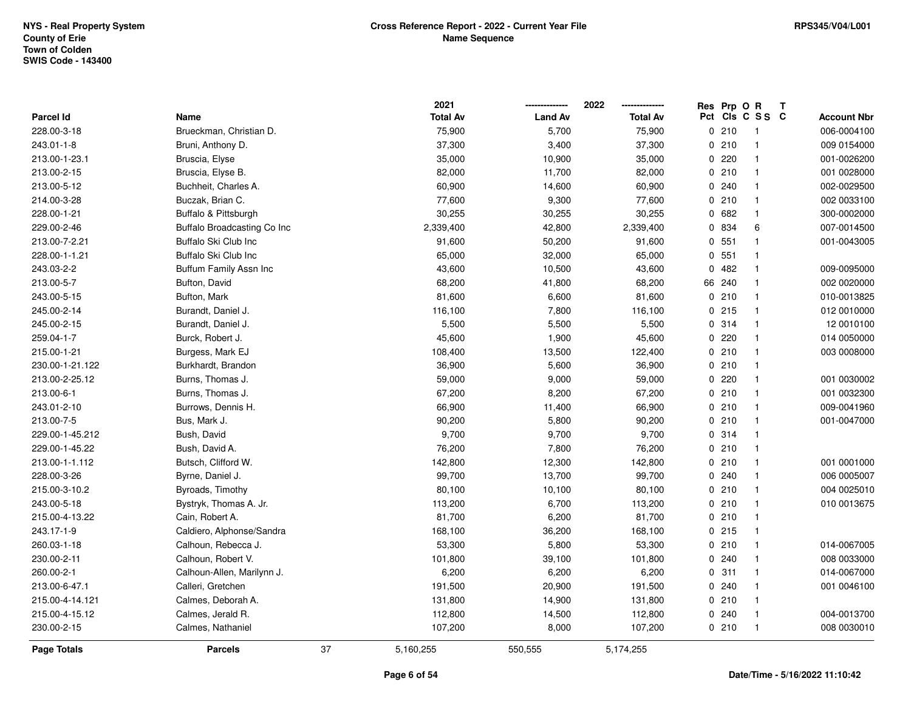NYS - Real Property System
County of Erie
Town of Colden
SWIS Code - 143400

**Cross Reference Report - 2022 - Current Year File**
**Name Sequence**

RPS345/V04/L001

| Parcel Id | Name | 2021 Total Av | 2022 Land Av | 2022 Total Av | Res Pct | Prp Cls | O C | R S S | T C | Account Nbr |
|---|---|---|---|---|---|---|---|---|---|---|
| 228.00-3-18 | Brueckman, Christian D. | 75,900 | 5,700 | 75,900 | 0 | 210 | | 1 | | 006-0004100 |
| 243.01-1-8 | Bruni, Anthony D. | 37,300 | 3,400 | 37,300 | 0 | 210 | | 1 | | 009 0154000 |
| 213.00-1-23.1 | Bruscia, Elyse | 35,000 | 10,900 | 35,000 | 0 | 220 | | 1 | | 001-0026200 |
| 213.00-2-15 | Bruscia, Elyse B. | 82,000 | 11,700 | 82,000 | 0 | 210 | | 1 | | 001 0028000 |
| 213.00-5-12 | Buchheit, Charles A. | 60,900 | 14,600 | 60,900 | 0 | 240 | | 1 | | 002-0029500 |
| 214.00-3-28 | Buczak, Brian C. | 77,600 | 9,300 | 77,600 | 0 | 210 | | 1 | | 002 0033100 |
| 228.00-1-21 | Buffalo & Pittsburgh | 30,255 | 30,255 | 30,255 | 0 | 682 | | 1 | | 300-0002000 |
| 229.00-2-46 | Buffalo Broadcasting Co Inc | 2,339,400 | 42,800 | 2,339,400 | 0 | 834 | | 6 | | 007-0014500 |
| 213.00-7-2.21 | Buffalo Ski Club Inc | 91,600 | 50,200 | 91,600 | 0 | 551 | | 1 | | 001-0043005 |
| 228.00-1-1.21 | Buffalo Ski Club Inc | 65,000 | 32,000 | 65,000 | 0 | 551 | | 1 | | |
| 243.03-2-2 | Buffum Family Assn Inc | 43,600 | 10,500 | 43,600 | 0 | 482 | | 1 | | 009-0095000 |
| 213.00-5-7 | Bufton, David | 68,200 | 41,800 | 68,200 | 66 | 240 | | 1 | | 002 0020000 |
| 243.00-5-15 | Bufton, Mark | 81,600 | 6,600 | 81,600 | 0 | 210 | | 1 | | 010-0013825 |
| 245.00-2-14 | Burandt, Daniel J. | 116,100 | 7,800 | 116,100 | 0 | 215 | | 1 | | 012 0010000 |
| 245.00-2-15 | Burandt, Daniel J. | 5,500 | 5,500 | 5,500 | 0 | 314 | | 1 | | 12 0010100 |
| 259.04-1-7 | Burck, Robert J. | 45,600 | 1,900 | 45,600 | 0 | 220 | | 1 | | 014 0050000 |
| 215.00-1-21 | Burgess, Mark EJ | 108,400 | 13,500 | 122,400 | 0 | 210 | | 1 | | 003 0008000 |
| 230.00-1-21.122 | Burkhardt, Brandon | 36,900 | 5,600 | 36,900 | 0 | 210 | | 1 | | |
| 213.00-2-25.12 | Burns, Thomas J. | 59,000 | 9,000 | 59,000 | 0 | 220 | | 1 | | 001 0030002 |
| 213.00-6-1 | Burns, Thomas J. | 67,200 | 8,200 | 67,200 | 0 | 210 | | 1 | | 001 0032300 |
| 243.01-2-10 | Burrows, Dennis H. | 66,900 | 11,400 | 66,900 | 0 | 210 | | 1 | | 009-0041960 |
| 213.00-7-5 | Bus, Mark J. | 90,200 | 5,800 | 90,200 | 0 | 210 | | 1 | | 001-0047000 |
| 229.00-1-45.212 | Bush, David | 9,700 | 9,700 | 9,700 | 0 | 314 | | 1 | | |
| 229.00-1-45.22 | Bush, David A. | 76,200 | 7,800 | 76,200 | 0 | 210 | | 1 | | |
| 213.00-1-1.112 | Butsch, Clifford W. | 142,800 | 12,300 | 142,800 | 0 | 210 | | 1 | | 001 0001000 |
| 228.00-3-26 | Byrne, Daniel J. | 99,700 | 13,700 | 99,700 | 0 | 240 | | 1 | | 006 0005007 |
| 215.00-3-10.2 | Byroads, Timothy | 80,100 | 10,100 | 80,100 | 0 | 210 | | 1 | | 004 0025010 |
| 243.00-5-18 | Bystryk, Thomas A. Jr. | 113,200 | 6,700 | 113,200 | 0 | 210 | | 1 | | 010 0013675 |
| 215.00-4-13.22 | Cain, Robert A. | 81,700 | 6,200 | 81,700 | 0 | 210 | | 1 | | |
| 243.17-1-9 | Caldiero, Alphonse/Sandra | 168,100 | 36,200 | 168,100 | 0 | 215 | | 1 | | |
| 260.03-1-18 | Calhoun, Rebecca J. | 53,300 | 5,800 | 53,300 | 0 | 210 | | 1 | | 014-0067005 |
| 230.00-2-11 | Calhoun, Robert V. | 101,800 | 39,100 | 101,800 | 0 | 240 | | 1 | | 008 0033000 |
| 260.00-2-1 | Calhoun-Allen, Marilynn J. | 6,200 | 6,200 | 6,200 | 0 | 311 | | 1 | | 014-0067000 |
| 213.00-6-47.1 | Calleri, Gretchen | 191,500 | 20,900 | 191,500 | 0 | 240 | | 1 | | 001 0046100 |
| 215.00-4-14.121 | Calmes, Deborah A. | 131,800 | 14,900 | 131,800 | 0 | 210 | | 1 | | |
| 215.00-4-15.12 | Calmes, Jerald R. | 112,800 | 14,500 | 112,800 | 0 | 240 | | 1 | | 004-0013700 |
| 230.00-2-15 | Calmes, Nathaniel | 107,200 | 8,000 | 107,200 | 0 | 210 | | 1 | | 008 0030010 |
| **Page Totals** | **Parcels** 37 | 5,160,255 | 550,555 | 5,174,255 | | | | | | |

Date/Time - 5/16/2022 11:10:42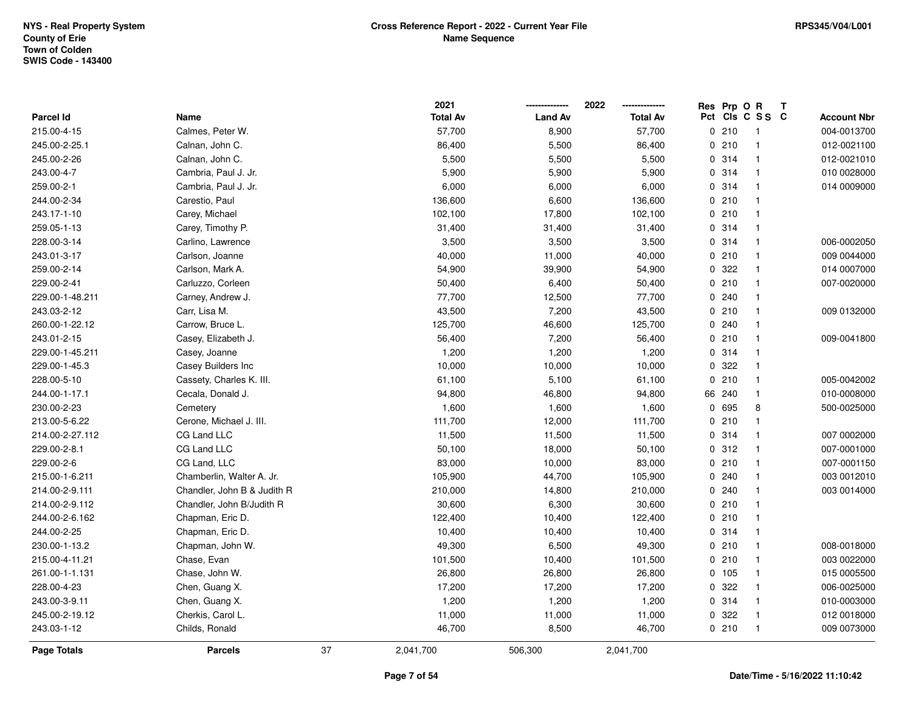NYS - Real Property System
County of Erie
Town of Colden
SWIS Code - 143400

**Cross Reference Report - 2022 - Current Year File**
**Name Sequence**

RPS345/V04/L001

| Parcel Id | Name | 2021 Total Av | 2022 Land Av | 2022 Total Av | Res Pct | Prp Cls | O C | R S S | T C | Account Nbr |
|---|---|---|---|---|---|---|---|---|---|---|
| 215.00-4-15 | Calmes, Peter W. | 57,700 | 8,900 | 57,700 | 0 | 210 | | 1 | | 004-0013700 |
| 245.00-2-25.1 | Calnan, John C. | 86,400 | 5,500 | 86,400 | 0 | 210 | | 1 | | 012-0021100 |
| 245.00-2-26 | Calnan, John C. | 5,500 | 5,500 | 5,500 | 0 | 314 | | 1 | | 012-0021010 |
| 243.00-4-7 | Cambria, Paul J. Jr. | 5,900 | 5,900 | 5,900 | 0 | 314 | | 1 | | 010 0028000 |
| 259.00-2-1 | Cambria, Paul J. Jr. | 6,000 | 6,000 | 6,000 | 0 | 314 | | 1 | | 014 0009000 |
| 244.00-2-34 | Carestio, Paul | 136,600 | 6,600 | 136,600 | 0 | 210 | | 1 | | |
| 243.17-1-10 | Carey, Michael | 102,100 | 17,800 | 102,100 | 0 | 210 | | 1 | | |
| 259.05-1-13 | Carey, Timothy P. | 31,400 | 31,400 | 31,400 | 0 | 314 | | 1 | | |
| 228.00-3-14 | Carlino, Lawrence | 3,500 | 3,500 | 3,500 | 0 | 314 | | 1 | | 006-0002050 |
| 243.01-3-17 | Carlson, Joanne | 40,000 | 11,000 | 40,000 | 0 | 210 | | 1 | | 009 0044000 |
| 259.00-2-14 | Carlson, Mark A. | 54,900 | 39,900 | 54,900 | 0 | 322 | | 1 | | 014 0007000 |
| 229.00-2-41 | Carluzzo, Corleen | 50,400 | 6,400 | 50,400 | 0 | 210 | | 1 | | 007-0020000 |
| 229.00-1-48.211 | Carney, Andrew J. | 77,700 | 12,500 | 77,700 | 0 | 240 | | 1 | | |
| 243.03-2-12 | Carr, Lisa M. | 43,500 | 7,200 | 43,500 | 0 | 210 | | 1 | | 009 0132000 |
| 260.00-1-22.12 | Carrow, Bruce L. | 125,700 | 46,600 | 125,700 | 0 | 240 | | 1 | | |
| 243.01-2-15 | Casey, Elizabeth J. | 56,400 | 7,200 | 56,400 | 0 | 210 | | 1 | | 009-0041800 |
| 229.00-1-45.211 | Casey, Joanne | 1,200 | 1,200 | 1,200 | 0 | 314 | | 1 | | |
| 229.00-1-45.3 | Casey Builders Inc | 10,000 | 10,000 | 10,000 | 0 | 322 | | 1 | | |
| 228.00-5-10 | Cassety, Charles K. III. | 61,100 | 5,100 | 61,100 | 0 | 210 | | 1 | | 005-0042002 |
| 244.00-1-17.1 | Cecala, Donald J. | 94,800 | 46,800 | 94,800 | 66 | 240 | | 1 | | 010-0008000 |
| 230.00-2-23 | Cemetery | 1,600 | 1,600 | 1,600 | 0 | 695 | | 8 | | 500-0025000 |
| 213.00-5-6.22 | Cerone, Michael J. III. | 111,700 | 12,000 | 111,700 | 0 | 210 | | 1 | | |
| 214.00-2-27.112 | CG Land LLC | 11,500 | 11,500 | 11,500 | 0 | 314 | | 1 | | 007 0002000 |
| 229.00-2-8.1 | CG Land LLC | 50,100 | 18,000 | 50,100 | 0 | 312 | | 1 | | 007-0001000 |
| 229.00-2-6 | CG Land, LLC | 83,000 | 10,000 | 83,000 | 0 | 210 | | 1 | | 007-0001150 |
| 215.00-1-6.211 | Chamberlin, Walter A. Jr. | 105,900 | 44,700 | 105,900 | 0 | 240 | | 1 | | 003 0012010 |
| 214.00-2-9.111 | Chandler, John B & Judith R | 210,000 | 14,800 | 210,000 | 0 | 240 | | 1 | | 003 0014000 |
| 214.00-2-9.112 | Chandler, John B/Judith R | 30,600 | 6,300 | 30,600 | 0 | 210 | | 1 | | |
| 244.00-2-6.162 | Chapman, Eric D. | 122,400 | 10,400 | 122,400 | 0 | 210 | | 1 | | |
| 244.00-2-25 | Chapman, Eric D. | 10,400 | 10,400 | 10,400 | 0 | 314 | | 1 | | |
| 230.00-1-13.2 | Chapman, John W. | 49,300 | 6,500 | 49,300 | 0 | 210 | | 1 | | 008-0018000 |
| 215.00-4-11.21 | Chase, Evan | 101,500 | 10,400 | 101,500 | 0 | 210 | | 1 | | 003 0022000 |
| 261.00-1-1.131 | Chase, John W. | 26,800 | 26,800 | 26,800 | 0 | 105 | | 1 | | 015 0005500 |
| 228.00-4-23 | Chen, Guang X. | 17,200 | 17,200 | 17,200 | 0 | 322 | | 1 | | 006-0025000 |
| 243.00-3-9.11 | Chen, Guang X. | 1,200 | 1,200 | 1,200 | 0 | 314 | | 1 | | 010-0003000 |
| 245.00-2-19.12 | Cherkis, Carol L. | 11,000 | 11,000 | 11,000 | 0 | 322 | | 1 | | 012 0018000 |
| 243.03-1-12 | Childs, Ronald | 46,700 | 8,500 | 46,700 | 0 | 210 | | 1 | | 009 0073000 |
| **Page Totals** | **Parcels** 37 | 2,041,700 | 506,300 | 2,041,700 | | | | | | |

Date/Time - 5/16/2022 11:10:42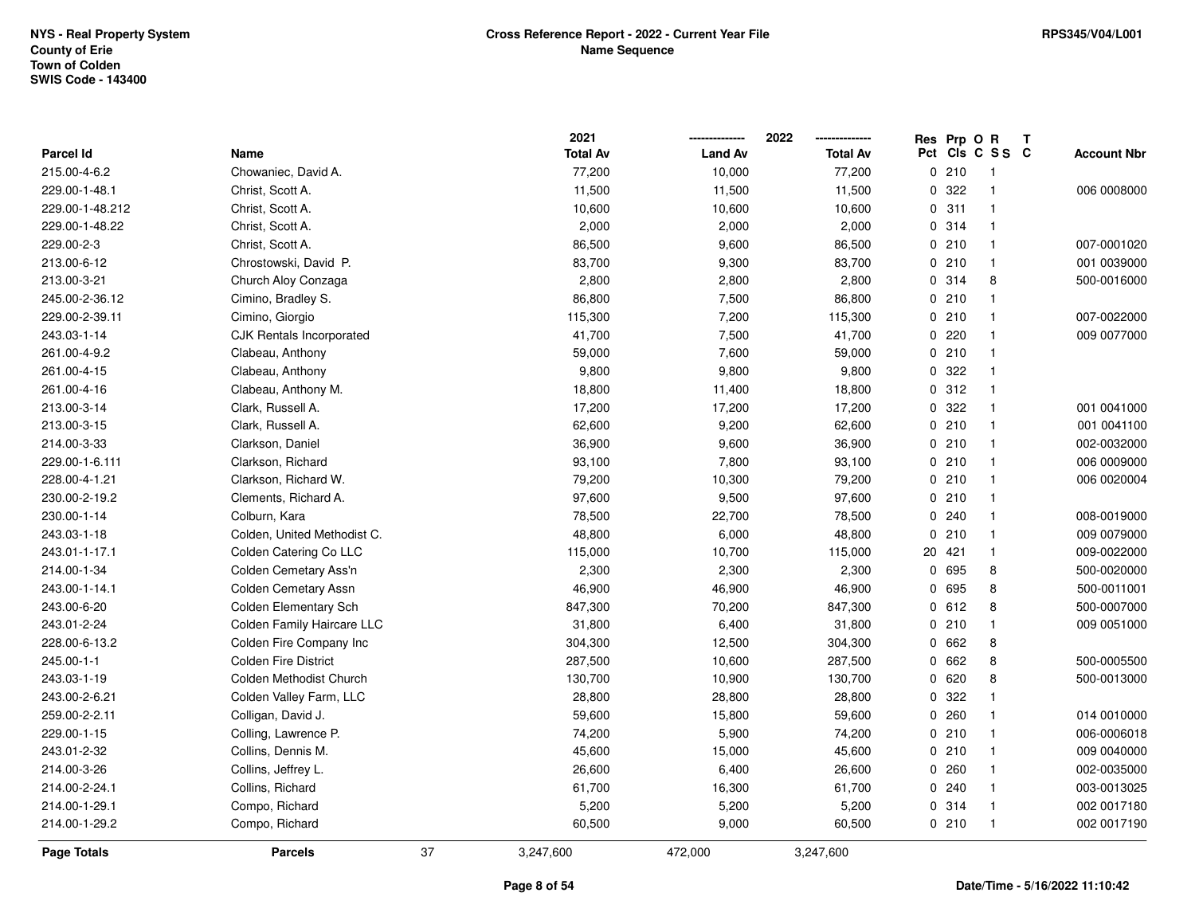| Parcel Id | Name | 2021 Total Av | 2022 Land Av | 2022 Total Av | Res Pct | Prp Cls | O C | R S S | T C | Account Nbr |
|---|---|---|---|---|---|---|---|---|---|---|
| 215.00-4-6.2 | Chowaniec, David A. | 77,200 | 10,000 | 77,200 | 0 | 210 | | 1 | | |
| 229.00-1-48.1 | Christ, Scott A. | 11,500 | 11,500 | 11,500 | 0 | 322 | | 1 | | 006 0008000 |
| 229.00-1-48.212 | Christ, Scott A. | 10,600 | 10,600 | 10,600 | 0 | 311 | | 1 | | |
| 229.00-1-48.22 | Christ, Scott A. | 2,000 | 2,000 | 2,000 | 0 | 314 | | 1 | | |
| 229.00-2-3 | Christ, Scott A. | 86,500 | 9,600 | 86,500 | 0 | 210 | | 1 | | 007-0001020 |
| 213.00-6-12 | Chrostowski, David P. | 83,700 | 9,300 | 83,700 | 0 | 210 | | 1 | | 001 0039000 |
| 213.00-3-21 | Church Aloy Conzaga | 2,800 | 2,800 | 2,800 | 0 | 314 | | 8 | | 500-0016000 |
| 245.00-2-36.12 | Cimino, Bradley S. | 86,800 | 7,500 | 86,800 | 0 | 210 | | 1 | | |
| 229.00-2-39.11 | Cimino, Giorgio | 115,300 | 7,200 | 115,300 | 0 | 210 | | 1 | | 007-0022000 |
| 243.03-1-14 | CJK Rentals Incorporated | 41,700 | 7,500 | 41,700 | 0 | 220 | | 1 | | 009 0077000 |
| 261.00-4-9.2 | Clabeau, Anthony | 59,000 | 7,600 | 59,000 | 0 | 210 | | 1 | | |
| 261.00-4-15 | Clabeau, Anthony | 9,800 | 9,800 | 9,800 | 0 | 322 | | 1 | | |
| 261.00-4-16 | Clabeau, Anthony M. | 18,800 | 11,400 | 18,800 | 0 | 312 | | 1 | | |
| 213.00-3-14 | Clark, Russell A. | 17,200 | 17,200 | 17,200 | 0 | 322 | | 1 | | 001 0041000 |
| 213.00-3-15 | Clark, Russell A. | 62,600 | 9,200 | 62,600 | 0 | 210 | | 1 | | 001 0041100 |
| 214.00-3-33 | Clarkson, Daniel | 36,900 | 9,600 | 36,900 | 0 | 210 | | 1 | | 002-0032000 |
| 229.00-1-6.111 | Clarkson, Richard | 93,100 | 7,800 | 93,100 | 0 | 210 | | 1 | | 006 0009000 |
| 228.00-4-1.21 | Clarkson, Richard W. | 79,200 | 10,300 | 79,200 | 0 | 210 | | 1 | | 006 0020004 |
| 230.00-2-19.2 | Clements, Richard A. | 97,600 | 9,500 | 97,600 | 0 | 210 | | 1 | | |
| 230.00-1-14 | Colburn, Kara | 78,500 | 22,700 | 78,500 | 0 | 240 | | 1 | | 008-0019000 |
| 243.03-1-18 | Colden, United Methodist C. | 48,800 | 6,000 | 48,800 | 0 | 210 | | 1 | | 009 0079000 |
| 243.01-1-17.1 | Colden Catering Co LLC | 115,000 | 10,700 | 115,000 | 20 | 421 | | 1 | | 009-0022000 |
| 214.00-1-34 | Colden Cemetary Ass'n | 2,300 | 2,300 | 2,300 | 0 | 695 | | 8 | | 500-0020000 |
| 243.00-1-14.1 | Colden Cemetary Assn | 46,900 | 46,900 | 46,900 | 0 | 695 | | 8 | | 500-0011001 |
| 243.00-6-20 | Colden Elementary Sch | 847,300 | 70,200 | 847,300 | 0 | 612 | | 8 | | 500-0007000 |
| 243.01-2-24 | Colden Family Haircare LLC | 31,800 | 6,400 | 31,800 | 0 | 210 | | 1 | | 009 0051000 |
| 228.00-6-13.2 | Colden Fire Company Inc | 304,300 | 12,500 | 304,300 | 0 | 662 | | 8 | | |
| 245.00-1-1 | Colden Fire District | 287,500 | 10,600 | 287,500 | 0 | 662 | | 8 | | 500-0005500 |
| 243.03-1-19 | Colden Methodist Church | 130,700 | 10,900 | 130,700 | 0 | 620 | | 8 | | 500-0013000 |
| 243.00-2-6.21 | Colden Valley Farm, LLC | 28,800 | 28,800 | 28,800 | 0 | 322 | | 1 | | |
| 259.00-2-2.11 | Colligan, David J. | 59,600 | 15,800 | 59,600 | 0 | 260 | | 1 | | 014 0010000 |
| 229.00-1-15 | Colling, Lawrence P. | 74,200 | 5,900 | 74,200 | 0 | 210 | | 1 | | 006-0006018 |
| 243.01-2-32 | Collins, Dennis M. | 45,600 | 15,000 | 45,600 | 0 | 210 | | 1 | | 009 0040000 |
| 214.00-3-26 | Collins, Jeffrey L. | 26,600 | 6,400 | 26,600 | 0 | 260 | | 1 | | 002-0035000 |
| 214.00-2-24.1 | Collins, Richard | 61,700 | 16,300 | 61,700 | 0 | 240 | | 1 | | 003-0013025 |
| 214.00-1-29.1 | Compo, Richard | 5,200 | 5,200 | 5,200 | 0 | 314 | | 1 | | 002 0017180 |
| 214.00-1-29.2 | Compo, Richard | 60,500 | 9,000 | 60,500 | 0 | 210 | | 1 | | 002 0017190 |
| **Page Totals** | **Parcels** 37 | 3,247,600 | 472,000 | 3,247,600 | | | | | | |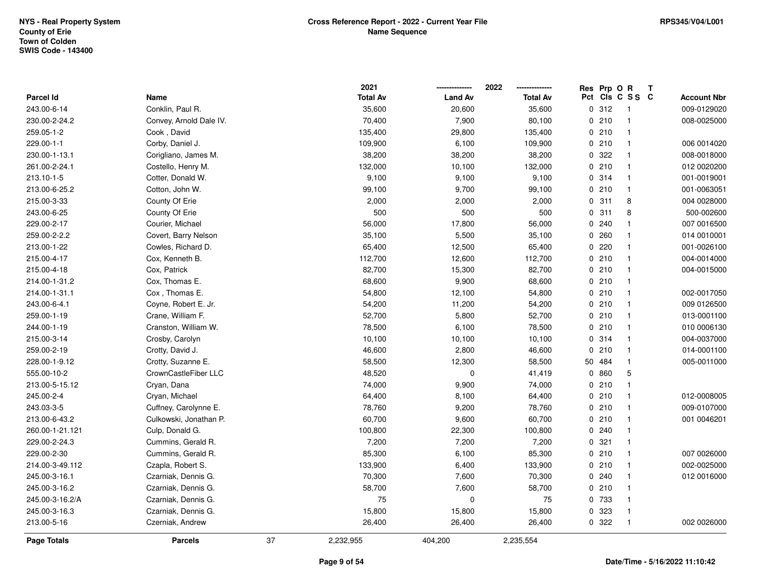NYS - Real Property System
County of Erie
Town of Colden
SWIS Code - 143400

**Cross Reference Report - 2022 - Current Year File**
**Name Sequence**

RPS345/V04/L001

| Parcel Id | Name | 2021 Total Av | 2022 Land Av | 2022 Total Av | Res Pct | Prp Cls | O C | R S S | T C | Account Nbr |
|---|---|---|---|---|---|---|---|---|---|---|
| 243.00-6-14 | Conklin, Paul R. | 35,600 | 20,600 | 35,600 | 0 | 312 | | 1 | | 009-0129020 |
| 230.00-2-24.2 | Convey, Arnold Dale IV. | 70,400 | 7,900 | 80,100 | 0 | 210 | | 1 | | 008-0025000 |
| 259.05-1-2 | Cook , David | 135,400 | 29,800 | 135,400 | 0 | 210 | | 1 | | |
| 229.00-1-1 | Corby, Daniel J. | 109,900 | 6,100 | 109,900 | 0 | 210 | | 1 | | 006 0014020 |
| 230.00-1-13.1 | Corigliano, James M. | 38,200 | 38,200 | 38,200 | 0 | 322 | | 1 | | 008-0018000 |
| 261.00-2-24.1 | Costello, Henry M. | 132,000 | 10,100 | 132,000 | 0 | 210 | | 1 | | 012 0020200 |
| 213.10-1-5 | Cotter, Donald W. | 9,100 | 9,100 | 9,100 | 0 | 314 | | 1 | | 001-0019001 |
| 213.00-6-25.2 | Cotton, John W. | 99,100 | 9,700 | 99,100 | 0 | 210 | | 1 | | 001-0063051 |
| 215.00-3-33 | County Of Erie | 2,000 | 2,000 | 2,000 | 0 | 311 | | 8 | | 004 0028000 |
| 243.00-6-25 | County Of Erie | 500 | 500 | 500 | 0 | 311 | | 8 | | 500-002600 |
| 229.00-2-17 | Courier, Michael | 56,000 | 17,800 | 56,000 | 0 | 240 | | 1 | | 007 0016500 |
| 259.00-2-2.2 | Covert, Barry Nelson | 35,100 | 5,500 | 35,100 | 0 | 260 | | 1 | | 014 0010001 |
| 213.00-1-22 | Cowles, Richard D. | 65,400 | 12,500 | 65,400 | 0 | 220 | | 1 | | 001-0026100 |
| 215.00-4-17 | Cox, Kenneth B. | 112,700 | 12,600 | 112,700 | 0 | 210 | | 1 | | 004-0014000 |
| 215.00-4-18 | Cox, Patrick | 82,700 | 15,300 | 82,700 | 0 | 210 | | 1 | | 004-0015000 |
| 214.00-1-31.2 | Cox, Thomas E. | 68,600 | 9,900 | 68,600 | 0 | 210 | | 1 | | |
| 214.00-1-31.1 | Cox , Thomas E. | 54,800 | 12,100 | 54,800 | 0 | 210 | | 1 | | 002-0017050 |
| 243.00-6-4.1 | Coyne, Robert E. Jr. | 54,200 | 11,200 | 54,200 | 0 | 210 | | 1 | | 009 0126500 |
| 259.00-1-19 | Crane, William F. | 52,700 | 5,800 | 52,700 | 0 | 210 | | 1 | | 013-0001100 |
| 244.00-1-19 | Cranston, William W. | 78,500 | 6,100 | 78,500 | 0 | 210 | | 1 | | 010 0006130 |
| 215.00-3-14 | Crosby, Carolyn | 10,100 | 10,100 | 10,100 | 0 | 314 | | 1 | | 004-0037000 |
| 259.00-2-19 | Crotty, David J. | 46,600 | 2,800 | 46,600 | 0 | 210 | | 1 | | 014-0001100 |
| 228.00-1-9.12 | Crotty, Suzanne E. | 58,500 | 12,300 | 58,500 | 50 | 484 | | 1 | | 005-0011000 |
| 555.00-10-2 | CrownCastleFiber LLC | 48,520 | 0 | 41,419 | 0 | 860 | | 5 | | |
| 213.00-5-15.12 | Cryan, Dana | 74,000 | 9,900 | 74,000 | 0 | 210 | | 1 | | |
| 245.00-2-4 | Cryan, Michael | 64,400 | 8,100 | 64,400 | 0 | 210 | | 1 | | 012-0008005 |
| 243.03-3-5 | Cuffney, Carolynne E. | 78,760 | 9,200 | 78,760 | 0 | 210 | | 1 | | 009-0107000 |
| 213.00-6-43.2 | Culkowski, Jonathan P. | 60,700 | 9,600 | 60,700 | 0 | 210 | | 1 | | 001 0046201 |
| 260.00-1-21.121 | Culp, Donald G. | 100,800 | 22,300 | 100,800 | 0 | 240 | | 1 | | |
| 229.00-2-24.3 | Cummins, Gerald R. | 7,200 | 7,200 | 7,200 | 0 | 321 | | 1 | | |
| 229.00-2-30 | Cummins, Gerald R. | 85,300 | 6,100 | 85,300 | 0 | 210 | | 1 | | 007 0026000 |
| 214.00-3-49.112 | Czapla, Robert S. | 133,900 | 6,400 | 133,900 | 0 | 210 | | 1 | | 002-0025000 |
| 245.00-3-16.1 | Czarniak, Dennis G. | 70,300 | 7,600 | 70,300 | 0 | 240 | | 1 | | 012 0016000 |
| 245.00-3-16.2 | Czarniak, Dennis G. | 58,700 | 7,600 | 58,700 | 0 | 210 | | 1 | | |
| 245.00-3-16.2/A | Czarniak, Dennis G. | 75 | 0 | 75 | 0 | 733 | | 1 | | |
| 245.00-3-16.3 | Czarniak, Dennis G. | 15,800 | 15,800 | 15,800 | 0 | 323 | | 1 | | |
| 213.00-5-16 | Czerniak, Andrew | 26,400 | 26,400 | 26,400 | 0 | 322 | | 1 | | 002 0026000 |
| **Page Totals** | **Parcels** 37 | 2,232,955 | 404,200 | 2,235,554 | | | | | | |

Date/Time - 5/16/2022 11:10:42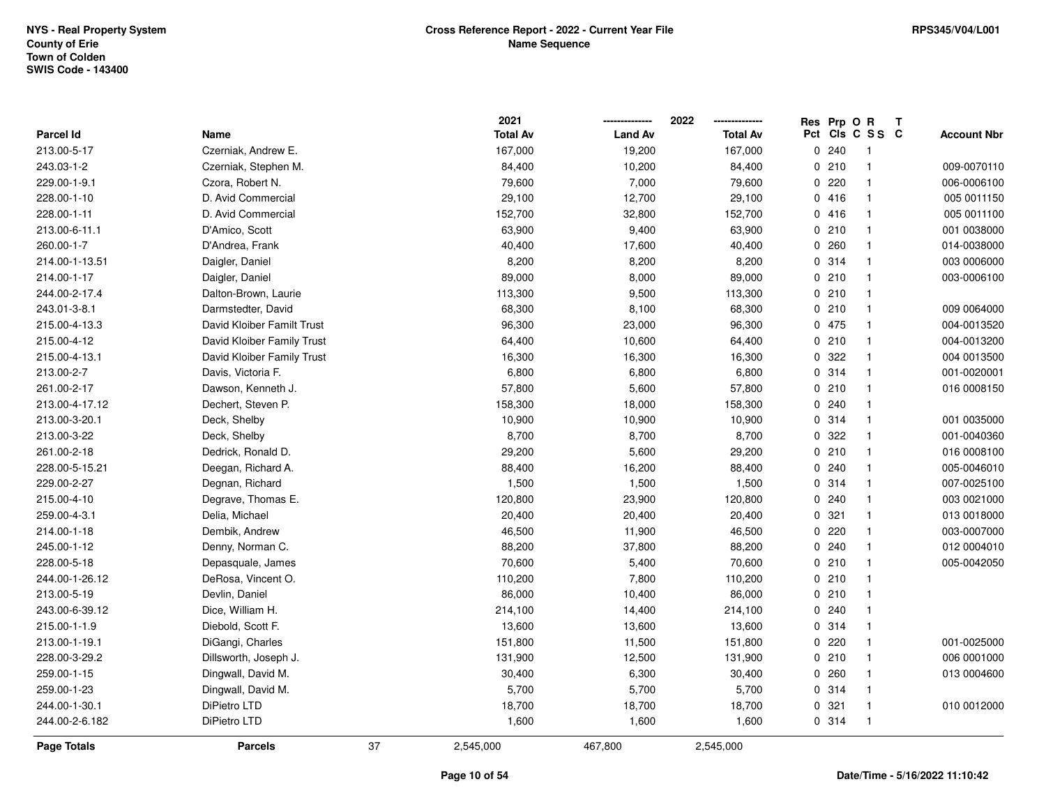NYS - Real Property System
County of Erie
Town of Colden
SWIS Code - 143400

**Cross Reference Report - 2022 - Current Year File**
**Name Sequence**

RPS345/V04/L001

| Parcel Id | Name | 2021 Total Av | 2022 Land Av | 2022 Total Av | Res Pct | Prp Cls | O C | R S S | T C | Account Nbr |
|---|---|---|---|---|---|---|---|---|---|---|
| 213.00-5-17 | Czerniak, Andrew E. | 167,000 | 19,200 | 167,000 | 0 | 240 | | 1 | | |
| 243.03-1-2 | Czerniak, Stephen M. | 84,400 | 10,200 | 84,400 | 0 | 210 | | 1 | | 009-0070110 |
| 229.00-1-9.1 | Czora, Robert N. | 79,600 | 7,000 | 79,600 | 0 | 220 | | 1 | | 006-0006100 |
| 228.00-1-10 | D. Avid Commercial | 29,100 | 12,700 | 29,100 | 0 | 416 | | 1 | | 005 0011150 |
| 228.00-1-11 | D. Avid Commercial | 152,700 | 32,800 | 152,700 | 0 | 416 | | 1 | | 005 0011100 |
| 213.00-6-11.1 | D'Amico, Scott | 63,900 | 9,400 | 63,900 | 0 | 210 | | 1 | | 001 0038000 |
| 260.00-1-7 | D'Andrea, Frank | 40,400 | 17,600 | 40,400 | 0 | 260 | | 1 | | 014-0038000 |
| 214.00-1-13.51 | Daigler, Daniel | 8,200 | 8,200 | 8,200 | 0 | 314 | | 1 | | 003 0006000 |
| 214.00-1-17 | Daigler, Daniel | 89,000 | 8,000 | 89,000 | 0 | 210 | | 1 | | 003-0006100 |
| 244.00-2-17.4 | Dalton-Brown, Laurie | 113,300 | 9,500 | 113,300 | 0 | 210 | | 1 | | |
| 243.01-3-8.1 | Darmstedter, David | 68,300 | 8,100 | 68,300 | 0 | 210 | | 1 | | 009 0064000 |
| 215.00-4-13.3 | David Kloiber Familt Trust | 96,300 | 23,000 | 96,300 | 0 | 475 | | 1 | | 004-0013520 |
| 215.00-4-12 | David Kloiber Family Trust | 64,400 | 10,600 | 64,400 | 0 | 210 | | 1 | | 004-0013200 |
| 215.00-4-13.1 | David Kloiber Family Trust | 16,300 | 16,300 | 16,300 | 0 | 322 | | 1 | | 004 0013500 |
| 213.00-2-7 | Davis, Victoria F. | 6,800 | 6,800 | 6,800 | 0 | 314 | | 1 | | 001-0020001 |
| 261.00-2-17 | Dawson, Kenneth J. | 57,800 | 5,600 | 57,800 | 0 | 210 | | 1 | | 016 0008150 |
| 213.00-4-17.12 | Dechert, Steven P. | 158,300 | 18,000 | 158,300 | 0 | 240 | | 1 | | |
| 213.00-3-20.1 | Deck, Shelby | 10,900 | 10,900 | 10,900 | 0 | 314 | | 1 | | 001 0035000 |
| 213.00-3-22 | Deck, Shelby | 8,700 | 8,700 | 8,700 | 0 | 322 | | 1 | | 001-0040360 |
| 261.00-2-18 | Dedrick, Ronald D. | 29,200 | 5,600 | 29,200 | 0 | 210 | | 1 | | 016 0008100 |
| 228.00-5-15.21 | Deegan, Richard A. | 88,400 | 16,200 | 88,400 | 0 | 240 | | 1 | | 005-0046010 |
| 229.00-2-27 | Degnan, Richard | 1,500 | 1,500 | 1,500 | 0 | 314 | | 1 | | 007-0025100 |
| 215.00-4-10 | Degrave, Thomas E. | 120,800 | 23,900 | 120,800 | 0 | 240 | | 1 | | 003 0021000 |
| 259.00-4-3.1 | Delia, Michael | 20,400 | 20,400 | 20,400 | 0 | 321 | | 1 | | 013 0018000 |
| 214.00-1-18 | Dembik, Andrew | 46,500 | 11,900 | 46,500 | 0 | 220 | | 1 | | 003-0007000 |
| 245.00-1-12 | Denny, Norman C. | 88,200 | 37,800 | 88,200 | 0 | 240 | | 1 | | 012 0004010 |
| 228.00-5-18 | Depasquale, James | 70,600 | 5,400 | 70,600 | 0 | 210 | | 1 | | 005-0042050 |
| 244.00-1-26.12 | DeRosa, Vincent O. | 110,200 | 7,800 | 110,200 | 0 | 210 | | 1 | | |
| 213.00-5-19 | Devlin, Daniel | 86,000 | 10,400 | 86,000 | 0 | 210 | | 1 | | |
| 243.00-6-39.12 | Dice, William H. | 214,100 | 14,400 | 214,100 | 0 | 240 | | 1 | | |
| 215.00-1-1.9 | Diebold, Scott F. | 13,600 | 13,600 | 13,600 | 0 | 314 | | 1 | | |
| 213.00-1-19.1 | DiGangi, Charles | 151,800 | 11,500 | 151,800 | 0 | 220 | | 1 | | 001-0025000 |
| 228.00-3-29.2 | Dillsworth, Joseph J. | 131,900 | 12,500 | 131,900 | 0 | 210 | | 1 | | 006 0001000 |
| 259.00-1-15 | Dingwall, David M. | 30,400 | 6,300 | 30,400 | 0 | 260 | | 1 | | 013 0004600 |
| 259.00-1-23 | Dingwall, David M. | 5,700 | 5,700 | 5,700 | 0 | 314 | | 1 | | |
| 244.00-1-30.1 | DiPietro LTD | 18,700 | 18,700 | 18,700 | 0 | 321 | | 1 | | 010 0012000 |
| 244.00-2-6.182 | DiPietro LTD | 1,600 | 1,600 | 1,600 | 0 | 314 | | 1 | | |

| Page Totals | Parcels | 37 | 2,545,000 | 467,800 | 2,545,000 |
|---|---|---|---|---|---|

Date/Time - 5/16/2022 11:10:42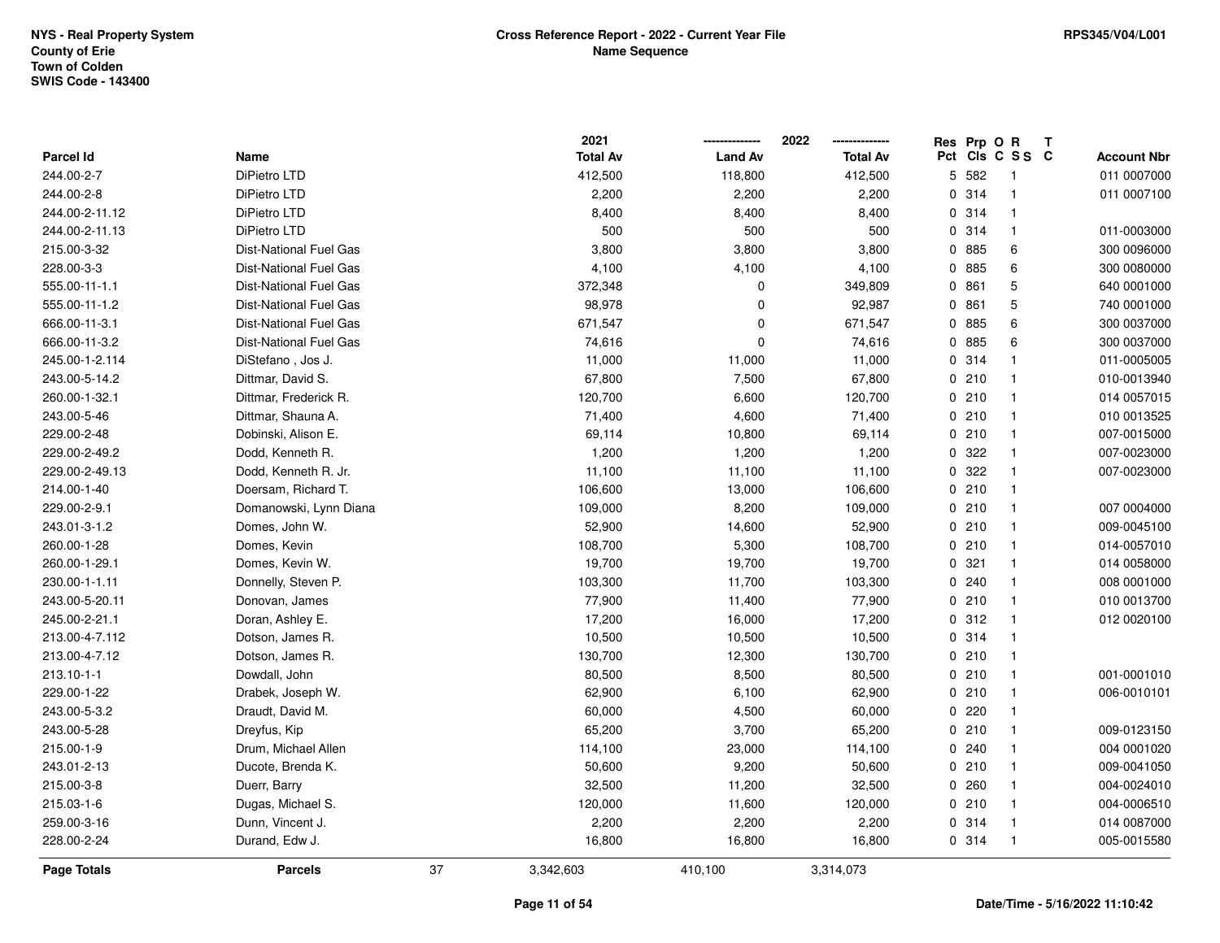NYS - Real Property System
County of Erie
Town of Colden
SWIS Code - 143400

**Cross Reference Report - 2022 - Current Year File**
**Name Sequence**

RPS345/V04/L001

| Parcel Id | Name | 2021 Total Av | 2022 Land Av | 2022 Total Av | Res Pct | Prp Cls | O C | R S S | T C | Account Nbr |
|---|---|---|---|---|---|---|---|---|---|---|
| 244.00-2-7 | DiPietro LTD | 412,500 | 118,800 | 412,500 | 5 | 582 | | 1 | | 011 0007000 |
| 244.00-2-8 | DiPietro LTD | 2,200 | 2,200 | 2,200 | 0 | 314 | | 1 | | 011 0007100 |
| 244.00-2-11.12 | DiPietro LTD | 8,400 | 8,400 | 8,400 | 0 | 314 | | 1 | | |
| 244.00-2-11.13 | DiPietro LTD | 500 | 500 | 500 | 0 | 314 | | 1 | | 011-0003000 |
| 215.00-3-32 | Dist-National Fuel Gas | 3,800 | 3,800 | 3,800 | 0 | 885 | | 6 | | 300 0096000 |
| 228.00-3-3 | Dist-National Fuel Gas | 4,100 | 4,100 | 4,100 | 0 | 885 | | 6 | | 300 0080000 |
| 555.00-11-1.1 | Dist-National Fuel Gas | 372,348 | 0 | 349,809 | 0 | 861 | | 5 | | 640 0001000 |
| 555.00-11-1.2 | Dist-National Fuel Gas | 98,978 | 0 | 92,987 | 0 | 861 | | 5 | | 740 0001000 |
| 666.00-11-3.1 | Dist-National Fuel Gas | 671,547 | 0 | 671,547 | 0 | 885 | | 6 | | 300 0037000 |
| 666.00-11-3.2 | Dist-National Fuel Gas | 74,616 | 0 | 74,616 | 0 | 885 | | 6 | | 300 0037000 |
| 245.00-1-2.114 | DiStefano , Jos J. | 11,000 | 11,000 | 11,000 | 0 | 314 | | 1 | | 011-0005005 |
| 243.00-5-14.2 | Dittmar, David S. | 67,800 | 7,500 | 67,800 | 0 | 210 | | 1 | | 010-0013940 |
| 260.00-1-32.1 | Dittmar, Frederick R. | 120,700 | 6,600 | 120,700 | 0 | 210 | | 1 | | 014 0057015 |
| 243.00-5-46 | Dittmar, Shauna A. | 71,400 | 4,600 | 71,400 | 0 | 210 | | 1 | | 010 0013525 |
| 229.00-2-48 | Dobinski, Alison E. | 69,114 | 10,800 | 69,114 | 0 | 210 | | 1 | | 007-0015000 |
| 229.00-2-49.2 | Dodd, Kenneth R. | 1,200 | 1,200 | 1,200 | 0 | 322 | | 1 | | 007-0023000 |
| 229.00-2-49.13 | Dodd, Kenneth R. Jr. | 11,100 | 11,100 | 11,100 | 0 | 322 | | 1 | | 007-0023000 |
| 214.00-1-40 | Doersam, Richard T. | 106,600 | 13,000 | 106,600 | 0 | 210 | | 1 | | |
| 229.00-2-9.1 | Domanowski, Lynn Diana | 109,000 | 8,200 | 109,000 | 0 | 210 | | 1 | | 007 0004000 |
| 243.01-3-1.2 | Domes, John W. | 52,900 | 14,600 | 52,900 | 0 | 210 | | 1 | | 009-0045100 |
| 260.00-1-28 | Domes, Kevin | 108,700 | 5,300 | 108,700 | 0 | 210 | | 1 | | 014-0057010 |
| 260.00-1-29.1 | Domes, Kevin W. | 19,700 | 19,700 | 19,700 | 0 | 321 | | 1 | | 014 0058000 |
| 230.00-1-1.11 | Donnelly, Steven P. | 103,300 | 11,700 | 103,300 | 0 | 240 | | 1 | | 008 0001000 |
| 243.00-5-20.11 | Donovan, James | 77,900 | 11,400 | 77,900 | 0 | 210 | | 1 | | 010 0013700 |
| 245.00-2-21.1 | Doran, Ashley E. | 17,200 | 16,000 | 17,200 | 0 | 312 | | 1 | | 012 0020100 |
| 213.00-4-7.112 | Dotson, James R. | 10,500 | 10,500 | 10,500 | 0 | 314 | | 1 | | |
| 213.00-4-7.12 | Dotson, James R. | 130,700 | 12,300 | 130,700 | 0 | 210 | | 1 | | |
| 213.10-1-1 | Dowdall, John | 80,500 | 8,500 | 80,500 | 0 | 210 | | 1 | | 001-0001010 |
| 229.00-1-22 | Drabek, Joseph W. | 62,900 | 6,100 | 62,900 | 0 | 210 | | 1 | | 006-0010101 |
| 243.00-5-3.2 | Draudt, David M. | 60,000 | 4,500 | 60,000 | 0 | 220 | | 1 | | |
| 243.00-5-28 | Dreyfus, Kip | 65,200 | 3,700 | 65,200 | 0 | 210 | | 1 | | 009-0123150 |
| 215.00-1-9 | Drum, Michael Allen | 114,100 | 23,000 | 114,100 | 0 | 240 | | 1 | | 004 0001020 |
| 243.01-2-13 | Ducote, Brenda K. | 50,600 | 9,200 | 50,600 | 0 | 210 | | 1 | | 009-0041050 |
| 215.00-3-8 | Duerr, Barry | 32,500 | 11,200 | 32,500 | 0 | 260 | | 1 | | 004-0024010 |
| 215.03-1-6 | Dugas, Michael S. | 120,000 | 11,600 | 120,000 | 0 | 210 | | 1 | | 004-0006510 |
| 259.00-3-16 | Dunn, Vincent J. | 2,200 | 2,200 | 2,200 | 0 | 314 | | 1 | | 014 0087000 |
| 228.00-2-24 | Durand, Edw J. | 16,800 | 16,800 | 16,800 | 0 | 314 | | 1 | | 005-0015580 |
| **Page Totals** | **Parcels** 37 | 3,342,603 | 410,100 | 3,314,073 | | | | | | |

Date/Time - 5/16/2022 11:10:42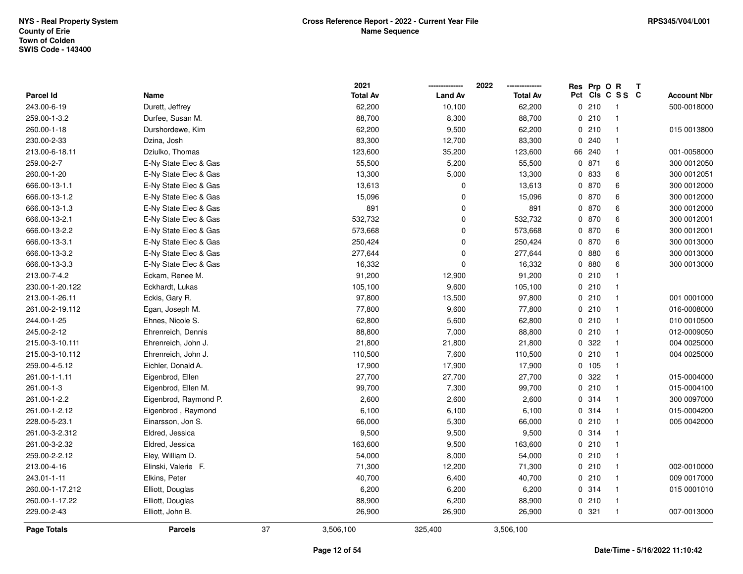NYS - Real Property System
County of Erie
Town of Colden
SWIS Code - 143400

**Cross Reference Report - 2022 - Current Year File**
**Name Sequence**

RPS345/V04/L001

| Parcel Id | Name | 2021 Total Av | 2022 Land Av | 2022 Total Av | Res Pct | Prp Cls | O C | R SS | T C | Account Nbr |
|---|---|---|---|---|---|---|---|---|---|---|
| 243.00-6-19 | Durett, Jeffrey | 62,200 | 10,100 | 62,200 | 0 | 210 | | 1 | | 500-0018000 |
| 259.00-1-3.2 | Durfee, Susan M. | 88,700 | 8,300 | 88,700 | 0 | 210 | | 1 | | |
| 260.00-1-18 | Durshordewe, Kim | 62,200 | 9,500 | 62,200 | 0 | 210 | | 1 | | 015 0013800 |
| 230.00-2-33 | Dzina, Josh | 83,300 | 12,700 | 83,300 | 0 | 240 | | 1 | | |
| 213.00-6-18.11 | Dziulko, Thomas | 123,600 | 35,200 | 123,600 | 66 | 240 | | 1 | | 001-0058000 |
| 259.00-2-7 | E-Ny State Elec & Gas | 55,500 | 5,200 | 55,500 | 0 | 871 | | 6 | | 300 0012050 |
| 260.00-1-20 | E-Ny State Elec & Gas | 13,300 | 5,000 | 13,300 | 0 | 833 | | 6 | | 300 0012051 |
| 666.00-13-1.1 | E-Ny State Elec & Gas | 13,613 | 0 | 13,613 | 0 | 870 | | 6 | | 300 0012000 |
| 666.00-13-1.2 | E-Ny State Elec & Gas | 15,096 | 0 | 15,096 | 0 | 870 | | 6 | | 300 0012000 |
| 666.00-13-1.3 | E-Ny State Elec & Gas | 891 | 0 | 891 | 0 | 870 | | 6 | | 300 0012000 |
| 666.00-13-2.1 | E-Ny State Elec & Gas | 532,732 | 0 | 532,732 | 0 | 870 | | 6 | | 300 0012001 |
| 666.00-13-2.2 | E-Ny State Elec & Gas | 573,668 | 0 | 573,668 | 0 | 870 | | 6 | | 300 0012001 |
| 666.00-13-3.1 | E-Ny State Elec & Gas | 250,424 | 0 | 250,424 | 0 | 870 | | 6 | | 300 0013000 |
| 666.00-13-3.2 | E-Ny State Elec & Gas | 277,644 | 0 | 277,644 | 0 | 880 | | 6 | | 300 0013000 |
| 666.00-13-3.3 | E-Ny State Elec & Gas | 16,332 | 0 | 16,332 | 0 | 880 | | 6 | | 300 0013000 |
| 213.00-7-4.2 | Eckam, Renee M. | 91,200 | 12,900 | 91,200 | 0 | 210 | | 1 | | |
| 230.00-1-20.122 | Eckhardt, Lukas | 105,100 | 9,600 | 105,100 | 0 | 210 | | 1 | | |
| 213.00-1-26.11 | Eckis, Gary R. | 97,800 | 13,500 | 97,800 | 0 | 210 | | 1 | | 001 0001000 |
| 261.00-2-19.112 | Egan, Joseph M. | 77,800 | 9,600 | 77,800 | 0 | 210 | | 1 | | 016-0008000 |
| 244.00-1-25 | Ehnes, Nicole S. | 62,800 | 5,600 | 62,800 | 0 | 210 | | 1 | | 010 0010500 |
| 245.00-2-12 | Ehrenreich, Dennis | 88,800 | 7,000 | 88,800 | 0 | 210 | | 1 | | 012-0009050 |
| 215.00-3-10.111 | Ehrenreich, John J. | 21,800 | 21,800 | 21,800 | 0 | 322 | | 1 | | 004 0025000 |
| 215.00-3-10.112 | Ehrenreich, John J. | 110,500 | 7,600 | 110,500 | 0 | 210 | | 1 | | 004 0025000 |
| 259.00-4-5.12 | Eichler, Donald A. | 17,900 | 17,900 | 17,900 | 0 | 105 | | 1 | | |
| 261.00-1-1.11 | Eigenbrod, Ellen | 27,700 | 27,700 | 27,700 | 0 | 322 | | 1 | | 015-0004000 |
| 261.00-1-3 | Eigenbrod, Ellen M. | 99,700 | 7,300 | 99,700 | 0 | 210 | | 1 | | 015-0004100 |
| 261.00-1-2.2 | Eigenbrod, Raymond P. | 2,600 | 2,600 | 2,600 | 0 | 314 | | 1 | | 300 0097000 |
| 261.00-1-2.12 | Eigenbrod , Raymond | 6,100 | 6,100 | 6,100 | 0 | 314 | | 1 | | 015-0004200 |
| 228.00-5-23.1 | Einarsson, Jon S. | 66,000 | 5,300 | 66,000 | 0 | 210 | | 1 | | 005 0042000 |
| 261.00-3-2.312 | Eldred, Jessica | 9,500 | 9,500 | 9,500 | 0 | 314 | | 1 | | |
| 261.00-3-2.32 | Eldred, Jessica | 163,600 | 9,500 | 163,600 | 0 | 210 | | 1 | | |
| 259.00-2-2.12 | Eley, William D. | 54,000 | 8,000 | 54,000 | 0 | 210 | | 1 | | |
| 213.00-4-16 | Elinski, Valerie F. | 71,300 | 12,200 | 71,300 | 0 | 210 | | 1 | | 002-0010000 |
| 243.01-1-11 | Elkins, Peter | 40,700 | 6,400 | 40,700 | 0 | 210 | | 1 | | 009 0017000 |
| 260.00-1-17.212 | Elliott, Douglas | 6,200 | 6,200 | 6,200 | 0 | 314 | | 1 | | 015 0001010 |
| 260.00-1-17.22 | Elliott, Douglas | 88,900 | 6,200 | 88,900 | 0 | 210 | | 1 | | |
| 229.00-2-43 | Elliott, John B. | 26,900 | 26,900 | 26,900 | 0 | 321 | | 1 | | 007-0013000 |
| **Page Totals** | **Parcels** 37 | 3,506,100 | 325,400 | 3,506,100 | | | | | | |

Date/Time - 5/16/2022 11:10:42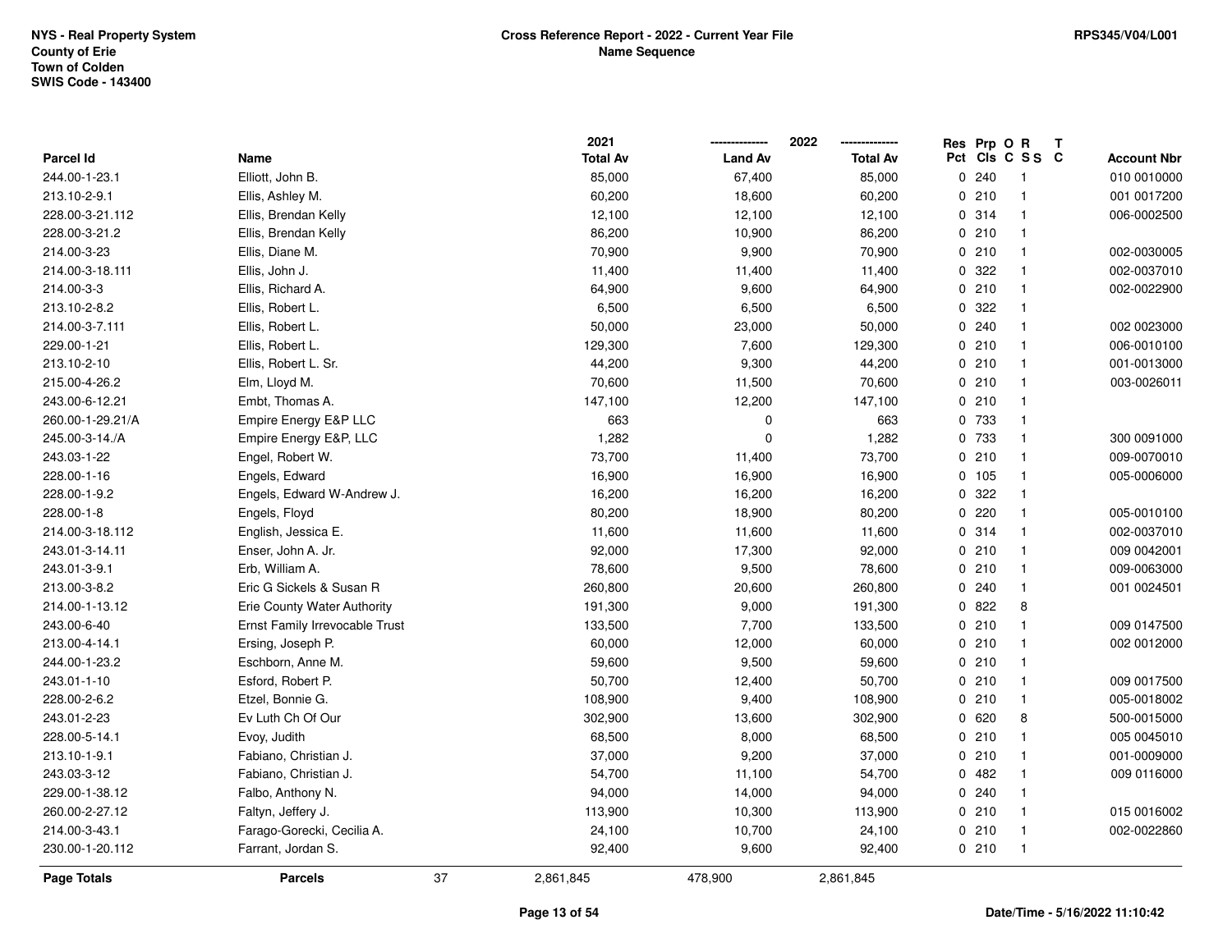NYS - Real Property System
County of Erie
Town of Colden
SWIS Code - 143400

**Cross Reference Report - 2022 - Current Year File**
**Name Sequence**

RPS345/V04/L001

| Parcel Id | Name | 2021 Total Av | 2022 Land Av | 2022 Total Av | Res Pct | Prp Cls | O C | R S S | T C | Account Nbr |
|---|---|---|---|---|---|---|---|---|---|---|
| 244.00-1-23.1 | Elliott, John B. | 85,000 | 67,400 | 85,000 | 0 | 240 | | 1 | | 010 0010000 |
| 213.10-2-9.1 | Ellis, Ashley M. | 60,200 | 18,600 | 60,200 | 0 | 210 | | 1 | | 001 0017200 |
| 228.00-3-21.112 | Ellis, Brendan Kelly | 12,100 | 12,100 | 12,100 | 0 | 314 | | 1 | | 006-0002500 |
| 228.00-3-21.2 | Ellis, Brendan Kelly | 86,200 | 10,900 | 86,200 | 0 | 210 | | 1 | | |
| 214.00-3-23 | Ellis, Diane M. | 70,900 | 9,900 | 70,900 | 0 | 210 | | 1 | | 002-0030005 |
| 214.00-3-18.111 | Ellis, John J. | 11,400 | 11,400 | 11,400 | 0 | 322 | | 1 | | 002-0037010 |
| 214.00-3-3 | Ellis, Richard A. | 64,900 | 9,600 | 64,900 | 0 | 210 | | 1 | | 002-0022900 |
| 213.10-2-8.2 | Ellis, Robert L. | 6,500 | 6,500 | 6,500 | 0 | 322 | | 1 | | |
| 214.00-3-7.111 | Ellis, Robert L. | 50,000 | 23,000 | 50,000 | 0 | 240 | | 1 | | 002 0023000 |
| 229.00-1-21 | Ellis, Robert L. | 129,300 | 7,600 | 129,300 | 0 | 210 | | 1 | | 006-0010100 |
| 213.10-2-10 | Ellis, Robert L. Sr. | 44,200 | 9,300 | 44,200 | 0 | 210 | | 1 | | 001-0013000 |
| 215.00-4-26.2 | Elm, Lloyd M. | 70,600 | 11,500 | 70,600 | 0 | 210 | | 1 | | 003-0026011 |
| 243.00-6-12.21 | Embt, Thomas A. | 147,100 | 12,200 | 147,100 | 0 | 210 | | 1 | | |
| 260.00-1-29.21/A | Empire Energy E&P LLC | 663 | 0 | 663 | 0 | 733 | | 1 | | |
| 245.00-3-14./A | Empire Energy E&P, LLC | 1,282 | 0 | 1,282 | 0 | 733 | | 1 | | 300 0091000 |
| 243.03-1-22 | Engel, Robert W. | 73,700 | 11,400 | 73,700 | 0 | 210 | | 1 | | 009-0070010 |
| 228.00-1-16 | Engels, Edward | 16,900 | 16,900 | 16,900 | 0 | 105 | | 1 | | 005-0006000 |
| 228.00-1-9.2 | Engels, Edward W-Andrew J. | 16,200 | 16,200 | 16,200 | 0 | 322 | | 1 | | |
| 228.00-1-8 | Engels, Floyd | 80,200 | 18,900 | 80,200 | 0 | 220 | | 1 | | 005-0010100 |
| 214.00-3-18.112 | English, Jessica E. | 11,600 | 11,600 | 11,600 | 0 | 314 | | 1 | | 002-0037010 |
| 243.01-3-14.11 | Enser, John A. Jr. | 92,000 | 17,300 | 92,000 | 0 | 210 | | 1 | | 009 0042001 |
| 243.01-3-9.1 | Erb, William A. | 78,600 | 9,500 | 78,600 | 0 | 210 | | 1 | | 009-0063000 |
| 213.00-3-8.2 | Eric G Sickels & Susan R | 260,800 | 20,600 | 260,800 | 0 | 240 | | 1 | | 001 0024501 |
| 214.00-1-13.12 | Erie County Water Authority | 191,300 | 9,000 | 191,300 | 0 | 822 | | 8 | | |
| 243.00-6-40 | Ernst Family Irrevocable Trust | 133,500 | 7,700 | 133,500 | 0 | 210 | | 1 | | 009 0147500 |
| 213.00-4-14.1 | Ersing, Joseph P. | 60,000 | 12,000 | 60,000 | 0 | 210 | | 1 | | 002 0012000 |
| 244.00-1-23.2 | Eschborn, Anne M. | 59,600 | 9,500 | 59,600 | 0 | 210 | | 1 | | |
| 243.01-1-10 | Esford, Robert P. | 50,700 | 12,400 | 50,700 | 0 | 210 | | 1 | | 009 0017500 |
| 228.00-2-6.2 | Etzel, Bonnie G. | 108,900 | 9,400 | 108,900 | 0 | 210 | | 1 | | 005-0018002 |
| 243.01-2-23 | Ev Luth Ch Of Our | 302,900 | 13,600 | 302,900 | 0 | 620 | | 8 | | 500-0015000 |
| 228.00-5-14.1 | Evoy, Judith | 68,500 | 8,000 | 68,500 | 0 | 210 | | 1 | | 005 0045010 |
| 213.10-1-9.1 | Fabiano, Christian J. | 37,000 | 9,200 | 37,000 | 0 | 210 | | 1 | | 001-0009000 |
| 243.03-3-12 | Fabiano, Christian J. | 54,700 | 11,100 | 54,700 | 0 | 482 | | 1 | | 009 0116000 |
| 229.00-1-38.12 | Falbo, Anthony N. | 94,000 | 14,000 | 94,000 | 0 | 240 | | 1 | | |
| 260.00-2-27.12 | Faltyn, Jeffery J. | 113,900 | 10,300 | 113,900 | 0 | 210 | | 1 | | 015 0016002 |
| 214.00-3-43.1 | Farago-Gorecki, Cecilia A. | 24,100 | 10,700 | 24,100 | 0 | 210 | | 1 | | 002-0022860 |
| 230.00-1-20.112 | Farrant, Jordan S. | 92,400 | 9,600 | 92,400 | 0 | 210 | | 1 | | |
| **Page Totals** | **Parcels** 37 | 2,861,845 | 478,900 | 2,861,845 | | | | | | |

Date/Time - 5/16/2022 11:10:42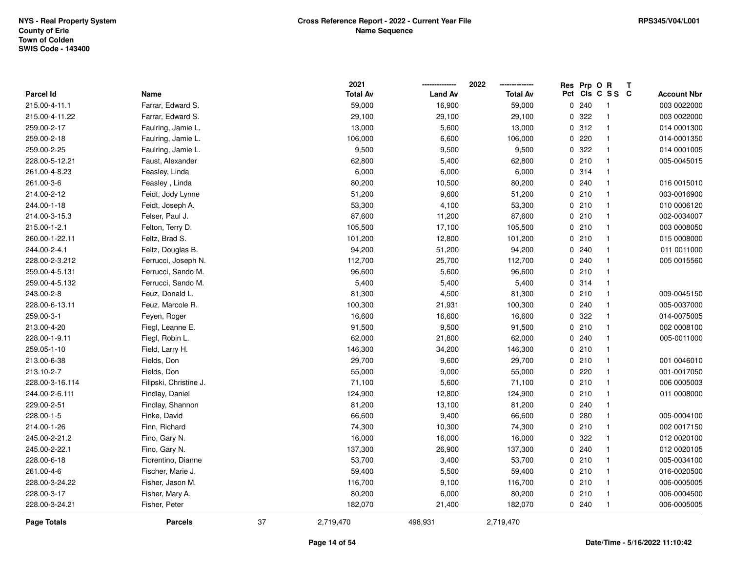NYS - Real Property System
County of Erie
Town of Colden
SWIS Code - 143400

**Cross Reference Report - 2022 - Current Year File**
**Name Sequence**

RPS345/V04/L001

| Parcel Id | Name | 2021 Total Av | 2022 Land Av | 2022 Total Av | Res Pct | Prp Cls | O C | R S S | T C | Account Nbr |
|---|---|---|---|---|---|---|---|---|---|---|
| 215.00-4-11.1 | Farrar, Edward S. | 59,000 | 16,900 | 59,000 | 0 | 240 | | 1 | | 003 0022000 |
| 215.00-4-11.22 | Farrar, Edward S. | 29,100 | 29,100 | 29,100 | 0 | 322 | | 1 | | 003 0022000 |
| 259.00-2-17 | Faulring, Jamie L. | 13,000 | 5,600 | 13,000 | 0 | 312 | | 1 | | 014 0001300 |
| 259.00-2-18 | Faulring, Jamie L. | 106,000 | 6,600 | 106,000 | 0 | 220 | | 1 | | 014-0001350 |
| 259.00-2-25 | Faulring, Jamie L. | 9,500 | 9,500 | 9,500 | 0 | 322 | | 1 | | 014 0001005 |
| 228.00-5-12.21 | Faust, Alexander | 62,800 | 5,400 | 62,800 | 0 | 210 | | 1 | | 005-0045015 |
| 261.00-4-8.23 | Feasley, Linda | 6,000 | 6,000 | 6,000 | 0 | 314 | | 1 | | |
| 261.00-3-6 | Feasley , Linda | 80,200 | 10,500 | 80,200 | 0 | 240 | | 1 | | 016 0015010 |
| 214.00-2-12 | Feidt, Jody Lynne | 51,200 | 9,600 | 51,200 | 0 | 210 | | 1 | | 003-0016900 |
| 244.00-1-18 | Feidt, Joseph A. | 53,300 | 4,100 | 53,300 | 0 | 210 | | 1 | | 010 0006120 |
| 214.00-3-15.3 | Felser, Paul J. | 87,600 | 11,200 | 87,600 | 0 | 210 | | 1 | | 002-0034007 |
| 215.00-1-2.1 | Felton, Terry D. | 105,500 | 17,100 | 105,500 | 0 | 210 | | 1 | | 003 0008050 |
| 260.00-1-22.11 | Feltz, Brad S. | 101,200 | 12,800 | 101,200 | 0 | 210 | | 1 | | 015 0008000 |
| 244.00-2-4.1 | Feltz, Douglas B. | 94,200 | 51,200 | 94,200 | 0 | 240 | | 1 | | 011 0011000 |
| 228.00-2-3.212 | Ferrucci, Joseph N. | 112,700 | 25,700 | 112,700 | 0 | 240 | | 1 | | 005 0015560 |
| 259.00-4-5.131 | Ferrucci, Sando M. | 96,600 | 5,600 | 96,600 | 0 | 210 | | 1 | | |
| 259.00-4-5.132 | Ferrucci, Sando M. | 5,400 | 5,400 | 5,400 | 0 | 314 | | 1 | | |
| 243.00-2-8 | Feuz, Donald L. | 81,300 | 4,500 | 81,300 | 0 | 210 | | 1 | | 009-0045150 |
| 228.00-6-13.11 | Feuz, Marcole R. | 100,300 | 21,931 | 100,300 | 0 | 240 | | 1 | | 005-0037000 |
| 259.00-3-1 | Feyen, Roger | 16,600 | 16,600 | 16,600 | 0 | 322 | | 1 | | 014-0075005 |
| 213.00-4-20 | Fiegl, Leanne E. | 91,500 | 9,500 | 91,500 | 0 | 210 | | 1 | | 002 0008100 |
| 228.00-1-9.11 | Fiegl, Robin L. | 62,000 | 21,800 | 62,000 | 0 | 240 | | 1 | | 005-0011000 |
| 259.05-1-10 | Field, Larry H. | 146,300 | 34,200 | 146,300 | 0 | 210 | | 1 | | |
| 213.00-6-38 | Fields, Don | 29,700 | 9,600 | 29,700 | 0 | 210 | | 1 | | 001 0046010 |
| 213.10-2-7 | Fields, Don | 55,000 | 9,000 | 55,000 | 0 | 220 | | 1 | | 001-0017050 |
| 228.00-3-16.114 | Filipski, Christine J. | 71,100 | 5,600 | 71,100 | 0 | 210 | | 1 | | 006 0005003 |
| 244.00-2-6.111 | Findlay, Daniel | 124,900 | 12,800 | 124,900 | 0 | 210 | | 1 | | 011 0008000 |
| 229.00-2-51 | Findlay, Shannon | 81,200 | 13,100 | 81,200 | 0 | 240 | | 1 | | |
| 228.00-1-5 | Finke, David | 66,600 | 9,400 | 66,600 | 0 | 280 | | 1 | | 005-0004100 |
| 214.00-1-26 | Finn, Richard | 74,300 | 10,300 | 74,300 | 0 | 210 | | 1 | | 002 0017150 |
| 245.00-2-21.2 | Fino, Gary N. | 16,000 | 16,000 | 16,000 | 0 | 322 | | 1 | | 012 0020100 |
| 245.00-2-22.1 | Fino, Gary N. | 137,300 | 26,900 | 137,300 | 0 | 240 | | 1 | | 012 0020105 |
| 228.00-6-18 | Fiorentino, Dianne | 53,700 | 3,400 | 53,700 | 0 | 210 | | 1 | | 005-0034100 |
| 261.00-4-6 | Fischer, Marie J. | 59,400 | 5,500 | 59,400 | 0 | 210 | | 1 | | 016-0020500 |
| 228.00-3-24.22 | Fisher, Jason M. | 116,700 | 9,100 | 116,700 | 0 | 210 | | 1 | | 006-0005005 |
| 228.00-3-17 | Fisher, Mary A. | 80,200 | 6,000 | 80,200 | 0 | 210 | | 1 | | 006-0004500 |
| 228.00-3-24.21 | Fisher, Peter | 182,070 | 21,400 | 182,070 | 0 | 240 | | 1 | | 006-0005005 |
| **Page Totals** | **Parcels** 37 | 2,719,470 | 498,931 | 2,719,470 | | | | | | |

Date/Time - 5/16/2022 11:10:42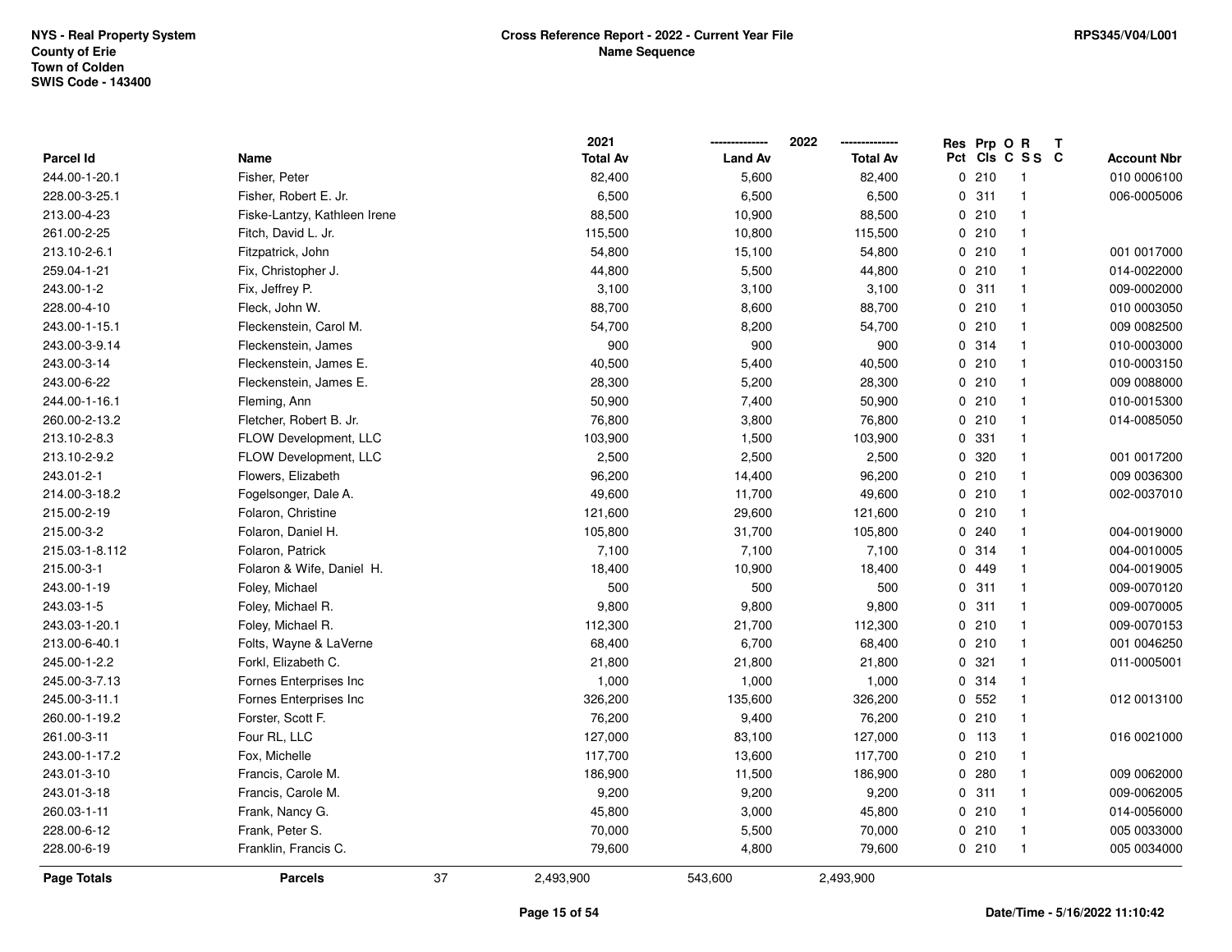NYS - Real Property System
County of Erie
Town of Colden
SWIS Code - 143400

**Cross Reference Report - 2022 - Current Year File**
**Name Sequence**

RPS345/V04/L001

| Parcel Id | Name | 2021 Total Av | 2022 Land Av | 2022 Total Av | Res Pct | Prp Cls | O C | R S S | T C | Account Nbr |
|---|---|---|---|---|---|---|---|---|---|---|
| 244.00-1-20.1 | Fisher, Peter | 82,400 | 5,600 | 82,400 | 0 | 210 | | 1 | | 010 0006100 |
| 228.00-3-25.1 | Fisher, Robert E. Jr. | 6,500 | 6,500 | 6,500 | 0 | 311 | | 1 | | 006-0005006 |
| 213.00-4-23 | Fiske-Lantzy, Kathleen Irene | 88,500 | 10,900 | 88,500 | 0 | 210 | | 1 | | |
| 261.00-2-25 | Fitch, David L. Jr. | 115,500 | 10,800 | 115,500 | 0 | 210 | | 1 | | |
| 213.10-2-6.1 | Fitzpatrick, John | 54,800 | 15,100 | 54,800 | 0 | 210 | | 1 | | 001 0017000 |
| 259.04-1-21 | Fix, Christopher J. | 44,800 | 5,500 | 44,800 | 0 | 210 | | 1 | | 014-0022000 |
| 243.00-1-2 | Fix, Jeffrey P. | 3,100 | 3,100 | 3,100 | 0 | 311 | | 1 | | 009-0002000 |
| 228.00-4-10 | Fleck, John W. | 88,700 | 8,600 | 88,700 | 0 | 210 | | 1 | | 010 0003050 |
| 243.00-1-15.1 | Fleckenstein, Carol M. | 54,700 | 8,200 | 54,700 | 0 | 210 | | 1 | | 009 0082500 |
| 243.00-3-9.14 | Fleckenstein, James | 900 | 900 | 900 | 0 | 314 | | 1 | | 010-0003000 |
| 243.00-3-14 | Fleckenstein, James E. | 40,500 | 5,400 | 40,500 | 0 | 210 | | 1 | | 010-0003150 |
| 243.00-6-22 | Fleckenstein, James E. | 28,300 | 5,200 | 28,300 | 0 | 210 | | 1 | | 009 0088000 |
| 244.00-1-16.1 | Fleming, Ann | 50,900 | 7,400 | 50,900 | 0 | 210 | | 1 | | 010-0015300 |
| 260.00-2-13.2 | Fletcher, Robert B. Jr. | 76,800 | 3,800 | 76,800 | 0 | 210 | | 1 | | 014-0085050 |
| 213.10-2-8.3 | FLOW Development, LLC | 103,900 | 1,500 | 103,900 | 0 | 331 | | 1 | | |
| 213.10-2-9.2 | FLOW Development, LLC | 2,500 | 2,500 | 2,500 | 0 | 320 | | 1 | | 001 0017200 |
| 243.01-2-1 | Flowers, Elizabeth | 96,200 | 14,400 | 96,200 | 0 | 210 | | 1 | | 009 0036300 |
| 214.00-3-18.2 | Fogelsonger, Dale A. | 49,600 | 11,700 | 49,600 | 0 | 210 | | 1 | | 002-0037010 |
| 215.00-2-19 | Folaron, Christine | 121,600 | 29,600 | 121,600 | 0 | 210 | | 1 | | |
| 215.00-3-2 | Folaron, Daniel H. | 105,800 | 31,700 | 105,800 | 0 | 240 | | 1 | | 004-0019000 |
| 215.03-1-8.112 | Folaron, Patrick | 7,100 | 7,100 | 7,100 | 0 | 314 | | 1 | | 004-0010005 |
| 215.00-3-1 | Folaron & Wife, Daniel H. | 18,400 | 10,900 | 18,400 | 0 | 449 | | 1 | | 004-0019005 |
| 243.00-1-19 | Foley, Michael | 500 | 500 | 500 | 0 | 311 | | 1 | | 009-0070120 |
| 243.03-1-5 | Foley, Michael R. | 9,800 | 9,800 | 9,800 | 0 | 311 | | 1 | | 009-0070005 |
| 243.03-1-20.1 | Foley, Michael R. | 112,300 | 21,700 | 112,300 | 0 | 210 | | 1 | | 009-0070153 |
| 213.00-6-40.1 | Folts, Wayne & LaVerne | 68,400 | 6,700 | 68,400 | 0 | 210 | | 1 | | 001 0046250 |
| 245.00-1-2.2 | Forkl, Elizabeth C. | 21,800 | 21,800 | 21,800 | 0 | 321 | | 1 | | 011-0005001 |
| 245.00-3-7.13 | Fornes Enterprises Inc | 1,000 | 1,000 | 1,000 | 0 | 314 | | 1 | | |
| 245.00-3-11.1 | Fornes Enterprises Inc | 326,200 | 135,600 | 326,200 | 0 | 552 | | 1 | | 012 0013100 |
| 260.00-1-19.2 | Forster, Scott F. | 76,200 | 9,400 | 76,200 | 0 | 210 | | 1 | | |
| 261.00-3-11 | Four RL, LLC | 127,000 | 83,100 | 127,000 | 0 | 113 | | 1 | | 016 0021000 |
| 243.00-1-17.2 | Fox, Michelle | 117,700 | 13,600 | 117,700 | 0 | 210 | | 1 | | |
| 243.01-3-10 | Francis, Carole M. | 186,900 | 11,500 | 186,900 | 0 | 280 | | 1 | | 009 0062000 |
| 243.01-3-18 | Francis, Carole M. | 9,200 | 9,200 | 9,200 | 0 | 311 | | 1 | | 009-0062005 |
| 260.03-1-11 | Frank, Nancy G. | 45,800 | 3,000 | 45,800 | 0 | 210 | | 1 | | 014-0056000 |
| 228.00-6-12 | Frank, Peter S. | 70,000 | 5,500 | 70,000 | 0 | 210 | | 1 | | 005 0033000 |
| 228.00-6-19 | Franklin, Francis C. | 79,600 | 4,800 | 79,600 | 0 | 210 | | 1 | | 005 0034000 |
| **Page Totals** | **Parcels** 37 | 2,493,900 | 543,600 | 2,493,900 | | | | | | |

Date/Time - 5/16/2022 11:10:42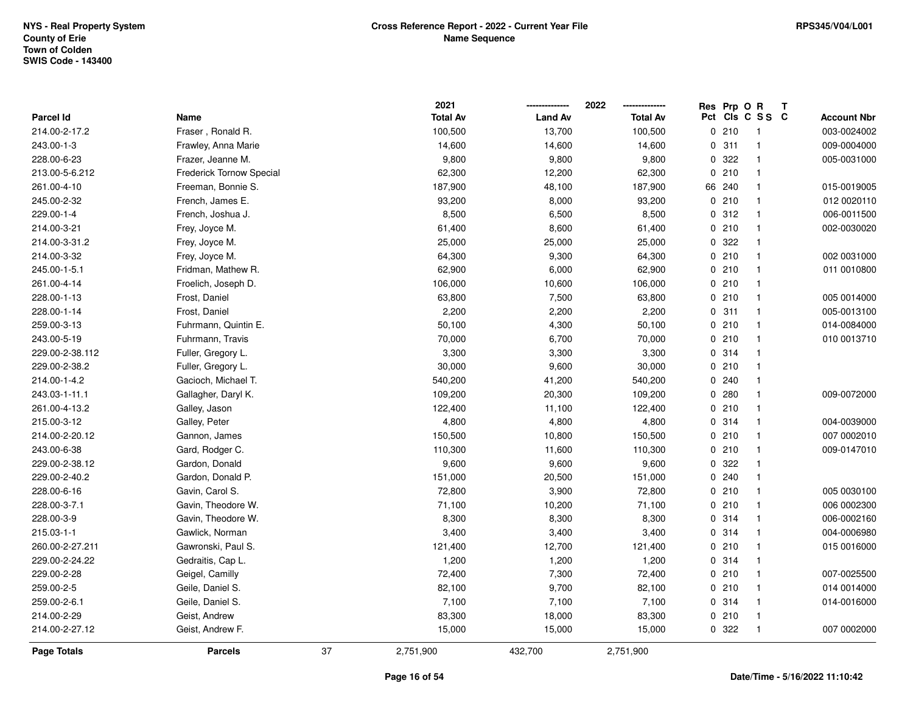NYS - Real Property System
County of Erie
Town of Colden
SWIS Code - 143400

**Cross Reference Report - 2022 - Current Year File**
**Name Sequence**

RPS345/V04/L001

| Parcel Id | Name | 2021 Total Av | 2022 Land Av | 2022 Total Av | Res Pct | Prp Cls | O C | R S S | T C | Account Nbr |
|---|---|---|---|---|---|---|---|---|---|---|
| 214.00-2-17.2 | Fraser , Ronald R. | 100,500 | 13,700 | 100,500 | 0 | 210 | | 1 | | 003-0024002 |
| 243.00-1-3 | Frawley, Anna Marie | 14,600 | 14,600 | 14,600 | 0 | 311 | | 1 | | 009-0004000 |
| 228.00-6-23 | Frazer, Jeanne M. | 9,800 | 9,800 | 9,800 | 0 | 322 | | 1 | | 005-0031000 |
| 213.00-5-6.212 | Frederick Tornow Special | 62,300 | 12,200 | 62,300 | 0 | 210 | | 1 | | |
| 261.00-4-10 | Freeman, Bonnie S. | 187,900 | 48,100 | 187,900 | 66 | 240 | | 1 | | 015-0019005 |
| 245.00-2-32 | French, James E. | 93,200 | 8,000 | 93,200 | 0 | 210 | | 1 | | 012 0020110 |
| 229.00-1-4 | French, Joshua J. | 8,500 | 6,500 | 8,500 | 0 | 312 | | 1 | | 006-0011500 |
| 214.00-3-21 | Frey, Joyce M. | 61,400 | 8,600 | 61,400 | 0 | 210 | | 1 | | 002-0030020 |
| 214.00-3-31.2 | Frey, Joyce M. | 25,000 | 25,000 | 25,000 | 0 | 322 | | 1 | | |
| 214.00-3-32 | Frey, Joyce M. | 64,300 | 9,300 | 64,300 | 0 | 210 | | 1 | | 002 0031000 |
| 245.00-1-5.1 | Fridman, Mathew R. | 62,900 | 6,000 | 62,900 | 0 | 210 | | 1 | | 011 0010800 |
| 261.00-4-14 | Froelich, Joseph D. | 106,000 | 10,600 | 106,000 | 0 | 210 | | 1 | | |
| 228.00-1-13 | Frost, Daniel | 63,800 | 7,500 | 63,800 | 0 | 210 | | 1 | | 005 0014000 |
| 228.00-1-14 | Frost, Daniel | 2,200 | 2,200 | 2,200 | 0 | 311 | | 1 | | 005-0013100 |
| 259.00-3-13 | Fuhrmann, Quintin E. | 50,100 | 4,300 | 50,100 | 0 | 210 | | 1 | | 014-0084000 |
| 243.00-5-19 | Fuhrmann, Travis | 70,000 | 6,700 | 70,000 | 0 | 210 | | 1 | | 010 0013710 |
| 229.00-2-38.112 | Fuller, Gregory L. | 3,300 | 3,300 | 3,300 | 0 | 314 | | 1 | | |
| 229.00-2-38.2 | Fuller, Gregory L. | 30,000 | 9,600 | 30,000 | 0 | 210 | | 1 | | |
| 214.00-1-4.2 | Gacioch, Michael T. | 540,200 | 41,200 | 540,200 | 0 | 240 | | 1 | | |
| 243.03-1-11.1 | Gallagher, Daryl K. | 109,200 | 20,300 | 109,200 | 0 | 280 | | 1 | | 009-0072000 |
| 261.00-4-13.2 | Galley, Jason | 122,400 | 11,100 | 122,400 | 0 | 210 | | 1 | | |
| 215.00-3-12 | Galley, Peter | 4,800 | 4,800 | 4,800 | 0 | 314 | | 1 | | 004-0039000 |
| 214.00-2-20.12 | Gannon, James | 150,500 | 10,800 | 150,500 | 0 | 210 | | 1 | | 007 0002010 |
| 243.00-6-38 | Gard, Rodger C. | 110,300 | 11,600 | 110,300 | 0 | 210 | | 1 | | 009-0147010 |
| 229.00-2-38.12 | Gardon, Donald | 9,600 | 9,600 | 9,600 | 0 | 322 | | 1 | | |
| 229.00-2-40.2 | Gardon, Donald P. | 151,000 | 20,500 | 151,000 | 0 | 240 | | 1 | | |
| 228.00-6-16 | Gavin, Carol S. | 72,800 | 3,900 | 72,800 | 0 | 210 | | 1 | | 005 0030100 |
| 228.00-3-7.1 | Gavin, Theodore W. | 71,100 | 10,200 | 71,100 | 0 | 210 | | 1 | | 006 0002300 |
| 228.00-3-9 | Gavin, Theodore W. | 8,300 | 8,300 | 8,300 | 0 | 314 | | 1 | | 006-0002160 |
| 215.03-1-1 | Gawlick, Norman | 3,400 | 3,400 | 3,400 | 0 | 314 | | 1 | | 004-0006980 |
| 260.00-2-27.211 | Gawronski, Paul S. | 121,400 | 12,700 | 121,400 | 0 | 210 | | 1 | | 015 0016000 |
| 229.00-2-24.22 | Gedraitis, Cap L. | 1,200 | 1,200 | 1,200 | 0 | 314 | | 1 | | |
| 229.00-2-28 | Geigel, Camilly | 72,400 | 7,300 | 72,400 | 0 | 210 | | 1 | | 007-0025500 |
| 259.00-2-5 | Geile, Daniel S. | 82,100 | 9,700 | 82,100 | 0 | 210 | | 1 | | 014 0014000 |
| 259.00-2-6.1 | Geile, Daniel S. | 7,100 | 7,100 | 7,100 | 0 | 314 | | 1 | | 014-0016000 |
| 214.00-2-29 | Geist, Andrew | 83,300 | 18,000 | 83,300 | 0 | 210 | | 1 | | |
| 214.00-2-27.12 | Geist, Andrew F. | 15,000 | 15,000 | 15,000 | 0 | 322 | | 1 | | 007 0002000 |
| **Page Totals** | **Parcels** 37 | 2,751,900 | 432,700 | 2,751,900 | | | | | | |

Date/Time - 5/16/2022 11:10:42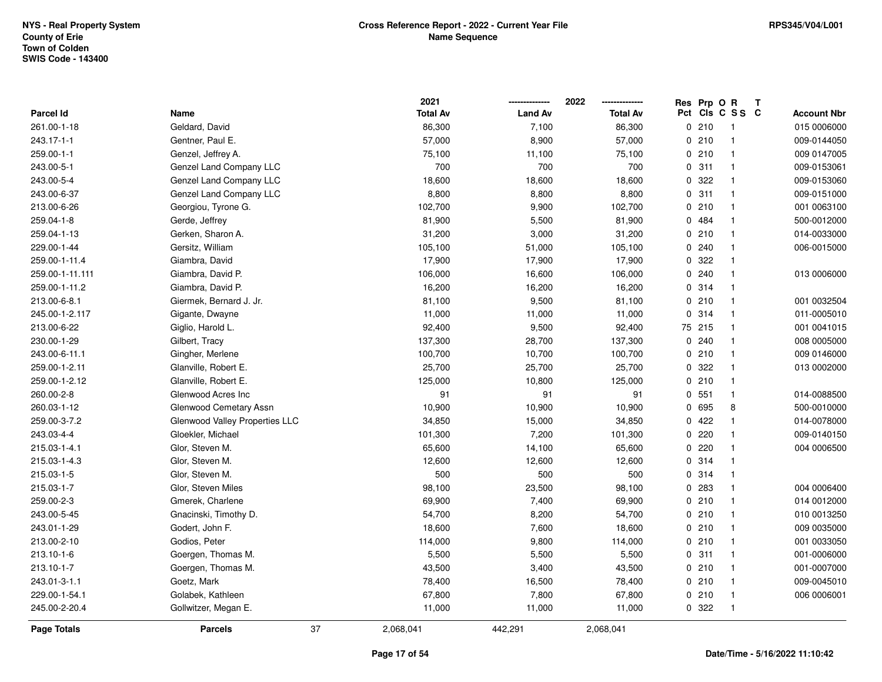NYS - Real Property System
County of Erie
Town of Colden
SWIS Code - 143400

**Cross Reference Report - 2022 - Current Year File**
**Name Sequence**

RPS345/V04/L001

| Parcel Id | Name | 2021 Total Av | 2022 Land Av | 2022 Total Av | Res Pct | Prp Cls | O C | R S S | T C | Account Nbr |
|---|---|---|---|---|---|---|---|---|---|---|
| 261.00-1-18 | Geldard, David | 86,300 | 7,100 | 86,300 | 0 | 210 | | 1 | | 015 0006000 |
| 243.17-1-1 | Gentner, Paul E. | 57,000 | 8,900 | 57,000 | 0 | 210 | | 1 | | 009-0144050 |
| 259.00-1-1 | Genzel, Jeffrey A. | 75,100 | 11,100 | 75,100 | 0 | 210 | | 1 | | 009 0147005 |
| 243.00-5-1 | Genzel Land Company LLC | 700 | 700 | 700 | 0 | 311 | | 1 | | 009-0153061 |
| 243.00-5-4 | Genzel Land Company LLC | 18,600 | 18,600 | 18,600 | 0 | 322 | | 1 | | 009-0153060 |
| 243.00-6-37 | Genzel Land Company LLC | 8,800 | 8,800 | 8,800 | 0 | 311 | | 1 | | 009-0151000 |
| 213.00-6-26 | Georgiou, Tyrone G. | 102,700 | 9,900 | 102,700 | 0 | 210 | | 1 | | 001 0063100 |
| 259.04-1-8 | Gerde, Jeffrey | 81,900 | 5,500 | 81,900 | 0 | 484 | | 1 | | 500-0012000 |
| 259.04-1-13 | Gerken, Sharon A. | 31,200 | 3,000 | 31,200 | 0 | 210 | | 1 | | 014-0033000 |
| 229.00-1-44 | Gersitz, William | 105,100 | 51,000 | 105,100 | 0 | 240 | | 1 | | 006-0015000 |
| 259.00-1-11.4 | Giambra, David | 17,900 | 17,900 | 17,900 | 0 | 322 | | 1 | | |
| 259.00-1-11.111 | Giambra, David P. | 106,000 | 16,600 | 106,000 | 0 | 240 | | 1 | | 013 0006000 |
| 259.00-1-11.2 | Giambra, David P. | 16,200 | 16,200 | 16,200 | 0 | 314 | | 1 | | |
| 213.00-6-8.1 | Giermek, Bernard J. Jr. | 81,100 | 9,500 | 81,100 | 0 | 210 | | 1 | | 001 0032504 |
| 245.00-1-2.117 | Gigante, Dwayne | 11,000 | 11,000 | 11,000 | 0 | 314 | | 1 | | 011-0005010 |
| 213.00-6-22 | Giglio, Harold L. | 92,400 | 9,500 | 92,400 | 75 | 215 | | 1 | | 001 0041015 |
| 230.00-1-29 | Gilbert, Tracy | 137,300 | 28,700 | 137,300 | 0 | 240 | | 1 | | 008 0005000 |
| 243.00-6-11.1 | Gingher, Merlene | 100,700 | 10,700 | 100,700 | 0 | 210 | | 1 | | 009 0146000 |
| 259.00-1-2.11 | Glanville, Robert E. | 25,700 | 25,700 | 25,700 | 0 | 322 | | 1 | | 013 0002000 |
| 259.00-1-2.12 | Glanville, Robert E. | 125,000 | 10,800 | 125,000 | 0 | 210 | | 1 | | |
| 260.00-2-8 | Glenwood Acres Inc | 91 | 91 | 91 | 0 | 551 | | 1 | | 014-0088500 |
| 260.03-1-12 | Glenwood Cemetary Assn | 10,900 | 10,900 | 10,900 | 0 | 695 | | 8 | | 500-0010000 |
| 259.00-3-7.2 | Glenwood Valley Properties LLC | 34,850 | 15,000 | 34,850 | 0 | 422 | | 1 | | 014-0078000 |
| 243.03-4-4 | Gloekler, Michael | 101,300 | 7,200 | 101,300 | 0 | 220 | | 1 | | 009-0140150 |
| 215.03-1-4.1 | Glor, Steven M. | 65,600 | 14,100 | 65,600 | 0 | 220 | | 1 | | 004 0006500 |
| 215.03-1-4.3 | Glor, Steven M. | 12,600 | 12,600 | 12,600 | 0 | 314 | | 1 | | |
| 215.03-1-5 | Glor, Steven M. | 500 | 500 | 500 | 0 | 314 | | 1 | | |
| 215.03-1-7 | Glor, Steven Miles | 98,100 | 23,500 | 98,100 | 0 | 283 | | 1 | | 004 0006400 |
| 259.00-2-3 | Gmerek, Charlene | 69,900 | 7,400 | 69,900 | 0 | 210 | | 1 | | 014 0012000 |
| 243.00-5-45 | Gnacinski, Timothy D. | 54,700 | 8,200 | 54,700 | 0 | 210 | | 1 | | 010 0013250 |
| 243.01-1-29 | Godert, John F. | 18,600 | 7,600 | 18,600 | 0 | 210 | | 1 | | 009 0035000 |
| 213.00-2-10 | Godios, Peter | 114,000 | 9,800 | 114,000 | 0 | 210 | | 1 | | 001 0033050 |
| 213.10-1-6 | Goergen, Thomas M. | 5,500 | 5,500 | 5,500 | 0 | 311 | | 1 | | 001-0006000 |
| 213.10-1-7 | Goergen, Thomas M. | 43,500 | 3,400 | 43,500 | 0 | 210 | | 1 | | 001-0007000 |
| 243.01-3-1.1 | Goetz, Mark | 78,400 | 16,500 | 78,400 | 0 | 210 | | 1 | | 009-0045010 |
| 229.00-1-54.1 | Golabek, Kathleen | 67,800 | 7,800 | 67,800 | 0 | 210 | | 1 | | 006 0006001 |
| 245.00-2-20.4 | Gollwitzer, Megan E. | 11,000 | 11,000 | 11,000 | 0 | 322 | | 1 | | |
| **Page Totals** | **Parcels** 37 | 2,068,041 | 442,291 | 2,068,041 | | | | | | |

Date/Time - 5/16/2022 11:10:42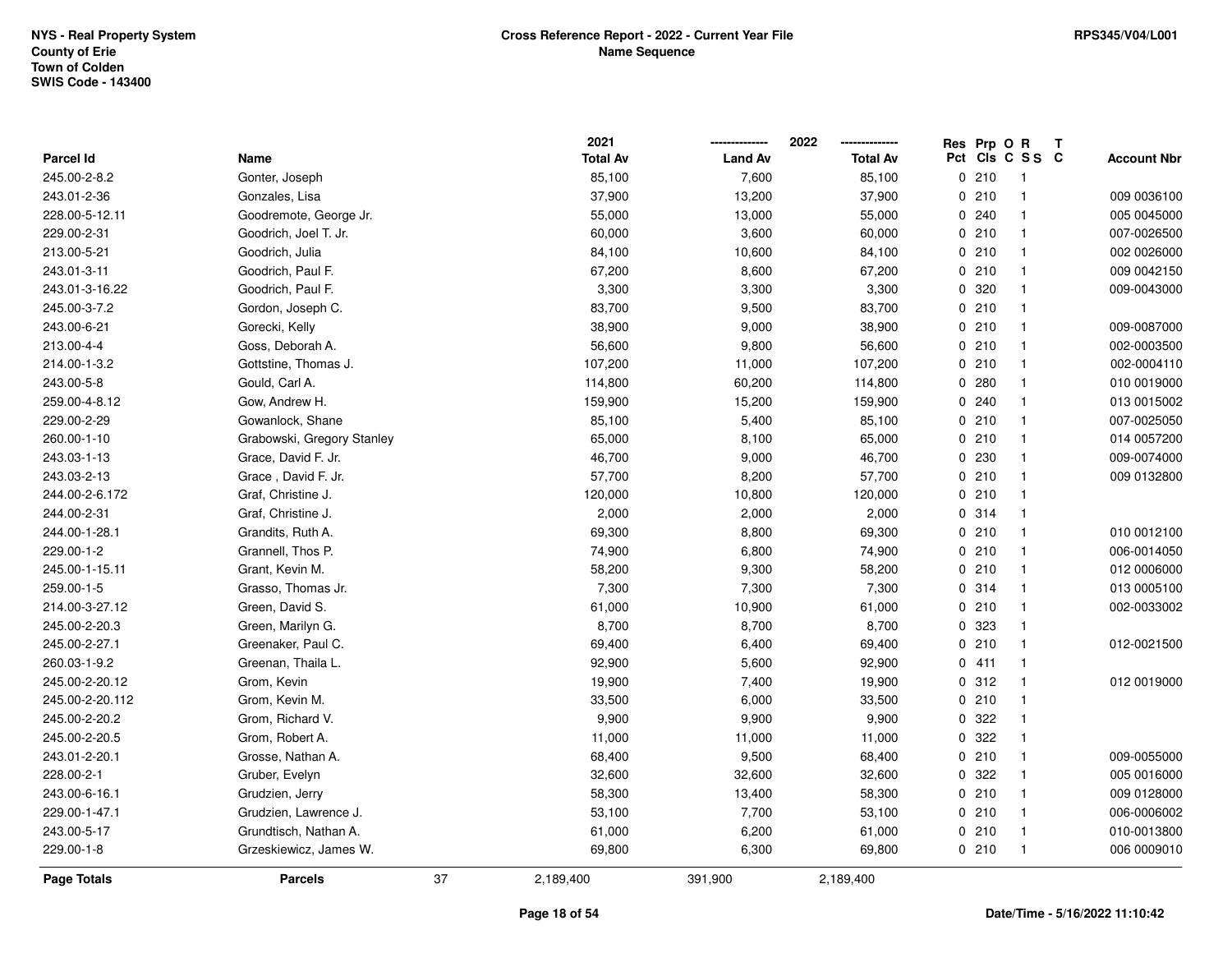NYS - Real Property System
County of Erie
Town of Colden
SWIS Code - 143400

**Cross Reference Report - 2022 - Current Year File**
**Name Sequence**

RPS345/V04/L001

| Parcel Id | Name | 2021 Total Av | 2022 Land Av | 2022 Total Av | Res Pct | Prp Cls | O C | R S S | T C | Account Nbr |
|---|---|---|---|---|---|---|---|---|---|---|
| 245.00-2-8.2 | Gonter, Joseph | 85,100 | 7,600 | 85,100 | 0 | 210 | | 1 | | |
| 243.01-2-36 | Gonzales, Lisa | 37,900 | 13,200 | 37,900 | 0 | 210 | | 1 | | 009 0036100 |
| 228.00-5-12.11 | Goodremote, George Jr. | 55,000 | 13,000 | 55,000 | 0 | 240 | | 1 | | 005 0045000 |
| 229.00-2-31 | Goodrich, Joel T. Jr. | 60,000 | 3,600 | 60,000 | 0 | 210 | | 1 | | 007-0026500 |
| 213.00-5-21 | Goodrich, Julia | 84,100 | 10,600 | 84,100 | 0 | 210 | | 1 | | 002 0026000 |
| 243.01-3-11 | Goodrich, Paul F. | 67,200 | 8,600 | 67,200 | 0 | 210 | | 1 | | 009 0042150 |
| 243.01-3-16.22 | Goodrich, Paul F. | 3,300 | 3,300 | 3,300 | 0 | 320 | | 1 | | 009-0043000 |
| 245.00-3-7.2 | Gordon, Joseph C. | 83,700 | 9,500 | 83,700 | 0 | 210 | | 1 | | |
| 243.00-6-21 | Gorecki, Kelly | 38,900 | 9,000 | 38,900 | 0 | 210 | | 1 | | 009-0087000 |
| 213.00-4-4 | Goss, Deborah A. | 56,600 | 9,800 | 56,600 | 0 | 210 | | 1 | | 002-0003500 |
| 214.00-1-3.2 | Gottstine, Thomas J. | 107,200 | 11,000 | 107,200 | 0 | 210 | | 1 | | 002-0004110 |
| 243.00-5-8 | Gould, Carl A. | 114,800 | 60,200 | 114,800 | 0 | 280 | | 1 | | 010 0019000 |
| 259.00-4-8.12 | Gow, Andrew H. | 159,900 | 15,200 | 159,900 | 0 | 240 | | 1 | | 013 0015002 |
| 229.00-2-29 | Gowanlock, Shane | 85,100 | 5,400 | 85,100 | 0 | 210 | | 1 | | 007-0025050 |
| 260.00-1-10 | Grabowski, Gregory Stanley | 65,000 | 8,100 | 65,000 | 0 | 210 | | 1 | | 014 0057200 |
| 243.03-1-13 | Grace, David F. Jr. | 46,700 | 9,000 | 46,700 | 0 | 230 | | 1 | | 009-0074000 |
| 243.03-2-13 | Grace , David F. Jr. | 57,700 | 8,200 | 57,700 | 0 | 210 | | 1 | | 009 0132800 |
| 244.00-2-6.172 | Graf, Christine J. | 120,000 | 10,800 | 120,000 | 0 | 210 | | 1 | | |
| 244.00-2-31 | Graf, Christine J. | 2,000 | 2,000 | 2,000 | 0 | 314 | | 1 | | |
| 244.00-1-28.1 | Grandits, Ruth A. | 69,300 | 8,800 | 69,300 | 0 | 210 | | 1 | | 010 0012100 |
| 229.00-1-2 | Grannell, Thos P. | 74,900 | 6,800 | 74,900 | 0 | 210 | | 1 | | 006-0014050 |
| 245.00-1-15.11 | Grant, Kevin M. | 58,200 | 9,300 | 58,200 | 0 | 210 | | 1 | | 012 0006000 |
| 259.00-1-5 | Grasso, Thomas Jr. | 7,300 | 7,300 | 7,300 | 0 | 314 | | 1 | | 013 0005100 |
| 214.00-3-27.12 | Green, David S. | 61,000 | 10,900 | 61,000 | 0 | 210 | | 1 | | 002-0033002 |
| 245.00-2-20.3 | Green, Marilyn G. | 8,700 | 8,700 | 8,700 | 0 | 323 | | 1 | | |
| 245.00-2-27.1 | Greenaker, Paul C. | 69,400 | 6,400 | 69,400 | 0 | 210 | | 1 | | 012-0021500 |
| 260.03-1-9.2 | Greenan, Thaila L. | 92,900 | 5,600 | 92,900 | 0 | 411 | | 1 | | |
| 245.00-2-20.12 | Grom, Kevin | 19,900 | 7,400 | 19,900 | 0 | 312 | | 1 | | 012 0019000 |
| 245.00-2-20.112 | Grom, Kevin M. | 33,500 | 6,000 | 33,500 | 0 | 210 | | 1 | | |
| 245.00-2-20.2 | Grom, Richard V. | 9,900 | 9,900 | 9,900 | 0 | 322 | | 1 | | |
| 245.00-2-20.5 | Grom, Robert A. | 11,000 | 11,000 | 11,000 | 0 | 322 | | 1 | | |
| 243.01-2-20.1 | Grosse, Nathan A. | 68,400 | 9,500 | 68,400 | 0 | 210 | | 1 | | 009-0055000 |
| 228.00-2-1 | Gruber, Evelyn | 32,600 | 32,600 | 32,600 | 0 | 322 | | 1 | | 005 0016000 |
| 243.00-6-16.1 | Grudzien, Jerry | 58,300 | 13,400 | 58,300 | 0 | 210 | | 1 | | 009 0128000 |
| 229.00-1-47.1 | Grudzien, Lawrence J. | 53,100 | 7,700 | 53,100 | 0 | 210 | | 1 | | 006-0006002 |
| 243.00-5-17 | Grundtisch, Nathan A. | 61,000 | 6,200 | 61,000 | 0 | 210 | | 1 | | 010-0013800 |
| 229.00-1-8 | Grzeskiewicz, James W. | 69,800 | 6,300 | 69,800 | 0 | 210 | | 1 | | 006 0009010 |
| **Page Totals** | **Parcels** 37 | 2,189,400 | 391,900 | 2,189,400 | | | | | | |

Date/Time - 5/16/2022 11:10:42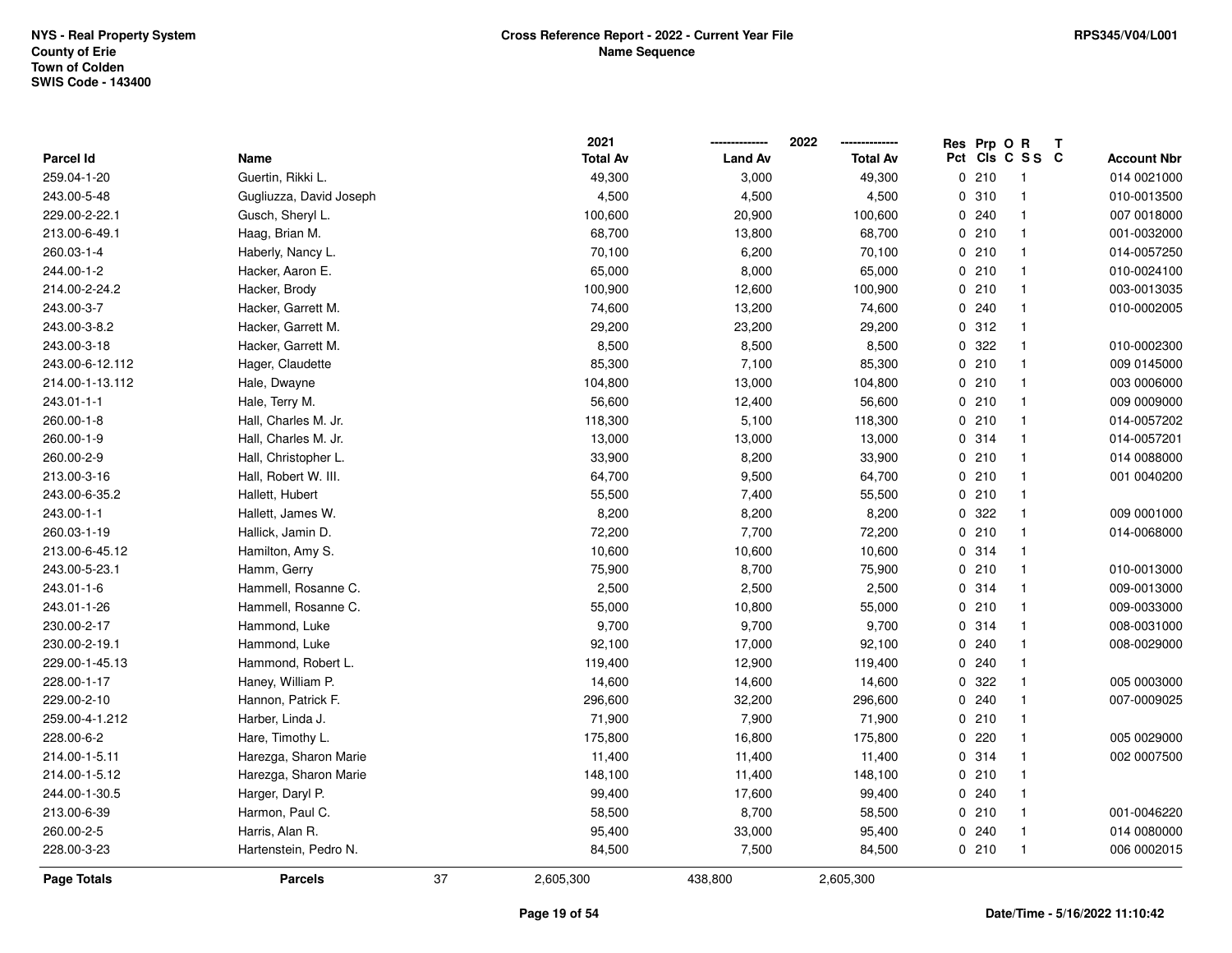**NYS - Real Property System**
**County of Erie**
**Town of Colden**
**SWIS Code - 143400**

**Cross Reference Report - 2022 - Current Year File**
**Name Sequence**

**RPS345/V04/L001**

| Parcel Id | Name | 2021 Total Av | 2022 Land Av | 2022 Total Av | Res Pct | Prp Cls | O C | R S S | T C | Account Nbr |
|---|---|---|---|---|---|---|---|---|---|---|
| 259.04-1-20 | Guertin, Rikki L. | 49,300 | 3,000 | 49,300 | 0 | 210 | | 1 | | 014 0021000 |
| 243.00-5-48 | Gugliuzza, David Joseph | 4,500 | 4,500 | 4,500 | 0 | 310 | | 1 | | 010-0013500 |
| 229.00-2-22.1 | Gusch, Sheryl L. | 100,600 | 20,900 | 100,600 | 0 | 240 | | 1 | | 007 0018000 |
| 213.00-6-49.1 | Haag, Brian M. | 68,700 | 13,800 | 68,700 | 0 | 210 | | 1 | | 001-0032000 |
| 260.03-1-4 | Haberly, Nancy L. | 70,100 | 6,200 | 70,100 | 0 | 210 | | 1 | | 014-0057250 |
| 244.00-1-2 | Hacker, Aaron E. | 65,000 | 8,000 | 65,000 | 0 | 210 | | 1 | | 010-0024100 |
| 214.00-2-24.2 | Hacker, Brody | 100,900 | 12,600 | 100,900 | 0 | 210 | | 1 | | 003-0013035 |
| 243.00-3-7 | Hacker, Garrett M. | 74,600 | 13,200 | 74,600 | 0 | 240 | | 1 | | 010-0002005 |
| 243.00-3-8.2 | Hacker, Garrett M. | 29,200 | 23,200 | 29,200 | 0 | 312 | | 1 | | |
| 243.00-3-18 | Hacker, Garrett M. | 8,500 | 8,500 | 8,500 | 0 | 322 | | 1 | | 010-0002300 |
| 243.00-6-12.112 | Hager, Claudette | 85,300 | 7,100 | 85,300 | 0 | 210 | | 1 | | 009 0145000 |
| 214.00-1-13.112 | Hale, Dwayne | 104,800 | 13,000 | 104,800 | 0 | 210 | | 1 | | 003 0006000 |
| 243.01-1-1 | Hale, Terry M. | 56,600 | 12,400 | 56,600 | 0 | 210 | | 1 | | 009 0009000 |
| 260.00-1-8 | Hall, Charles M. Jr. | 118,300 | 5,100 | 118,300 | 0 | 210 | | 1 | | 014-0057202 |
| 260.00-1-9 | Hall, Charles M. Jr. | 13,000 | 13,000 | 13,000 | 0 | 314 | | 1 | | 014-0057201 |
| 260.00-2-9 | Hall, Christopher L. | 33,900 | 8,200 | 33,900 | 0 | 210 | | 1 | | 014 0088000 |
| 213.00-3-16 | Hall, Robert W. III. | 64,700 | 9,500 | 64,700 | 0 | 210 | | 1 | | 001 0040200 |
| 243.00-6-35.2 | Hallett, Hubert | 55,500 | 7,400 | 55,500 | 0 | 210 | | 1 | | |
| 243.00-1-1 | Hallett, James W. | 8,200 | 8,200 | 8,200 | 0 | 322 | | 1 | | 009 0001000 |
| 260.03-1-19 | Hallick, Jamin D. | 72,200 | 7,700 | 72,200 | 0 | 210 | | 1 | | 014-0068000 |
| 213.00-6-45.12 | Hamilton, Amy S. | 10,600 | 10,600 | 10,600 | 0 | 314 | | 1 | | |
| 243.00-5-23.1 | Hamm, Gerry | 75,900 | 8,700 | 75,900 | 0 | 210 | | 1 | | 010-0013000 |
| 243.01-1-6 | Hammell, Rosanne C. | 2,500 | 2,500 | 2,500 | 0 | 314 | | 1 | | 009-0013000 |
| 243.01-1-26 | Hammell, Rosanne C. | 55,000 | 10,800 | 55,000 | 0 | 210 | | 1 | | 009-0033000 |
| 230.00-2-17 | Hammond, Luke | 9,700 | 9,700 | 9,700 | 0 | 314 | | 1 | | 008-0031000 |
| 230.00-2-19.1 | Hammond, Luke | 92,100 | 17,000 | 92,100 | 0 | 240 | | 1 | | 008-0029000 |
| 229.00-1-45.13 | Hammond, Robert L. | 119,400 | 12,900 | 119,400 | 0 | 240 | | 1 | | |
| 228.00-1-17 | Haney, William P. | 14,600 | 14,600 | 14,600 | 0 | 322 | | 1 | | 005 0003000 |
| 229.00-2-10 | Hannon, Patrick F. | 296,600 | 32,200 | 296,600 | 0 | 240 | | 1 | | 007-0009025 |
| 259.00-4-1.212 | Harber, Linda J. | 71,900 | 7,900 | 71,900 | 0 | 210 | | 1 | | |
| 228.00-6-2 | Hare, Timothy L. | 175,800 | 16,800 | 175,800 | 0 | 220 | | 1 | | 005 0029000 |
| 214.00-1-5.11 | Harezga, Sharon Marie | 11,400 | 11,400 | 11,400 | 0 | 314 | | 1 | | 002 0007500 |
| 214.00-1-5.12 | Harezga, Sharon Marie | 148,100 | 11,400 | 148,100 | 0 | 210 | | 1 | | |
| 244.00-1-30.5 | Harger, Daryl P. | 99,400 | 17,600 | 99,400 | 0 | 240 | | 1 | | |
| 213.00-6-39 | Harmon, Paul C. | 58,500 | 8,700 | 58,500 | 0 | 210 | | 1 | | 001-0046220 |
| 260.00-2-5 | Harris, Alan R. | 95,400 | 33,000 | 95,400 | 0 | 240 | | 1 | | 014 0080000 |
| 228.00-3-23 | Hartenstein, Pedro N. | 84,500 | 7,500 | 84,500 | 0 | 210 | | 1 | | 006 0002015 |
| **Page Totals** | **Parcels** 37 | 2,605,300 | 438,800 | 2,605,300 | | | | | | |

**Date/Time - 5/16/2022 11:10:42**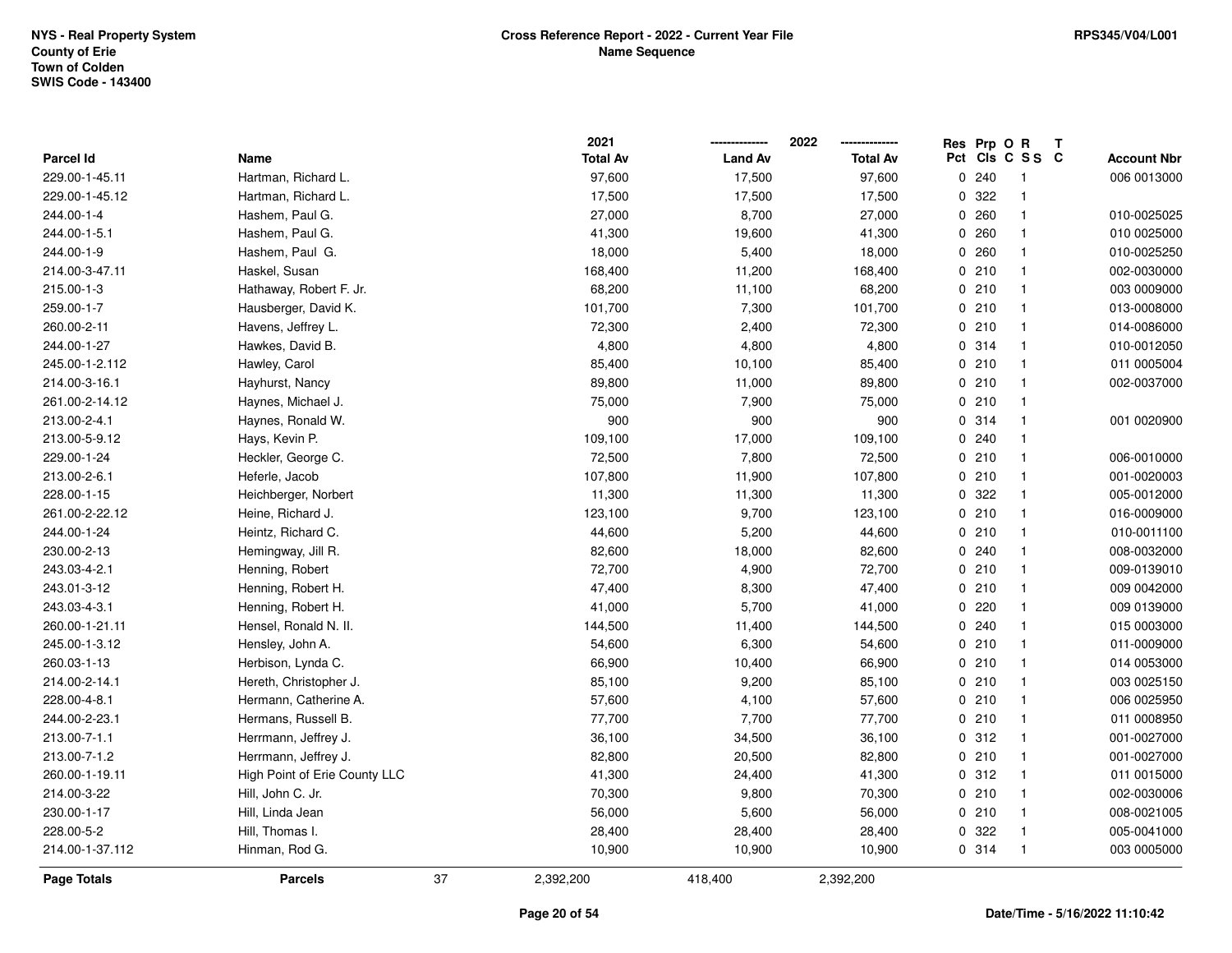NYS - Real Property System
County of Erie
Town of Colden
SWIS Code - 143400

**Cross Reference Report - 2022 - Current Year File**
**Name Sequence**

RPS345/V04/L001

| Parcel Id | Name | 2021 Total Av | 2022 Land Av | 2022 Total Av | Res Pct | Prp Cls | O C | R S S | T C | Account Nbr |
|---|---|---|---|---|---|---|---|---|---|---|
| 229.00-1-45.11 | Hartman, Richard L. | 97,600 | 17,500 | 97,600 | 0 | 240 | | 1 | | 006 0013000 |
| 229.00-1-45.12 | Hartman, Richard L. | 17,500 | 17,500 | 17,500 | 0 | 322 | | 1 | | |
| 244.00-1-4 | Hashem, Paul G. | 27,000 | 8,700 | 27,000 | 0 | 260 | | 1 | | 010-0025025 |
| 244.00-1-5.1 | Hashem, Paul G. | 41,300 | 19,600 | 41,300 | 0 | 260 | | 1 | | 010 0025000 |
| 244.00-1-9 | Hashem, Paul G. | 18,000 | 5,400 | 18,000 | 0 | 260 | | 1 | | 010-0025250 |
| 214.00-3-47.11 | Haskel, Susan | 168,400 | 11,200 | 168,400 | 0 | 210 | | 1 | | 002-0030000 |
| 215.00-1-3 | Hathaway, Robert F. Jr. | 68,200 | 11,100 | 68,200 | 0 | 210 | | 1 | | 003 0009000 |
| 259.00-1-7 | Hausberger, David K. | 101,700 | 7,300 | 101,700 | 0 | 210 | | 1 | | 013-0008000 |
| 260.00-2-11 | Havens, Jeffrey L. | 72,300 | 2,400 | 72,300 | 0 | 210 | | 1 | | 014-0086000 |
| 244.00-1-27 | Hawkes, David B. | 4,800 | 4,800 | 4,800 | 0 | 314 | | 1 | | 010-0012050 |
| 245.00-1-2.112 | Hawley, Carol | 85,400 | 10,100 | 85,400 | 0 | 210 | | 1 | | 011 0005004 |
| 214.00-3-16.1 | Hayhurst, Nancy | 89,800 | 11,000 | 89,800 | 0 | 210 | | 1 | | 002-0037000 |
| 261.00-2-14.12 | Haynes, Michael J. | 75,000 | 7,900 | 75,000 | 0 | 210 | | 1 | | |
| 213.00-2-4.1 | Haynes, Ronald W. | 900 | 900 | 900 | 0 | 314 | | 1 | | 001 0020900 |
| 213.00-5-9.12 | Hays, Kevin P. | 109,100 | 17,000 | 109,100 | 0 | 240 | | 1 | | |
| 229.00-1-24 | Heckler, George C. | 72,500 | 7,800 | 72,500 | 0 | 210 | | 1 | | 006-0010000 |
| 213.00-2-6.1 | Heferle, Jacob | 107,800 | 11,900 | 107,800 | 0 | 210 | | 1 | | 001-0020003 |
| 228.00-1-15 | Heichberger, Norbert | 11,300 | 11,300 | 11,300 | 0 | 322 | | 1 | | 005-0012000 |
| 261.00-2-22.12 | Heine, Richard J. | 123,100 | 9,700 | 123,100 | 0 | 210 | | 1 | | 016-0009000 |
| 244.00-1-24 | Heintz, Richard C. | 44,600 | 5,200 | 44,600 | 0 | 210 | | 1 | | 010-0011100 |
| 230.00-2-13 | Hemingway, Jill R. | 82,600 | 18,000 | 82,600 | 0 | 240 | | 1 | | 008-0032000 |
| 243.03-4-2.1 | Henning, Robert | 72,700 | 4,900 | 72,700 | 0 | 210 | | 1 | | 009-0139010 |
| 243.01-3-12 | Henning, Robert H. | 47,400 | 8,300 | 47,400 | 0 | 210 | | 1 | | 009 0042000 |
| 243.03-4-3.1 | Henning, Robert H. | 41,000 | 5,700 | 41,000 | 0 | 220 | | 1 | | 009 0139000 |
| 260.00-1-21.11 | Hensel, Ronald N. II. | 144,500 | 11,400 | 144,500 | 0 | 240 | | 1 | | 015 0003000 |
| 245.00-1-3.12 | Hensley, John A. | 54,600 | 6,300 | 54,600 | 0 | 210 | | 1 | | 011-0009000 |
| 260.03-1-13 | Herbison, Lynda C. | 66,900 | 10,400 | 66,900 | 0 | 210 | | 1 | | 014 0053000 |
| 214.00-2-14.1 | Hereth, Christopher J. | 85,100 | 9,200 | 85,100 | 0 | 210 | | 1 | | 003 0025150 |
| 228.00-4-8.1 | Hermann, Catherine A. | 57,600 | 4,100 | 57,600 | 0 | 210 | | 1 | | 006 0025950 |
| 244.00-2-23.1 | Hermans, Russell B. | 77,700 | 7,700 | 77,700 | 0 | 210 | | 1 | | 011 0008950 |
| 213.00-7-1.1 | Herrmann, Jeffrey J. | 36,100 | 34,500 | 36,100 | 0 | 312 | | 1 | | 001-0027000 |
| 213.00-7-1.2 | Herrmann, Jeffrey J. | 82,800 | 20,500 | 82,800 | 0 | 210 | | 1 | | 001-0027000 |
| 260.00-1-19.11 | High Point of Erie County LLC | 41,300 | 24,400 | 41,300 | 0 | 312 | | 1 | | 011 0015000 |
| 214.00-3-22 | Hill, John C. Jr. | 70,300 | 9,800 | 70,300 | 0 | 210 | | 1 | | 002-0030006 |
| 230.00-1-17 | Hill, Linda Jean | 56,000 | 5,600 | 56,000 | 0 | 210 | | 1 | | 008-0021005 |
| 228.00-5-2 | Hill, Thomas I. | 28,400 | 28,400 | 28,400 | 0 | 322 | | 1 | | 005-0041000 |
| 214.00-1-37.112 | Hinman, Rod G. | 10,900 | 10,900 | 10,900 | 0 | 314 | | 1 | | 003 0005000 |
| **Page Totals** | **Parcels** 37 | 2,392,200 | 418,400 | 2,392,200 | | | | | | |

Date/Time - 5/16/2022 11:10:42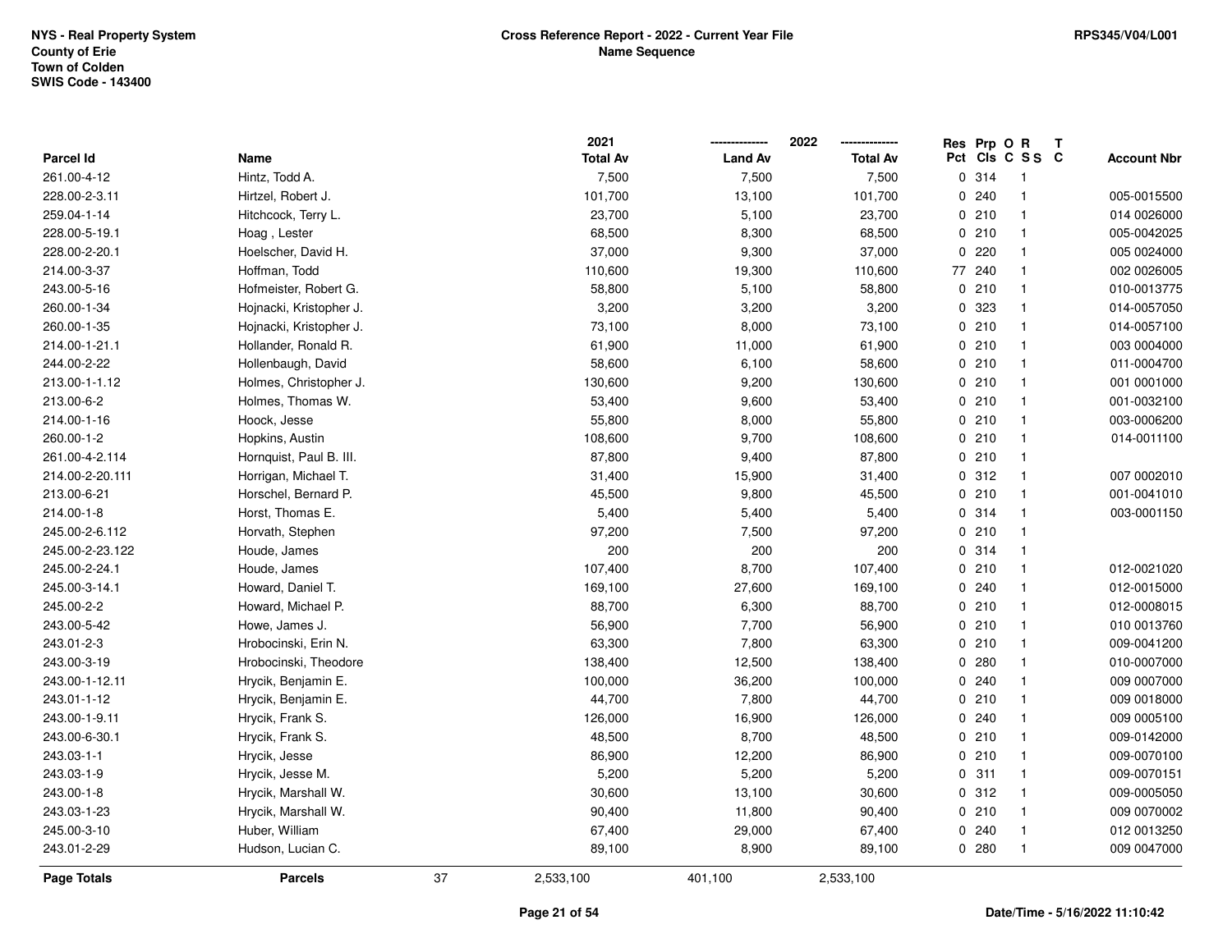NYS - Real Property System
County of Erie
Town of Colden
SWIS Code - 143400

**Cross Reference Report - 2022 - Current Year File**
**Name Sequence**

RPS345/V04/L001

| Parcel Id | Name | 2021 Total Av | 2022 Land Av | 2022 Total Av | Res Pct | Prp Cls | O C | R S S | T C | Account Nbr |
|---|---|---|---|---|---|---|---|---|---|---|
| 261.00-4-12 | Hintz, Todd A. | 7,500 | 7,500 | 7,500 | 0 | 314 | | 1 | | |
| 228.00-2-3.11 | Hirtzel, Robert J. | 101,700 | 13,100 | 101,700 | 0 | 240 | | 1 | | 005-0015500 |
| 259.04-1-14 | Hitchcock, Terry L. | 23,700 | 5,100 | 23,700 | 0 | 210 | | 1 | | 014 0026000 |
| 228.00-5-19.1 | Hoag , Lester | 68,500 | 8,300 | 68,500 | 0 | 210 | | 1 | | 005-0042025 |
| 228.00-2-20.1 | Hoelscher, David H. | 37,000 | 9,300 | 37,000 | 0 | 220 | | 1 | | 005 0024000 |
| 214.00-3-37 | Hoffman, Todd | 110,600 | 19,300 | 110,600 | 77 | 240 | | 1 | | 002 0026005 |
| 243.00-5-16 | Hofmeister, Robert G. | 58,800 | 5,100 | 58,800 | 0 | 210 | | 1 | | 010-0013775 |
| 260.00-1-34 | Hojnacki, Kristopher J. | 3,200 | 3,200 | 3,200 | 0 | 323 | | 1 | | 014-0057050 |
| 260.00-1-35 | Hojnacki, Kristopher J. | 73,100 | 8,000 | 73,100 | 0 | 210 | | 1 | | 014-0057100 |
| 214.00-1-21.1 | Hollander, Ronald R. | 61,900 | 11,000 | 61,900 | 0 | 210 | | 1 | | 003 0004000 |
| 244.00-2-22 | Hollenbaugh, David | 58,600 | 6,100 | 58,600 | 0 | 210 | | 1 | | 011-0004700 |
| 213.00-1-1.12 | Holmes, Christopher J. | 130,600 | 9,200 | 130,600 | 0 | 210 | | 1 | | 001 0001000 |
| 213.00-6-2 | Holmes, Thomas W. | 53,400 | 9,600 | 53,400 | 0 | 210 | | 1 | | 001-0032100 |
| 214.00-1-16 | Hoock, Jesse | 55,800 | 8,000 | 55,800 | 0 | 210 | | 1 | | 003-0006200 |
| 260.00-1-2 | Hopkins, Austin | 108,600 | 9,700 | 108,600 | 0 | 210 | | 1 | | 014-0011100 |
| 261.00-4-2.114 | Hornquist, Paul B. III. | 87,800 | 9,400 | 87,800 | 0 | 210 | | 1 | | |
| 214.00-2-20.111 | Horrigan, Michael T. | 31,400 | 15,900 | 31,400 | 0 | 312 | | 1 | | 007 0002010 |
| 213.00-6-21 | Horschel, Bernard P. | 45,500 | 9,800 | 45,500 | 0 | 210 | | 1 | | 001-0041010 |
| 214.00-1-8 | Horst, Thomas E. | 5,400 | 5,400 | 5,400 | 0 | 314 | | 1 | | 003-0001150 |
| 245.00-2-6.112 | Horvath, Stephen | 97,200 | 7,500 | 97,200 | 0 | 210 | | 1 | | |
| 245.00-2-23.122 | Houde, James | 200 | 200 | 200 | 0 | 314 | | 1 | | |
| 245.00-2-24.1 | Houde, James | 107,400 | 8,700 | 107,400 | 0 | 210 | | 1 | | 012-0021020 |
| 245.00-3-14.1 | Howard, Daniel T. | 169,100 | 27,600 | 169,100 | 0 | 240 | | 1 | | 012-0015000 |
| 245.00-2-2 | Howard, Michael P. | 88,700 | 6,300 | 88,700 | 0 | 210 | | 1 | | 012-0008015 |
| 243.00-5-42 | Howe, James J. | 56,900 | 7,700 | 56,900 | 0 | 210 | | 1 | | 010 0013760 |
| 243.01-2-3 | Hrobocinski, Erin N. | 63,300 | 7,800 | 63,300 | 0 | 210 | | 1 | | 009-0041200 |
| 243.00-3-19 | Hrobocinski, Theodore | 138,400 | 12,500 | 138,400 | 0 | 280 | | 1 | | 010-0007000 |
| 243.00-1-12.11 | Hrycik, Benjamin E. | 100,000 | 36,200 | 100,000 | 0 | 240 | | 1 | | 009 0007000 |
| 243.01-1-12 | Hrycik, Benjamin E. | 44,700 | 7,800 | 44,700 | 0 | 210 | | 1 | | 009 0018000 |
| 243.00-1-9.11 | Hrycik, Frank S. | 126,000 | 16,900 | 126,000 | 0 | 240 | | 1 | | 009 0005100 |
| 243.00-6-30.1 | Hrycik, Frank S. | 48,500 | 8,700 | 48,500 | 0 | 210 | | 1 | | 009-0142000 |
| 243.03-1-1 | Hrycik, Jesse | 86,900 | 12,200 | 86,900 | 0 | 210 | | 1 | | 009-0070100 |
| 243.03-1-9 | Hrycik, Jesse M. | 5,200 | 5,200 | 5,200 | 0 | 311 | | 1 | | 009-0070151 |
| 243.00-1-8 | Hrycik, Marshall W. | 30,600 | 13,100 | 30,600 | 0 | 312 | | 1 | | 009-0005050 |
| 243.03-1-23 | Hrycik, Marshall W. | 90,400 | 11,800 | 90,400 | 0 | 210 | | 1 | | 009 0070002 |
| 245.00-3-10 | Huber, William | 67,400 | 29,000 | 67,400 | 0 | 240 | | 1 | | 012 0013250 |
| 243.01-2-29 | Hudson, Lucian C. | 89,100 | 8,900 | 89,100 | 0 | 280 | | 1 | | 009 0047000 |
| **Page Totals** | **Parcels** 37 | 2,533,100 | 401,100 | 2,533,100 | | | | | | |

Date/Time - 5/16/2022 11:10:42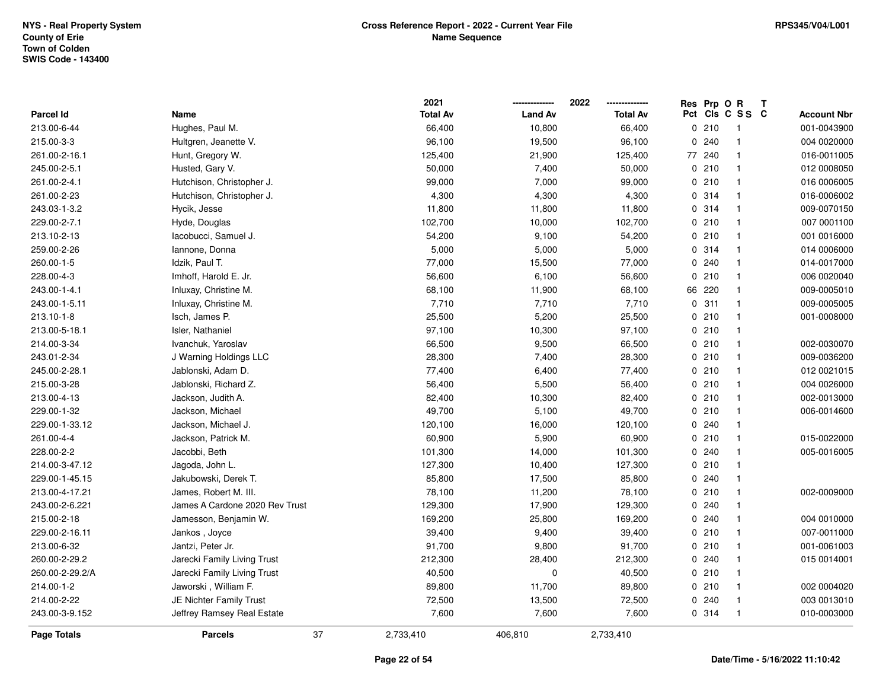NYS - Real Property System
County of Erie
Town of Colden
SWIS Code - 143400

**Cross Reference Report - 2022 - Current Year File**
**Name Sequence**

RPS345/V04/L001

| Parcel Id | Name | 2021 Total Av | 2022 Land Av | 2022 Total Av | Res Pct | Prp Cls | O C | R S S | T C | Account Nbr |
|---|---|---|---|---|---|---|---|---|---|---|
| 213.00-6-44 | Hughes, Paul M. | 66,400 | 10,800 | 66,400 | 0 | 210 | | 1 | | 001-0043900 |
| 215.00-3-3 | Hultgren, Jeanette V. | 96,100 | 19,500 | 96,100 | 0 | 240 | | 1 | | 004 0020000 |
| 261.00-2-16.1 | Hunt, Gregory W. | 125,400 | 21,900 | 125,400 | 77 | 240 | | 1 | | 016-0011005 |
| 245.00-2-5.1 | Husted, Gary V. | 50,000 | 7,400 | 50,000 | 0 | 210 | | 1 | | 012 0008050 |
| 261.00-2-4.1 | Hutchison, Christopher J. | 99,000 | 7,000 | 99,000 | 0 | 210 | | 1 | | 016 0006005 |
| 261.00-2-23 | Hutchison, Christopher J. | 4,300 | 4,300 | 4,300 | 0 | 314 | | 1 | | 016-0006002 |
| 243.03-1-3.2 | Hycik, Jesse | 11,800 | 11,800 | 11,800 | 0 | 314 | | 1 | | 009-0070150 |
| 229.00-2-7.1 | Hyde, Douglas | 102,700 | 10,000 | 102,700 | 0 | 210 | | 1 | | 007 0001100 |
| 213.10-2-13 | Iacobucci, Samuel J. | 54,200 | 9,100 | 54,200 | 0 | 210 | | 1 | | 001 0016000 |
| 259.00-2-26 | Iannone, Donna | 5,000 | 5,000 | 5,000 | 0 | 314 | | 1 | | 014 0006000 |
| 260.00-1-5 | Idzik, Paul T. | 77,000 | 15,500 | 77,000 | 0 | 240 | | 1 | | 014-0017000 |
| 228.00-4-3 | Imhoff, Harold E. Jr. | 56,600 | 6,100 | 56,600 | 0 | 210 | | 1 | | 006 0020040 |
| 243.00-1-4.1 | Inluxay, Christine M. | 68,100 | 11,900 | 68,100 | 66 | 220 | | 1 | | 009-0005010 |
| 243.00-1-5.11 | Inluxay, Christine M. | 7,710 | 7,710 | 7,710 | 0 | 311 | | 1 | | 009-0005005 |
| 213.10-1-8 | Isch, James P. | 25,500 | 5,200 | 25,500 | 0 | 210 | | 1 | | 001-0008000 |
| 213.00-5-18.1 | Isler, Nathaniel | 97,100 | 10,300 | 97,100 | 0 | 210 | | 1 | | |
| 214.00-3-34 | Ivanchuk, Yaroslav | 66,500 | 9,500 | 66,500 | 0 | 210 | | 1 | | 002-0030070 |
| 243.01-2-34 | J Warning Holdings LLC | 28,300 | 7,400 | 28,300 | 0 | 210 | | 1 | | 009-0036200 |
| 245.00-2-28.1 | Jablonski, Adam D. | 77,400 | 6,400 | 77,400 | 0 | 210 | | 1 | | 012 0021015 |
| 215.00-3-28 | Jablonski, Richard Z. | 56,400 | 5,500 | 56,400 | 0 | 210 | | 1 | | 004 0026000 |
| 213.00-4-13 | Jackson, Judith A. | 82,400 | 10,300 | 82,400 | 0 | 210 | | 1 | | 002-0013000 |
| 229.00-1-32 | Jackson, Michael | 49,700 | 5,100 | 49,700 | 0 | 210 | | 1 | | 006-0014600 |
| 229.00-1-33.12 | Jackson, Michael J. | 120,100 | 16,000 | 120,100 | 0 | 240 | | 1 | | |
| 261.00-4-4 | Jackson, Patrick M. | 60,900 | 5,900 | 60,900 | 0 | 210 | | 1 | | 015-0022000 |
| 228.00-2-2 | Jacobbi, Beth | 101,300 | 14,000 | 101,300 | 0 | 240 | | 1 | | 005-0016005 |
| 214.00-3-47.12 | Jagoda, John L. | 127,300 | 10,400 | 127,300 | 0 | 210 | | 1 | | |
| 229.00-1-45.15 | Jakubowski, Derek T. | 85,800 | 17,500 | 85,800 | 0 | 240 | | 1 | | |
| 213.00-4-17.21 | James, Robert M. III. | 78,100 | 11,200 | 78,100 | 0 | 210 | | 1 | | 002-0009000 |
| 243.00-2-6.221 | James A Cardone 2020 Rev Trust | 129,300 | 17,900 | 129,300 | 0 | 240 | | 1 | | |
| 215.00-2-18 | Jamesson, Benjamin W. | 169,200 | 25,800 | 169,200 | 0 | 240 | | 1 | | 004 0010000 |
| 229.00-2-16.11 | Jankos , Joyce | 39,400 | 9,400 | 39,400 | 0 | 210 | | 1 | | 007-0011000 |
| 213.00-6-32 | Jantzi, Peter Jr. | 91,700 | 9,800 | 91,700 | 0 | 210 | | 1 | | 001-0061003 |
| 260.00-2-29.2 | Jarecki Family Living Trust | 212,300 | 28,400 | 212,300 | 0 | 240 | | 1 | | 015 0014001 |
| 260.00-2-29.2/A | Jarecki Family Living Trust | 40,500 | 0 | 40,500 | 0 | 210 | | 1 | | |
| 214.00-1-2 | Jaworski , William F. | 89,800 | 11,700 | 89,800 | 0 | 210 | | 1 | | 002 0004020 |
| 214.00-2-22 | JE Nichter Family Trust | 72,500 | 13,500 | 72,500 | 0 | 240 | | 1 | | 003 0013010 |
| 243.00-3-9.152 | Jeffrey Ramsey Real Estate | 7,600 | 7,600 | 7,600 | 0 | 314 | | 1 | | 010-0003000 |
| **Page Totals** | **Parcels** 37 | 2,733,410 | 406,810 | 2,733,410 | | | | | | |

Date/Time - 5/16/2022 11:10:42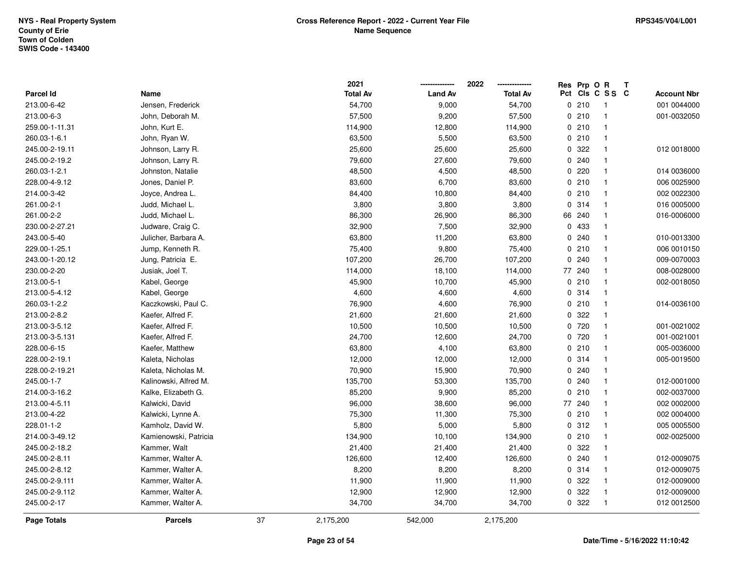NYS - Real Property System
County of Erie
Town of Colden
SWIS Code - 143400

**Cross Reference Report - 2022 - Current Year File**
**Name Sequence**

RPS345/V04/L001

| Parcel Id | Name | 2021 Total Av | 2022 Land Av | 2022 Total Av | Res Pct | Prp Cls | O C | R S S | T C | Account Nbr |
|---|---|---|---|---|---|---|---|---|---|---|
| 213.00-6-42 | Jensen, Frederick | 54,700 | 9,000 | 54,700 | 0 | 210 | | 1 | | 001 0044000 |
| 213.00-6-3 | John, Deborah M. | 57,500 | 9,200 | 57,500 | 0 | 210 | | 1 | | 001-0032050 |
| 259.00-1-11.31 | John, Kurt E. | 114,900 | 12,800 | 114,900 | 0 | 210 | | 1 | | |
| 260.03-1-6.1 | John, Ryan W. | 63,500 | 5,500 | 63,500 | 0 | 210 | | 1 | | |
| 245.00-2-19.11 | Johnson, Larry R. | 25,600 | 25,600 | 25,600 | 0 | 322 | | 1 | | 012 0018000 |
| 245.00-2-19.2 | Johnson, Larry R. | 79,600 | 27,600 | 79,600 | 0 | 240 | | 1 | | |
| 260.03-1-2.1 | Johnston, Natalie | 48,500 | 4,500 | 48,500 | 0 | 220 | | 1 | | 014 0036000 |
| 228.00-4-9.12 | Jones, Daniel P. | 83,600 | 6,700 | 83,600 | 0 | 210 | | 1 | | 006 0025900 |
| 214.00-3-42 | Joyce, Andrea L. | 84,400 | 10,800 | 84,400 | 0 | 210 | | 1 | | 002 0022300 |
| 261.00-2-1 | Judd, Michael L. | 3,800 | 3,800 | 3,800 | 0 | 314 | | 1 | | 016 0005000 |
| 261.00-2-2 | Judd, Michael L. | 86,300 | 26,900 | 86,300 | 66 | 240 | | 1 | | 016-0006000 |
| 230.00-2-27.21 | Judware, Craig C. | 32,900 | 7,500 | 32,900 | 0 | 433 | | 1 | | |
| 243.00-5-40 | Julicher, Barbara A. | 63,800 | 11,200 | 63,800 | 0 | 240 | | 1 | | 010-0013300 |
| 229.00-1-25.1 | Jump, Kenneth R. | 75,400 | 9,800 | 75,400 | 0 | 210 | | 1 | | 006 0010150 |
| 243.00-1-20.12 | Jung, Patricia E. | 107,200 | 26,700 | 107,200 | 0 | 240 | | 1 | | 009-0070003 |
| 230.00-2-20 | Jusiak, Joel T. | 114,000 | 18,100 | 114,000 | 77 | 240 | | 1 | | 008-0028000 |
| 213.00-5-1 | Kabel, George | 45,900 | 10,700 | 45,900 | 0 | 210 | | 1 | | 002-0018050 |
| 213.00-5-4.12 | Kabel, George | 4,600 | 4,600 | 4,600 | 0 | 314 | | 1 | | |
| 260.03-1-2.2 | Kaczkowski, Paul C. | 76,900 | 4,600 | 76,900 | 0 | 210 | | 1 | | 014-0036100 |
| 213.00-2-8.2 | Kaefer, Alfred F. | 21,600 | 21,600 | 21,600 | 0 | 322 | | 1 | | |
| 213.00-3-5.12 | Kaefer, Alfred F. | 10,500 | 10,500 | 10,500 | 0 | 720 | | 1 | | 001-0021002 |
| 213.00-3-5.131 | Kaefer, Alfred F. | 24,700 | 12,600 | 24,700 | 0 | 720 | | 1 | | 001-0021001 |
| 228.00-6-15 | Kaefer, Matthew | 63,800 | 4,100 | 63,800 | 0 | 210 | | 1 | | 005-0036000 |
| 228.00-2-19.1 | Kaleta, Nicholas | 12,000 | 12,000 | 12,000 | 0 | 314 | | 1 | | 005-0019500 |
| 228.00-2-19.21 | Kaleta, Nicholas M. | 70,900 | 15,900 | 70,900 | 0 | 240 | | 1 | | |
| 245.00-1-7 | Kalinowski, Alfred M. | 135,700 | 53,300 | 135,700 | 0 | 240 | | 1 | | 012-0001000 |
| 214.00-3-16.2 | Kalke, Elizabeth G. | 85,200 | 9,900 | 85,200 | 0 | 210 | | 1 | | 002-0037000 |
| 213.00-4-5.11 | Kalwicki, David | 96,000 | 38,600 | 96,000 | 77 | 240 | | 1 | | 002 0002000 |
| 213.00-4-22 | Kalwicki, Lynne A. | 75,300 | 11,300 | 75,300 | 0 | 210 | | 1 | | 002 0004000 |
| 228.01-1-2 | Kamholz, David W. | 5,800 | 5,000 | 5,800 | 0 | 312 | | 1 | | 005 0005500 |
| 214.00-3-49.12 | Kamienowski, Patricia | 134,900 | 10,100 | 134,900 | 0 | 210 | | 1 | | 002-0025000 |
| 245.00-2-18.2 | Kammer, Walt | 21,400 | 21,400 | 21,400 | 0 | 322 | | 1 | | |
| 245.00-2-8.11 | Kammer, Walter A. | 126,600 | 12,400 | 126,600 | 0 | 240 | | 1 | | 012-0009075 |
| 245.00-2-8.12 | Kammer, Walter A. | 8,200 | 8,200 | 8,200 | 0 | 314 | | 1 | | 012-0009075 |
| 245.00-2-9.111 | Kammer, Walter A. | 11,900 | 11,900 | 11,900 | 0 | 322 | | 1 | | 012-0009000 |
| 245.00-2-9.112 | Kammer, Walter A. | 12,900 | 12,900 | 12,900 | 0 | 322 | | 1 | | 012-0009000 |
| 245.00-2-17 | Kammer, Walter A. | 34,700 | 34,700 | 34,700 | 0 | 322 | | 1 | | 012 0012500 |
| **Page Totals** | **Parcels** 37 | 2,175,200 | 542,000 | 2,175,200 | | | | | | |

Date/Time - 5/16/2022 11:10:42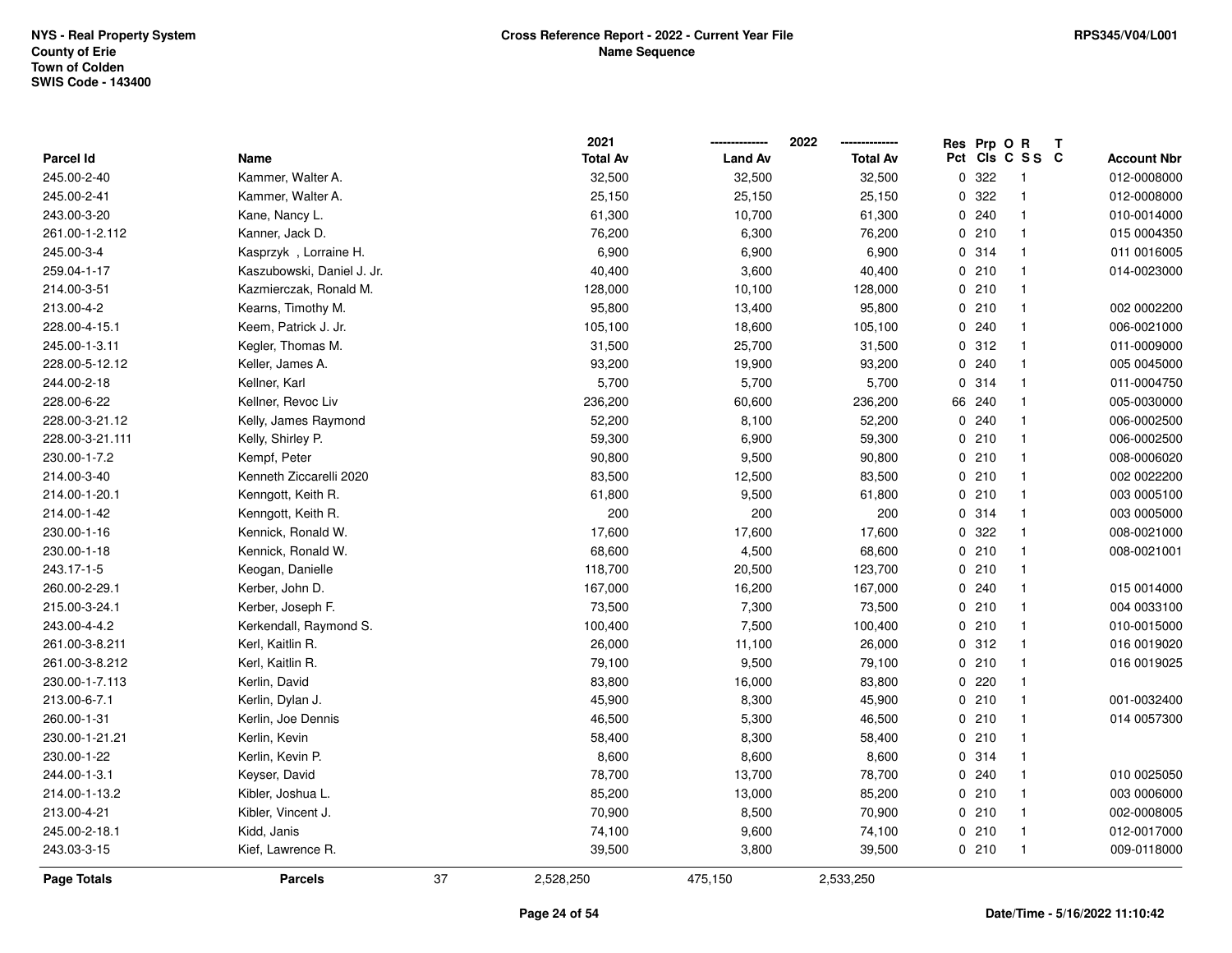NYS - Real Property System
County of Erie
Town of Colden
SWIS Code - 143400

**Cross Reference Report - 2022 - Current Year File**
**Name Sequence**

RPS345/V04/L001

| Parcel Id | Name | 2021 Total Av | 2022 Land Av | 2022 Total Av | Res Pct | Prp Cls | O C | R S S | T C | Account Nbr |
|---|---|---|---|---|---|---|---|---|---|---|
| 245.00-2-40 | Kammer, Walter A. | 32,500 | 32,500 | 32,500 | 0 | 322 | | 1 | | 012-0008000 |
| 245.00-2-41 | Kammer, Walter A. | 25,150 | 25,150 | 25,150 | 0 | 322 | | 1 | | 012-0008000 |
| 243.00-3-20 | Kane, Nancy L. | 61,300 | 10,700 | 61,300 | 0 | 240 | | 1 | | 010-0014000 |
| 261.00-1-2.112 | Kanner, Jack D. | 76,200 | 6,300 | 76,200 | 0 | 210 | | 1 | | 015 0004350 |
| 245.00-3-4 | Kasprzyk , Lorraine H. | 6,900 | 6,900 | 6,900 | 0 | 314 | | 1 | | 011 0016005 |
| 259.04-1-17 | Kaszubowski, Daniel J. Jr. | 40,400 | 3,600 | 40,400 | 0 | 210 | | 1 | | 014-0023000 |
| 214.00-3-51 | Kazmierczak, Ronald M. | 128,000 | 10,100 | 128,000 | 0 | 210 | | 1 | | |
| 213.00-4-2 | Kearns, Timothy M. | 95,800 | 13,400 | 95,800 | 0 | 210 | | 1 | | 002 0002200 |
| 228.00-4-15.1 | Keem, Patrick J. Jr. | 105,100 | 18,600 | 105,100 | 0 | 240 | | 1 | | 006-0021000 |
| 245.00-1-3.11 | Kegler, Thomas M. | 31,500 | 25,700 | 31,500 | 0 | 312 | | 1 | | 011-0009000 |
| 228.00-5-12.12 | Keller, James A. | 93,200 | 19,900 | 93,200 | 0 | 240 | | 1 | | 005 0045000 |
| 244.00-2-18 | Kellner, Karl | 5,700 | 5,700 | 5,700 | 0 | 314 | | 1 | | 011-0004750 |
| 228.00-6-22 | Kellner, Revoc Liv | 236,200 | 60,600 | 236,200 | 66 | 240 | | 1 | | 005-0030000 |
| 228.00-3-21.12 | Kelly, James Raymond | 52,200 | 8,100 | 52,200 | 0 | 240 | | 1 | | 006-0002500 |
| 228.00-3-21.111 | Kelly, Shirley P. | 59,300 | 6,900 | 59,300 | 0 | 210 | | 1 | | 006-0002500 |
| 230.00-1-7.2 | Kempf, Peter | 90,800 | 9,500 | 90,800 | 0 | 210 | | 1 | | 008-0006020 |
| 214.00-3-40 | Kenneth Ziccarelli 2020 | 83,500 | 12,500 | 83,500 | 0 | 210 | | 1 | | 002 0022200 |
| 214.00-1-20.1 | Kenngott, Keith R. | 61,800 | 9,500 | 61,800 | 0 | 210 | | 1 | | 003 0005100 |
| 214.00-1-42 | Kenngott, Keith R. | 200 | 200 | 200 | 0 | 314 | | 1 | | 003 0005000 |
| 230.00-1-16 | Kennick, Ronald W. | 17,600 | 17,600 | 17,600 | 0 | 322 | | 1 | | 008-0021000 |
| 230.00-1-18 | Kennick, Ronald W. | 68,600 | 4,500 | 68,600 | 0 | 210 | | 1 | | 008-0021001 |
| 243.17-1-5 | Keogan, Danielle | 118,700 | 20,500 | 123,700 | 0 | 210 | | 1 | | |
| 260.00-2-29.1 | Kerber, John D. | 167,000 | 16,200 | 167,000 | 0 | 240 | | 1 | | 015 0014000 |
| 215.00-3-24.1 | Kerber, Joseph F. | 73,500 | 7,300 | 73,500 | 0 | 210 | | 1 | | 004 0033100 |
| 243.00-4-4.2 | Kerkendall, Raymond S. | 100,400 | 7,500 | 100,400 | 0 | 210 | | 1 | | 010-0015000 |
| 261.00-3-8.211 | Kerl, Kaitlin R. | 26,000 | 11,100 | 26,000 | 0 | 312 | | 1 | | 016 0019020 |
| 261.00-3-8.212 | Kerl, Kaitlin R. | 79,100 | 9,500 | 79,100 | 0 | 210 | | 1 | | 016 0019025 |
| 230.00-1-7.113 | Kerlin, David | 83,800 | 16,000 | 83,800 | 0 | 220 | | 1 | | |
| 213.00-6-7.1 | Kerlin, Dylan J. | 45,900 | 8,300 | 45,900 | 0 | 210 | | 1 | | 001-0032400 |
| 260.00-1-31 | Kerlin, Joe Dennis | 46,500 | 5,300 | 46,500 | 0 | 210 | | 1 | | 014 0057300 |
| 230.00-1-21.21 | Kerlin, Kevin | 58,400 | 8,300 | 58,400 | 0 | 210 | | 1 | | |
| 230.00-1-22 | Kerlin, Kevin P. | 8,600 | 8,600 | 8,600 | 0 | 314 | | 1 | | |
| 244.00-1-3.1 | Keyser, David | 78,700 | 13,700 | 78,700 | 0 | 240 | | 1 | | 010 0025050 |
| 214.00-1-13.2 | Kibler, Joshua L. | 85,200 | 13,000 | 85,200 | 0 | 210 | | 1 | | 003 0006000 |
| 213.00-4-21 | Kibler, Vincent J. | 70,900 | 8,500 | 70,900 | 0 | 210 | | 1 | | 002-0008005 |
| 245.00-2-18.1 | Kidd, Janis | 74,100 | 9,600 | 74,100 | 0 | 210 | | 1 | | 012-0017000 |
| 243.03-3-15 | Kief, Lawrence R. | 39,500 | 3,800 | 39,500 | 0 | 210 | | 1 | | 009-0118000 |
| **Page Totals** | **Parcels** 37 | 2,528,250 | 475,150 | 2,533,250 | | | | | | |

Date/Time - 5/16/2022 11:10:42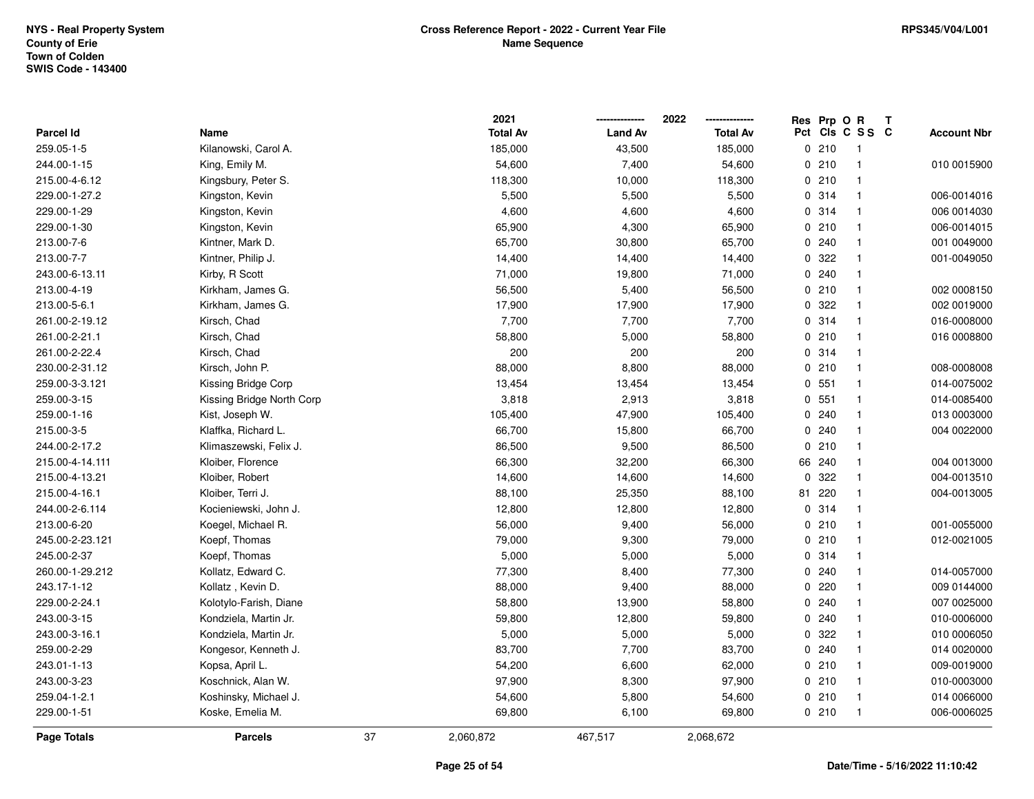NYS - Real Property System
County of Erie
Town of Colden
SWIS Code - 143400

**Cross Reference Report - 2022 - Current Year File**
**Name Sequence**

RPS345/V04/L001

| Parcel Id | Name | 2021 Total Av | 2022 Land Av | 2022 Total Av | Res Pct | Prp Cls | O C | R S S | T C | Account Nbr |
|---|---|---|---|---|---|---|---|---|---|---|
| 259.05-1-5 | Kilanowski, Carol A. | 185,000 | 43,500 | 185,000 | 0 | 210 | | 1 | | |
| 244.00-1-15 | King, Emily M. | 54,600 | 7,400 | 54,600 | 0 | 210 | | 1 | | 010 0015900 |
| 215.00-4-6.12 | Kingsbury, Peter S. | 118,300 | 10,000 | 118,300 | 0 | 210 | | 1 | | |
| 229.00-1-27.2 | Kingston, Kevin | 5,500 | 5,500 | 5,500 | 0 | 314 | | 1 | | 006-0014016 |
| 229.00-1-29 | Kingston, Kevin | 4,600 | 4,600 | 4,600 | 0 | 314 | | 1 | | 006 0014030 |
| 229.00-1-30 | Kingston, Kevin | 65,900 | 4,300 | 65,900 | 0 | 210 | | 1 | | 006-0014015 |
| 213.00-7-6 | Kintner, Mark D. | 65,700 | 30,800 | 65,700 | 0 | 240 | | 1 | | 001 0049000 |
| 213.00-7-7 | Kintner, Philip J. | 14,400 | 14,400 | 14,400 | 0 | 322 | | 1 | | 001-0049050 |
| 243.00-6-13.11 | Kirby, R Scott | 71,000 | 19,800 | 71,000 | 0 | 240 | | 1 | | |
| 213.00-4-19 | Kirkham, James G. | 56,500 | 5,400 | 56,500 | 0 | 210 | | 1 | | 002 0008150 |
| 213.00-5-6.1 | Kirkham, James G. | 17,900 | 17,900 | 17,900 | 0 | 322 | | 1 | | 002 0019000 |
| 261.00-2-19.12 | Kirsch, Chad | 7,700 | 7,700 | 7,700 | 0 | 314 | | 1 | | 016-0008000 |
| 261.00-2-21.1 | Kirsch, Chad | 58,800 | 5,000 | 58,800 | 0 | 210 | | 1 | | 016 0008800 |
| 261.00-2-22.4 | Kirsch, Chad | 200 | 200 | 200 | 0 | 314 | | 1 | | |
| 230.00-2-31.12 | Kirsch, John P. | 88,000 | 8,800 | 88,000 | 0 | 210 | | 1 | | 008-0008008 |
| 259.00-3-3.121 | Kissing Bridge Corp | 13,454 | 13,454 | 13,454 | 0 | 551 | | 1 | | 014-0075002 |
| 259.00-3-15 | Kissing Bridge North Corp | 3,818 | 2,913 | 3,818 | 0 | 551 | | 1 | | 014-0085400 |
| 259.00-1-16 | Kist, Joseph W. | 105,400 | 47,900 | 105,400 | 0 | 240 | | 1 | | 013 0003000 |
| 215.00-3-5 | Klaffka, Richard L. | 66,700 | 15,800 | 66,700 | 0 | 240 | | 1 | | 004 0022000 |
| 244.00-2-17.2 | Klimaszewski, Felix J. | 86,500 | 9,500 | 86,500 | 0 | 210 | | 1 | | |
| 215.00-4-14.111 | Kloiber, Florence | 66,300 | 32,200 | 66,300 | 66 | 240 | | 1 | | 004 0013000 |
| 215.00-4-13.21 | Kloiber, Robert | 14,600 | 14,600 | 14,600 | 0 | 322 | | 1 | | 004-0013510 |
| 215.00-4-16.1 | Kloiber, Terri J. | 88,100 | 25,350 | 88,100 | 81 | 220 | | 1 | | 004-0013005 |
| 244.00-2-6.114 | Kocieniewski, John J. | 12,800 | 12,800 | 12,800 | 0 | 314 | | 1 | | |
| 213.00-6-20 | Koegel, Michael R. | 56,000 | 9,400 | 56,000 | 0 | 210 | | 1 | | 001-0055000 |
| 245.00-2-23.121 | Koepf, Thomas | 79,000 | 9,300 | 79,000 | 0 | 210 | | 1 | | 012-0021005 |
| 245.00-2-37 | Koepf, Thomas | 5,000 | 5,000 | 5,000 | 0 | 314 | | 1 | | |
| 260.00-1-29.212 | Kollatz, Edward C. | 77,300 | 8,400 | 77,300 | 0 | 240 | | 1 | | 014-0057000 |
| 243.17-1-12 | Kollatz , Kevin D. | 88,000 | 9,400 | 88,000 | 0 | 220 | | 1 | | 009 0144000 |
| 229.00-2-24.1 | Kolotylo-Farish, Diane | 58,800 | 13,900 | 58,800 | 0 | 240 | | 1 | | 007 0025000 |
| 243.00-3-15 | Kondziela, Martin Jr. | 59,800 | 12,800 | 59,800 | 0 | 240 | | 1 | | 010-0006000 |
| 243.00-3-16.1 | Kondziela, Martin Jr. | 5,000 | 5,000 | 5,000 | 0 | 322 | | 1 | | 010 0006050 |
| 259.00-2-29 | Kongesor, Kenneth J. | 83,700 | 7,700 | 83,700 | 0 | 240 | | 1 | | 014 0020000 |
| 243.01-1-13 | Kopsa, April L. | 54,200 | 6,600 | 62,000 | 0 | 210 | | 1 | | 009-0019000 |
| 243.00-3-23 | Koschnick, Alan W. | 97,900 | 8,300 | 97,900 | 0 | 210 | | 1 | | 010-0003000 |
| 259.04-1-2.1 | Koshinsky, Michael J. | 54,600 | 5,800 | 54,600 | 0 | 210 | | 1 | | 014 0066000 |
| 229.00-1-51 | Koske, Emelia M. | 69,800 | 6,100 | 69,800 | 0 | 210 | | 1 | | 006-0006025 |
| **Page Totals** | **Parcels** 37 | 2,060,872 | 467,517 | 2,068,672 | | | | | | |

Date/Time - 5/16/2022 11:10:42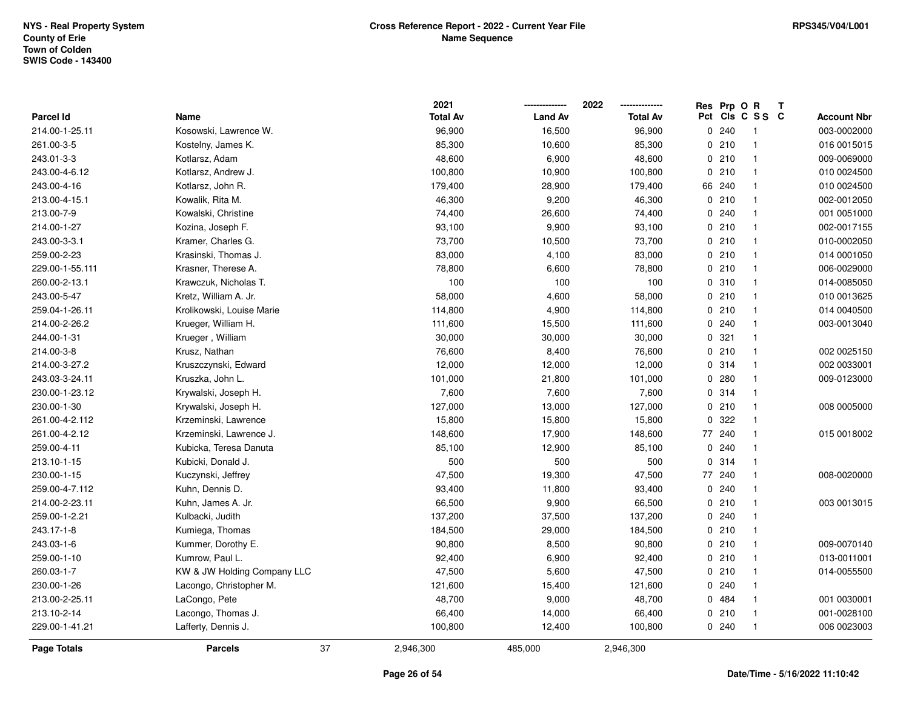NYS - Real Property System
County of Erie
Town of Colden
SWIS Code - 143400

**Cross Reference Report - 2022 - Current Year File**
**Name Sequence**

RPS345/V04/L001

| Parcel Id | Name | 2021 Total Av | 2022 Land Av | 2022 Total Av | Res Pct | Prp Cls | O C | R S S | T C | Account Nbr |
|---|---|---|---|---|---|---|---|---|---|---|
| 214.00-1-25.11 | Kosowski, Lawrence W. | 96,900 | 16,500 | 96,900 | 0 | 240 | | 1 | | 003-0002000 |
| 261.00-3-5 | Kostelny, James K. | 85,300 | 10,600 | 85,300 | 0 | 210 | | 1 | | 016 0015015 |
| 243.01-3-3 | Kotlarsz, Adam | 48,600 | 6,900 | 48,600 | 0 | 210 | | 1 | | 009-0069000 |
| 243.00-4-6.12 | Kotlarsz, Andrew J. | 100,800 | 10,900 | 100,800 | 0 | 210 | | 1 | | 010 0024500 |
| 243.00-4-16 | Kotlarsz, John R. | 179,400 | 28,900 | 179,400 | 66 | 240 | | 1 | | 010 0024500 |
| 213.00-4-15.1 | Kowalik, Rita M. | 46,300 | 9,200 | 46,300 | 0 | 210 | | 1 | | 002-0012050 |
| 213.00-7-9 | Kowalski, Christine | 74,400 | 26,600 | 74,400 | 0 | 240 | | 1 | | 001 0051000 |
| 214.00-1-27 | Kozina, Joseph F. | 93,100 | 9,900 | 93,100 | 0 | 210 | | 1 | | 002-0017155 |
| 243.00-3-3.1 | Kramer, Charles G. | 73,700 | 10,500 | 73,700 | 0 | 210 | | 1 | | 010-0002050 |
| 259.00-2-23 | Krasinski, Thomas J. | 83,000 | 4,100 | 83,000 | 0 | 210 | | 1 | | 014 0001050 |
| 229.00-1-55.111 | Krasner, Therese A. | 78,800 | 6,600 | 78,800 | 0 | 210 | | 1 | | 006-0029000 |
| 260.00-2-13.1 | Krawczuk, Nicholas T. | 100 | 100 | 100 | 0 | 310 | | 1 | | 014-0085050 |
| 243.00-5-47 | Kretz, William A. Jr. | 58,000 | 4,600 | 58,000 | 0 | 210 | | 1 | | 010 0013625 |
| 259.04-1-26.11 | Krolikowski, Louise Marie | 114,800 | 4,900 | 114,800 | 0 | 210 | | 1 | | 014 0040500 |
| 214.00-2-26.2 | Krueger, William H. | 111,600 | 15,500 | 111,600 | 0 | 240 | | 1 | | 003-0013040 |
| 244.00-1-31 | Krueger , William | 30,000 | 30,000 | 30,000 | 0 | 321 | | 1 | | |
| 214.00-3-8 | Krusz, Nathan | 76,600 | 8,400 | 76,600 | 0 | 210 | | 1 | | 002 0025150 |
| 214.00-3-27.2 | Kruszczynski, Edward | 12,000 | 12,000 | 12,000 | 0 | 314 | | 1 | | 002 0033001 |
| 243.03-3-24.11 | Kruszka, John L. | 101,000 | 21,800 | 101,000 | 0 | 280 | | 1 | | 009-0123000 |
| 230.00-1-23.12 | Krywalski, Joseph H. | 7,600 | 7,600 | 7,600 | 0 | 314 | | 1 | | |
| 230.00-1-30 | Krywalski, Joseph H. | 127,000 | 13,000 | 127,000 | 0 | 210 | | 1 | | 008 0005000 |
| 261.00-4-2.112 | Krzeminski, Lawrence | 15,800 | 15,800 | 15,800 | 0 | 322 | | 1 | | |
| 261.00-4-2.12 | Krzeminski, Lawrence J. | 148,600 | 17,900 | 148,600 | 77 | 240 | | 1 | | 015 0018002 |
| 259.00-4-11 | Kubicka, Teresa Danuta | 85,100 | 12,900 | 85,100 | 0 | 240 | | 1 | | |
| 213.10-1-15 | Kubicki, Donald J. | 500 | 500 | 500 | 0 | 314 | | 1 | | |
| 230.00-1-15 | Kuczynski, Jeffrey | 47,500 | 19,300 | 47,500 | 77 | 240 | | 1 | | 008-0020000 |
| 259.00-4-7.112 | Kuhn, Dennis D. | 93,400 | 11,800 | 93,400 | 0 | 240 | | 1 | | |
| 214.00-2-23.11 | Kuhn, James A. Jr. | 66,500 | 9,900 | 66,500 | 0 | 210 | | 1 | | 003 0013015 |
| 259.00-1-2.21 | Kulbacki, Judith | 137,200 | 37,500 | 137,200 | 0 | 240 | | 1 | | |
| 243.17-1-8 | Kumiega, Thomas | 184,500 | 29,000 | 184,500 | 0 | 210 | | 1 | | |
| 243.03-1-6 | Kummer, Dorothy E. | 90,800 | 8,500 | 90,800 | 0 | 210 | | 1 | | 009-0070140 |
| 259.00-1-10 | Kumrow, Paul L. | 92,400 | 6,900 | 92,400 | 0 | 210 | | 1 | | 013-0011001 |
| 260.03-1-7 | KW & JW Holding Company LLC | 47,500 | 5,600 | 47,500 | 0 | 210 | | 1 | | 014-0055500 |
| 230.00-1-26 | Lacongo, Christopher M. | 121,600 | 15,400 | 121,600 | 0 | 240 | | 1 | | |
| 213.00-2-25.11 | LaCongo, Pete | 48,700 | 9,000 | 48,700 | 0 | 484 | | 1 | | 001 0030001 |
| 213.10-2-14 | Lacongo, Thomas J. | 66,400 | 14,000 | 66,400 | 0 | 210 | | 1 | | 001-0028100 |
| 229.00-1-41.21 | Lafferty, Dennis J. | 100,800 | 12,400 | 100,800 | 0 | 240 | | 1 | | 006 0023003 |
| **Page Totals** | **Parcels** 37 | 2,946,300 | 485,000 | 2,946,300 | | | | | | |

Date/Time - 5/16/2022 11:10:42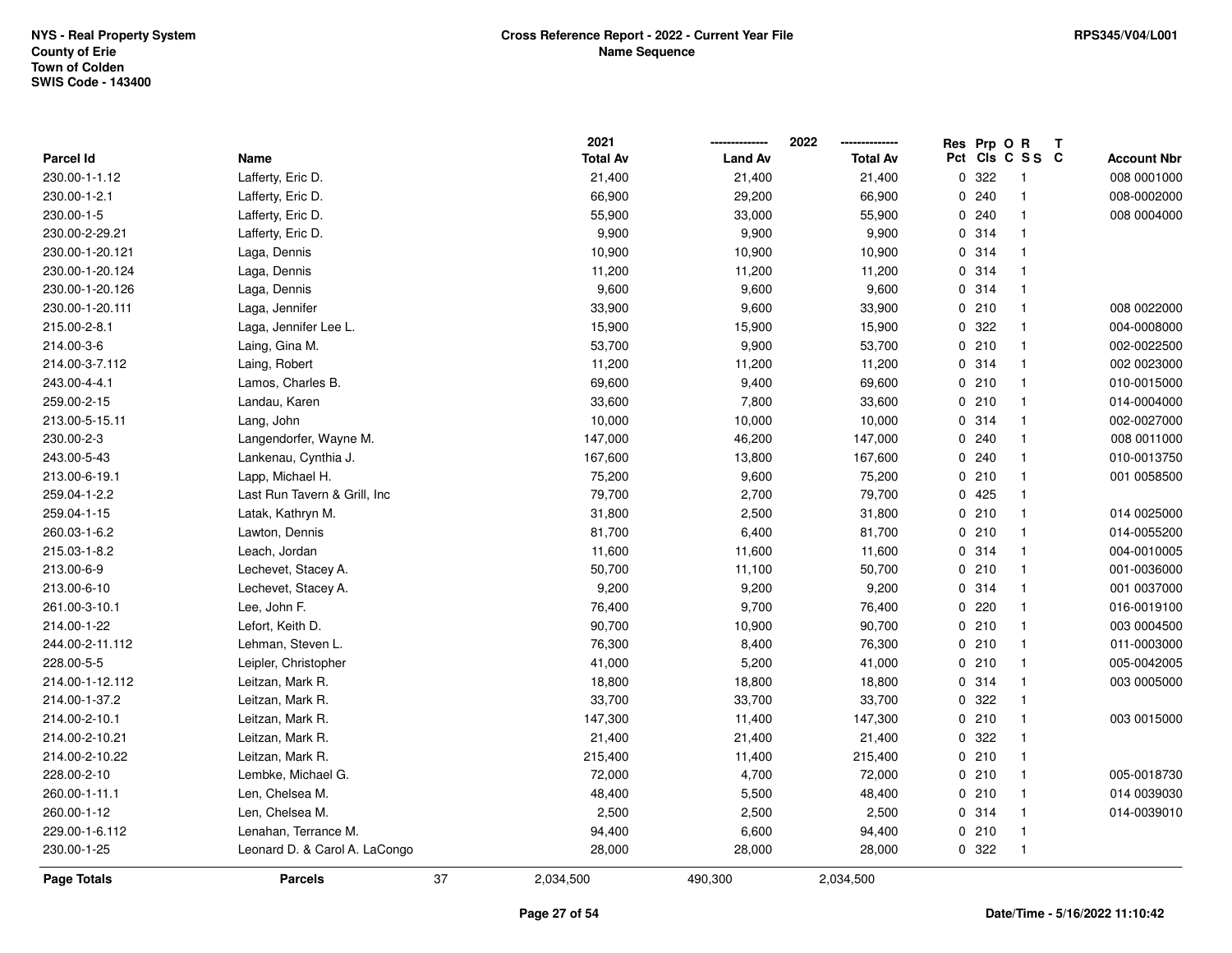| Parcel Id | Name | 2021 Total Av | 2022 Land Av | 2022 Total Av | Res Pct | Prp Cls | O C | R S S | T C | Account Nbr |
|---|---|---|---|---|---|---|---|---|---|---|
| 230.00-1-1.12 | Lafferty, Eric D. | 21,400 | 21,400 | 21,400 | 0 | 322 | | 1 | | 008 0001000 |
| 230.00-1-2.1 | Lafferty, Eric D. | 66,900 | 29,200 | 66,900 | 0 | 240 | | 1 | | 008-0002000 |
| 230.00-1-5 | Lafferty, Eric D. | 55,900 | 33,000 | 55,900 | 0 | 240 | | 1 | | 008 0004000 |
| 230.00-2-29.21 | Lafferty, Eric D. | 9,900 | 9,900 | 9,900 | 0 | 314 | | 1 | | |
| 230.00-1-20.121 | Laga, Dennis | 10,900 | 10,900 | 10,900 | 0 | 314 | | 1 | | |
| 230.00-1-20.124 | Laga, Dennis | 11,200 | 11,200 | 11,200 | 0 | 314 | | 1 | | |
| 230.00-1-20.126 | Laga, Dennis | 9,600 | 9,600 | 9,600 | 0 | 314 | | 1 | | |
| 230.00-1-20.111 | Laga, Jennifer | 33,900 | 9,600 | 33,900 | 0 | 210 | | 1 | | 008 0022000 |
| 215.00-2-8.1 | Laga, Jennifer Lee L. | 15,900 | 15,900 | 15,900 | 0 | 322 | | 1 | | 004-0008000 |
| 214.00-3-6 | Laing, Gina M. | 53,700 | 9,900 | 53,700 | 0 | 210 | | 1 | | 002-0022500 |
| 214.00-3-7.112 | Laing, Robert | 11,200 | 11,200 | 11,200 | 0 | 314 | | 1 | | 002 0023000 |
| 243.00-4-4.1 | Lamos, Charles B. | 69,600 | 9,400 | 69,600 | 0 | 210 | | 1 | | 010-0015000 |
| 259.00-2-15 | Landau, Karen | 33,600 | 7,800 | 33,600 | 0 | 210 | | 1 | | 014-0004000 |
| 213.00-5-15.11 | Lang, John | 10,000 | 10,000 | 10,000 | 0 | 314 | | 1 | | 002-0027000 |
| 230.00-2-3 | Langendorfer, Wayne M. | 147,000 | 46,200 | 147,000 | 0 | 240 | | 1 | | 008 0011000 |
| 243.00-5-43 | Lankenau, Cynthia J. | 167,600 | 13,800 | 167,600 | 0 | 240 | | 1 | | 010-0013750 |
| 213.00-6-19.1 | Lapp, Michael H. | 75,200 | 9,600 | 75,200 | 0 | 210 | | 1 | | 001 0058500 |
| 259.04-1-2.2 | Last Run Tavern & Grill, Inc | 79,700 | 2,700 | 79,700 | 0 | 425 | | 1 | | |
| 259.04-1-15 | Latak, Kathryn M. | 31,800 | 2,500 | 31,800 | 0 | 210 | | 1 | | 014 0025000 |
| 260.03-1-6.2 | Lawton, Dennis | 81,700 | 6,400 | 81,700 | 0 | 210 | | 1 | | 014-0055200 |
| 215.03-1-8.2 | Leach, Jordan | 11,600 | 11,600 | 11,600 | 0 | 314 | | 1 | | 004-0010005 |
| 213.00-6-9 | Lechevet, Stacey A. | 50,700 | 11,100 | 50,700 | 0 | 210 | | 1 | | 001-0036000 |
| 213.00-6-10 | Lechevet, Stacey A. | 9,200 | 9,200 | 9,200 | 0 | 314 | | 1 | | 001 0037000 |
| 261.00-3-10.1 | Lee, John F. | 76,400 | 9,700 | 76,400 | 0 | 220 | | 1 | | 016-0019100 |
| 214.00-1-22 | Lefort, Keith D. | 90,700 | 10,900 | 90,700 | 0 | 210 | | 1 | | 003 0004500 |
| 244.00-2-11.112 | Lehman, Steven L. | 76,300 | 8,400 | 76,300 | 0 | 210 | | 1 | | 011-0003000 |
| 228.00-5-5 | Leipler, Christopher | 41,000 | 5,200 | 41,000 | 0 | 210 | | 1 | | 005-0042005 |
| 214.00-1-12.112 | Leitzan, Mark R. | 18,800 | 18,800 | 18,800 | 0 | 314 | | 1 | | 003 0005000 |
| 214.00-1-37.2 | Leitzan, Mark R. | 33,700 | 33,700 | 33,700 | 0 | 322 | | 1 | | |
| 214.00-2-10.1 | Leitzan, Mark R. | 147,300 | 11,400 | 147,300 | 0 | 210 | | 1 | | 003 0015000 |
| 214.00-2-10.21 | Leitzan, Mark R. | 21,400 | 21,400 | 21,400 | 0 | 322 | | 1 | | |
| 214.00-2-10.22 | Leitzan, Mark R. | 215,400 | 11,400 | 215,400 | 0 | 210 | | 1 | | |
| 228.00-2-10 | Lembke, Michael G. | 72,000 | 4,700 | 72,000 | 0 | 210 | | 1 | | 005-0018730 |
| 260.00-1-11.1 | Len, Chelsea M. | 48,400 | 5,500 | 48,400 | 0 | 210 | | 1 | | 014 0039030 |
| 260.00-1-12 | Len, Chelsea M. | 2,500 | 2,500 | 2,500 | 0 | 314 | | 1 | | 014-0039010 |
| 229.00-1-6.112 | Lenahan, Terrance M. | 94,400 | 6,600 | 94,400 | 0 | 210 | | 1 | | |
| 230.00-1-25 | Leonard D. & Carol A. LaCongo | 28,000 | 28,000 | 28,000 | 0 | 322 | | 1 | | |
| **Page Totals** | **Parcels** 37 | 2,034,500 | 490,300 | 2,034,500 | | | | | | |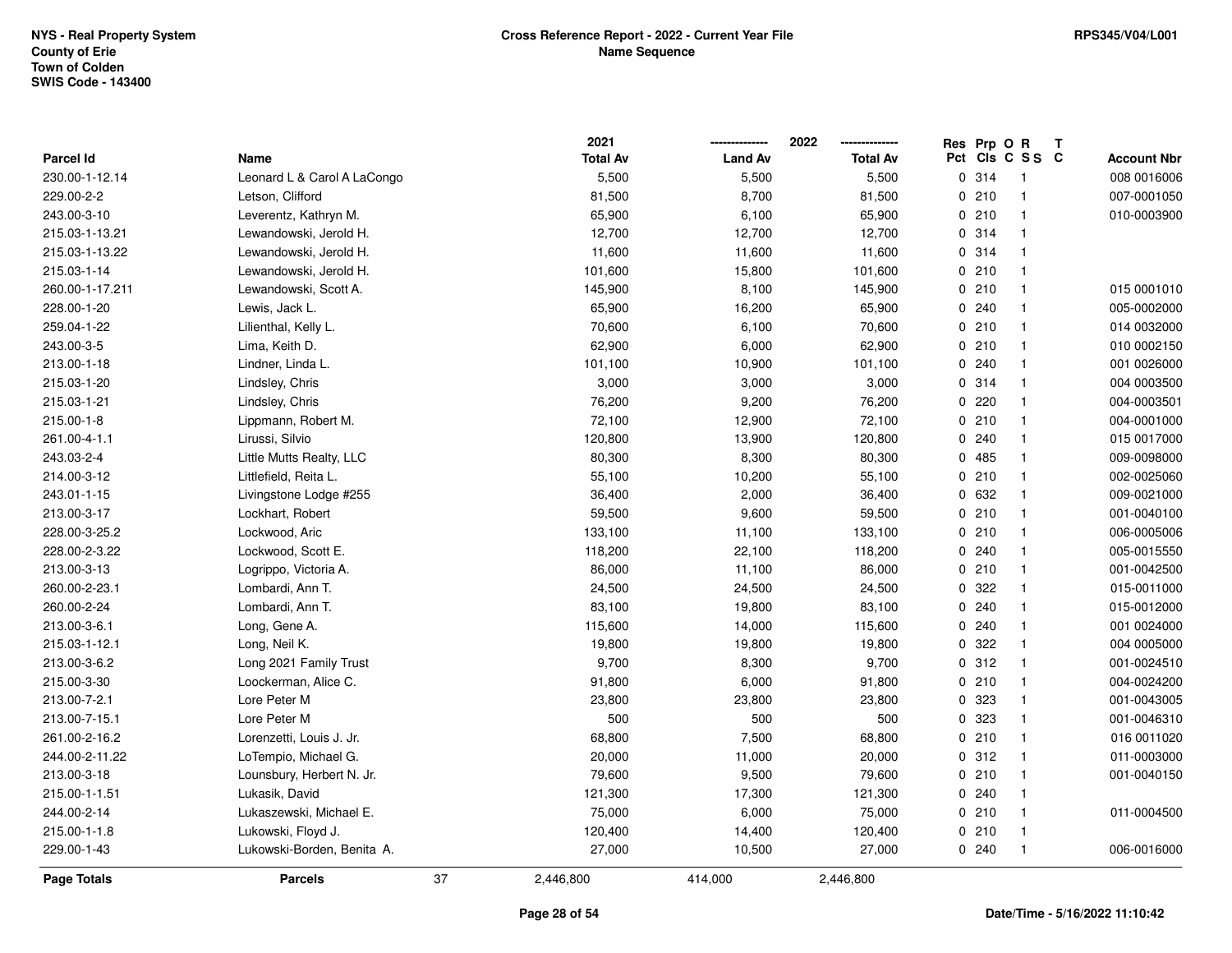NYS - Real Property System
County of Erie
Town of Colden
SWIS Code - 143400

**Cross Reference Report - 2022 - Current Year File**
**Name Sequence**

RPS345/V04/L001

| Parcel Id | Name | 2021 Total Av | 2022 Land Av | 2022 Total Av | Res Pct | Prp Cls | O C | R S S | T C | Account Nbr |
|---|---|---|---|---|---|---|---|---|---|---|
| 230.00-1-12.14 | Leonard L & Carol A LaCongo | 5,500 | 5,500 | 5,500 | 0 | 314 | | 1 | | 008 0016006 |
| 229.00-2-2 | Letson, Clifford | 81,500 | 8,700 | 81,500 | 0 | 210 | | 1 | | 007-0001050 |
| 243.00-3-10 | Leverentz, Kathryn M. | 65,900 | 6,100 | 65,900 | 0 | 210 | | 1 | | 010-0003900 |
| 215.03-1-13.21 | Lewandowski, Jerold H. | 12,700 | 12,700 | 12,700 | 0 | 314 | | 1 | | |
| 215.03-1-13.22 | Lewandowski, Jerold H. | 11,600 | 11,600 | 11,600 | 0 | 314 | | 1 | | |
| 215.03-1-14 | Lewandowski, Jerold H. | 101,600 | 15,800 | 101,600 | 0 | 210 | | 1 | | |
| 260.00-1-17.211 | Lewandowski, Scott A. | 145,900 | 8,100 | 145,900 | 0 | 210 | | 1 | | 015 0001010 |
| 228.00-1-20 | Lewis, Jack L. | 65,900 | 16,200 | 65,900 | 0 | 240 | | 1 | | 005-0002000 |
| 259.04-1-22 | Lilienthal, Kelly L. | 70,600 | 6,100 | 70,600 | 0 | 210 | | 1 | | 014 0032000 |
| 243.00-3-5 | Lima, Keith D. | 62,900 | 6,000 | 62,900 | 0 | 210 | | 1 | | 010 0002150 |
| 213.00-1-18 | Lindner, Linda L. | 101,100 | 10,900 | 101,100 | 0 | 240 | | 1 | | 001 0026000 |
| 215.03-1-20 | Lindsley, Chris | 3,000 | 3,000 | 3,000 | 0 | 314 | | 1 | | 004 0003500 |
| 215.03-1-21 | Lindsley, Chris | 76,200 | 9,200 | 76,200 | 0 | 220 | | 1 | | 004-0003501 |
| 215.00-1-8 | Lippmann, Robert M. | 72,100 | 12,900 | 72,100 | 0 | 210 | | 1 | | 004-0001000 |
| 261.00-4-1.1 | Lirussi, Silvio | 120,800 | 13,900 | 120,800 | 0 | 240 | | 1 | | 015 0017000 |
| 243.03-2-4 | Little Mutts Realty, LLC | 80,300 | 8,300 | 80,300 | 0 | 485 | | 1 | | 009-0098000 |
| 214.00-3-12 | Littlefield, Reita L. | 55,100 | 10,200 | 55,100 | 0 | 210 | | 1 | | 002-0025060 |
| 243.01-1-15 | Livingstone Lodge #255 | 36,400 | 2,000 | 36,400 | 0 | 632 | | 1 | | 009-0021000 |
| 213.00-3-17 | Lockhart, Robert | 59,500 | 9,600 | 59,500 | 0 | 210 | | 1 | | 001-0040100 |
| 228.00-3-25.2 | Lockwood, Aric | 133,100 | 11,100 | 133,100 | 0 | 210 | | 1 | | 006-0005006 |
| 228.00-2-3.22 | Lockwood, Scott E. | 118,200 | 22,100 | 118,200 | 0 | 240 | | 1 | | 005-0015550 |
| 213.00-3-13 | Logrippo, Victoria A. | 86,000 | 11,100 | 86,000 | 0 | 210 | | 1 | | 001-0042500 |
| 260.00-2-23.1 | Lombardi, Ann T. | 24,500 | 24,500 | 24,500 | 0 | 322 | | 1 | | 015-0011000 |
| 260.00-2-24 | Lombardi, Ann T. | 83,100 | 19,800 | 83,100 | 0 | 240 | | 1 | | 015-0012000 |
| 213.00-3-6.1 | Long, Gene A. | 115,600 | 14,000 | 115,600 | 0 | 240 | | 1 | | 001 0024000 |
| 215.03-1-12.1 | Long, Neil K. | 19,800 | 19,800 | 19,800 | 0 | 322 | | 1 | | 004 0005000 |
| 213.00-3-6.2 | Long 2021 Family Trust | 9,700 | 8,300 | 9,700 | 0 | 312 | | 1 | | 001-0024510 |
| 215.00-3-30 | Loockerman, Alice C. | 91,800 | 6,000 | 91,800 | 0 | 210 | | 1 | | 004-0024200 |
| 213.00-7-2.1 | Lore Peter M | 23,800 | 23,800 | 23,800 | 0 | 323 | | 1 | | 001-0043005 |
| 213.00-7-15.1 | Lore Peter M | 500 | 500 | 500 | 0 | 323 | | 1 | | 001-0046310 |
| 261.00-2-16.2 | Lorenzetti, Louis J. Jr. | 68,800 | 7,500 | 68,800 | 0 | 210 | | 1 | | 016 0011020 |
| 244.00-2-11.22 | LoTempio, Michael G. | 20,000 | 11,000 | 20,000 | 0 | 312 | | 1 | | 011-0003000 |
| 213.00-3-18 | Lounsbury, Herbert N. Jr. | 79,600 | 9,500 | 79,600 | 0 | 210 | | 1 | | 001-0040150 |
| 215.00-1-1.51 | Lukasik, David | 121,300 | 17,300 | 121,300 | 0 | 240 | | 1 | | |
| 244.00-2-14 | Lukaszewski, Michael E. | 75,000 | 6,000 | 75,000 | 0 | 210 | | 1 | | 011-0004500 |
| 215.00-1-1.8 | Lukowski, Floyd J. | 120,400 | 14,400 | 120,400 | 0 | 210 | | 1 | | |
| 229.00-1-43 | Lukowski-Borden, Benita A. | 27,000 | 10,500 | 27,000 | 0 | 240 | | 1 | | 006-0016000 |
| **Page Totals** | **Parcels** 37 | 2,446,800 | 414,000 | 2,446,800 | | | | | | |

Date/Time - 5/16/2022 11:10:42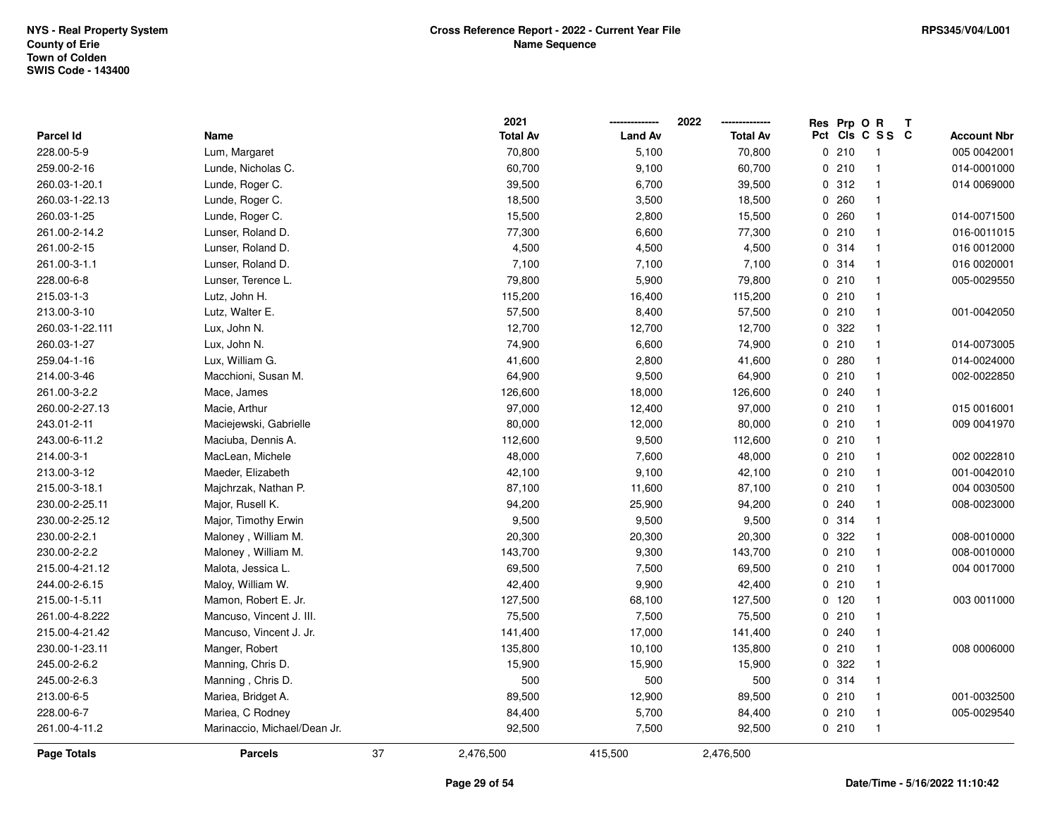| Parcel Id | Name | 2021 Total Av | 2022 Land Av | 2022 Total Av | Res Pct | Prp Cls | O C | R S S | T C | Account Nbr |
|---|---|---|---|---|---|---|---|---|---|---|
| 228.00-5-9 | Lum, Margaret | 70,800 | 5,100 | 70,800 | 0 | 210 | | 1 | | 005 0042001 |
| 259.00-2-16 | Lunde, Nicholas C. | 60,700 | 9,100 | 60,700 | 0 | 210 | | 1 | | 014-0001000 |
| 260.03-1-20.1 | Lunde, Roger C. | 39,500 | 6,700 | 39,500 | 0 | 312 | | 1 | | 014 0069000 |
| 260.03-1-22.13 | Lunde, Roger C. | 18,500 | 3,500 | 18,500 | 0 | 260 | | 1 | | |
| 260.03-1-25 | Lunde, Roger C. | 15,500 | 2,800 | 15,500 | 0 | 260 | | 1 | | 014-0071500 |
| 261.00-2-14.2 | Lunser, Roland D. | 77,300 | 6,600 | 77,300 | 0 | 210 | | 1 | | 016-0011015 |
| 261.00-2-15 | Lunser, Roland D. | 4,500 | 4,500 | 4,500 | 0 | 314 | | 1 | | 016 0012000 |
| 261.00-3-1.1 | Lunser, Roland D. | 7,100 | 7,100 | 7,100 | 0 | 314 | | 1 | | 016 0020001 |
| 228.00-6-8 | Lunser, Terence L. | 79,800 | 5,900 | 79,800 | 0 | 210 | | 1 | | 005-0029550 |
| 215.03-1-3 | Lutz, John H. | 115,200 | 16,400 | 115,200 | 0 | 210 | | 1 | | |
| 213.00-3-10 | Lutz, Walter E. | 57,500 | 8,400 | 57,500 | 0 | 210 | | 1 | | 001-0042050 |
| 260.03-1-22.111 | Lux, John N. | 12,700 | 12,700 | 12,700 | 0 | 322 | | 1 | | |
| 260.03-1-27 | Lux, John N. | 74,900 | 6,600 | 74,900 | 0 | 210 | | 1 | | 014-0073005 |
| 259.04-1-16 | Lux, William G. | 41,600 | 2,800 | 41,600 | 0 | 280 | | 1 | | 014-0024000 |
| 214.00-3-46 | Macchioni, Susan M. | 64,900 | 9,500 | 64,900 | 0 | 210 | | 1 | | 002-0022850 |
| 261.00-3-2.2 | Mace, James | 126,600 | 18,000 | 126,600 | 0 | 240 | | 1 | | |
| 260.00-2-27.13 | Macie, Arthur | 97,000 | 12,400 | 97,000 | 0 | 210 | | 1 | | 015 0016001 |
| 243.01-2-11 | Maciejewski, Gabrielle | 80,000 | 12,000 | 80,000 | 0 | 210 | | 1 | | 009 0041970 |
| 243.00-6-11.2 | Maciuba, Dennis A. | 112,600 | 9,500 | 112,600 | 0 | 210 | | 1 | | |
| 214.00-3-1 | MacLean, Michele | 48,000 | 7,600 | 48,000 | 0 | 210 | | 1 | | 002 0022810 |
| 213.00-3-12 | Maeder, Elizabeth | 42,100 | 9,100 | 42,100 | 0 | 210 | | 1 | | 001-0042010 |
| 215.00-3-18.1 | Majchrzak, Nathan P. | 87,100 | 11,600 | 87,100 | 0 | 210 | | 1 | | 004 0030500 |
| 230.00-2-25.11 | Major, Rusell K. | 94,200 | 25,900 | 94,200 | 0 | 240 | | 1 | | 008-0023000 |
| 230.00-2-25.12 | Major, Timothy Erwin | 9,500 | 9,500 | 9,500 | 0 | 314 | | 1 | | |
| 230.00-2-2.1 | Maloney , William M. | 20,300 | 20,300 | 20,300 | 0 | 322 | | 1 | | 008-0010000 |
| 230.00-2-2.2 | Maloney , William M. | 143,700 | 9,300 | 143,700 | 0 | 210 | | 1 | | 008-0010000 |
| 215.00-4-21.12 | Malota, Jessica L. | 69,500 | 7,500 | 69,500 | 0 | 210 | | 1 | | 004 0017000 |
| 244.00-2-6.15 | Maloy, William W. | 42,400 | 9,900 | 42,400 | 0 | 210 | | 1 | | |
| 215.00-1-5.11 | Mamon, Robert E. Jr. | 127,500 | 68,100 | 127,500 | 0 | 120 | | 1 | | 003 0011000 |
| 261.00-4-8.222 | Mancuso, Vincent J. III. | 75,500 | 7,500 | 75,500 | 0 | 210 | | 1 | | |
| 215.00-4-21.42 | Mancuso, Vincent J. Jr. | 141,400 | 17,000 | 141,400 | 0 | 240 | | 1 | | |
| 230.00-1-23.11 | Manger, Robert | 135,800 | 10,100 | 135,800 | 0 | 210 | | 1 | | 008 0006000 |
| 245.00-2-6.2 | Manning, Chris D. | 15,900 | 15,900 | 15,900 | 0 | 322 | | 1 | | |
| 245.00-2-6.3 | Manning , Chris D. | 500 | 500 | 500 | 0 | 314 | | 1 | | |
| 213.00-6-5 | Mariea, Bridget A. | 89,500 | 12,900 | 89,500 | 0 | 210 | | 1 | | 001-0032500 |
| 228.00-6-7 | Mariea, C Rodney | 84,400 | 5,700 | 84,400 | 0 | 210 | | 1 | | 005-0029540 |
| 261.00-4-11.2 | Marinaccio, Michael/Dean Jr. | 92,500 | 7,500 | 92,500 | 0 | 210 | | 1 | | |
| **Page Totals** | **Parcels** 37 | 2,476,500 | 415,500 | 2,476,500 | | | | | | |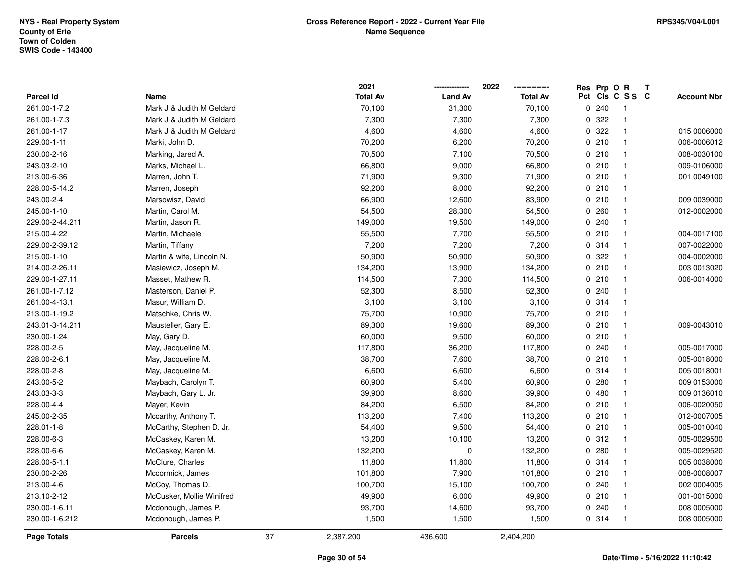NYS - Real Property System
County of Erie
Town of Colden
SWIS Code - 143400

**Cross Reference Report - 2022 - Current Year File**
**Name Sequence**

RPS345/V04/L001

| Parcel Id | Name | 2021 Total Av | 2022 Land Av | 2022 Total Av | Res Pct | Prp Cls | O C | R S S | T C | Account Nbr |
|---|---|---|---|---|---|---|---|---|---|---|
| 261.00-1-7.2 | Mark J & Judith M Geldard | 70,100 | 31,300 | 70,100 | 0 | 240 | | 1 | | |
| 261.00-1-7.3 | Mark J & Judith M Geldard | 7,300 | 7,300 | 7,300 | 0 | 322 | | 1 | | |
| 261.00-1-17 | Mark J & Judith M Geldard | 4,600 | 4,600 | 4,600 | 0 | 322 | | 1 | | 015 0006000 |
| 229.00-1-11 | Marki, John D. | 70,200 | 6,200 | 70,200 | 0 | 210 | | 1 | | 006-0006012 |
| 230.00-2-16 | Marking, Jared A. | 70,500 | 7,100 | 70,500 | 0 | 210 | | 1 | | 008-0030100 |
| 243.03-2-10 | Marks, Michael L. | 66,800 | 9,000 | 66,800 | 0 | 210 | | 1 | | 009-0106000 |
| 213.00-6-36 | Marren, John T. | 71,900 | 9,300 | 71,900 | 0 | 210 | | 1 | | 001 0049100 |
| 228.00-5-14.2 | Marren, Joseph | 92,200 | 8,000 | 92,200 | 0 | 210 | | 1 | | |
| 243.00-2-4 | Marsowisz, David | 66,900 | 12,600 | 83,900 | 0 | 210 | | 1 | | 009 0039000 |
| 245.00-1-10 | Martin, Carol M. | 54,500 | 28,300 | 54,500 | 0 | 260 | | 1 | | 012-0002000 |
| 229.00-2-44.211 | Martin, Jason R. | 149,000 | 19,500 | 149,000 | 0 | 240 | | 1 | | |
| 215.00-4-22 | Martin, Michaele | 55,500 | 7,700 | 55,500 | 0 | 210 | | 1 | | 004-0017100 |
| 229.00-2-39.12 | Martin, Tiffany | 7,200 | 7,200 | 7,200 | 0 | 314 | | 1 | | 007-0022000 |
| 215.00-1-10 | Martin & wife, Lincoln N. | 50,900 | 50,900 | 50,900 | 0 | 322 | | 1 | | 004-0002000 |
| 214.00-2-26.11 | Masiewicz, Joseph M. | 134,200 | 13,900 | 134,200 | 0 | 210 | | 1 | | 003 0013020 |
| 229.00-1-27.11 | Masset, Mathew R. | 114,500 | 7,300 | 114,500 | 0 | 210 | | 1 | | 006-0014000 |
| 261.00-1-7.12 | Masterson, Daniel P. | 52,300 | 8,500 | 52,300 | 0 | 240 | | 1 | | |
| 261.00-4-13.1 | Masur, William D. | 3,100 | 3,100 | 3,100 | 0 | 314 | | 1 | | |
| 213.00-1-19.2 | Matschke, Chris W. | 75,700 | 10,900 | 75,700 | 0 | 210 | | 1 | | |
| 243.01-3-14.211 | Mausteller, Gary E. | 89,300 | 19,600 | 89,300 | 0 | 210 | | 1 | | 009-0043010 |
| 230.00-1-24 | May, Gary D. | 60,000 | 9,500 | 60,000 | 0 | 210 | | 1 | | |
| 228.00-2-5 | May, Jacqueline M. | 117,800 | 36,200 | 117,800 | 0 | 240 | | 1 | | 005-0017000 |
| 228.00-2-6.1 | May, Jacqueline M. | 38,700 | 7,600 | 38,700 | 0 | 210 | | 1 | | 005-0018000 |
| 228.00-2-8 | May, Jacqueline M. | 6,600 | 6,600 | 6,600 | 0 | 314 | | 1 | | 005 0018001 |
| 243.00-5-2 | Maybach, Carolyn T. | 60,900 | 5,400 | 60,900 | 0 | 280 | | 1 | | 009 0153000 |
| 243.03-3-3 | Maybach, Gary L. Jr. | 39,900 | 8,600 | 39,900 | 0 | 480 | | 1 | | 009 0136010 |
| 228.00-4-4 | Mayer, Kevin | 84,200 | 6,500 | 84,200 | 0 | 210 | | 1 | | 006-0020050 |
| 245.00-2-35 | Mccarthy, Anthony T. | 113,200 | 7,400 | 113,200 | 0 | 210 | | 1 | | 012-0007005 |
| 228.01-1-8 | McCarthy, Stephen D. Jr. | 54,400 | 9,500 | 54,400 | 0 | 210 | | 1 | | 005-0010040 |
| 228.00-6-3 | McCaskey, Karen M. | 13,200 | 10,100 | 13,200 | 0 | 312 | | 1 | | 005-0029500 |
| 228.00-6-6 | McCaskey, Karen M. | 132,200 | 0 | 132,200 | 0 | 280 | | 1 | | 005-0029520 |
| 228.00-5-1.1 | McClure, Charles | 11,800 | 11,800 | 11,800 | 0 | 314 | | 1 | | 005 0038000 |
| 230.00-2-26 | Mccormick, James | 101,800 | 7,900 | 101,800 | 0 | 210 | | 1 | | 008-0008007 |
| 213.00-4-6 | McCoy, Thomas D. | 100,700 | 15,100 | 100,700 | 0 | 240 | | 1 | | 002 0004005 |
| 213.10-2-12 | McCusker, Mollie Winifred | 49,900 | 6,000 | 49,900 | 0 | 210 | | 1 | | 001-0015000 |
| 230.00-1-6.11 | Mcdonough, James P. | 93,700 | 14,600 | 93,700 | 0 | 240 | | 1 | | 008 0005000 |
| 230.00-1-6.212 | Mcdonough, James P. | 1,500 | 1,500 | 1,500 | 0 | 314 | | 1 | | 008 0005000 |
| **Page Totals** | **Parcels** 37 | 2,387,200 | 436,600 | 2,404,200 | | | | | | |

Date/Time - 5/16/2022 11:10:42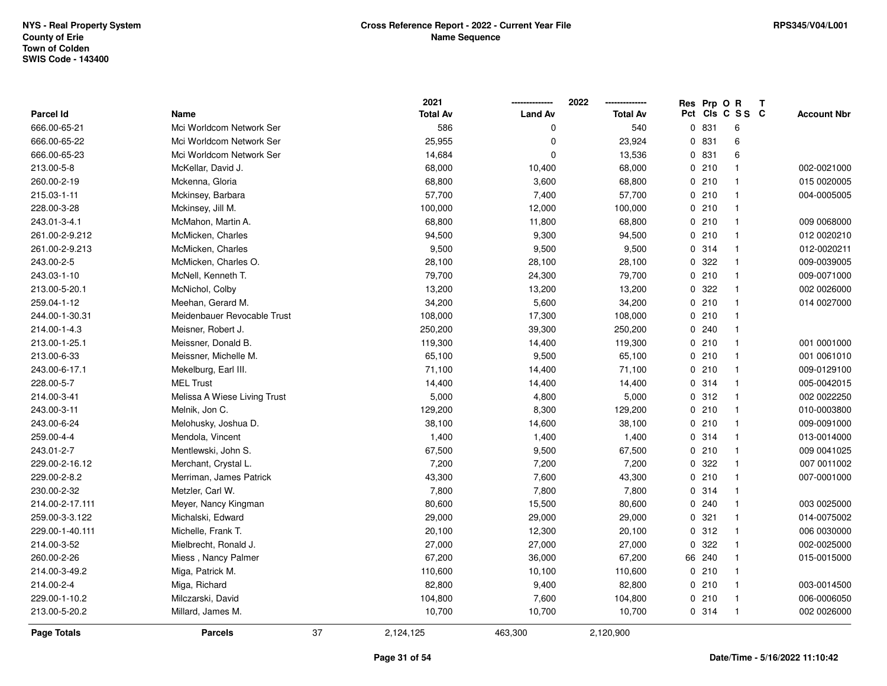NYS - Real Property System
County of Erie
Town of Colden
SWIS Code - 143400

**Cross Reference Report - 2022 - Current Year File**
**Name Sequence**

RPS345/V04/L001

| Parcel Id | Name | 2021 Total Av | 2022 Land Av | 2022 Total Av | Res Pct | Prp Cls | O C | R SS | T C | Account Nbr |
|---|---|---|---|---|---|---|---|---|---|---|
| 666.00-65-21 | Mci Worldcom Network Ser | 586 | 0 | 540 | 0 | 831 | | 6 | | |
| 666.00-65-22 | Mci Worldcom Network Ser | 25,955 | 0 | 23,924 | 0 | 831 | | 6 | | |
| 666.00-65-23 | Mci Worldcom Network Ser | 14,684 | 0 | 13,536 | 0 | 831 | | 6 | | |
| 213.00-5-8 | McKellar, David J. | 68,000 | 10,400 | 68,000 | 0 | 210 | | 1 | | 002-0021000 |
| 260.00-2-19 | Mckenna, Gloria | 68,800 | 3,600 | 68,800 | 0 | 210 | | 1 | | 015 0020005 |
| 215.03-1-11 | Mckinsey, Barbara | 57,700 | 7,400 | 57,700 | 0 | 210 | | 1 | | 004-0005005 |
| 228.00-3-28 | Mckinsey, Jill M. | 100,000 | 12,000 | 100,000 | 0 | 210 | | 1 | | |
| 243.01-3-4.1 | McMahon, Martin A. | 68,800 | 11,800 | 68,800 | 0 | 210 | | 1 | | 009 0068000 |
| 261.00-2-9.212 | McMicken, Charles | 94,500 | 9,300 | 94,500 | 0 | 210 | | 1 | | 012 0020210 |
| 261.00-2-9.213 | McMicken, Charles | 9,500 | 9,500 | 9,500 | 0 | 314 | | 1 | | 012-0020211 |
| 243.00-2-5 | McMicken, Charles O. | 28,100 | 28,100 | 28,100 | 0 | 322 | | 1 | | 009-0039005 |
| 243.03-1-10 | McNell, Kenneth T. | 79,700 | 24,300 | 79,700 | 0 | 210 | | 1 | | 009-0071000 |
| 213.00-5-20.1 | McNichol, Colby | 13,200 | 13,200 | 13,200 | 0 | 322 | | 1 | | 002 0026000 |
| 259.04-1-12 | Meehan, Gerard M. | 34,200 | 5,600 | 34,200 | 0 | 210 | | 1 | | 014 0027000 |
| 244.00-1-30.31 | Meidenbauer Revocable Trust | 108,000 | 17,300 | 108,000 | 0 | 210 | | 1 | | |
| 214.00-1-4.3 | Meisner, Robert J. | 250,200 | 39,300 | 250,200 | 0 | 240 | | 1 | | |
| 213.00-1-25.1 | Meissner, Donald B. | 119,300 | 14,400 | 119,300 | 0 | 210 | | 1 | | 001 0001000 |
| 213.00-6-33 | Meissner, Michelle M. | 65,100 | 9,500 | 65,100 | 0 | 210 | | 1 | | 001 0061010 |
| 243.00-6-17.1 | Mekelburg, Earl III. | 71,100 | 14,400 | 71,100 | 0 | 210 | | 1 | | 009-0129100 |
| 228.00-5-7 | MEL Trust | 14,400 | 14,400 | 14,400 | 0 | 314 | | 1 | | 005-0042015 |
| 214.00-3-41 | Melissa A Wiese Living Trust | 5,000 | 4,800 | 5,000 | 0 | 312 | | 1 | | 002 0022250 |
| 243.00-3-11 | Melnik, Jon C. | 129,200 | 8,300 | 129,200 | 0 | 210 | | 1 | | 010-0003800 |
| 243.00-6-24 | Melohusky, Joshua D. | 38,100 | 14,600 | 38,100 | 0 | 210 | | 1 | | 009-0091000 |
| 259.00-4-4 | Mendola, Vincent | 1,400 | 1,400 | 1,400 | 0 | 314 | | 1 | | 013-0014000 |
| 243.01-2-7 | Mentlewski, John S. | 67,500 | 9,500 | 67,500 | 0 | 210 | | 1 | | 009 0041025 |
| 229.00-2-16.12 | Merchant, Crystal L. | 7,200 | 7,200 | 7,200 | 0 | 322 | | 1 | | 007 0011002 |
| 229.00-2-8.2 | Merriman, James Patrick | 43,300 | 7,600 | 43,300 | 0 | 210 | | 1 | | 007-0001000 |
| 230.00-2-32 | Metzler, Carl W. | 7,800 | 7,800 | 7,800 | 0 | 314 | | 1 | | |
| 214.00-2-17.111 | Meyer, Nancy Kingman | 80,600 | 15,500 | 80,600 | 0 | 240 | | 1 | | 003 0025000 |
| 259.00-3-3.122 | Michalski, Edward | 29,000 | 29,000 | 29,000 | 0 | 321 | | 1 | | 014-0075002 |
| 229.00-1-40.111 | Michelle, Frank T. | 20,100 | 12,300 | 20,100 | 0 | 312 | | 1 | | 006 0030000 |
| 214.00-3-52 | Mielbrecht, Ronald J. | 27,000 | 27,000 | 27,000 | 0 | 322 | | 1 | | 002-0025000 |
| 260.00-2-26 | Miess , Nancy Palmer | 67,200 | 36,000 | 67,200 | 66 | 240 | | 1 | | 015-0015000 |
| 214.00-3-49.2 | Miga, Patrick M. | 110,600 | 10,100 | 110,600 | 0 | 210 | | 1 | | |
| 214.00-2-4 | Miga, Richard | 82,800 | 9,400 | 82,800 | 0 | 210 | | 1 | | 003-0014500 |
| 229.00-1-10.2 | Milczarski, David | 104,800 | 7,600 | 104,800 | 0 | 210 | | 1 | | 006-0006050 |
| 213.00-5-20.2 | Millard, James M. | 10,700 | 10,700 | 10,700 | 0 | 314 | | 1 | | 002 0026000 |
| **Page Totals** | **Parcels** 37 | 2,124,125 | 463,300 | 2,120,900 | | | | | | |

Date/Time - 5/16/2022 11:10:42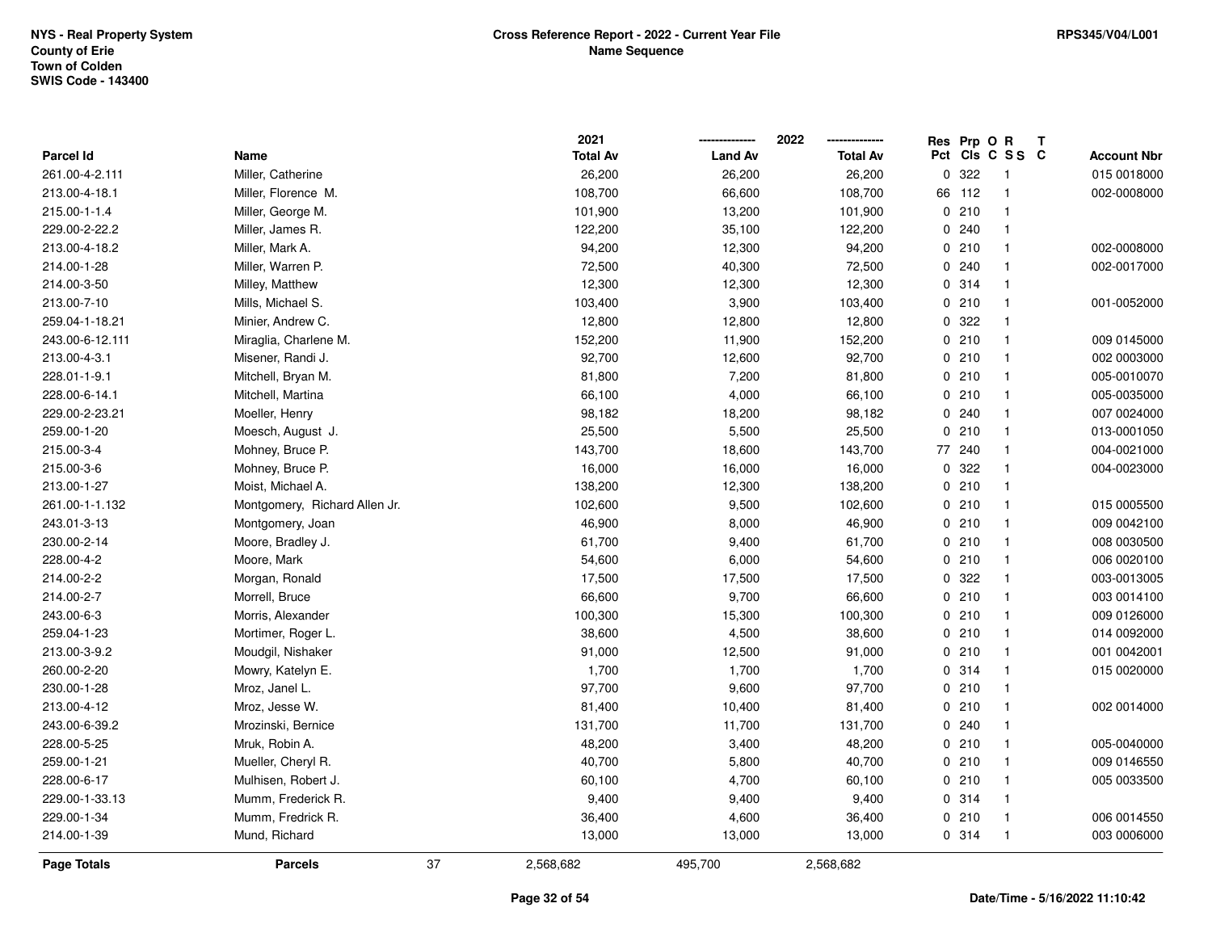NYS - Real Property System
County of Erie
Town of Colden
SWIS Code - 143400

**Cross Reference Report - 2022 - Current Year File**
**Name Sequence**

RPS345/V04/L001

| Parcel Id | Name | 2021 Total Av | 2022 Land Av | 2022 Total Av | Res Pct | Prp Cls | O C | R S S | T C | Account Nbr |
|---|---|---|---|---|---|---|---|---|---|---|
| 261.00-4-2.111 | Miller, Catherine | 26,200 | 26,200 | 26,200 | 0 | 322 | | 1 | | 015 0018000 |
| 213.00-4-18.1 | Miller, Florence M. | 108,700 | 66,600 | 108,700 | 66 | 112 | | 1 | | 002-0008000 |
| 215.00-1-1.4 | Miller, George M. | 101,900 | 13,200 | 101,900 | 0 | 210 | | 1 | | |
| 229.00-2-22.2 | Miller, James R. | 122,200 | 35,100 | 122,200 | 0 | 240 | | 1 | | |
| 213.00-4-18.2 | Miller, Mark A. | 94,200 | 12,300 | 94,200 | 0 | 210 | | 1 | | 002-0008000 |
| 214.00-1-28 | Miller, Warren P. | 72,500 | 40,300 | 72,500 | 0 | 240 | | 1 | | 002-0017000 |
| 214.00-3-50 | Milley, Matthew | 12,300 | 12,300 | 12,300 | 0 | 314 | | 1 | | |
| 213.00-7-10 | Mills, Michael S. | 103,400 | 3,900 | 103,400 | 0 | 210 | | 1 | | 001-0052000 |
| 259.04-1-18.21 | Minier, Andrew C. | 12,800 | 12,800 | 12,800 | 0 | 322 | | 1 | | |
| 243.00-6-12.111 | Miraglia, Charlene M. | 152,200 | 11,900 | 152,200 | 0 | 210 | | 1 | | 009 0145000 |
| 213.00-4-3.1 | Misener, Randi J. | 92,700 | 12,600 | 92,700 | 0 | 210 | | 1 | | 002 0003000 |
| 228.01-1-9.1 | Mitchell, Bryan M. | 81,800 | 7,200 | 81,800 | 0 | 210 | | 1 | | 005-0010070 |
| 228.00-6-14.1 | Mitchell, Martina | 66,100 | 4,000 | 66,100 | 0 | 210 | | 1 | | 005-0035000 |
| 229.00-2-23.21 | Moeller, Henry | 98,182 | 18,200 | 98,182 | 0 | 240 | | 1 | | 007 0024000 |
| 259.00-1-20 | Moesch, August J. | 25,500 | 5,500 | 25,500 | 0 | 210 | | 1 | | 013-0001050 |
| 215.00-3-4 | Mohney, Bruce P. | 143,700 | 18,600 | 143,700 | 77 | 240 | | 1 | | 004-0021000 |
| 215.00-3-6 | Mohney, Bruce P. | 16,000 | 16,000 | 16,000 | 0 | 322 | | 1 | | 004-0023000 |
| 213.00-1-27 | Moist, Michael A. | 138,200 | 12,300 | 138,200 | 0 | 210 | | 1 | | |
| 261.00-1-1.132 | Montgomery, Richard Allen Jr. | 102,600 | 9,500 | 102,600 | 0 | 210 | | 1 | | 015 0005500 |
| 243.01-3-13 | Montgomery, Joan | 46,900 | 8,000 | 46,900 | 0 | 210 | | 1 | | 009 0042100 |
| 230.00-2-14 | Moore, Bradley J. | 61,700 | 9,400 | 61,700 | 0 | 210 | | 1 | | 008 0030500 |
| 228.00-4-2 | Moore, Mark | 54,600 | 6,000 | 54,600 | 0 | 210 | | 1 | | 006 0020100 |
| 214.00-2-2 | Morgan, Ronald | 17,500 | 17,500 | 17,500 | 0 | 322 | | 1 | | 003-0013005 |
| 214.00-2-7 | Morrell, Bruce | 66,600 | 9,700 | 66,600 | 0 | 210 | | 1 | | 003 0014100 |
| 243.00-6-3 | Morris, Alexander | 100,300 | 15,300 | 100,300 | 0 | 210 | | 1 | | 009 0126000 |
| 259.04-1-23 | Mortimer, Roger L. | 38,600 | 4,500 | 38,600 | 0 | 210 | | 1 | | 014 0092000 |
| 213.00-3-9.2 | Moudgil, Nishaker | 91,000 | 12,500 | 91,000 | 0 | 210 | | 1 | | 001 0042001 |
| 260.00-2-20 | Mowry, Katelyn E. | 1,700 | 1,700 | 1,700 | 0 | 314 | | 1 | | 015 0020000 |
| 230.00-1-28 | Mroz, Janel L. | 97,700 | 9,600 | 97,700 | 0 | 210 | | 1 | | |
| 213.00-4-12 | Mroz, Jesse W. | 81,400 | 10,400 | 81,400 | 0 | 210 | | 1 | | 002 0014000 |
| 243.00-6-39.2 | Mrozinski, Bernice | 131,700 | 11,700 | 131,700 | 0 | 240 | | 1 | | |
| 228.00-5-25 | Mruk, Robin A. | 48,200 | 3,400 | 48,200 | 0 | 210 | | 1 | | 005-0040000 |
| 259.00-1-21 | Mueller, Cheryl R. | 40,700 | 5,800 | 40,700 | 0 | 210 | | 1 | | 009 0146550 |
| 228.00-6-17 | Mulhisen, Robert J. | 60,100 | 4,700 | 60,100 | 0 | 210 | | 1 | | 005 0033500 |
| 229.00-1-33.13 | Mumm, Frederick R. | 9,400 | 9,400 | 9,400 | 0 | 314 | | 1 | | |
| 229.00-1-34 | Mumm, Fredrick R. | 36,400 | 4,600 | 36,400 | 0 | 210 | | 1 | | 006 0014550 |
| 214.00-1-39 | Mund, Richard | 13,000 | 13,000 | 13,000 | 0 | 314 | | 1 | | 003 0006000 |
| **Page Totals** | **Parcels** 37 | 2,568,682 | 495,700 | 2,568,682 | | | | | | |

Date/Time - 5/16/2022 11:10:42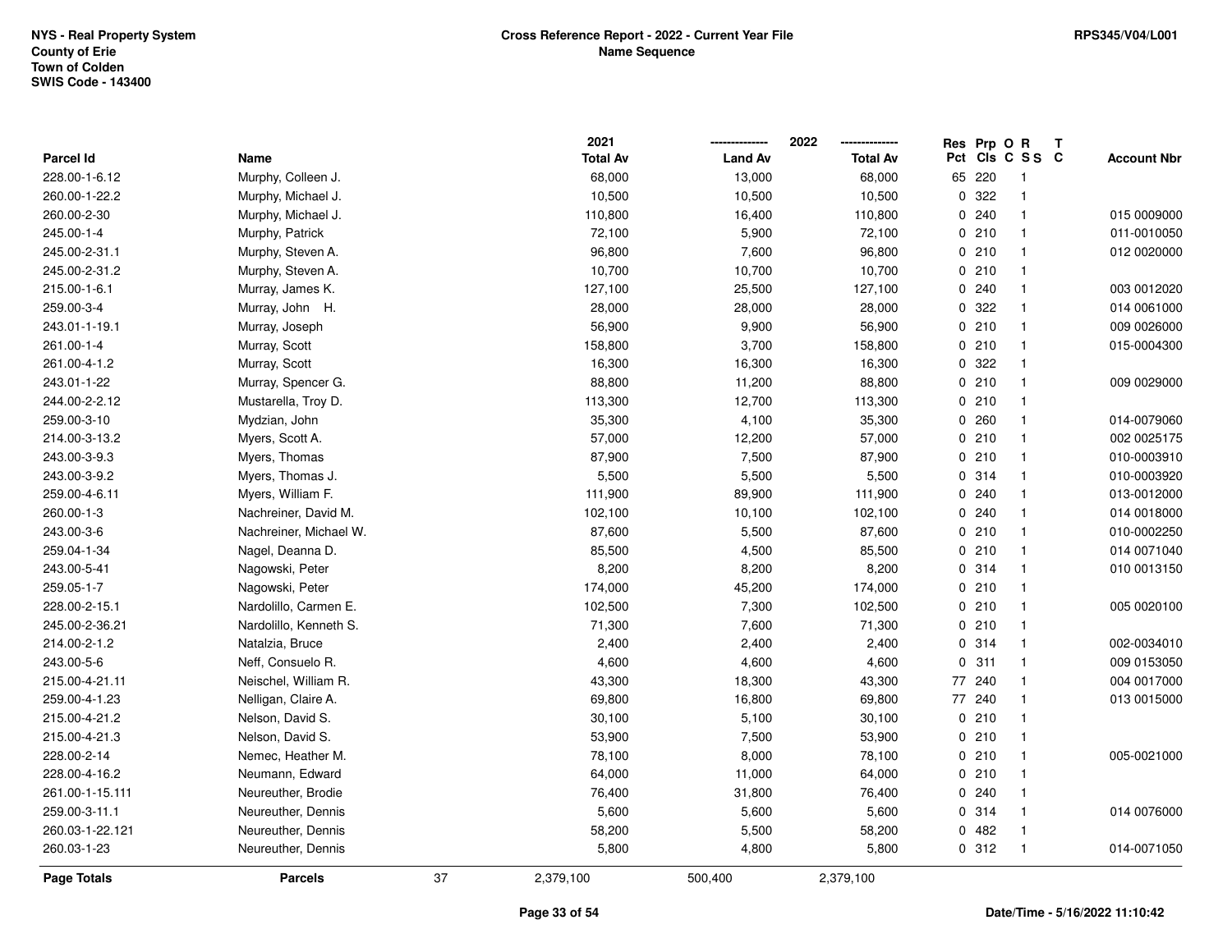NYS - Real Property System
County of Erie
Town of Colden
SWIS Code - 143400

**Cross Reference Report - 2022 - Current Year File**
**Name Sequence**

RPS345/V04/L001

| Parcel Id | Name | 2021 Total Av | 2022 Land Av | 2022 Total Av | Res Pct | Prp Cls | O C | R S S | T C | Account Nbr |
|---|---|---|---|---|---|---|---|---|---|---|
| 228.00-1-6.12 | Murphy, Colleen J. | 68,000 | 13,000 | 68,000 | 65 | 220 | | 1 | | |
| 260.00-1-22.2 | Murphy, Michael J. | 10,500 | 10,500 | 10,500 | 0 | 322 | | 1 | | |
| 260.00-2-30 | Murphy, Michael J. | 110,800 | 16,400 | 110,800 | 0 | 240 | | 1 | | 015 0009000 |
| 245.00-1-4 | Murphy, Patrick | 72,100 | 5,900 | 72,100 | 0 | 210 | | 1 | | 011-0010050 |
| 245.00-2-31.1 | Murphy, Steven A. | 96,800 | 7,600 | 96,800 | 0 | 210 | | 1 | | 012 0020000 |
| 245.00-2-31.2 | Murphy, Steven A. | 10,700 | 10,700 | 10,700 | 0 | 210 | | 1 | | |
| 215.00-1-6.1 | Murray, James K. | 127,100 | 25,500 | 127,100 | 0 | 240 | | 1 | | 003 0012020 |
| 259.00-3-4 | Murray, John H. | 28,000 | 28,000 | 28,000 | 0 | 322 | | 1 | | 014 0061000 |
| 243.01-1-19.1 | Murray, Joseph | 56,900 | 9,900 | 56,900 | 0 | 210 | | 1 | | 009 0026000 |
| 261.00-1-4 | Murray, Scott | 158,800 | 3,700 | 158,800 | 0 | 210 | | 1 | | 015-0004300 |
| 261.00-4-1.2 | Murray, Scott | 16,300 | 16,300 | 16,300 | 0 | 322 | | 1 | | |
| 243.01-1-22 | Murray, Spencer G. | 88,800 | 11,200 | 88,800 | 0 | 210 | | 1 | | 009 0029000 |
| 244.00-2-2.12 | Mustarella, Troy D. | 113,300 | 12,700 | 113,300 | 0 | 210 | | 1 | | |
| 259.00-3-10 | Mydzian, John | 35,300 | 4,100 | 35,300 | 0 | 260 | | 1 | | 014-0079060 |
| 214.00-3-13.2 | Myers, Scott A. | 57,000 | 12,200 | 57,000 | 0 | 210 | | 1 | | 002 0025175 |
| 243.00-3-9.3 | Myers, Thomas | 87,900 | 7,500 | 87,900 | 0 | 210 | | 1 | | 010-0003910 |
| 243.00-3-9.2 | Myers, Thomas J. | 5,500 | 5,500 | 5,500 | 0 | 314 | | 1 | | 010-0003920 |
| 259.00-4-6.11 | Myers, William F. | 111,900 | 89,900 | 111,900 | 0 | 240 | | 1 | | 013-0012000 |
| 260.00-1-3 | Nachreiner, David M. | 102,100 | 10,100 | 102,100 | 0 | 240 | | 1 | | 014 0018000 |
| 243.00-3-6 | Nachreiner, Michael W. | 87,600 | 5,500 | 87,600 | 0 | 210 | | 1 | | 010-0002250 |
| 259.04-1-34 | Nagel, Deanna D. | 85,500 | 4,500 | 85,500 | 0 | 210 | | 1 | | 014 0071040 |
| 243.00-5-41 | Nagowski, Peter | 8,200 | 8,200 | 8,200 | 0 | 314 | | 1 | | 010 0013150 |
| 259.05-1-7 | Nagowski, Peter | 174,000 | 45,200 | 174,000 | 0 | 210 | | 1 | | |
| 228.00-2-15.1 | Nardolillo, Carmen E. | 102,500 | 7,300 | 102,500 | 0 | 210 | | 1 | | 005 0020100 |
| 245.00-2-36.21 | Nardolillo, Kenneth S. | 71,300 | 7,600 | 71,300 | 0 | 210 | | 1 | | |
| 214.00-2-1.2 | Natalzia, Bruce | 2,400 | 2,400 | 2,400 | 0 | 314 | | 1 | | 002-0034010 |
| 243.00-5-6 | Neff, Consuelo R. | 4,600 | 4,600 | 4,600 | 0 | 311 | | 1 | | 009 0153050 |
| 215.00-4-21.11 | Neischel, William R. | 43,300 | 18,300 | 43,300 | 77 | 240 | | 1 | | 004 0017000 |
| 259.00-4-1.23 | Nelligan, Claire A. | 69,800 | 16,800 | 69,800 | 77 | 240 | | 1 | | 013 0015000 |
| 215.00-4-21.2 | Nelson, David S. | 30,100 | 5,100 | 30,100 | 0 | 210 | | 1 | | |
| 215.00-4-21.3 | Nelson, David S. | 53,900 | 7,500 | 53,900 | 0 | 210 | | 1 | | |
| 228.00-2-14 | Nemec, Heather M. | 78,100 | 8,000 | 78,100 | 0 | 210 | | 1 | | 005-0021000 |
| 228.00-4-16.2 | Neumann, Edward | 64,000 | 11,000 | 64,000 | 0 | 210 | | 1 | | |
| 261.00-1-15.111 | Neureuther, Brodie | 76,400 | 31,800 | 76,400 | 0 | 240 | | 1 | | |
| 259.00-3-11.1 | Neureuther, Dennis | 5,600 | 5,600 | 5,600 | 0 | 314 | | 1 | | 014 0076000 |
| 260.03-1-22.121 | Neureuther, Dennis | 58,200 | 5,500 | 58,200 | 0 | 482 | | 1 | | |
| 260.03-1-23 | Neureuther, Dennis | 5,800 | 4,800 | 5,800 | 0 | 312 | | 1 | | 014-0071050 |
| **Page Totals** | **Parcels** 37 | 2,379,100 | 500,400 | 2,379,100 | | | | | | |

Date/Time - 5/16/2022 11:10:42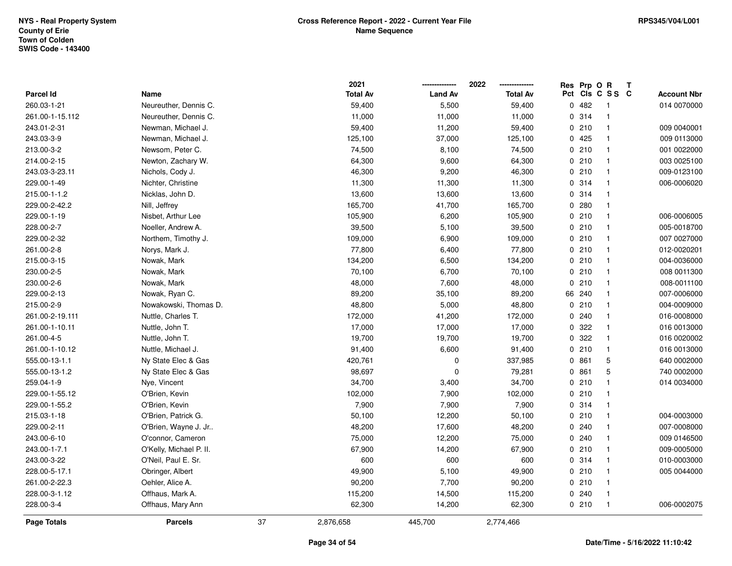NYS - Real Property System
County of Erie
Town of Colden
SWIS Code - 143400

# Cross Reference Report - 2022 - Current Year File
## Name Sequence

RPS345/V04/L001

| Parcel Id | Name | 2021 Total Av | 2022 Land Av | 2022 Total Av | Res Pct | Prp Cls | O C | R S S | T C | Account Nbr |
|---|---|---|---|---|---|---|---|---|---|---|
| 260.03-1-21 | Neureuther, Dennis C. | 59,400 | 5,500 | 59,400 | 0 | 482 | | 1 | | 014 0070000 |
| 261.00-1-15.112 | Neureuther, Dennis C. | 11,000 | 11,000 | 11,000 | 0 | 314 | | 1 | | |
| 243.01-2-31 | Newman, Michael J. | 59,400 | 11,200 | 59,400 | 0 | 210 | | 1 | | 009 0040001 |
| 243.03-3-9 | Newman, Michael J. | 125,100 | 37,000 | 125,100 | 0 | 425 | | 1 | | 009 0113000 |
| 213.00-3-2 | Newsom, Peter C. | 74,500 | 8,100 | 74,500 | 0 | 210 | | 1 | | 001 0022000 |
| 214.00-2-15 | Newton, Zachary W. | 64,300 | 9,600 | 64,300 | 0 | 210 | | 1 | | 003 0025100 |
| 243.03-3-23.11 | Nichols, Cody J. | 46,300 | 9,200 | 46,300 | 0 | 210 | | 1 | | 009-0123100 |
| 229.00-1-49 | Nichter, Christine | 11,300 | 11,300 | 11,300 | 0 | 314 | | 1 | | 006-0006020 |
| 215.00-1-1.2 | Nicklas, John D. | 13,600 | 13,600 | 13,600 | 0 | 314 | | 1 | | |
| 229.00-2-42.2 | Nill, Jeffrey | 165,700 | 41,700 | 165,700 | 0 | 280 | | 1 | | |
| 229.00-1-19 | Nisbet, Arthur Lee | 105,900 | 6,200 | 105,900 | 0 | 210 | | 1 | | 006-0006005 |
| 228.00-2-7 | Noeller, Andrew A. | 39,500 | 5,100 | 39,500 | 0 | 210 | | 1 | | 005-0018700 |
| 229.00-2-32 | Northem, Timothy J. | 109,000 | 6,900 | 109,000 | 0 | 210 | | 1 | | 007 0027000 |
| 261.00-2-8 | Norys, Mark J. | 77,800 | 6,400 | 77,800 | 0 | 210 | | 1 | | 012-0020201 |
| 215.00-3-15 | Nowak, Mark | 134,200 | 6,500 | 134,200 | 0 | 210 | | 1 | | 004-0036000 |
| 230.00-2-5 | Nowak, Mark | 70,100 | 6,700 | 70,100 | 0 | 210 | | 1 | | 008 0011300 |
| 230.00-2-6 | Nowak, Mark | 48,000 | 7,600 | 48,000 | 0 | 210 | | 1 | | 008-0011100 |
| 229.00-2-13 | Nowak, Ryan C. | 89,200 | 35,100 | 89,200 | 66 | 240 | | 1 | | 007-0006000 |
| 215.00-2-9 | Nowakowski, Thomas D. | 48,800 | 5,000 | 48,800 | 0 | 210 | | 1 | | 004-0009000 |
| 261.00-2-19.111 | Nuttle, Charles T. | 172,000 | 41,200 | 172,000 | 0 | 240 | | 1 | | 016-0008000 |
| 261.00-1-10.11 | Nuttle, John T. | 17,000 | 17,000 | 17,000 | 0 | 322 | | 1 | | 016 0013000 |
| 261.00-4-5 | Nuttle, John T. | 19,700 | 19,700 | 19,700 | 0 | 322 | | 1 | | 016 0020002 |
| 261.00-1-10.12 | Nuttle, Michael J. | 91,400 | 6,600 | 91,400 | 0 | 210 | | 1 | | 016 0013000 |
| 555.00-13-1.1 | Ny State Elec & Gas | 420,761 | 0 | 337,985 | 0 | 861 | | 5 | | 640 0002000 |
| 555.00-13-1.2 | Ny State Elec & Gas | 98,697 | 0 | 79,281 | 0 | 861 | | 5 | | 740 0002000 |
| 259.04-1-9 | Nye, Vincent | 34,700 | 3,400 | 34,700 | 0 | 210 | | 1 | | 014 0034000 |
| 229.00-1-55.12 | O'Brien, Kevin | 102,000 | 7,900 | 102,000 | 0 | 210 | | 1 | | |
| 229.00-1-55.2 | O'Brien, Kevin | 7,900 | 7,900 | 7,900 | 0 | 314 | | 1 | | |
| 215.03-1-18 | O'Brien, Patrick G. | 50,100 | 12,200 | 50,100 | 0 | 210 | | 1 | | 004-0003000 |
| 229.00-2-11 | O'Brien, Wayne J. Jr.. | 48,200 | 17,600 | 48,200 | 0 | 240 | | 1 | | 007-0008000 |
| 243.00-6-10 | O'connor, Cameron | 75,000 | 12,200 | 75,000 | 0 | 240 | | 1 | | 009 0146500 |
| 243.00-1-7.1 | O'Kelly, Michael P. II. | 67,900 | 14,200 | 67,900 | 0 | 210 | | 1 | | 009-0005000 |
| 243.00-3-22 | O'Neil, Paul E. Sr. | 600 | 600 | 600 | 0 | 314 | | 1 | | 010-0003000 |
| 228.00-5-17.1 | Obringer, Albert | 49,900 | 5,100 | 49,900 | 0 | 210 | | 1 | | 005 0044000 |
| 261.00-2-22.3 | Oehler, Alice A. | 90,200 | 7,700 | 90,200 | 0 | 210 | | 1 | | |
| 228.00-3-1.12 | Offhaus, Mark A. | 115,200 | 14,500 | 115,200 | 0 | 240 | | 1 | | |
| 228.00-3-4 | Offhaus, Mary Ann | 62,300 | 14,200 | 62,300 | 0 | 210 | | 1 | | 006-0002075 |

| Page Totals | Parcels | 37 | 2,876,658 | 445,700 | 2,774,466 |
|---|---|---|---|---|---|

Date/Time - 5/16/2022 11:10:42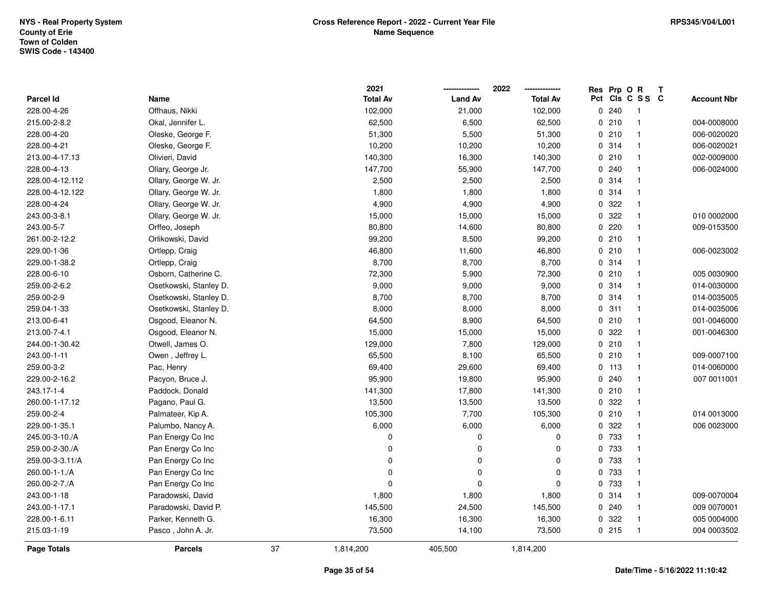NYS - Real Property System
County of Erie
Town of Colden
SWIS Code - 143400

**Cross Reference Report - 2022 - Current Year File**
**Name Sequence**

RPS345/V04/L001

| Parcel Id | Name | 2021 Total Av | 2022 Land Av | 2022 Total Av | Res Pct | Prp Cls | O C | R S S | T C | Account Nbr |
|---|---|---|---|---|---|---|---|---|---|---|
| 228.00-4-26 | Offhaus, Nikki | 102,000 | 21,000 | 102,000 | 0 | 240 | | 1 | | |
| 215.00-2-8.2 | Okal, Jennifer L. | 62,500 | 6,500 | 62,500 | 0 | 210 | | 1 | | 004-0008000 |
| 228.00-4-20 | Oleske, George F. | 51,300 | 5,500 | 51,300 | 0 | 210 | | 1 | | 006-0020020 |
| 228.00-4-21 | Oleske, George F. | 10,200 | 10,200 | 10,200 | 0 | 314 | | 1 | | 006-0020021 |
| 213.00-4-17.13 | Olivieri, David | 140,300 | 16,300 | 140,300 | 0 | 210 | | 1 | | 002-0009000 |
| 228.00-4-13 | Ollary, George Jr. | 147,700 | 55,900 | 147,700 | 0 | 240 | | 1 | | 006-0024000 |
| 228.00-4-12.112 | Ollary, George W. Jr. | 2,500 | 2,500 | 2,500 | 0 | 314 | | 1 | | |
| 228.00-4-12.122 | Ollary, George W. Jr. | 1,800 | 1,800 | 1,800 | 0 | 314 | | 1 | | |
| 228.00-4-24 | Ollary, George W. Jr. | 4,900 | 4,900 | 4,900 | 0 | 322 | | 1 | | |
| 243.00-3-8.1 | Ollary, George W. Jr. | 15,000 | 15,000 | 15,000 | 0 | 322 | | 1 | | 010 0002000 |
| 243.00-5-7 | Orffeo, Joseph | 80,800 | 14,600 | 80,800 | 0 | 220 | | 1 | | 009-0153500 |
| 261.00-2-12.2 | Orlikowski, David | 99,200 | 8,500 | 99,200 | 0 | 210 | | 1 | | |
| 229.00-1-36 | Ortlepp, Craig | 46,800 | 11,600 | 46,800 | 0 | 210 | | 1 | | 006-0023002 |
| 229.00-1-38.2 | Ortlepp, Craig | 8,700 | 8,700 | 8,700 | 0 | 314 | | 1 | | |
| 228.00-6-10 | Osborn, Catherine C. | 72,300 | 5,900 | 72,300 | 0 | 210 | | 1 | | 005 0030900 |
| 259.00-2-6.2 | Osetkowski, Stanley D. | 9,000 | 9,000 | 9,000 | 0 | 314 | | 1 | | 014-0030000 |
| 259.00-2-9 | Osetkowski, Stanley D. | 8,700 | 8,700 | 8,700 | 0 | 314 | | 1 | | 014-0035005 |
| 259.04-1-33 | Osetkowski, Stanley D. | 8,000 | 8,000 | 8,000 | 0 | 311 | | 1 | | 014-0035006 |
| 213.00-6-41 | Osgood, Eleanor N. | 64,500 | 8,900 | 64,500 | 0 | 210 | | 1 | | 001-0046000 |
| 213.00-7-4.1 | Osgood, Eleanor N. | 15,000 | 15,000 | 15,000 | 0 | 322 | | 1 | | 001-0046300 |
| 244.00-1-30.42 | Otwell, James O. | 129,000 | 7,800 | 129,000 | 0 | 210 | | 1 | | |
| 243.00-1-11 | Owen , Jeffrey L. | 65,500 | 8,100 | 65,500 | 0 | 210 | | 1 | | 009-0007100 |
| 259.00-3-2 | Pac, Henry | 69,400 | 29,600 | 69,400 | 0 | 113 | | 1 | | 014-0060000 |
| 229.00-2-16.2 | Pacyon, Bruce J. | 95,900 | 19,800 | 95,900 | 0 | 240 | | 1 | | 007 0011001 |
| 243.17-1-4 | Paddock, Donald | 141,300 | 17,800 | 141,300 | 0 | 210 | | 1 | | |
| 260.00-1-17.12 | Pagano, Paul G. | 13,500 | 13,500 | 13,500 | 0 | 322 | | 1 | | |
| 259.00-2-4 | Palmateer, Kip A. | 105,300 | 7,700 | 105,300 | 0 | 210 | | 1 | | 014 0013000 |
| 229.00-1-35.1 | Palumbo, Nancy A. | 6,000 | 6,000 | 6,000 | 0 | 322 | | 1 | | 006 0023000 |
| 245.00-3-10./A | Pan Energy Co Inc | 0 | 0 | 0 | 0 | 733 | | 1 | | |
| 259.00-2-30./A | Pan Energy Co Inc | 0 | 0 | 0 | 0 | 733 | | 1 | | |
| 259.00-3-3.11/A | Pan Energy Co Inc | 0 | 0 | 0 | 0 | 733 | | 1 | | |
| 260.00-1-1./A | Pan Energy Co Inc | 0 | 0 | 0 | 0 | 733 | | 1 | | |
| 260.00-2-7./A | Pan Energy Co Inc | 0 | 0 | 0 | 0 | 733 | | 1 | | |
| 243.00-1-18 | Paradowski, David | 1,800 | 1,800 | 1,800 | 0 | 314 | | 1 | | 009-0070004 |
| 243.00-1-17.1 | Paradowski, David P. | 145,500 | 24,500 | 145,500 | 0 | 240 | | 1 | | 009 0070001 |
| 228.00-1-6.11 | Parker, Kenneth G. | 16,300 | 16,300 | 16,300 | 0 | 322 | | 1 | | 005 0004000 |
| 215.03-1-19 | Pasco , John A. Jr. | 73,500 | 14,100 | 73,500 | 0 | 215 | | 1 | | 004 0003502 |
| **Page Totals** | **Parcels** 37 | 1,814,200 | 405,500 | 1,814,200 | | | | | | |

Date/Time - 5/16/2022 11:10:42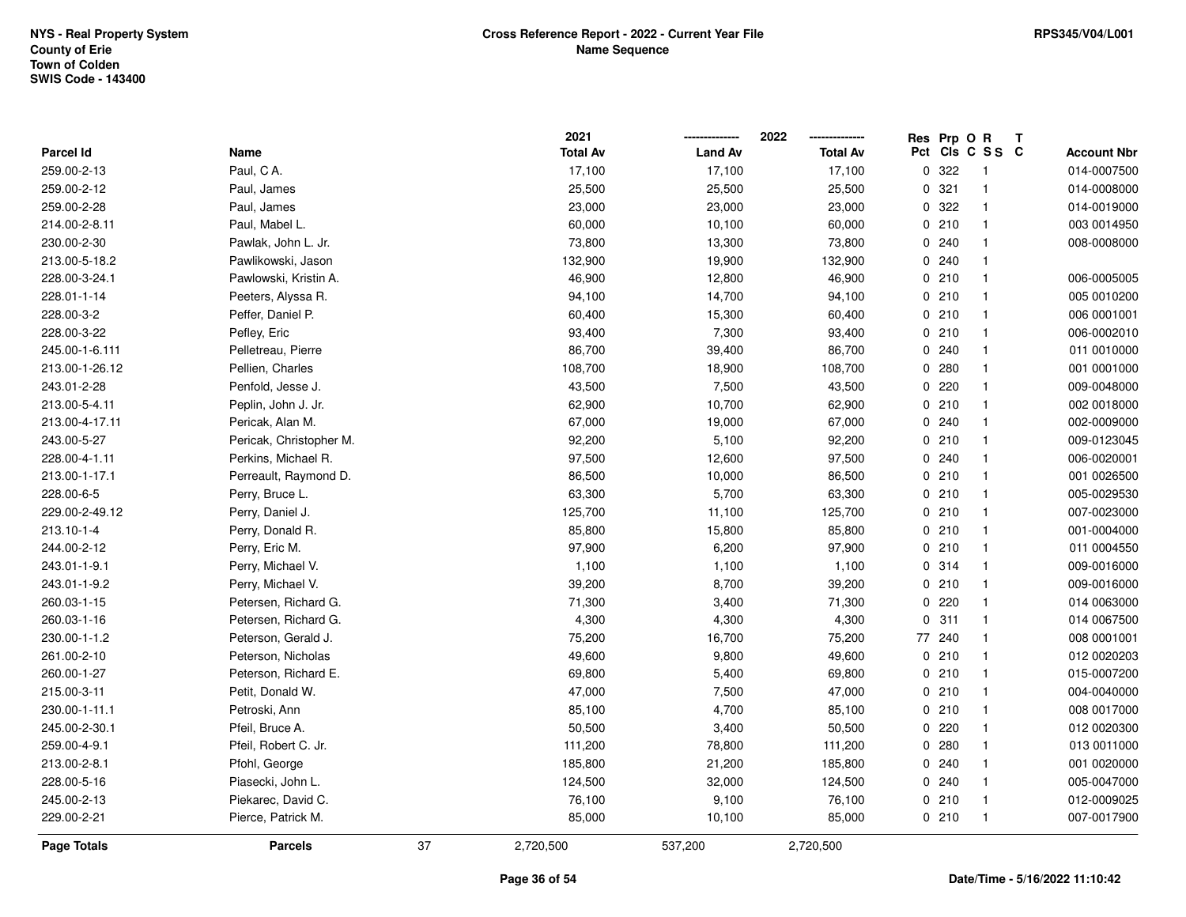NYS - Real Property System
County of Erie
Town of Colden
SWIS Code - 143400

**Cross Reference Report - 2022 - Current Year File**
**Name Sequence**

RPS345/V04/L001

| Parcel Id | Name | 2021 Total Av | 2022 Land Av | 2022 Total Av | Res Pct | Prp Cls | O C | R S S | T C | Account Nbr |
|---|---|---|---|---|---|---|---|---|---|---|
| 259.00-2-13 | Paul, C A. | 17,100 | 17,100 | 17,100 | 0 | 322 | | 1 | | 014-0007500 |
| 259.00-2-12 | Paul, James | 25,500 | 25,500 | 25,500 | 0 | 321 | | 1 | | 014-0008000 |
| 259.00-2-28 | Paul, James | 23,000 | 23,000 | 23,000 | 0 | 322 | | 1 | | 014-0019000 |
| 214.00-2-8.11 | Paul, Mabel L. | 60,000 | 10,100 | 60,000 | 0 | 210 | | 1 | | 003 0014950 |
| 230.00-2-30 | Pawlak, John L. Jr. | 73,800 | 13,300 | 73,800 | 0 | 240 | | 1 | | 008-0008000 |
| 213.00-5-18.2 | Pawlikowski, Jason | 132,900 | 19,900 | 132,900 | 0 | 240 | | 1 | | |
| 228.00-3-24.1 | Pawlowski, Kristin A. | 46,900 | 12,800 | 46,900 | 0 | 210 | | 1 | | 006-0005005 |
| 228.01-1-14 | Peeters, Alyssa R. | 94,100 | 14,700 | 94,100 | 0 | 210 | | 1 | | 005 0010200 |
| 228.00-3-2 | Peffer, Daniel P. | 60,400 | 15,300 | 60,400 | 0 | 210 | | 1 | | 006 0001001 |
| 228.00-3-22 | Pefley, Eric | 93,400 | 7,300 | 93,400 | 0 | 210 | | 1 | | 006-0002010 |
| 245.00-1-6.111 | Pelletreau, Pierre | 86,700 | 39,400 | 86,700 | 0 | 240 | | 1 | | 011 0010000 |
| 213.00-1-26.12 | Pellien, Charles | 108,700 | 18,900 | 108,700 | 0 | 280 | | 1 | | 001 0001000 |
| 243.01-2-28 | Penfold, Jesse J. | 43,500 | 7,500 | 43,500 | 0 | 220 | | 1 | | 009-0048000 |
| 213.00-5-4.11 | Peplin, John J. Jr. | 62,900 | 10,700 | 62,900 | 0 | 210 | | 1 | | 002 0018000 |
| 213.00-4-17.11 | Pericak, Alan M. | 67,000 | 19,000 | 67,000 | 0 | 240 | | 1 | | 002-0009000 |
| 243.00-5-27 | Pericak, Christopher M. | 92,200 | 5,100 | 92,200 | 0 | 210 | | 1 | | 009-0123045 |
| 228.00-4-1.11 | Perkins, Michael R. | 97,500 | 12,600 | 97,500 | 0 | 240 | | 1 | | 006-0020001 |
| 213.00-1-17.1 | Perreault, Raymond D. | 86,500 | 10,000 | 86,500 | 0 | 210 | | 1 | | 001 0026500 |
| 228.00-6-5 | Perry, Bruce L. | 63,300 | 5,700 | 63,300 | 0 | 210 | | 1 | | 005-0029530 |
| 229.00-2-49.12 | Perry, Daniel J. | 125,700 | 11,100 | 125,700 | 0 | 210 | | 1 | | 007-0023000 |
| 213.10-1-4 | Perry, Donald R. | 85,800 | 15,800 | 85,800 | 0 | 210 | | 1 | | 001-0004000 |
| 244.00-2-12 | Perry, Eric M. | 97,900 | 6,200 | 97,900 | 0 | 210 | | 1 | | 011 0004550 |
| 243.01-1-9.1 | Perry, Michael V. | 1,100 | 1,100 | 1,100 | 0 | 314 | | 1 | | 009-0016000 |
| 243.01-1-9.2 | Perry, Michael V. | 39,200 | 8,700 | 39,200 | 0 | 210 | | 1 | | 009-0016000 |
| 260.03-1-15 | Petersen, Richard G. | 71,300 | 3,400 | 71,300 | 0 | 220 | | 1 | | 014 0063000 |
| 260.03-1-16 | Petersen, Richard G. | 4,300 | 4,300 | 4,300 | 0 | 311 | | 1 | | 014 0067500 |
| 230.00-1-1.2 | Peterson, Gerald J. | 75,200 | 16,700 | 75,200 | 77 | 240 | | 1 | | 008 0001001 |
| 261.00-2-10 | Peterson, Nicholas | 49,600 | 9,800 | 49,600 | 0 | 210 | | 1 | | 012 0020203 |
| 260.00-1-27 | Peterson, Richard E. | 69,800 | 5,400 | 69,800 | 0 | 210 | | 1 | | 015-0007200 |
| 215.00-3-11 | Petit, Donald W. | 47,000 | 7,500 | 47,000 | 0 | 210 | | 1 | | 004-0040000 |
| 230.00-1-11.1 | Petroski, Ann | 85,100 | 4,700 | 85,100 | 0 | 210 | | 1 | | 008 0017000 |
| 245.00-2-30.1 | Pfeil, Bruce A. | 50,500 | 3,400 | 50,500 | 0 | 220 | | 1 | | 012 0020300 |
| 259.00-4-9.1 | Pfeil, Robert C. Jr. | 111,200 | 78,800 | 111,200 | 0 | 280 | | 1 | | 013 0011000 |
| 213.00-2-8.1 | Pfohl, George | 185,800 | 21,200 | 185,800 | 0 | 240 | | 1 | | 001 0020000 |
| 228.00-5-16 | Piasecki, John L. | 124,500 | 32,000 | 124,500 | 0 | 240 | | 1 | | 005-0047000 |
| 245.00-2-13 | Piekarec, David C. | 76,100 | 9,100 | 76,100 | 0 | 210 | | 1 | | 012-0009025 |
| 229.00-2-21 | Pierce, Patrick M. | 85,000 | 10,100 | 85,000 | 0 | 210 | | 1 | | 007-0017900 |
| **Page Totals** | **Parcels** 37 | 2,720,500 | 537,200 | 2,720,500 | | | | | | |

Date/Time - 5/16/2022 11:10:42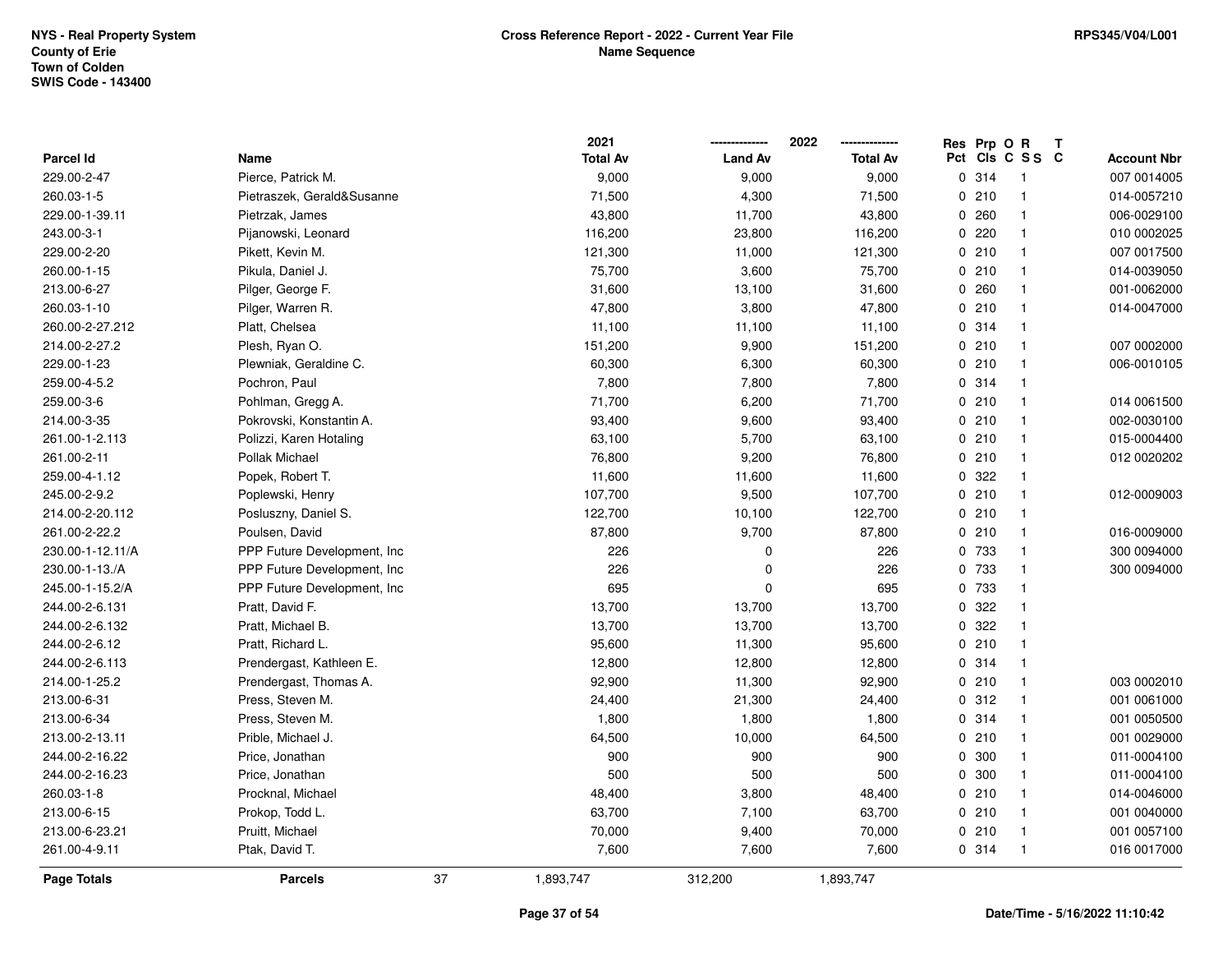NYS - Real Property System
County of Erie
Town of Colden
SWIS Code - 143400

**Cross Reference Report - 2022 - Current Year File**
**Name Sequence**

RPS345/V04/L001

| Parcel Id | Name | 2021 Total Av | 2022 Land Av | 2022 Total Av | Res Pct | Prp Cls | O C | R S S | T C | Account Nbr |
|---|---|---|---|---|---|---|---|---|---|---|
| 229.00-2-47 | Pierce, Patrick M. | 9,000 | 9,000 | 9,000 | 0 | 314 | | 1 | | 007 0014005 |
| 260.03-1-5 | Pietraszek, Gerald&Susanne | 71,500 | 4,300 | 71,500 | 0 | 210 | | 1 | | 014-0057210 |
| 229.00-1-39.11 | Pietrzak, James | 43,800 | 11,700 | 43,800 | 0 | 260 | | 1 | | 006-0029100 |
| 243.00-3-1 | Pijanowski, Leonard | 116,200 | 23,800 | 116,200 | 0 | 220 | | 1 | | 010 0002025 |
| 229.00-2-20 | Pikett, Kevin M. | 121,300 | 11,000 | 121,300 | 0 | 210 | | 1 | | 007 0017500 |
| 260.00-1-15 | Pikula, Daniel J. | 75,700 | 3,600 | 75,700 | 0 | 210 | | 1 | | 014-0039050 |
| 213.00-6-27 | Pilger, George F. | 31,600 | 13,100 | 31,600 | 0 | 260 | | 1 | | 001-0062000 |
| 260.03-1-10 | Pilger, Warren R. | 47,800 | 3,800 | 47,800 | 0 | 210 | | 1 | | 014-0047000 |
| 260.00-2-27.212 | Platt, Chelsea | 11,100 | 11,100 | 11,100 | 0 | 314 | | 1 | | |
| 214.00-2-27.2 | Plesh, Ryan O. | 151,200 | 9,900 | 151,200 | 0 | 210 | | 1 | | 007 0002000 |
| 229.00-1-23 | Plewniak, Geraldine C. | 60,300 | 6,300 | 60,300 | 0 | 210 | | 1 | | 006-0010105 |
| 259.00-4-5.2 | Pochron, Paul | 7,800 | 7,800 | 7,800 | 0 | 314 | | 1 | | |
| 259.00-3-6 | Pohlman, Gregg A. | 71,700 | 6,200 | 71,700 | 0 | 210 | | 1 | | 014 0061500 |
| 214.00-3-35 | Pokrovski, Konstantin A. | 93,400 | 9,600 | 93,400 | 0 | 210 | | 1 | | 002-0030100 |
| 261.00-1-2.113 | Polizzi, Karen Hotaling | 63,100 | 5,700 | 63,100 | 0 | 210 | | 1 | | 015-0004400 |
| 261.00-2-11 | Pollak Michael | 76,800 | 9,200 | 76,800 | 0 | 210 | | 1 | | 012 0020202 |
| 259.00-4-1.12 | Popek, Robert T. | 11,600 | 11,600 | 11,600 | 0 | 322 | | 1 | | |
| 245.00-2-9.2 | Poplewski, Henry | 107,700 | 9,500 | 107,700 | 0 | 210 | | 1 | | 012-0009003 |
| 214.00-2-20.112 | Posluszny, Daniel S. | 122,700 | 10,100 | 122,700 | 0 | 210 | | 1 | | |
| 261.00-2-22.2 | Poulsen, David | 87,800 | 9,700 | 87,800 | 0 | 210 | | 1 | | 016-0009000 |
| 230.00-1-12.11/A | PPP Future Development, Inc | 226 | 0 | 226 | 0 | 733 | | 1 | | 300 0094000 |
| 230.00-1-13./A | PPP Future Development, Inc | 226 | 0 | 226 | 0 | 733 | | 1 | | 300 0094000 |
| 245.00-1-15.2/A | PPP Future Development, Inc | 695 | 0 | 695 | 0 | 733 | | 1 | | |
| 244.00-2-6.131 | Pratt, David F. | 13,700 | 13,700 | 13,700 | 0 | 322 | | 1 | | |
| 244.00-2-6.132 | Pratt, Michael B. | 13,700 | 13,700 | 13,700 | 0 | 322 | | 1 | | |
| 244.00-2-6.12 | Pratt, Richard L. | 95,600 | 11,300 | 95,600 | 0 | 210 | | 1 | | |
| 244.00-2-6.113 | Prendergast, Kathleen E. | 12,800 | 12,800 | 12,800 | 0 | 314 | | 1 | | |
| 214.00-1-25.2 | Prendergast, Thomas A. | 92,900 | 11,300 | 92,900 | 0 | 210 | | 1 | | 003 0002010 |
| 213.00-6-31 | Press, Steven M. | 24,400 | 21,300 | 24,400 | 0 | 312 | | 1 | | 001 0061000 |
| 213.00-6-34 | Press, Steven M. | 1,800 | 1,800 | 1,800 | 0 | 314 | | 1 | | 001 0050500 |
| 213.00-2-13.11 | Prible, Michael J. | 64,500 | 10,000 | 64,500 | 0 | 210 | | 1 | | 001 0029000 |
| 244.00-2-16.22 | Price, Jonathan | 900 | 900 | 900 | 0 | 300 | | 1 | | 011-0004100 |
| 244.00-2-16.23 | Price, Jonathan | 500 | 500 | 500 | 0 | 300 | | 1 | | 011-0004100 |
| 260.03-1-8 | Procknal, Michael | 48,400 | 3,800 | 48,400 | 0 | 210 | | 1 | | 014-0046000 |
| 213.00-6-15 | Prokop, Todd L. | 63,700 | 7,100 | 63,700 | 0 | 210 | | 1 | | 001 0040000 |
| 213.00-6-23.21 | Pruitt, Michael | 70,000 | 9,400 | 70,000 | 0 | 210 | | 1 | | 001 0057100 |
| 261.00-4-9.11 | Ptak, David T. | 7,600 | 7,600 | 7,600 | 0 | 314 | | 1 | | 016 0017000 |
| **Page Totals** | **Parcels** 37 | 1,893,747 | 312,200 | 1,893,747 | | | | | | |

Date/Time - 5/16/2022 11:10:42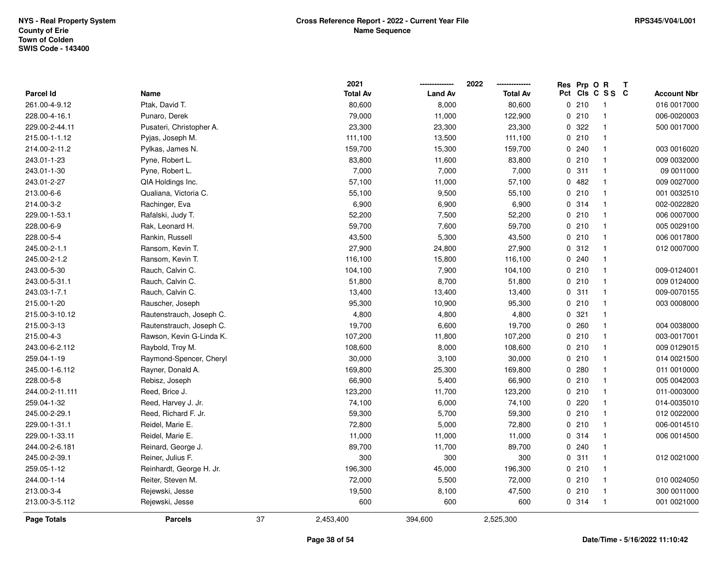NYS - Real Property System
County of Erie
Town of Colden
SWIS Code - 143400

**Cross Reference Report - 2022 - Current Year File**
**Name Sequence**

RPS345/V04/L001

| Parcel Id | Name | 2021 Total Av | 2022 Land Av | 2022 Total Av | Res Pct | Prp Cls | O C | R SS | T C | Account Nbr |
|---|---|---|---|---|---|---|---|---|---|---|
| 261.00-4-9.12 | Ptak, David T. | 80,600 | 8,000 | 80,600 | 0 | 210 | | 1 | | 016 0017000 |
| 228.00-4-16.1 | Punaro, Derek | 79,000 | 11,000 | 122,900 | 0 | 210 | | 1 | | 006-0020003 |
| 229.00-2-44.11 | Pusateri, Christopher A. | 23,300 | 23,300 | 23,300 | 0 | 322 | | 1 | | 500 0017000 |
| 215.00-1-1.12 | Pyjas, Joseph M. | 111,100 | 13,500 | 111,100 | 0 | 210 | | 1 | | |
| 214.00-2-11.2 | Pylkas, James N. | 159,700 | 15,300 | 159,700 | 0 | 240 | | 1 | | 003 0016020 |
| 243.01-1-23 | Pyne, Robert L. | 83,800 | 11,600 | 83,800 | 0 | 210 | | 1 | | 009 0032000 |
| 243.01-1-30 | Pyne, Robert L. | 7,000 | 7,000 | 7,000 | 0 | 311 | | 1 | | 09 0011000 |
| 243.01-2-27 | QIA Holdings Inc. | 57,100 | 11,000 | 57,100 | 0 | 482 | | 1 | | 009 0027000 |
| 213.00-6-6 | Qualiana, Victoria C. | 55,100 | 9,500 | 55,100 | 0 | 210 | | 1 | | 001 0032510 |
| 214.00-3-2 | Rachinger, Eva | 6,900 | 6,900 | 6,900 | 0 | 314 | | 1 | | 002-0022820 |
| 229.00-1-53.1 | Rafalski, Judy T. | 52,200 | 7,500 | 52,200 | 0 | 210 | | 1 | | 006 0007000 |
| 228.00-6-9 | Rak, Leonard H. | 59,700 | 7,600 | 59,700 | 0 | 210 | | 1 | | 005 0029100 |
| 228.00-5-4 | Rankin, Russell | 43,500 | 5,300 | 43,500 | 0 | 210 | | 1 | | 006 0017800 |
| 245.00-2-1.1 | Ransom, Kevin T. | 27,900 | 24,800 | 27,900 | 0 | 312 | | 1 | | 012 0007000 |
| 245.00-2-1.2 | Ransom, Kevin T. | 116,100 | 15,800 | 116,100 | 0 | 240 | | 1 | | |
| 243.00-5-30 | Rauch, Calvin C. | 104,100 | 7,900 | 104,100 | 0 | 210 | | 1 | | 009-0124001 |
| 243.00-5-31.1 | Rauch, Calvin C. | 51,800 | 8,700 | 51,800 | 0 | 210 | | 1 | | 009 0124000 |
| 243.03-1-7.1 | Rauch, Calvin C. | 13,400 | 13,400 | 13,400 | 0 | 311 | | 1 | | 009-0070155 |
| 215.00-1-20 | Rauscher, Joseph | 95,300 | 10,900 | 95,300 | 0 | 210 | | 1 | | 003 0008000 |
| 215.00-3-10.12 | Rautenstrauch, Joseph C. | 4,800 | 4,800 | 4,800 | 0 | 321 | | 1 | | |
| 215.00-3-13 | Rautenstrauch, Joseph C. | 19,700 | 6,600 | 19,700 | 0 | 260 | | 1 | | 004 0038000 |
| 215.00-4-3 | Rawson, Kevin G-Linda K. | 107,200 | 11,800 | 107,200 | 0 | 210 | | 1 | | 003-0017001 |
| 243.00-6-2.112 | Raybold, Troy M. | 108,600 | 8,000 | 108,600 | 0 | 210 | | 1 | | 009 0129015 |
| 259.04-1-19 | Raymond-Spencer, Cheryl | 30,000 | 3,100 | 30,000 | 0 | 210 | | 1 | | 014 0021500 |
| 245.00-1-6.112 | Rayner, Donald A. | 169,800 | 25,300 | 169,800 | 0 | 280 | | 1 | | 011 0010000 |
| 228.00-5-8 | Rebisz, Joseph | 66,900 | 5,400 | 66,900 | 0 | 210 | | 1 | | 005 0042003 |
| 244.00-2-11.111 | Reed, Brice J. | 123,200 | 11,700 | 123,200 | 0 | 210 | | 1 | | 011-0003000 |
| 259.04-1-32 | Reed, Harvey J. Jr. | 74,100 | 6,000 | 74,100 | 0 | 220 | | 1 | | 014-0035010 |
| 245.00-2-29.1 | Reed, Richard F. Jr. | 59,300 | 5,700 | 59,300 | 0 | 210 | | 1 | | 012 0022000 |
| 229.00-1-31.1 | Reidel, Marie E. | 72,800 | 5,000 | 72,800 | 0 | 210 | | 1 | | 006-0014510 |
| 229.00-1-33.11 | Reidel, Marie E. | 11,000 | 11,000 | 11,000 | 0 | 314 | | 1 | | 006 0014500 |
| 244.00-2-6.181 | Reinard, George J. | 89,700 | 11,700 | 89,700 | 0 | 240 | | 1 | | |
| 245.00-2-39.1 | Reiner, Julius F. | 300 | 300 | 300 | 0 | 311 | | 1 | | 012 0021000 |
| 259.05-1-12 | Reinhardt, George H. Jr. | 196,300 | 45,000 | 196,300 | 0 | 210 | | 1 | | |
| 244.00-1-14 | Reiter, Steven M. | 72,000 | 5,500 | 72,000 | 0 | 210 | | 1 | | 010 0024050 |
| 213.00-3-4 | Rejewski, Jesse | 19,500 | 8,100 | 47,500 | 0 | 210 | | 1 | | 300 0011000 |
| 213.00-3-5.112 | Rejewski, Jesse | 600 | 600 | 600 | 0 | 314 | | 1 | | 001 0021000 |
| **Page Totals** | **Parcels** 37 | 2,453,400 | 394,600 | 2,525,300 | | | | | | |

Date/Time - 5/16/2022 11:10:42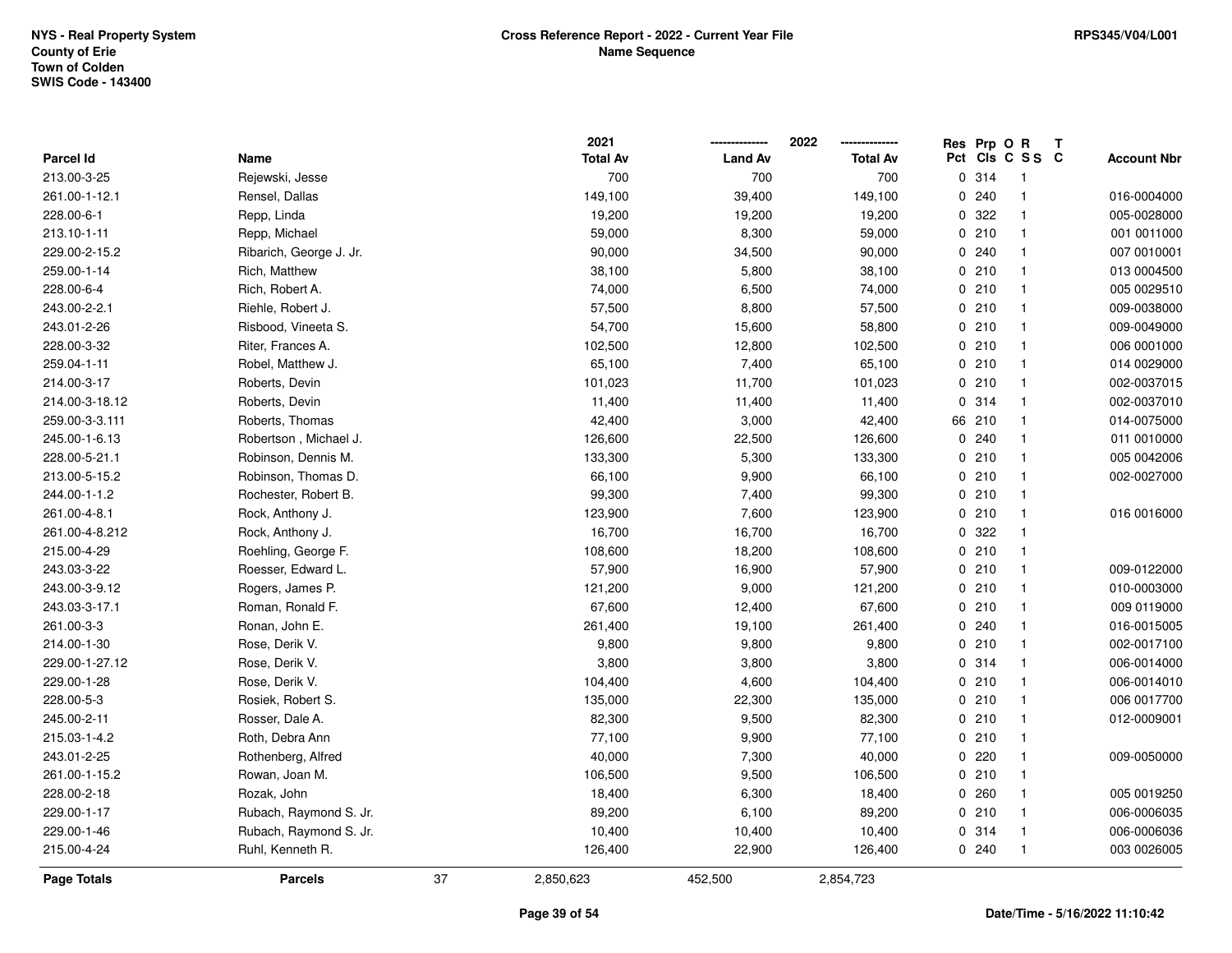| Parcel Id | Name | 2021 Total Av | 2022 Land Av | 2022 Total Av | Res Pct | Prp Cls | O C | R SS | T C | Account Nbr |
|---|---|---|---|---|---|---|---|---|---|---|
| 213.00-3-25 | Rejewski, Jesse | 700 | 700 | 700 | 0 | 314 | | 1 | | |
| 261.00-1-12.1 | Rensel, Dallas | 149,100 | 39,400 | 149,100 | 0 | 240 | | 1 | | 016-0004000 |
| 228.00-6-1 | Repp, Linda | 19,200 | 19,200 | 19,200 | 0 | 322 | | 1 | | 005-0028000 |
| 213.10-1-11 | Repp, Michael | 59,000 | 8,300 | 59,000 | 0 | 210 | | 1 | | 001 0011000 |
| 229.00-2-15.2 | Ribarich, George J. Jr. | 90,000 | 34,500 | 90,000 | 0 | 240 | | 1 | | 007 0010001 |
| 259.00-1-14 | Rich, Matthew | 38,100 | 5,800 | 38,100 | 0 | 210 | | 1 | | 013 0004500 |
| 228.00-6-4 | Rich, Robert A. | 74,000 | 6,500 | 74,000 | 0 | 210 | | 1 | | 005 0029510 |
| 243.00-2-2.1 | Riehle, Robert J. | 57,500 | 8,800 | 57,500 | 0 | 210 | | 1 | | 009-0038000 |
| 243.01-2-26 | Risbood, Vineeta S. | 54,700 | 15,600 | 58,800 | 0 | 210 | | 1 | | 009-0049000 |
| 228.00-3-32 | Riter, Frances A. | 102,500 | 12,800 | 102,500 | 0 | 210 | | 1 | | 006 0001000 |
| 259.04-1-11 | Robel, Matthew J. | 65,100 | 7,400 | 65,100 | 0 | 210 | | 1 | | 014 0029000 |
| 214.00-3-17 | Roberts, Devin | 101,023 | 11,700 | 101,023 | 0 | 210 | | 1 | | 002-0037015 |
| 214.00-3-18.12 | Roberts, Devin | 11,400 | 11,400 | 11,400 | 0 | 314 | | 1 | | 002-0037010 |
| 259.00-3-3.111 | Roberts, Thomas | 42,400 | 3,000 | 42,400 | 66 | 210 | | 1 | | 014-0075000 |
| 245.00-1-6.13 | Robertson , Michael J. | 126,600 | 22,500 | 126,600 | 0 | 240 | | 1 | | 011 0010000 |
| 228.00-5-21.1 | Robinson, Dennis M. | 133,300 | 5,300 | 133,300 | 0 | 210 | | 1 | | 005 0042006 |
| 213.00-5-15.2 | Robinson, Thomas D. | 66,100 | 9,900 | 66,100 | 0 | 210 | | 1 | | 002-0027000 |
| 244.00-1-1.2 | Rochester, Robert B. | 99,300 | 7,400 | 99,300 | 0 | 210 | | 1 | | |
| 261.00-4-8.1 | Rock, Anthony J. | 123,900 | 7,600 | 123,900 | 0 | 210 | | 1 | | 016 0016000 |
| 261.00-4-8.212 | Rock, Anthony J. | 16,700 | 16,700 | 16,700 | 0 | 322 | | 1 | | |
| 215.00-4-29 | Roehling, George F. | 108,600 | 18,200 | 108,600 | 0 | 210 | | 1 | | |
| 243.03-3-22 | Roesser, Edward L. | 57,900 | 16,900 | 57,900 | 0 | 210 | | 1 | | 009-0122000 |
| 243.00-3-9.12 | Rogers, James P. | 121,200 | 9,000 | 121,200 | 0 | 210 | | 1 | | 010-0003000 |
| 243.03-3-17.1 | Roman, Ronald F. | 67,600 | 12,400 | 67,600 | 0 | 210 | | 1 | | 009 0119000 |
| 261.00-3-3 | Ronan, John E. | 261,400 | 19,100 | 261,400 | 0 | 240 | | 1 | | 016-0015005 |
| 214.00-1-30 | Rose, Derik V. | 9,800 | 9,800 | 9,800 | 0 | 210 | | 1 | | 002-0017100 |
| 229.00-1-27.12 | Rose, Derik V. | 3,800 | 3,800 | 3,800 | 0 | 314 | | 1 | | 006-0014000 |
| 229.00-1-28 | Rose, Derik V. | 104,400 | 4,600 | 104,400 | 0 | 210 | | 1 | | 006-0014010 |
| 228.00-5-3 | Rosiek, Robert S. | 135,000 | 22,300 | 135,000 | 0 | 210 | | 1 | | 006 0017700 |
| 245.00-2-11 | Rosser, Dale A. | 82,300 | 9,500 | 82,300 | 0 | 210 | | 1 | | 012-0009001 |
| 215.03-1-4.2 | Roth, Debra Ann | 77,100 | 9,900 | 77,100 | 0 | 210 | | 1 | | |
| 243.01-2-25 | Rothenberg, Alfred | 40,000 | 7,300 | 40,000 | 0 | 220 | | 1 | | 009-0050000 |
| 261.00-1-15.2 | Rowan, Joan M. | 106,500 | 9,500 | 106,500 | 0 | 210 | | 1 | | |
| 228.00-2-18 | Rozak, John | 18,400 | 6,300 | 18,400 | 0 | 260 | | 1 | | 005 0019250 |
| 229.00-1-17 | Rubach, Raymond S. Jr. | 89,200 | 6,100 | 89,200 | 0 | 210 | | 1 | | 006-0006035 |
| 229.00-1-46 | Rubach, Raymond S. Jr. | 10,400 | 10,400 | 10,400 | 0 | 314 | | 1 | | 006-0006036 |
| 215.00-4-24 | Ruhl, Kenneth R. | 126,400 | 22,900 | 126,400 | 0 | 240 | | 1 | | 003 0026005 |
| **Page Totals** | **Parcels** 37 | 2,850,623 | 452,500 | 2,854,723 | | | | | | |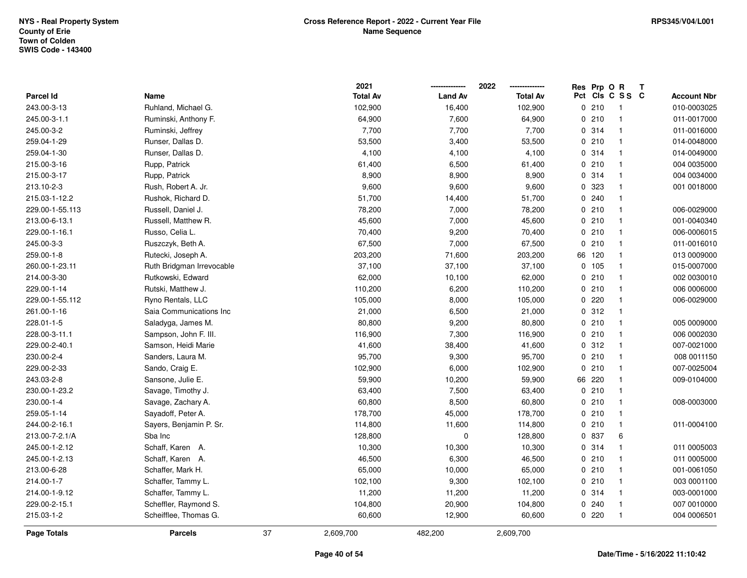NYS - Real Property System
County of Erie
Town of Colden
SWIS Code - 143400

**Cross Reference Report - 2022 - Current Year File**
**Name Sequence**

RPS345/V04/L001

| Parcel Id | Name | 2021 Total Av | 2022 Land Av | 2022 Total Av | Res Pct | Prp Cls | O C | R S S | T C | Account Nbr |
|---|---|---|---|---|---|---|---|---|---|---|
| 243.00-3-13 | Ruhland, Michael G. | 102,900 | 16,400 | 102,900 | 0 | 210 | | 1 | | 010-0003025 |
| 245.00-3-1.1 | Ruminski, Anthony F. | 64,900 | 7,600 | 64,900 | 0 | 210 | | 1 | | 011-0017000 |
| 245.00-3-2 | Ruminski, Jeffrey | 7,700 | 7,700 | 7,700 | 0 | 314 | | 1 | | 011-0016000 |
| 259.04-1-29 | Runser, Dallas D. | 53,500 | 3,400 | 53,500 | 0 | 210 | | 1 | | 014-0048000 |
| 259.04-1-30 | Runser, Dallas D. | 4,100 | 4,100 | 4,100 | 0 | 314 | | 1 | | 014-0049000 |
| 215.00-3-16 | Rupp, Patrick | 61,400 | 6,500 | 61,400 | 0 | 210 | | 1 | | 004 0035000 |
| 215.00-3-17 | Rupp, Patrick | 8,900 | 8,900 | 8,900 | 0 | 314 | | 1 | | 004 0034000 |
| 213.10-2-3 | Rush, Robert A. Jr. | 9,600 | 9,600 | 9,600 | 0 | 323 | | 1 | | 001 0018000 |
| 215.03-1-12.2 | Rushok, Richard D. | 51,700 | 14,400 | 51,700 | 0 | 240 | | 1 | | |
| 229.00-1-55.113 | Russell, Daniel J. | 78,200 | 7,000 | 78,200 | 0 | 210 | | 1 | | 006-0029000 |
| 213.00-6-13.1 | Russell, Matthew R. | 45,600 | 7,000 | 45,600 | 0 | 210 | | 1 | | 001-0040340 |
| 229.00-1-16.1 | Russo, Celia L. | 70,400 | 9,200 | 70,400 | 0 | 210 | | 1 | | 006-0006015 |
| 245.00-3-3 | Ruszczyk, Beth A. | 67,500 | 7,000 | 67,500 | 0 | 210 | | 1 | | 011-0016010 |
| 259.00-1-8 | Rutecki, Joseph A. | 203,200 | 71,600 | 203,200 | 66 | 120 | | 1 | | 013 0009000 |
| 260.00-1-23.11 | Ruth Bridgman Irrevocable | 37,100 | 37,100 | 37,100 | 0 | 105 | | 1 | | 015-0007000 |
| 214.00-3-30 | Rutkowski, Edward | 62,000 | 10,100 | 62,000 | 0 | 210 | | 1 | | 002 0030010 |
| 229.00-1-14 | Rutski, Matthew J. | 110,200 | 6,200 | 110,200 | 0 | 210 | | 1 | | 006 0006000 |
| 229.00-1-55.112 | Ryno Rentals, LLC | 105,000 | 8,000 | 105,000 | 0 | 220 | | 1 | | 006-0029000 |
| 261.00-1-16 | Saia Communications Inc | 21,000 | 6,500 | 21,000 | 0 | 312 | | 1 | | |
| 228.01-1-5 | Saladyga, James M. | 80,800 | 9,200 | 80,800 | 0 | 210 | | 1 | | 005 0009000 |
| 228.00-3-11.1 | Sampson, John F. III. | 116,900 | 7,300 | 116,900 | 0 | 210 | | 1 | | 006 0002030 |
| 229.00-2-40.1 | Samson, Heidi Marie | 41,600 | 38,400 | 41,600 | 0 | 312 | | 1 | | 007-0021000 |
| 230.00-2-4 | Sanders, Laura M. | 95,700 | 9,300 | 95,700 | 0 | 210 | | 1 | | 008 0011150 |
| 229.00-2-33 | Sando, Craig E. | 102,900 | 6,000 | 102,900 | 0 | 210 | | 1 | | 007-0025004 |
| 243.03-2-8 | Sansone, Julie E. | 59,900 | 10,200 | 59,900 | 66 | 220 | | 1 | | 009-0104000 |
| 230.00-1-23.2 | Savage, Timothy J. | 63,400 | 7,500 | 63,400 | 0 | 210 | | 1 | | |
| 230.00-1-4 | Savage, Zachary A. | 60,800 | 8,500 | 60,800 | 0 | 210 | | 1 | | 008-0003000 |
| 259.05-1-14 | Sayadoff, Peter A. | 178,700 | 45,000 | 178,700 | 0 | 210 | | 1 | | |
| 244.00-2-16.1 | Sayers, Benjamin P. Sr. | 114,800 | 11,600 | 114,800 | 0 | 210 | | 1 | | 011-0004100 |
| 213.00-7-2.1/A | Sba Inc | 128,800 | 0 | 128,800 | 0 | 837 | | 6 | | |
| 245.00-1-2.12 | Schaff, Karen A. | 10,300 | 10,300 | 10,300 | 0 | 314 | | 1 | | 011 0005003 |
| 245.00-1-2.13 | Schaff, Karen A. | 46,500 | 6,300 | 46,500 | 0 | 210 | | 1 | | 011 0005000 |
| 213.00-6-28 | Schaffer, Mark H. | 65,000 | 10,000 | 65,000 | 0 | 210 | | 1 | | 001-0061050 |
| 214.00-1-7 | Schaffer, Tammy L. | 102,100 | 9,300 | 102,100 | 0 | 210 | | 1 | | 003 0001100 |
| 214.00-1-9.12 | Schaffer, Tammy L. | 11,200 | 11,200 | 11,200 | 0 | 314 | | 1 | | 003-0001000 |
| 229.00-2-15.1 | Scheffler, Raymond S. | 104,800 | 20,900 | 104,800 | 0 | 240 | | 1 | | 007 0010000 |
| 215.03-1-2 | Scheifflee, Thomas G. | 60,600 | 12,900 | 60,600 | 0 | 220 | | 1 | | 004 0006501 |
| **Page Totals** | **Parcels** 37 | 2,609,700 | 482,200 | 2,609,700 | | | | | | |

Date/Time - 5/16/2022 11:10:42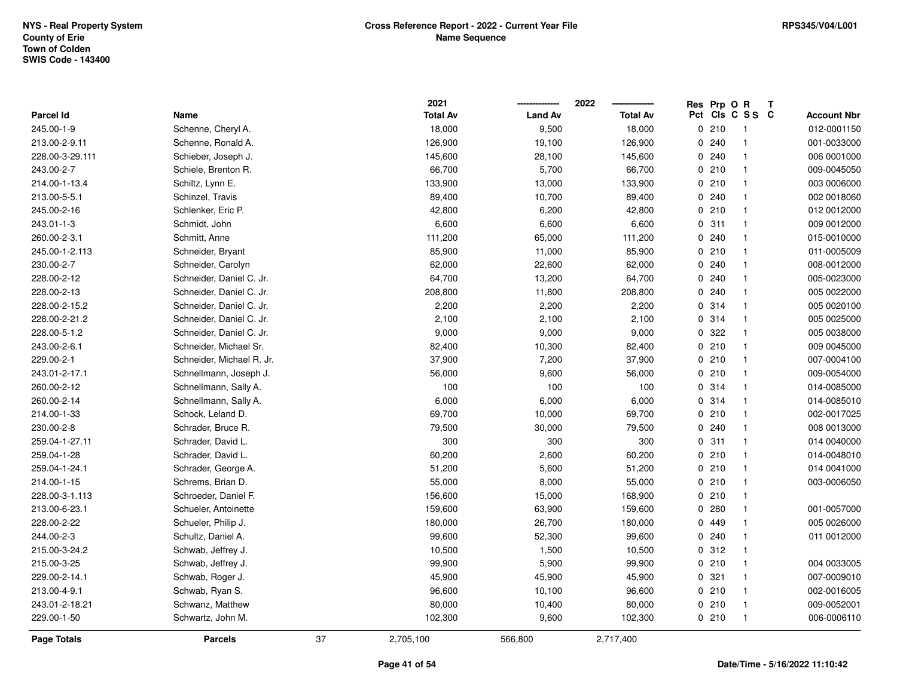NYS - Real Property System
County of Erie
Town of Colden
SWIS Code - 143400

**Cross Reference Report - 2022 - Current Year File**
**Name Sequence**

RPS345/V04/L001

| Parcel Id | Name | 2021 Total Av | 2022 Land Av | 2022 Total Av | Res Pct | Prp Cls | O C | R SS | T C | Account Nbr |
|---|---|---|---|---|---|---|---|---|---|---|
| 245.00-1-9 | Schenne, Cheryl A. | 18,000 | 9,500 | 18,000 | 0 | 210 | | 1 | | 012-0001150 |
| 213.00-2-9.11 | Schenne, Ronald A. | 126,900 | 19,100 | 126,900 | 0 | 240 | | 1 | | 001-0033000 |
| 228.00-3-29.111 | Schieber, Joseph J. | 145,600 | 28,100 | 145,600 | 0 | 240 | | 1 | | 006 0001000 |
| 243.00-2-7 | Schiele, Brenton R. | 66,700 | 5,700 | 66,700 | 0 | 210 | | 1 | | 009-0045050 |
| 214.00-1-13.4 | Schiltz, Lynn E. | 133,900 | 13,000 | 133,900 | 0 | 210 | | 1 | | 003 0006000 |
| 213.00-5-5.1 | Schinzel, Travis | 89,400 | 10,700 | 89,400 | 0 | 240 | | 1 | | 002 0018060 |
| 245.00-2-16 | Schlenker, Eric P. | 42,800 | 6,200 | 42,800 | 0 | 210 | | 1 | | 012 0012000 |
| 243.01-1-3 | Schmidt, John | 6,600 | 6,600 | 6,600 | 0 | 311 | | 1 | | 009 0012000 |
| 260.00-2-3.1 | Schmitt, Anne | 111,200 | 65,000 | 111,200 | 0 | 240 | | 1 | | 015-0010000 |
| 245.00-1-2.113 | Schneider, Bryant | 85,900 | 11,000 | 85,900 | 0 | 210 | | 1 | | 011-0005009 |
| 230.00-2-7 | Schneider, Carolyn | 62,000 | 22,600 | 62,000 | 0 | 240 | | 1 | | 008-0012000 |
| 228.00-2-12 | Schneider, Daniel C. Jr. | 64,700 | 13,200 | 64,700 | 0 | 240 | | 1 | | 005-0023000 |
| 228.00-2-13 | Schneider, Daniel C. Jr. | 208,800 | 11,800 | 208,800 | 0 | 240 | | 1 | | 005 0022000 |
| 228.00-2-15.2 | Schneider, Daniel C. Jr. | 2,200 | 2,200 | 2,200 | 0 | 314 | | 1 | | 005 0020100 |
| 228.00-2-21.2 | Schneider, Daniel C. Jr. | 2,100 | 2,100 | 2,100 | 0 | 314 | | 1 | | 005 0025000 |
| 228.00-5-1.2 | Schneider, Daniel C. Jr. | 9,000 | 9,000 | 9,000 | 0 | 322 | | 1 | | 005 0038000 |
| 243.00-2-6.1 | Schneider, Michael Sr. | 82,400 | 10,300 | 82,400 | 0 | 210 | | 1 | | 009 0045000 |
| 229.00-2-1 | Schneider, Michael R. Jr. | 37,900 | 7,200 | 37,900 | 0 | 210 | | 1 | | 007-0004100 |
| 243.01-2-17.1 | Schnellmann, Joseph J. | 56,000 | 9,600 | 56,000 | 0 | 210 | | 1 | | 009-0054000 |
| 260.00-2-12 | Schnellmann, Sally A. | 100 | 100 | 100 | 0 | 314 | | 1 | | 014-0085000 |
| 260.00-2-14 | Schnellmann, Sally A. | 6,000 | 6,000 | 6,000 | 0 | 314 | | 1 | | 014-0085010 |
| 214.00-1-33 | Schock, Leland D. | 69,700 | 10,000 | 69,700 | 0 | 210 | | 1 | | 002-0017025 |
| 230.00-2-8 | Schrader, Bruce R. | 79,500 | 30,000 | 79,500 | 0 | 240 | | 1 | | 008 0013000 |
| 259.04-1-27.11 | Schrader, David L. | 300 | 300 | 300 | 0 | 311 | | 1 | | 014 0040000 |
| 259.04-1-28 | Schrader, David L. | 60,200 | 2,600 | 60,200 | 0 | 210 | | 1 | | 014-0048010 |
| 259.04-1-24.1 | Schrader, George A. | 51,200 | 5,600 | 51,200 | 0 | 210 | | 1 | | 014 0041000 |
| 214.00-1-15 | Schrems, Brian D. | 55,000 | 8,000 | 55,000 | 0 | 210 | | 1 | | 003-0006050 |
| 228.00-3-1.113 | Schroeder, Daniel F. | 156,600 | 15,000 | 168,900 | 0 | 210 | | 1 | | |
| 213.00-6-23.1 | Schueler, Antoinette | 159,600 | 63,900 | 159,600 | 0 | 280 | | 1 | | 001-0057000 |
| 228.00-2-22 | Schueler, Philip J. | 180,000 | 26,700 | 180,000 | 0 | 449 | | 1 | | 005 0026000 |
| 244.00-2-3 | Schultz, Daniel A. | 99,600 | 52,300 | 99,600 | 0 | 240 | | 1 | | 011 0012000 |
| 215.00-3-24.2 | Schwab, Jeffrey J. | 10,500 | 1,500 | 10,500 | 0 | 312 | | 1 | | |
| 215.00-3-25 | Schwab, Jeffrey J. | 99,900 | 5,900 | 99,900 | 0 | 210 | | 1 | | 004 0033005 |
| 229.00-2-14.1 | Schwab, Roger J. | 45,900 | 45,900 | 45,900 | 0 | 321 | | 1 | | 007-0009010 |
| 213.00-4-9.1 | Schwab, Ryan S. | 96,600 | 10,100 | 96,600 | 0 | 210 | | 1 | | 002-0016005 |
| 243.01-2-18.21 | Schwanz, Matthew | 80,000 | 10,400 | 80,000 | 0 | 210 | | 1 | | 009-0052001 |
| 229.00-1-50 | Schwartz, John M. | 102,300 | 9,600 | 102,300 | 0 | 210 | | 1 | | 006-0006110 |
| **Page Totals** | **Parcels** 37 | 2,705,100 | 566,800 | 2,717,400 | | | | | | |

Date/Time - 5/16/2022 11:10:42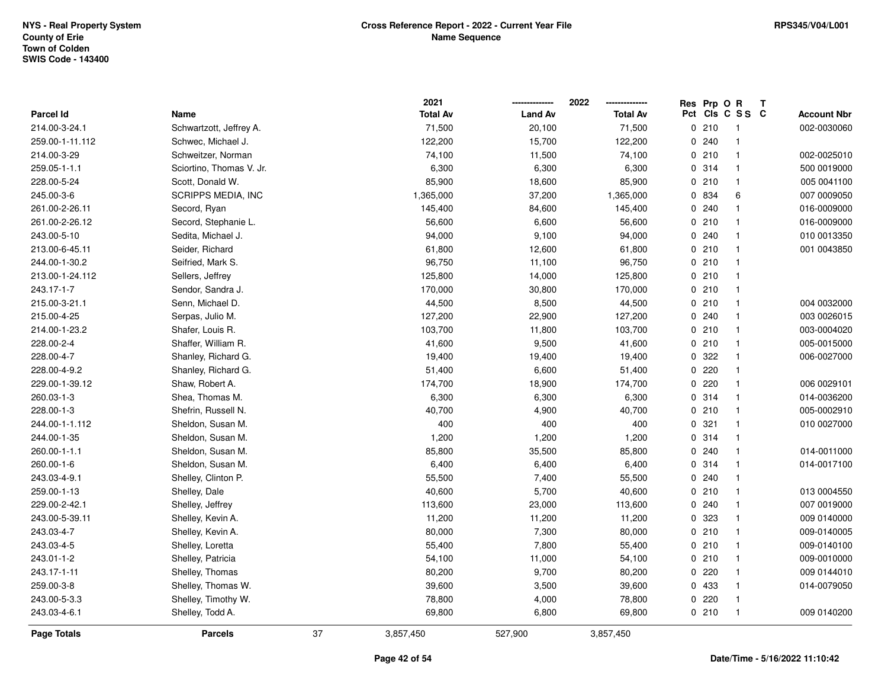NYS - Real Property System
County of Erie
Town of Colden
SWIS Code - 143400

**Cross Reference Report - 2022 - Current Year File**
**Name Sequence**

RPS345/V04/L001

| Parcel Id | Name | 2021 Total Av | 2022 Land Av | 2022 Total Av | Res Pct | Prp Cls | O C | R S S | T C | Account Nbr |
|---|---|---|---|---|---|---|---|---|---|---|
| 214.00-3-24.1 | Schwartzott, Jeffrey A. | 71,500 | 20,100 | 71,500 | 0 | 210 | | 1 | | 002-0030060 |
| 259.00-1-11.112 | Schwec, Michael J. | 122,200 | 15,700 | 122,200 | 0 | 240 | | 1 | | |
| 214.00-3-29 | Schweitzer, Norman | 74,100 | 11,500 | 74,100 | 0 | 210 | | 1 | | 002-0025010 |
| 259.05-1-1.1 | Sciortino, Thomas V. Jr. | 6,300 | 6,300 | 6,300 | 0 | 314 | | 1 | | 500 0019000 |
| 228.00-5-24 | Scott, Donald W. | 85,900 | 18,600 | 85,900 | 0 | 210 | | 1 | | 005 0041100 |
| 245.00-3-6 | SCRIPPS MEDIA, INC | 1,365,000 | 37,200 | 1,365,000 | 0 | 834 | | 6 | | 007 0009050 |
| 261.00-2-26.11 | Secord, Ryan | 145,400 | 84,600 | 145,400 | 0 | 240 | | 1 | | 016-0009000 |
| 261.00-2-26.12 | Secord, Stephanie L. | 56,600 | 6,600 | 56,600 | 0 | 210 | | 1 | | 016-0009000 |
| 243.00-5-10 | Sedita, Michael J. | 94,000 | 9,100 | 94,000 | 0 | 240 | | 1 | | 010 0013350 |
| 213.00-6-45.11 | Seider, Richard | 61,800 | 12,600 | 61,800 | 0 | 210 | | 1 | | 001 0043850 |
| 244.00-1-30.2 | Seifried, Mark S. | 96,750 | 11,100 | 96,750 | 0 | 210 | | 1 | | |
| 213.00-1-24.112 | Sellers, Jeffrey | 125,800 | 14,000 | 125,800 | 0 | 210 | | 1 | | |
| 243.17-1-7 | Sendor, Sandra J. | 170,000 | 30,800 | 170,000 | 0 | 210 | | 1 | | |
| 215.00-3-21.1 | Senn, Michael D. | 44,500 | 8,500 | 44,500 | 0 | 210 | | 1 | | 004 0032000 |
| 215.00-4-25 | Serpas, Julio M. | 127,200 | 22,900 | 127,200 | 0 | 240 | | 1 | | 003 0026015 |
| 214.00-1-23.2 | Shafer, Louis R. | 103,700 | 11,800 | 103,700 | 0 | 210 | | 1 | | 003-0004020 |
| 228.00-2-4 | Shaffer, William R. | 41,600 | 9,500 | 41,600 | 0 | 210 | | 1 | | 005-0015000 |
| 228.00-4-7 | Shanley, Richard G. | 19,400 | 19,400 | 19,400 | 0 | 322 | | 1 | | 006-0027000 |
| 228.00-4-9.2 | Shanley, Richard G. | 51,400 | 6,600 | 51,400 | 0 | 220 | | 1 | | |
| 229.00-1-39.12 | Shaw, Robert A. | 174,700 | 18,900 | 174,700 | 0 | 220 | | 1 | | 006 0029101 |
| 260.03-1-3 | Shea, Thomas M. | 6,300 | 6,300 | 6,300 | 0 | 314 | | 1 | | 014-0036200 |
| 228.00-1-3 | Shefrin, Russell N. | 40,700 | 4,900 | 40,700 | 0 | 210 | | 1 | | 005-0002910 |
| 244.00-1-1.112 | Sheldon, Susan M. | 400 | 400 | 400 | 0 | 321 | | 1 | | 010 0027000 |
| 244.00-1-35 | Sheldon, Susan M. | 1,200 | 1,200 | 1,200 | 0 | 314 | | 1 | | |
| 260.00-1-1.1 | Sheldon, Susan M. | 85,800 | 35,500 | 85,800 | 0 | 240 | | 1 | | 014-0011000 |
| 260.00-1-6 | Sheldon, Susan M. | 6,400 | 6,400 | 6,400 | 0 | 314 | | 1 | | 014-0017100 |
| 243.03-4-9.1 | Shelley, Clinton P. | 55,500 | 7,400 | 55,500 | 0 | 240 | | 1 | | |
| 259.00-1-13 | Shelley, Dale | 40,600 | 5,700 | 40,600 | 0 | 210 | | 1 | | 013 0004550 |
| 229.00-2-42.1 | Shelley, Jeffrey | 113,600 | 23,000 | 113,600 | 0 | 240 | | 1 | | 007 0019000 |
| 243.00-5-39.11 | Shelley, Kevin A. | 11,200 | 11,200 | 11,200 | 0 | 323 | | 1 | | 009 0140000 |
| 243.03-4-7 | Shelley, Kevin A. | 80,000 | 7,300 | 80,000 | 0 | 210 | | 1 | | 009-0140005 |
| 243.03-4-5 | Shelley, Loretta | 55,400 | 7,800 | 55,400 | 0 | 210 | | 1 | | 009-0140100 |
| 243.01-1-2 | Shelley, Patricia | 54,100 | 11,000 | 54,100 | 0 | 210 | | 1 | | 009-0010000 |
| 243.17-1-11 | Shelley, Thomas | 80,200 | 9,700 | 80,200 | 0 | 220 | | 1 | | 009 0144010 |
| 259.00-3-8 | Shelley, Thomas W. | 39,600 | 3,500 | 39,600 | 0 | 433 | | 1 | | 014-0079050 |
| 243.00-5-3.3 | Shelley, Timothy W. | 78,800 | 4,000 | 78,800 | 0 | 220 | | 1 | | |
| 243.03-4-6.1 | Shelley, Todd A. | 69,800 | 6,800 | 69,800 | 0 | 210 | | 1 | | 009 0140200 |
| **Page Totals** | **Parcels** 37 | 3,857,450 | 527,900 | 3,857,450 | | | | | | |

Date/Time - 5/16/2022 11:10:42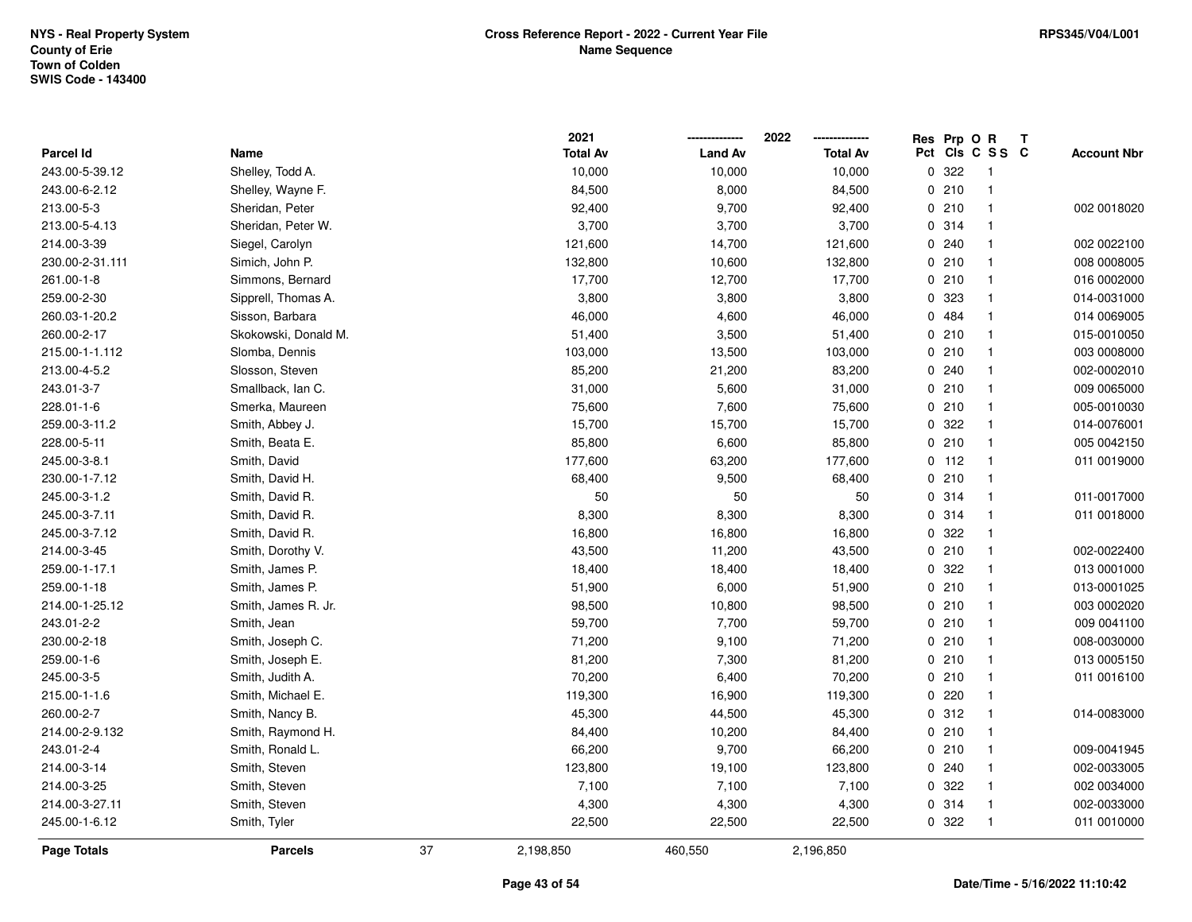NYS - Real Property System
County of Erie
Town of Colden
SWIS Code - 143400

**Cross Reference Report - 2022 - Current Year File**
**Name Sequence**

RPS345/V04/L001

| Parcel Id | Name | 2021 Total Av | 2022 Land Av | 2022 Total Av | Res Pct | Prp Cls | O C | R S S | T C | Account Nbr |
|---|---|---|---|---|---|---|---|---|---|---|
| 243.00-5-39.12 | Shelley, Todd A. | 10,000 | 10,000 | 10,000 | 0 | 322 | | 1 | | |
| 243.00-6-2.12 | Shelley, Wayne F. | 84,500 | 8,000 | 84,500 | 0 | 210 | | 1 | | |
| 213.00-5-3 | Sheridan, Peter | 92,400 | 9,700 | 92,400 | 0 | 210 | | 1 | | 002 0018020 |
| 213.00-5-4.13 | Sheridan, Peter W. | 3,700 | 3,700 | 3,700 | 0 | 314 | | 1 | | |
| 214.00-3-39 | Siegel, Carolyn | 121,600 | 14,700 | 121,600 | 0 | 240 | | 1 | | 002 0022100 |
| 230.00-2-31.111 | Simich, John P. | 132,800 | 10,600 | 132,800 | 0 | 210 | | 1 | | 008 0008005 |
| 261.00-1-8 | Simmons, Bernard | 17,700 | 12,700 | 17,700 | 0 | 210 | | 1 | | 016 0002000 |
| 259.00-2-30 | Sipprell, Thomas A. | 3,800 | 3,800 | 3,800 | 0 | 323 | | 1 | | 014-0031000 |
| 260.03-1-20.2 | Sisson, Barbara | 46,000 | 4,600 | 46,000 | 0 | 484 | | 1 | | 014 0069005 |
| 260.00-2-17 | Skokowski, Donald M. | 51,400 | 3,500 | 51,400 | 0 | 210 | | 1 | | 015-0010050 |
| 215.00-1-1.112 | Slomba, Dennis | 103,000 | 13,500 | 103,000 | 0 | 210 | | 1 | | 003 0008000 |
| 213.00-4-5.2 | Slosson, Steven | 85,200 | 21,200 | 83,200 | 0 | 240 | | 1 | | 002-0002010 |
| 243.01-3-7 | Smallback, Ian C. | 31,000 | 5,600 | 31,000 | 0 | 210 | | 1 | | 009 0065000 |
| 228.01-1-6 | Smerka, Maureen | 75,600 | 7,600 | 75,600 | 0 | 210 | | 1 | | 005-0010030 |
| 259.00-3-11.2 | Smith, Abbey J. | 15,700 | 15,700 | 15,700 | 0 | 322 | | 1 | | 014-0076001 |
| 228.00-5-11 | Smith, Beata E. | 85,800 | 6,600 | 85,800 | 0 | 210 | | 1 | | 005 0042150 |
| 245.00-3-8.1 | Smith, David | 177,600 | 63,200 | 177,600 | 0 | 112 | | 1 | | 011 0019000 |
| 230.00-1-7.12 | Smith, David H. | 68,400 | 9,500 | 68,400 | 0 | 210 | | 1 | | |
| 245.00-3-1.2 | Smith, David R. | 50 | 50 | 50 | 0 | 314 | | 1 | | 011-0017000 |
| 245.00-3-7.11 | Smith, David R. | 8,300 | 8,300 | 8,300 | 0 | 314 | | 1 | | 011 0018000 |
| 245.00-3-7.12 | Smith, David R. | 16,800 | 16,800 | 16,800 | 0 | 322 | | 1 | | |
| 214.00-3-45 | Smith, Dorothy V. | 43,500 | 11,200 | 43,500 | 0 | 210 | | 1 | | 002-0022400 |
| 259.00-1-17.1 | Smith, James P. | 18,400 | 18,400 | 18,400 | 0 | 322 | | 1 | | 013 0001000 |
| 259.00-1-18 | Smith, James P. | 51,900 | 6,000 | 51,900 | 0 | 210 | | 1 | | 013-0001025 |
| 214.00-1-25.12 | Smith, James R. Jr. | 98,500 | 10,800 | 98,500 | 0 | 210 | | 1 | | 003 0002020 |
| 243.01-2-2 | Smith, Jean | 59,700 | 7,700 | 59,700 | 0 | 210 | | 1 | | 009 0041100 |
| 230.00-2-18 | Smith, Joseph C. | 71,200 | 9,100 | 71,200 | 0 | 210 | | 1 | | 008-0030000 |
| 259.00-1-6 | Smith, Joseph E. | 81,200 | 7,300 | 81,200 | 0 | 210 | | 1 | | 013 0005150 |
| 245.00-3-5 | Smith, Judith A. | 70,200 | 6,400 | 70,200 | 0 | 210 | | 1 | | 011 0016100 |
| 215.00-1-1.6 | Smith, Michael E. | 119,300 | 16,900 | 119,300 | 0 | 220 | | 1 | | |
| 260.00-2-7 | Smith, Nancy B. | 45,300 | 44,500 | 45,300 | 0 | 312 | | 1 | | 014-0083000 |
| 214.00-2-9.132 | Smith, Raymond H. | 84,400 | 10,200 | 84,400 | 0 | 210 | | 1 | | |
| 243.01-2-4 | Smith, Ronald L. | 66,200 | 9,700 | 66,200 | 0 | 210 | | 1 | | 009-0041945 |
| 214.00-3-14 | Smith, Steven | 123,800 | 19,100 | 123,800 | 0 | 240 | | 1 | | 002-0033005 |
| 214.00-3-25 | Smith, Steven | 7,100 | 7,100 | 7,100 | 0 | 322 | | 1 | | 002 0034000 |
| 214.00-3-27.11 | Smith, Steven | 4,300 | 4,300 | 4,300 | 0 | 314 | | 1 | | 002-0033000 |
| 245.00-1-6.12 | Smith, Tyler | 22,500 | 22,500 | 22,500 | 0 | 322 | | 1 | | 011 0010000 |
| **Page Totals** | **Parcels** 37 | 2,198,850 | 460,550 | 2,196,850 | | | | | | |

Date/Time - 5/16/2022 11:10:42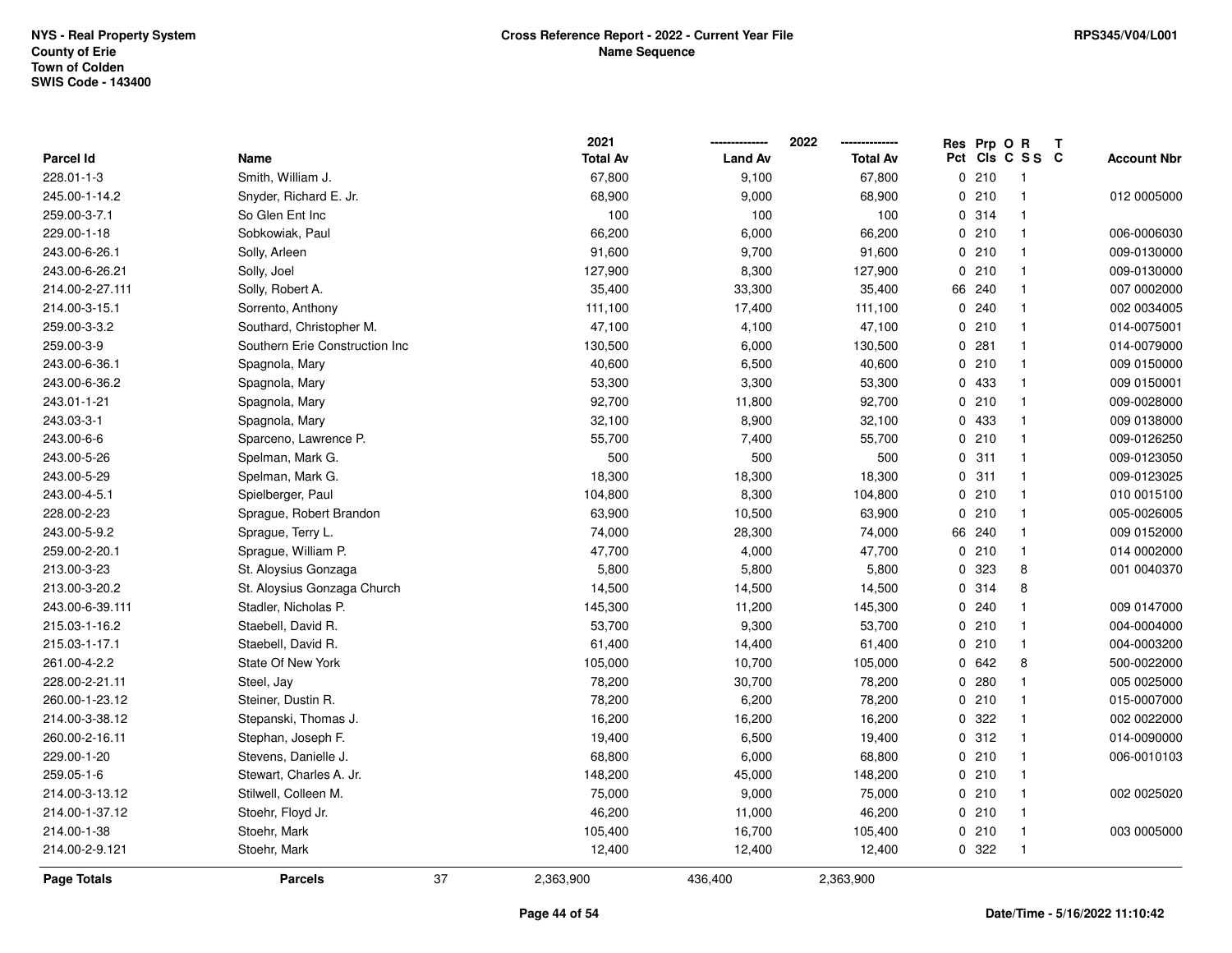NYS - Real Property System
County of Erie
Town of Colden
SWIS Code - 143400

# Cross Reference Report - 2022 - Current Year File
## Name Sequence

RPS345/V04/L001

| Parcel Id | Name | 2021 Total Av | 2022 Land Av | 2022 Total Av | Res Pct | Prp Cls | O C | R S S | T C | Account Nbr |
|---|---|---|---|---|---|---|---|---|---|---|
| 228.01-1-3 | Smith, William J. | 67,800 | 9,100 | 67,800 | 0 | 210 | | 1 | | |
| 245.00-1-14.2 | Snyder, Richard E. Jr. | 68,900 | 9,000 | 68,900 | 0 | 210 | | 1 | | 012 0005000 |
| 259.00-3-7.1 | So Glen Ent Inc | 100 | 100 | 100 | 0 | 314 | | 1 | | |
| 229.00-1-18 | Sobkowiak, Paul | 66,200 | 6,000 | 66,200 | 0 | 210 | | 1 | | 006-0006030 |
| 243.00-6-26.1 | Solly, Arleen | 91,600 | 9,700 | 91,600 | 0 | 210 | | 1 | | 009-0130000 |
| 243.00-6-26.21 | Solly, Joel | 127,900 | 8,300 | 127,900 | 0 | 210 | | 1 | | 009-0130000 |
| 214.00-2-27.111 | Solly, Robert A. | 35,400 | 33,300 | 35,400 | 66 | 240 | | 1 | | 007 0002000 |
| 214.00-3-15.1 | Sorrento, Anthony | 111,100 | 17,400 | 111,100 | 0 | 240 | | 1 | | 002 0034005 |
| 259.00-3-3.2 | Southard, Christopher M. | 47,100 | 4,100 | 47,100 | 0 | 210 | | 1 | | 014-0075001 |
| 259.00-3-9 | Southern Erie Construction Inc | 130,500 | 6,000 | 130,500 | 0 | 281 | | 1 | | 014-0079000 |
| 243.00-6-36.1 | Spagnola, Mary | 40,600 | 6,500 | 40,600 | 0 | 210 | | 1 | | 009 0150000 |
| 243.00-6-36.2 | Spagnola, Mary | 53,300 | 3,300 | 53,300 | 0 | 433 | | 1 | | 009 0150001 |
| 243.01-1-21 | Spagnola, Mary | 92,700 | 11,800 | 92,700 | 0 | 210 | | 1 | | 009-0028000 |
| 243.03-3-1 | Spagnola, Mary | 32,100 | 8,900 | 32,100 | 0 | 433 | | 1 | | 009 0138000 |
| 243.00-6-6 | Sparceno, Lawrence P. | 55,700 | 7,400 | 55,700 | 0 | 210 | | 1 | | 009-0126250 |
| 243.00-5-26 | Spelman, Mark G. | 500 | 500 | 500 | 0 | 311 | | 1 | | 009-0123050 |
| 243.00-5-29 | Spelman, Mark G. | 18,300 | 18,300 | 18,300 | 0 | 311 | | 1 | | 009-0123025 |
| 243.00-4-5.1 | Spielberger, Paul | 104,800 | 8,300 | 104,800 | 0 | 210 | | 1 | | 010 0015100 |
| 228.00-2-23 | Sprague, Robert Brandon | 63,900 | 10,500 | 63,900 | 0 | 210 | | 1 | | 005-0026005 |
| 243.00-5-9.2 | Sprague, Terry L. | 74,000 | 28,300 | 74,000 | 66 | 240 | | 1 | | 009 0152000 |
| 259.00-2-20.1 | Sprague, William P. | 47,700 | 4,000 | 47,700 | 0 | 210 | | 1 | | 014 0002000 |
| 213.00-3-23 | St. Aloysius Gonzaga | 5,800 | 5,800 | 5,800 | 0 | 323 | | 8 | | 001 0040370 |
| 213.00-3-20.2 | St. Aloysius Gonzaga Church | 14,500 | 14,500 | 14,500 | 0 | 314 | | 8 | | |
| 243.00-6-39.111 | Stadler, Nicholas P. | 145,300 | 11,200 | 145,300 | 0 | 240 | | 1 | | 009 0147000 |
| 215.03-1-16.2 | Staebell, David R. | 53,700 | 9,300 | 53,700 | 0 | 210 | | 1 | | 004-0004000 |
| 215.03-1-17.1 | Staebell, David R. | 61,400 | 14,400 | 61,400 | 0 | 210 | | 1 | | 004-0003200 |
| 261.00-4-2.2 | State Of New York | 105,000 | 10,700 | 105,000 | 0 | 642 | | 8 | | 500-0022000 |
| 228.00-2-21.11 | Steel, Jay | 78,200 | 30,700 | 78,200 | 0 | 280 | | 1 | | 005 0025000 |
| 260.00-1-23.12 | Steiner, Dustin R. | 78,200 | 6,200 | 78,200 | 0 | 210 | | 1 | | 015-0007000 |
| 214.00-3-38.12 | Stepanski, Thomas J. | 16,200 | 16,200 | 16,200 | 0 | 322 | | 1 | | 002 0022000 |
| 260.00-2-16.11 | Stephan, Joseph F. | 19,400 | 6,500 | 19,400 | 0 | 312 | | 1 | | 014-0090000 |
| 229.00-1-20 | Stevens, Danielle J. | 68,800 | 6,000 | 68,800 | 0 | 210 | | 1 | | 006-0010103 |
| 259.05-1-6 | Stewart, Charles A. Jr. | 148,200 | 45,000 | 148,200 | 0 | 210 | | 1 | | |
| 214.00-3-13.12 | Stilwell, Colleen M. | 75,000 | 9,000 | 75,000 | 0 | 210 | | 1 | | 002 0025020 |
| 214.00-1-37.12 | Stoehr, Floyd Jr. | 46,200 | 11,000 | 46,200 | 0 | 210 | | 1 | | |
| 214.00-1-38 | Stoehr, Mark | 105,400 | 16,700 | 105,400 | 0 | 210 | | 1 | | 003 0005000 |
| 214.00-2-9.121 | Stoehr, Mark | 12,400 | 12,400 | 12,400 | 0 | 322 | | 1 | | |
| **Page Totals** | **Parcels** 37 | 2,363,900 | 436,400 | 2,363,900 | | | | | | |

Date/Time - 5/16/2022 11:10:42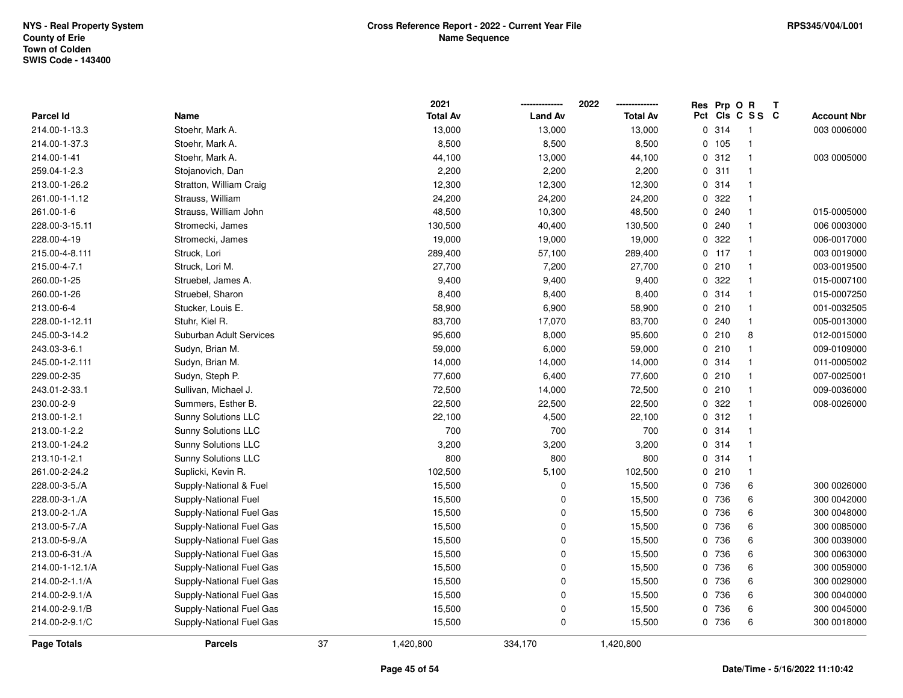NYS - Real Property System
County of Erie
Town of Colden
SWIS Code - 143400

**Cross Reference Report - 2022 - Current Year File**
**Name Sequence**

RPS345/V04/L001

| Parcel Id | Name | 2021 Total Av | 2022 Land Av | 2022 Total Av | Res Pct | Prp Cls | O C | R S S | T C | Account Nbr |
|---|---|---|---|---|---|---|---|---|---|---|
| 214.00-1-13.3 | Stoehr, Mark A. | 13,000 | 13,000 | 13,000 | 0 | 314 | | 1 | | 003 0006000 |
| 214.00-1-37.3 | Stoehr, Mark A. | 8,500 | 8,500 | 8,500 | 0 | 105 | | 1 | | |
| 214.00-1-41 | Stoehr, Mark A. | 44,100 | 13,000 | 44,100 | 0 | 312 | | 1 | | 003 0005000 |
| 259.04-1-2.3 | Stojanovich, Dan | 2,200 | 2,200 | 2,200 | 0 | 311 | | 1 | | |
| 213.00-1-26.2 | Stratton, William Craig | 12,300 | 12,300 | 12,300 | 0 | 314 | | 1 | | |
| 261.00-1-1.12 | Strauss, William | 24,200 | 24,200 | 24,200 | 0 | 322 | | 1 | | |
| 261.00-1-6 | Strauss, William John | 48,500 | 10,300 | 48,500 | 0 | 240 | | 1 | | 015-0005000 |
| 228.00-3-15.11 | Stromecki, James | 130,500 | 40,400 | 130,500 | 0 | 240 | | 1 | | 006 0003000 |
| 228.00-4-19 | Stromecki, James | 19,000 | 19,000 | 19,000 | 0 | 322 | | 1 | | 006-0017000 |
| 215.00-4-8.111 | Struck, Lori | 289,400 | 57,100 | 289,400 | 0 | 117 | | 1 | | 003 0019000 |
| 215.00-4-7.1 | Struck, Lori M. | 27,700 | 7,200 | 27,700 | 0 | 210 | | 1 | | 003-0019500 |
| 260.00-1-25 | Struebel, James A. | 9,400 | 9,400 | 9,400 | 0 | 322 | | 1 | | 015-0007100 |
| 260.00-1-26 | Struebel, Sharon | 8,400 | 8,400 | 8,400 | 0 | 314 | | 1 | | 015-0007250 |
| 213.00-6-4 | Stucker, Louis E. | 58,900 | 6,900 | 58,900 | 0 | 210 | | 1 | | 001-0032505 |
| 228.00-1-12.11 | Stuhr, Kiel R. | 83,700 | 17,070 | 83,700 | 0 | 240 | | 1 | | 005-0013000 |
| 245.00-3-14.2 | Suburban Adult Services | 95,600 | 8,000 | 95,600 | 0 | 210 | | 8 | | 012-0015000 |
| 243.03-3-6.1 | Sudyn, Brian M. | 59,000 | 6,000 | 59,000 | 0 | 210 | | 1 | | 009-0109000 |
| 245.00-1-2.111 | Sudyn, Brian M. | 14,000 | 14,000 | 14,000 | 0 | 314 | | 1 | | 011-0005002 |
| 229.00-2-35 | Sudyn, Steph P. | 77,600 | 6,400 | 77,600 | 0 | 210 | | 1 | | 007-0025001 |
| 243.01-2-33.1 | Sullivan, Michael J. | 72,500 | 14,000 | 72,500 | 0 | 210 | | 1 | | 009-0036000 |
| 230.00-2-9 | Summers, Esther B. | 22,500 | 22,500 | 22,500 | 0 | 322 | | 1 | | 008-0026000 |
| 213.00-1-2.1 | Sunny Solutions LLC | 22,100 | 4,500 | 22,100 | 0 | 312 | | 1 | | |
| 213.00-1-2.2 | Sunny Solutions LLC | 700 | 700 | 700 | 0 | 314 | | 1 | | |
| 213.00-1-24.2 | Sunny Solutions LLC | 3,200 | 3,200 | 3,200 | 0 | 314 | | 1 | | |
| 213.10-1-2.1 | Sunny Solutions LLC | 800 | 800 | 800 | 0 | 314 | | 1 | | |
| 261.00-2-24.2 | Suplicki, Kevin R. | 102,500 | 5,100 | 102,500 | 0 | 210 | | 1 | | |
| 228.00-3-5./A | Supply-National & Fuel | 15,500 | 0 | 15,500 | 0 | 736 | | 6 | | 300 0026000 |
| 228.00-3-1./A | Supply-National Fuel | 15,500 | 0 | 15,500 | 0 | 736 | | 6 | | 300 0042000 |
| 213.00-2-1./A | Supply-National Fuel Gas | 15,500 | 0 | 15,500 | 0 | 736 | | 6 | | 300 0048000 |
| 213.00-5-7./A | Supply-National Fuel Gas | 15,500 | 0 | 15,500 | 0 | 736 | | 6 | | 300 0085000 |
| 213.00-5-9./A | Supply-National Fuel Gas | 15,500 | 0 | 15,500 | 0 | 736 | | 6 | | 300 0039000 |
| 213.00-6-31./A | Supply-National Fuel Gas | 15,500 | 0 | 15,500 | 0 | 736 | | 6 | | 300 0063000 |
| 214.00-1-12.1/A | Supply-National Fuel Gas | 15,500 | 0 | 15,500 | 0 | 736 | | 6 | | 300 0059000 |
| 214.00-2-1.1/A | Supply-National Fuel Gas | 15,500 | 0 | 15,500 | 0 | 736 | | 6 | | 300 0029000 |
| 214.00-2-9.1/A | Supply-National Fuel Gas | 15,500 | 0 | 15,500 | 0 | 736 | | 6 | | 300 0040000 |
| 214.00-2-9.1/B | Supply-National Fuel Gas | 15,500 | 0 | 15,500 | 0 | 736 | | 6 | | 300 0045000 |
| 214.00-2-9.1/C | Supply-National Fuel Gas | 15,500 | 0 | 15,500 | 0 | 736 | | 6 | | 300 0018000 |
| **Page Totals** | **Parcels** 37 | 1,420,800 | 334,170 | 1,420,800 | | | | | | |

Date/Time - 5/16/2022 11:10:42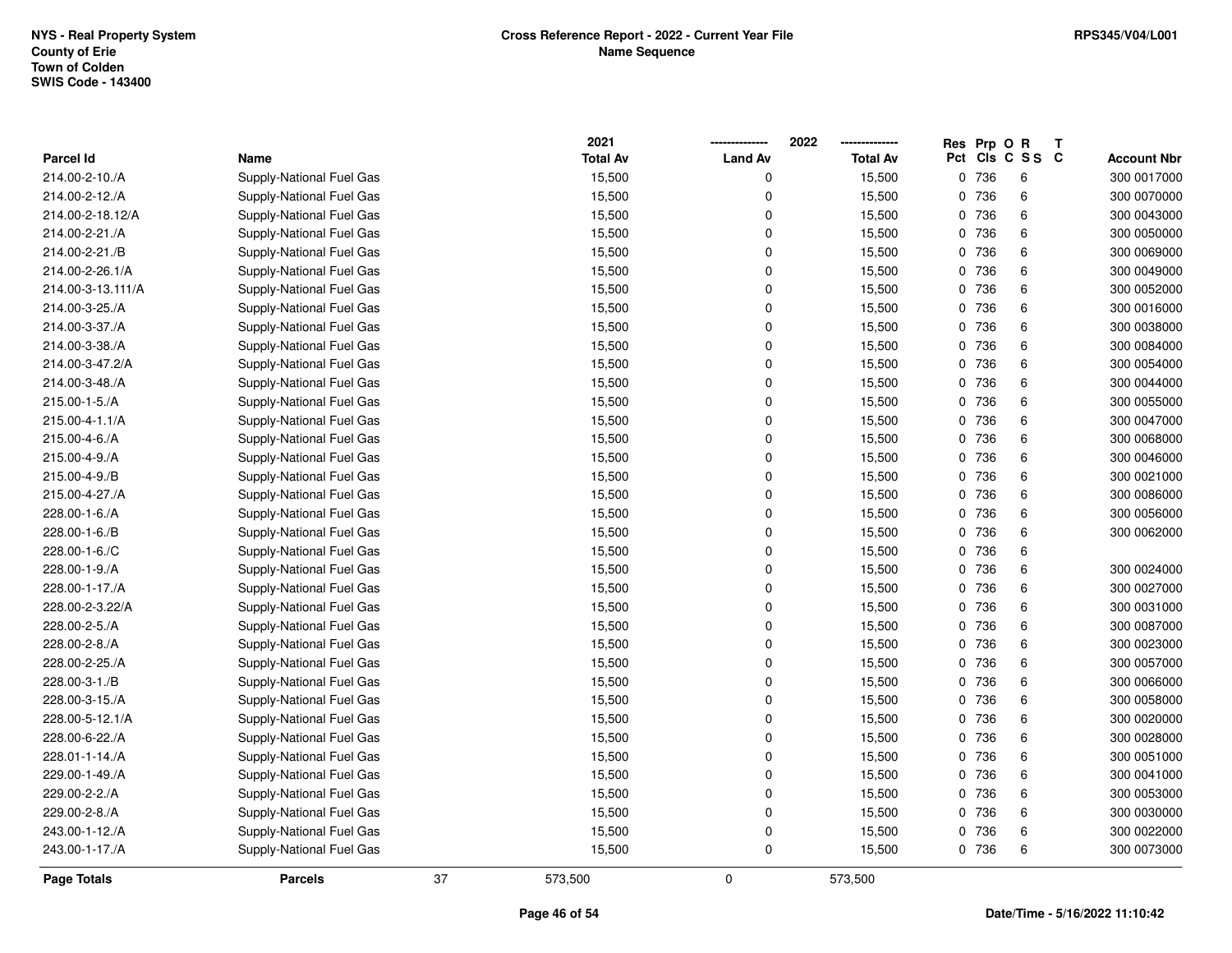NYS - Real Property System
County of Erie
Town of Colden
SWIS Code - 143400

# Cross Reference Report - 2022 - Current Year File
## Name Sequence

RPS345/V04/L001

| Parcel Id | Name | 2021 Total Av | 2022 Land Av | 2022 Total Av | Res Pct | Prp Cls | O C | R SS | T C | Account Nbr |
|---|---|---|---|---|---|---|---|---|---|---|
| 214.00-2-10./A | Supply-National Fuel Gas | 15,500 | 0 | 15,500 | 0 | 736 | | 6 | | 300 0017000 |
| 214.00-2-12./A | Supply-National Fuel Gas | 15,500 | 0 | 15,500 | 0 | 736 | | 6 | | 300 0070000 |
| 214.00-2-18.12/A | Supply-National Fuel Gas | 15,500 | 0 | 15,500 | 0 | 736 | | 6 | | 300 0043000 |
| 214.00-2-21./A | Supply-National Fuel Gas | 15,500 | 0 | 15,500 | 0 | 736 | | 6 | | 300 0050000 |
| 214.00-2-21./B | Supply-National Fuel Gas | 15,500 | 0 | 15,500 | 0 | 736 | | 6 | | 300 0069000 |
| 214.00-2-26.1/A | Supply-National Fuel Gas | 15,500 | 0 | 15,500 | 0 | 736 | | 6 | | 300 0049000 |
| 214.00-3-13.111/A | Supply-National Fuel Gas | 15,500 | 0 | 15,500 | 0 | 736 | | 6 | | 300 0052000 |
| 214.00-3-25./A | Supply-National Fuel Gas | 15,500 | 0 | 15,500 | 0 | 736 | | 6 | | 300 0016000 |
| 214.00-3-37./A | Supply-National Fuel Gas | 15,500 | 0 | 15,500 | 0 | 736 | | 6 | | 300 0038000 |
| 214.00-3-38./A | Supply-National Fuel Gas | 15,500 | 0 | 15,500 | 0 | 736 | | 6 | | 300 0084000 |
| 214.00-3-47.2/A | Supply-National Fuel Gas | 15,500 | 0 | 15,500 | 0 | 736 | | 6 | | 300 0054000 |
| 214.00-3-48./A | Supply-National Fuel Gas | 15,500 | 0 | 15,500 | 0 | 736 | | 6 | | 300 0044000 |
| 215.00-1-5./A | Supply-National Fuel Gas | 15,500 | 0 | 15,500 | 0 | 736 | | 6 | | 300 0055000 |
| 215.00-4-1.1/A | Supply-National Fuel Gas | 15,500 | 0 | 15,500 | 0 | 736 | | 6 | | 300 0047000 |
| 215.00-4-6./A | Supply-National Fuel Gas | 15,500 | 0 | 15,500 | 0 | 736 | | 6 | | 300 0068000 |
| 215.00-4-9./A | Supply-National Fuel Gas | 15,500 | 0 | 15,500 | 0 | 736 | | 6 | | 300 0046000 |
| 215.00-4-9./B | Supply-National Fuel Gas | 15,500 | 0 | 15,500 | 0 | 736 | | 6 | | 300 0021000 |
| 215.00-4-27./A | Supply-National Fuel Gas | 15,500 | 0 | 15,500 | 0 | 736 | | 6 | | 300 0086000 |
| 228.00-1-6./A | Supply-National Fuel Gas | 15,500 | 0 | 15,500 | 0 | 736 | | 6 | | 300 0056000 |
| 228.00-1-6./B | Supply-National Fuel Gas | 15,500 | 0 | 15,500 | 0 | 736 | | 6 | | 300 0062000 |
| 228.00-1-6./C | Supply-National Fuel Gas | 15,500 | 0 | 15,500 | 0 | 736 | | 6 | | |
| 228.00-1-9./A | Supply-National Fuel Gas | 15,500 | 0 | 15,500 | 0 | 736 | | 6 | | 300 0024000 |
| 228.00-1-17./A | Supply-National Fuel Gas | 15,500 | 0 | 15,500 | 0 | 736 | | 6 | | 300 0027000 |
| 228.00-2-3.22/A | Supply-National Fuel Gas | 15,500 | 0 | 15,500 | 0 | 736 | | 6 | | 300 0031000 |
| 228.00-2-5./A | Supply-National Fuel Gas | 15,500 | 0 | 15,500 | 0 | 736 | | 6 | | 300 0087000 |
| 228.00-2-8./A | Supply-National Fuel Gas | 15,500 | 0 | 15,500 | 0 | 736 | | 6 | | 300 0023000 |
| 228.00-2-25./A | Supply-National Fuel Gas | 15,500 | 0 | 15,500 | 0 | 736 | | 6 | | 300 0057000 |
| 228.00-3-1./B | Supply-National Fuel Gas | 15,500 | 0 | 15,500 | 0 | 736 | | 6 | | 300 0066000 |
| 228.00-3-15./A | Supply-National Fuel Gas | 15,500 | 0 | 15,500 | 0 | 736 | | 6 | | 300 0058000 |
| 228.00-5-12.1/A | Supply-National Fuel Gas | 15,500 | 0 | 15,500 | 0 | 736 | | 6 | | 300 0020000 |
| 228.00-6-22./A | Supply-National Fuel Gas | 15,500 | 0 | 15,500 | 0 | 736 | | 6 | | 300 0028000 |
| 228.01-1-14./A | Supply-National Fuel Gas | 15,500 | 0 | 15,500 | 0 | 736 | | 6 | | 300 0051000 |
| 229.00-1-49./A | Supply-National Fuel Gas | 15,500 | 0 | 15,500 | 0 | 736 | | 6 | | 300 0041000 |
| 229.00-2-2./A | Supply-National Fuel Gas | 15,500 | 0 | 15,500 | 0 | 736 | | 6 | | 300 0053000 |
| 229.00-2-8./A | Supply-National Fuel Gas | 15,500 | 0 | 15,500 | 0 | 736 | | 6 | | 300 0030000 |
| 243.00-1-12./A | Supply-National Fuel Gas | 15,500 | 0 | 15,500 | 0 | 736 | | 6 | | 300 0022000 |
| 243.00-1-17./A | Supply-National Fuel Gas | 15,500 | 0 | 15,500 | 0 | 736 | | 6 | | 300 0073000 |
| **Page Totals** | **Parcels** 37 | 573,500 | 0 | 573,500 | | | | | | |

Date/Time - 5/16/2022 11:10:42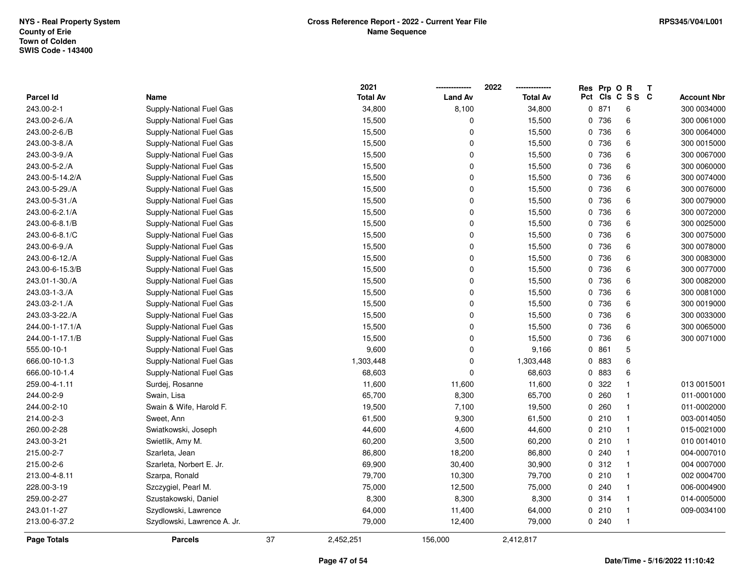NYS - Real Property System
County of Erie
Town of Colden
SWIS Code - 143400

**Cross Reference Report - 2022 - Current Year File**
**Name Sequence**

RPS345/V04/L001

| Parcel Id | Name | 2021 Total Av | 2022 Land Av | 2022 Total Av | Res Pct | Prp Cls | O C | R SS | T C | Account Nbr |
|---|---|---|---|---|---|---|---|---|---|---|
| 243.00-2-1 | Supply-National Fuel Gas | 34,800 | 8,100 | 34,800 | 0 | 871 | | 6 | | 300 0034000 |
| 243.00-2-6./A | Supply-National Fuel Gas | 15,500 | 0 | 15,500 | 0 | 736 | | 6 | | 300 0061000 |
| 243.00-2-6./B | Supply-National Fuel Gas | 15,500 | 0 | 15,500 | 0 | 736 | | 6 | | 300 0064000 |
| 243.00-3-8./A | Supply-National Fuel Gas | 15,500 | 0 | 15,500 | 0 | 736 | | 6 | | 300 0015000 |
| 243.00-3-9./A | Supply-National Fuel Gas | 15,500 | 0 | 15,500 | 0 | 736 | | 6 | | 300 0067000 |
| 243.00-5-2./A | Supply-National Fuel Gas | 15,500 | 0 | 15,500 | 0 | 736 | | 6 | | 300 0060000 |
| 243.00-5-14.2/A | Supply-National Fuel Gas | 15,500 | 0 | 15,500 | 0 | 736 | | 6 | | 300 0074000 |
| 243.00-5-29./A | Supply-National Fuel Gas | 15,500 | 0 | 15,500 | 0 | 736 | | 6 | | 300 0076000 |
| 243.00-5-31./A | Supply-National Fuel Gas | 15,500 | 0 | 15,500 | 0 | 736 | | 6 | | 300 0079000 |
| 243.00-6-2.1/A | Supply-National Fuel Gas | 15,500 | 0 | 15,500 | 0 | 736 | | 6 | | 300 0072000 |
| 243.00-6-8.1/B | Supply-National Fuel Gas | 15,500 | 0 | 15,500 | 0 | 736 | | 6 | | 300 0025000 |
| 243.00-6-8.1/C | Supply-National Fuel Gas | 15,500 | 0 | 15,500 | 0 | 736 | | 6 | | 300 0075000 |
| 243.00-6-9./A | Supply-National Fuel Gas | 15,500 | 0 | 15,500 | 0 | 736 | | 6 | | 300 0078000 |
| 243.00-6-12./A | Supply-National Fuel Gas | 15,500 | 0 | 15,500 | 0 | 736 | | 6 | | 300 0083000 |
| 243.00-6-15.3/B | Supply-National Fuel Gas | 15,500 | 0 | 15,500 | 0 | 736 | | 6 | | 300 0077000 |
| 243.01-1-30./A | Supply-National Fuel Gas | 15,500 | 0 | 15,500 | 0 | 736 | | 6 | | 300 0082000 |
| 243.03-1-3./A | Supply-National Fuel Gas | 15,500 | 0 | 15,500 | 0 | 736 | | 6 | | 300 0081000 |
| 243.03-2-1./A | Supply-National Fuel Gas | 15,500 | 0 | 15,500 | 0 | 736 | | 6 | | 300 0019000 |
| 243.03-3-22./A | Supply-National Fuel Gas | 15,500 | 0 | 15,500 | 0 | 736 | | 6 | | 300 0033000 |
| 244.00-1-17.1/A | Supply-National Fuel Gas | 15,500 | 0 | 15,500 | 0 | 736 | | 6 | | 300 0065000 |
| 244.00-1-17.1/B | Supply-National Fuel Gas | 15,500 | 0 | 15,500 | 0 | 736 | | 6 | | 300 0071000 |
| 555.00-10-1 | Supply-National Fuel Gas | 9,600 | 0 | 9,166 | 0 | 861 | | 5 | | |
| 666.00-10-1.3 | Supply-National Fuel Gas | 1,303,448 | 0 | 1,303,448 | 0 | 883 | | 6 | | |
| 666.00-10-1.4 | Supply-National Fuel Gas | 68,603 | 0 | 68,603 | 0 | 883 | | 6 | | |
| 259.00-4-1.11 | Surdej, Rosanne | 11,600 | 11,600 | 11,600 | 0 | 322 | | 1 | | 013 0015001 |
| 244.00-2-9 | Swain, Lisa | 65,700 | 8,300 | 65,700 | 0 | 260 | | 1 | | 011-0001000 |
| 244.00-2-10 | Swain & Wife, Harold F. | 19,500 | 7,100 | 19,500 | 0 | 260 | | 1 | | 011-0002000 |
| 214.00-2-3 | Sweet, Ann | 61,500 | 9,300 | 61,500 | 0 | 210 | | 1 | | 003-0014050 |
| 260.00-2-28 | Swiatkowski, Joseph | 44,600 | 4,600 | 44,600 | 0 | 210 | | 1 | | 015-0021000 |
| 243.00-3-21 | Swietlik, Amy M. | 60,200 | 3,500 | 60,200 | 0 | 210 | | 1 | | 010 0014010 |
| 215.00-2-7 | Szarleta, Jean | 86,800 | 18,200 | 86,800 | 0 | 240 | | 1 | | 004-0007010 |
| 215.00-2-6 | Szarleta, Norbert E. Jr. | 69,900 | 30,400 | 30,900 | 0 | 312 | | 1 | | 004 0007000 |
| 213.00-4-8.11 | Szarpa, Ronald | 79,700 | 10,300 | 79,700 | 0 | 210 | | 1 | | 002 0004700 |
| 228.00-3-19 | Szczygiel, Pearl M. | 75,000 | 12,500 | 75,000 | 0 | 240 | | 1 | | 006-0004900 |
| 259.00-2-27 | Szustakowski, Daniel | 8,300 | 8,300 | 8,300 | 0 | 314 | | 1 | | 014-0005000 |
| 243.01-1-27 | Szydlowski, Lawrence | 64,000 | 11,400 | 64,000 | 0 | 210 | | 1 | | 009-0034100 |
| 213.00-6-37.2 | Szydlowski, Lawrence A. Jr. | 79,000 | 12,400 | 79,000 | 0 | 240 | | 1 | | |
| **Page Totals** | **Parcels** 37 | 2,452,251 | 156,000 | 2,412,817 | | | | | | |

Date/Time - 5/16/2022 11:10:42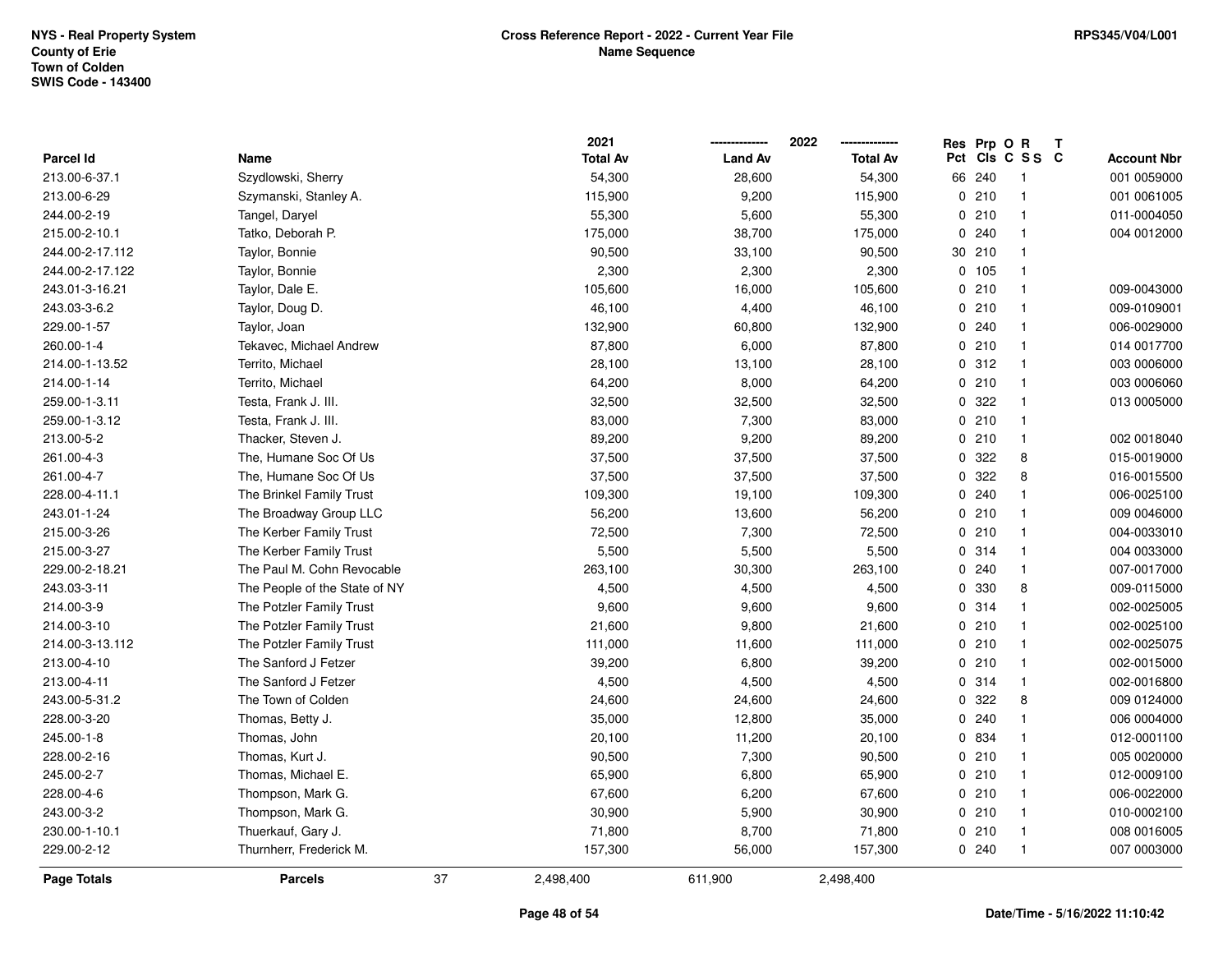NYS - Real Property System
County of Erie
Town of Colden
SWIS Code - 143400

**Cross Reference Report - 2022 - Current Year File**
**Name Sequence**

RPS345/V04/L001

| Parcel Id | Name | 2021 Total Av | 2022 Land Av | 2022 Total Av | Res Pct | Prp Cls | O C | R S S | T C | Account Nbr |
|---|---|---|---|---|---|---|---|---|---|---|
| 213.00-6-37.1 | Szydlowski, Sherry | 54,300 | 28,600 | 54,300 | 66 | 240 | | 1 | | 001 0059000 |
| 213.00-6-29 | Szymanski, Stanley A. | 115,900 | 9,200 | 115,900 | 0 | 210 | | 1 | | 001 0061005 |
| 244.00-2-19 | Tangel, Daryel | 55,300 | 5,600 | 55,300 | 0 | 210 | | 1 | | 011-0004050 |
| 215.00-2-10.1 | Tatko, Deborah P. | 175,000 | 38,700 | 175,000 | 0 | 240 | | 1 | | 004 0012000 |
| 244.00-2-17.112 | Taylor, Bonnie | 90,500 | 33,100 | 90,500 | 30 | 210 | | 1 | | |
| 244.00-2-17.122 | Taylor, Bonnie | 2,300 | 2,300 | 2,300 | 0 | 105 | | 1 | | |
| 243.01-3-16.21 | Taylor, Dale E. | 105,600 | 16,000 | 105,600 | 0 | 210 | | 1 | | 009-0043000 |
| 243.03-3-6.2 | Taylor, Doug D. | 46,100 | 4,400 | 46,100 | 0 | 210 | | 1 | | 009-0109001 |
| 229.00-1-57 | Taylor, Joan | 132,900 | 60,800 | 132,900 | 0 | 240 | | 1 | | 006-0029000 |
| 260.00-1-4 | Tekavec, Michael Andrew | 87,800 | 6,000 | 87,800 | 0 | 210 | | 1 | | 014 0017700 |
| 214.00-1-13.52 | Territo, Michael | 28,100 | 13,100 | 28,100 | 0 | 312 | | 1 | | 003 0006000 |
| 214.00-1-14 | Territo, Michael | 64,200 | 8,000 | 64,200 | 0 | 210 | | 1 | | 003 0006060 |
| 259.00-1-3.11 | Testa, Frank J. III. | 32,500 | 32,500 | 32,500 | 0 | 322 | | 1 | | 013 0005000 |
| 259.00-1-3.12 | Testa, Frank J. III. | 83,000 | 7,300 | 83,000 | 0 | 210 | | 1 | | |
| 213.00-5-2 | Thacker, Steven J. | 89,200 | 9,200 | 89,200 | 0 | 210 | | 1 | | 002 0018040 |
| 261.00-4-3 | The, Humane Soc Of Us | 37,500 | 37,500 | 37,500 | 0 | 322 | | 8 | | 015-0019000 |
| 261.00-4-7 | The, Humane Soc Of Us | 37,500 | 37,500 | 37,500 | 0 | 322 | | 8 | | 016-0015500 |
| 228.00-4-11.1 | The Brinkel Family Trust | 109,300 | 19,100 | 109,300 | 0 | 240 | | 1 | | 006-0025100 |
| 243.01-1-24 | The Broadway Group LLC | 56,200 | 13,600 | 56,200 | 0 | 210 | | 1 | | 009 0046000 |
| 215.00-3-26 | The Kerber Family Trust | 72,500 | 7,300 | 72,500 | 0 | 210 | | 1 | | 004-0033010 |
| 215.00-3-27 | The Kerber Family Trust | 5,500 | 5,500 | 5,500 | 0 | 314 | | 1 | | 004 0033000 |
| 229.00-2-18.21 | The Paul M. Cohn Revocable | 263,100 | 30,300 | 263,100 | 0 | 240 | | 1 | | 007-0017000 |
| 243.03-3-11 | The People of the State of NY | 4,500 | 4,500 | 4,500 | 0 | 330 | | 8 | | 009-0115000 |
| 214.00-3-9 | The Potzler Family Trust | 9,600 | 9,600 | 9,600 | 0 | 314 | | 1 | | 002-0025005 |
| 214.00-3-10 | The Potzler Family Trust | 21,600 | 9,800 | 21,600 | 0 | 210 | | 1 | | 002-0025100 |
| 214.00-3-13.112 | The Potzler Family Trust | 111,000 | 11,600 | 111,000 | 0 | 210 | | 1 | | 002-0025075 |
| 213.00-4-10 | The Sanford J Fetzer | 39,200 | 6,800 | 39,200 | 0 | 210 | | 1 | | 002-0015000 |
| 213.00-4-11 | The Sanford J Fetzer | 4,500 | 4,500 | 4,500 | 0 | 314 | | 1 | | 002-0016800 |
| 243.00-5-31.2 | The Town of Colden | 24,600 | 24,600 | 24,600 | 0 | 322 | | 8 | | 009 0124000 |
| 228.00-3-20 | Thomas, Betty J. | 35,000 | 12,800 | 35,000 | 0 | 240 | | 1 | | 006 0004000 |
| 245.00-1-8 | Thomas, John | 20,100 | 11,200 | 20,100 | 0 | 834 | | 1 | | 012-0001100 |
| 228.00-2-16 | Thomas, Kurt J. | 90,500 | 7,300 | 90,500 | 0 | 210 | | 1 | | 005 0020000 |
| 245.00-2-7 | Thomas, Michael E. | 65,900 | 6,800 | 65,900 | 0 | 210 | | 1 | | 012-0009100 |
| 228.00-4-6 | Thompson, Mark G. | 67,600 | 6,200 | 67,600 | 0 | 210 | | 1 | | 006-0022000 |
| 243.00-3-2 | Thompson, Mark G. | 30,900 | 5,900 | 30,900 | 0 | 210 | | 1 | | 010-0002100 |
| 230.00-1-10.1 | Thuerkauf, Gary J. | 71,800 | 8,700 | 71,800 | 0 | 210 | | 1 | | 008 0016005 |
| 229.00-2-12 | Thurnherr, Frederick M. | 157,300 | 56,000 | 157,300 | 0 | 240 | | 1 | | 007 0003000 |
| **Page Totals** | **Parcels** 37 | 2,498,400 | 611,900 | 2,498,400 | | | | | | |

Date/Time - 5/16/2022 11:10:42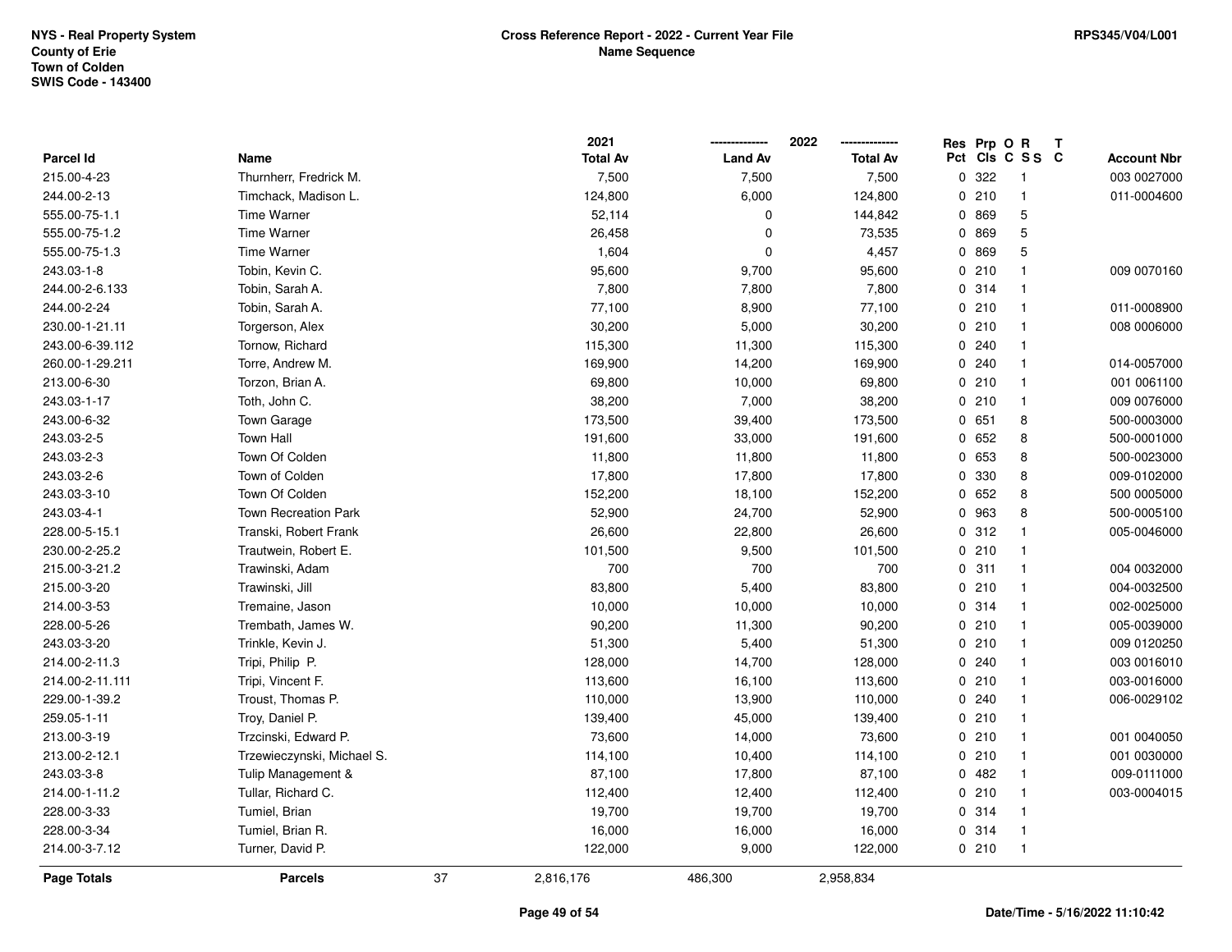NYS - Real Property System
County of Erie
Town of Colden
SWIS Code - 143400

**Cross Reference Report - 2022 - Current Year File**
**Name Sequence**

RPS345/V04/L001

| Parcel Id | Name | 2021 Total Av | 2022 Land Av | 2022 Total Av | Res Pct | Prp Cls | O C | R SS | T C | Account Nbr |
|---|---|---|---|---|---|---|---|---|---|---|
| 215.00-4-23 | Thurnherr, Fredrick M. | 7,500 | 7,500 | 7,500 | 0 | 322 | | 1 | | 003 0027000 |
| 244.00-2-13 | Timchack, Madison L. | 124,800 | 6,000 | 124,800 | 0 | 210 | | 1 | | 011-0004600 |
| 555.00-75-1.1 | Time Warner | 52,114 | 0 | 144,842 | 0 | 869 | | 5 | | |
| 555.00-75-1.2 | Time Warner | 26,458 | 0 | 73,535 | 0 | 869 | | 5 | | |
| 555.00-75-1.3 | Time Warner | 1,604 | 0 | 4,457 | 0 | 869 | | 5 | | |
| 243.03-1-8 | Tobin, Kevin C. | 95,600 | 9,700 | 95,600 | 0 | 210 | | 1 | | 009 0070160 |
| 244.00-2-6.133 | Tobin, Sarah A. | 7,800 | 7,800 | 7,800 | 0 | 314 | | 1 | | |
| 244.00-2-24 | Tobin, Sarah A. | 77,100 | 8,900 | 77,100 | 0 | 210 | | 1 | | 011-0008900 |
| 230.00-1-21.11 | Torgerson, Alex | 30,200 | 5,000 | 30,200 | 0 | 210 | | 1 | | 008 0006000 |
| 243.00-6-39.112 | Tornow, Richard | 115,300 | 11,300 | 115,300 | 0 | 240 | | 1 | | |
| 260.00-1-29.211 | Torre, Andrew M. | 169,900 | 14,200 | 169,900 | 0 | 240 | | 1 | | 014-0057000 |
| 213.00-6-30 | Torzon, Brian A. | 69,800 | 10,000 | 69,800 | 0 | 210 | | 1 | | 001 0061100 |
| 243.03-1-17 | Toth, John C. | 38,200 | 7,000 | 38,200 | 0 | 210 | | 1 | | 009 0076000 |
| 243.00-6-32 | Town Garage | 173,500 | 39,400 | 173,500 | 0 | 651 | | 8 | | 500-0003000 |
| 243.03-2-5 | Town Hall | 191,600 | 33,000 | 191,600 | 0 | 652 | | 8 | | 500-0001000 |
| 243.03-2-3 | Town Of Colden | 11,800 | 11,800 | 11,800 | 0 | 653 | | 8 | | 500-0023000 |
| 243.03-2-6 | Town of Colden | 17,800 | 17,800 | 17,800 | 0 | 330 | | 8 | | 009-0102000 |
| 243.03-3-10 | Town Of Colden | 152,200 | 18,100 | 152,200 | 0 | 652 | | 8 | | 500 0005000 |
| 243.03-4-1 | Town Recreation Park | 52,900 | 24,700 | 52,900 | 0 | 963 | | 8 | | 500-0005100 |
| 228.00-5-15.1 | Transki, Robert Frank | 26,600 | 22,800 | 26,600 | 0 | 312 | | 1 | | 005-0046000 |
| 230.00-2-25.2 | Trautwein, Robert E. | 101,500 | 9,500 | 101,500 | 0 | 210 | | 1 | | |
| 215.00-3-21.2 | Trawinski, Adam | 700 | 700 | 700 | 0 | 311 | | 1 | | 004 0032000 |
| 215.00-3-20 | Trawinski, Jill | 83,800 | 5,400 | 83,800 | 0 | 210 | | 1 | | 004-0032500 |
| 214.00-3-53 | Tremaine, Jason | 10,000 | 10,000 | 10,000 | 0 | 314 | | 1 | | 002-0025000 |
| 228.00-5-26 | Trembath, James W. | 90,200 | 11,300 | 90,200 | 0 | 210 | | 1 | | 005-0039000 |
| 243.03-3-20 | Trinkle, Kevin J. | 51,300 | 5,400 | 51,300 | 0 | 210 | | 1 | | 009 0120250 |
| 214.00-2-11.3 | Tripi, Philip P. | 128,000 | 14,700 | 128,000 | 0 | 240 | | 1 | | 003 0016010 |
| 214.00-2-11.111 | Tripi, Vincent F. | 113,600 | 16,100 | 113,600 | 0 | 210 | | 1 | | 003-0016000 |
| 229.00-1-39.2 | Troust, Thomas P. | 110,000 | 13,900 | 110,000 | 0 | 240 | | 1 | | 006-0029102 |
| 259.05-1-11 | Troy, Daniel P. | 139,400 | 45,000 | 139,400 | 0 | 210 | | 1 | | |
| 213.00-3-19 | Trzcinski, Edward P. | 73,600 | 14,000 | 73,600 | 0 | 210 | | 1 | | 001 0040050 |
| 213.00-2-12.1 | Trzewieczynski, Michael S. | 114,100 | 10,400 | 114,100 | 0 | 210 | | 1 | | 001 0030000 |
| 243.03-3-8 | Tulip Management & | 87,100 | 17,800 | 87,100 | 0 | 482 | | 1 | | 009-0111000 |
| 214.00-1-11.2 | Tullar, Richard C. | 112,400 | 12,400 | 112,400 | 0 | 210 | | 1 | | 003-0004015 |
| 228.00-3-33 | Tumiel, Brian | 19,700 | 19,700 | 19,700 | 0 | 314 | | 1 | | |
| 228.00-3-34 | Tumiel, Brian R. | 16,000 | 16,000 | 16,000 | 0 | 314 | | 1 | | |
| 214.00-3-7.12 | Turner, David P. | 122,000 | 9,000 | 122,000 | 0 | 210 | | 1 | | |
| **Page Totals** | **Parcels** 37 | 2,816,176 | 486,300 | 2,958,834 | | | | | | |

Date/Time - 5/16/2022 11:10:42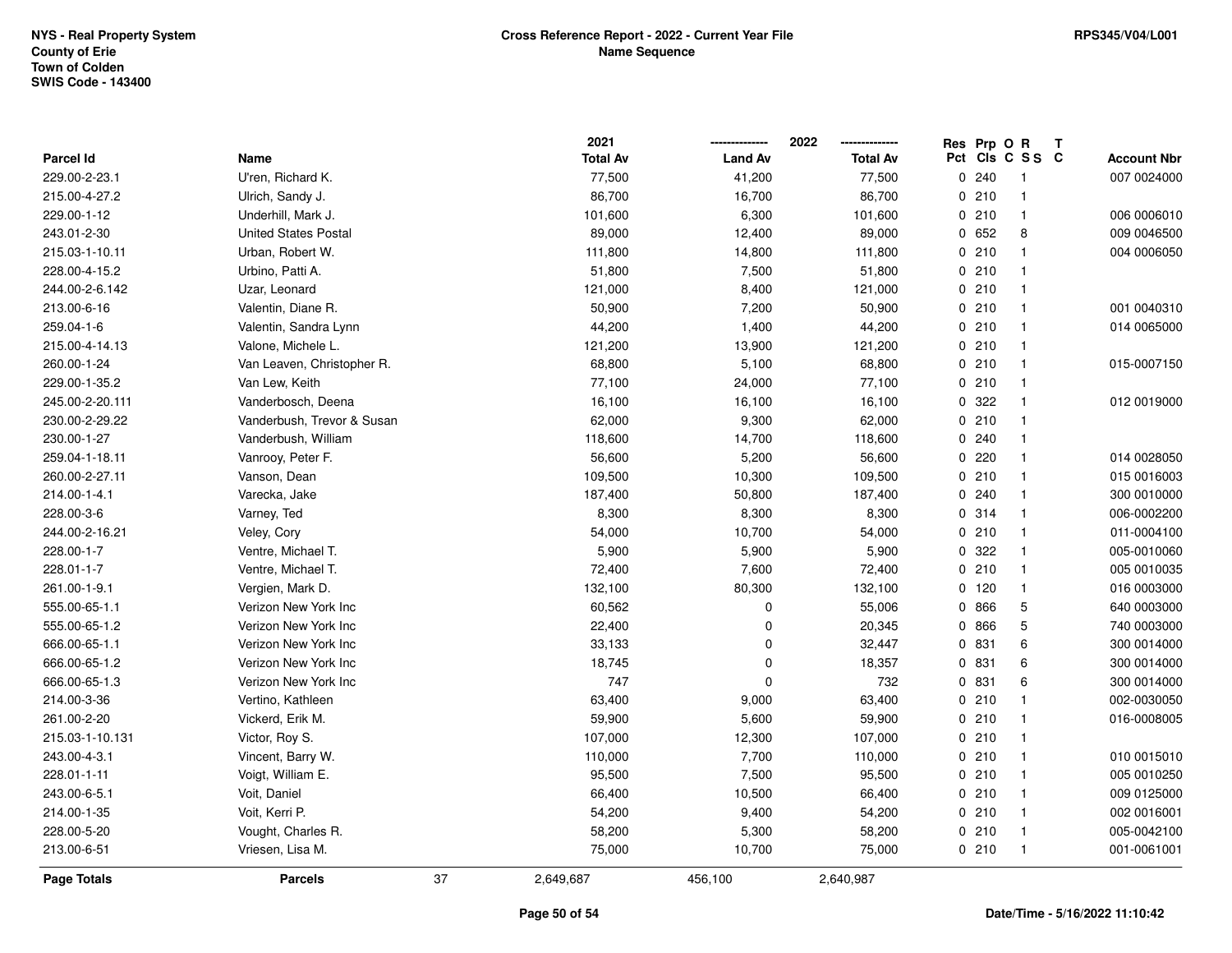NYS - Real Property System
County of Erie
Town of Colden
SWIS Code - 143400

**Cross Reference Report - 2022 - Current Year File**
**Name Sequence**

RPS345/V04/L001

| Parcel Id | Name | 2021 Total Av | 2022 Land Av | 2022 Total Av | Res Pct | Prp Cls | O C | R S S | T C | Account Nbr |
|---|---|---|---|---|---|---|---|---|---|---|
| 229.00-2-23.1 | U'ren, Richard K. | 77,500 | 41,200 | 77,500 | 0 | 240 | | 1 | | 007 0024000 |
| 215.00-4-27.2 | Ulrich, Sandy J. | 86,700 | 16,700 | 86,700 | 0 | 210 | | 1 | | |
| 229.00-1-12 | Underhill, Mark J. | 101,600 | 6,300 | 101,600 | 0 | 210 | | 1 | | 006 0006010 |
| 243.01-2-30 | United States Postal | 89,000 | 12,400 | 89,000 | 0 | 652 | | 8 | | 009 0046500 |
| 215.03-1-10.11 | Urban, Robert W. | 111,800 | 14,800 | 111,800 | 0 | 210 | | 1 | | 004 0006050 |
| 228.00-4-15.2 | Urbino, Patti A. | 51,800 | 7,500 | 51,800 | 0 | 210 | | 1 | | |
| 244.00-2-6.142 | Uzar, Leonard | 121,000 | 8,400 | 121,000 | 0 | 210 | | 1 | | |
| 213.00-6-16 | Valentin, Diane R. | 50,900 | 7,200 | 50,900 | 0 | 210 | | 1 | | 001 0040310 |
| 259.04-1-6 | Valentin, Sandra Lynn | 44,200 | 1,400 | 44,200 | 0 | 210 | | 1 | | 014 0065000 |
| 215.00-4-14.13 | Valone, Michele L. | 121,200 | 13,900 | 121,200 | 0 | 210 | | 1 | | |
| 260.00-1-24 | Van Leaven, Christopher R. | 68,800 | 5,100 | 68,800 | 0 | 210 | | 1 | | 015-0007150 |
| 229.00-1-35.2 | Van Lew, Keith | 77,100 | 24,000 | 77,100 | 0 | 210 | | 1 | | |
| 245.00-2-20.111 | Vanderbosch, Deena | 16,100 | 16,100 | 16,100 | 0 | 322 | | 1 | | 012 0019000 |
| 230.00-2-29.22 | Vanderbush, Trevor & Susan | 62,000 | 9,300 | 62,000 | 0 | 210 | | 1 | | |
| 230.00-1-27 | Vanderbush, William | 118,600 | 14,700 | 118,600 | 0 | 240 | | 1 | | |
| 259.04-1-18.11 | Vanrooy, Peter F. | 56,600 | 5,200 | 56,600 | 0 | 220 | | 1 | | 014 0028050 |
| 260.00-2-27.11 | Vanson, Dean | 109,500 | 10,300 | 109,500 | 0 | 210 | | 1 | | 015 0016003 |
| 214.00-1-4.1 | Varecka, Jake | 187,400 | 50,800 | 187,400 | 0 | 240 | | 1 | | 300 0010000 |
| 228.00-3-6 | Varney, Ted | 8,300 | 8,300 | 8,300 | 0 | 314 | | 1 | | 006-0002200 |
| 244.00-2-16.21 | Veley, Cory | 54,000 | 10,700 | 54,000 | 0 | 210 | | 1 | | 011-0004100 |
| 228.00-1-7 | Ventre, Michael T. | 5,900 | 5,900 | 5,900 | 0 | 322 | | 1 | | 005-0010060 |
| 228.01-1-7 | Ventre, Michael T. | 72,400 | 7,600 | 72,400 | 0 | 210 | | 1 | | 005 0010035 |
| 261.00-1-9.1 | Vergien, Mark D. | 132,100 | 80,300 | 132,100 | 0 | 120 | | 1 | | 016 0003000 |
| 555.00-65-1.1 | Verizon New York Inc | 60,562 | 0 | 55,006 | 0 | 866 | | 5 | | 640 0003000 |
| 555.00-65-1.2 | Verizon New York Inc | 22,400 | 0 | 20,345 | 0 | 866 | | 5 | | 740 0003000 |
| 666.00-65-1.1 | Verizon New York Inc | 33,133 | 0 | 32,447 | 0 | 831 | | 6 | | 300 0014000 |
| 666.00-65-1.2 | Verizon New York Inc | 18,745 | 0 | 18,357 | 0 | 831 | | 6 | | 300 0014000 |
| 666.00-65-1.3 | Verizon New York Inc | 747 | 0 | 732 | 0 | 831 | | 6 | | 300 0014000 |
| 214.00-3-36 | Vertino, Kathleen | 63,400 | 9,000 | 63,400 | 0 | 210 | | 1 | | 002-0030050 |
| 261.00-2-20 | Vickerd, Erik M. | 59,900 | 5,600 | 59,900 | 0 | 210 | | 1 | | 016-0008005 |
| 215.03-1-10.131 | Victor, Roy S. | 107,000 | 12,300 | 107,000 | 0 | 210 | | 1 | | |
| 243.00-4-3.1 | Vincent, Barry W. | 110,000 | 7,700 | 110,000 | 0 | 210 | | 1 | | 010 0015010 |
| 228.01-1-11 | Voigt, William E. | 95,500 | 7,500 | 95,500 | 0 | 210 | | 1 | | 005 0010250 |
| 243.00-6-5.1 | Voit, Daniel | 66,400 | 10,500 | 66,400 | 0 | 210 | | 1 | | 009 0125000 |
| 214.00-1-35 | Voit, Kerri P. | 54,200 | 9,400 | 54,200 | 0 | 210 | | 1 | | 002 0016001 |
| 228.00-5-20 | Vought, Charles R. | 58,200 | 5,300 | 58,200 | 0 | 210 | | 1 | | 005-0042100 |
| 213.00-6-51 | Vriesen, Lisa M. | 75,000 | 10,700 | 75,000 | 0 | 210 | | 1 | | 001-0061001 |
| **Page Totals** | **Parcels** 37 | 2,649,687 | 456,100 | 2,640,987 | | | | | | |

Date/Time - 5/16/2022 11:10:42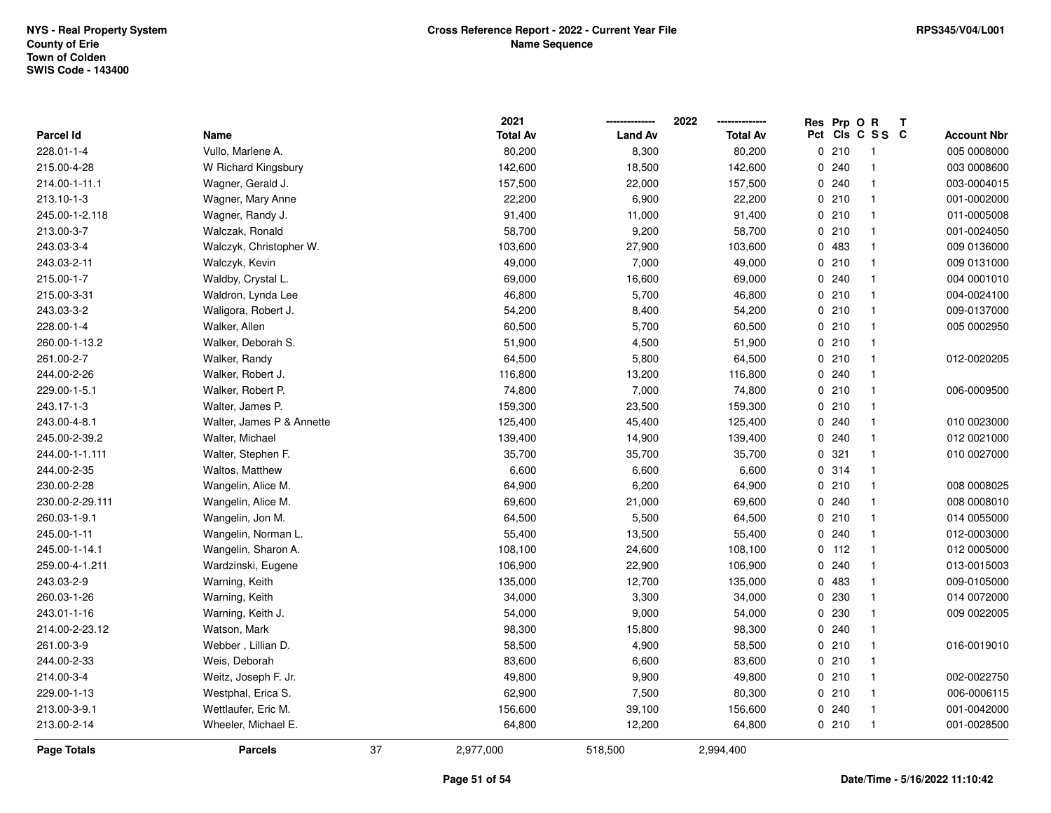NYS - Real Property System
County of Erie
Town of Colden
SWIS Code - 143400

**Cross Reference Report - 2022 - Current Year File**
**Name Sequence**

RPS345/V04/L001

| Parcel Id | Name | 2021 Total Av | 2022 Land Av | 2022 Total Av | Res Pct | Prp Cls | O C | R S S | T C | Account Nbr |
|---|---|---|---|---|---|---|---|---|---|---|
| 228.01-1-4 | Vullo, Marlene A. | 80,200 | 8,300 | 80,200 | 0 | 210 | | 1 | | 005 0008000 |
| 215.00-4-28 | W Richard Kingsbury | 142,600 | 18,500 | 142,600 | 0 | 240 | | 1 | | 003 0008600 |
| 214.00-1-11.1 | Wagner, Gerald J. | 157,500 | 22,000 | 157,500 | 0 | 240 | | 1 | | 003-0004015 |
| 213.10-1-3 | Wagner, Mary Anne | 22,200 | 6,900 | 22,200 | 0 | 210 | | 1 | | 001-0002000 |
| 245.00-1-2.118 | Wagner, Randy J. | 91,400 | 11,000 | 91,400 | 0 | 210 | | 1 | | 011-0005008 |
| 213.00-3-7 | Walczak, Ronald | 58,700 | 9,200 | 58,700 | 0 | 210 | | 1 | | 001-0024050 |
| 243.03-3-4 | Walczyk, Christopher W. | 103,600 | 27,900 | 103,600 | 0 | 483 | | 1 | | 009 0136000 |
| 243.03-2-11 | Walczyk, Kevin | 49,000 | 7,000 | 49,000 | 0 | 210 | | 1 | | 009 0131000 |
| 215.00-1-7 | Waldby, Crystal L. | 69,000 | 16,600 | 69,000 | 0 | 240 | | 1 | | 004 0001010 |
| 215.00-3-31 | Waldron, Lynda Lee | 46,800 | 5,700 | 46,800 | 0 | 210 | | 1 | | 004-0024100 |
| 243.03-3-2 | Waligora, Robert J. | 54,200 | 8,400 | 54,200 | 0 | 210 | | 1 | | 009-0137000 |
| 228.00-1-4 | Walker, Allen | 60,500 | 5,700 | 60,500 | 0 | 210 | | 1 | | 005 0002950 |
| 260.00-1-13.2 | Walker, Deborah S. | 51,900 | 4,500 | 51,900 | 0 | 210 | | 1 | | |
| 261.00-2-7 | Walker, Randy | 64,500 | 5,800 | 64,500 | 0 | 210 | | 1 | | 012-0020205 |
| 244.00-2-26 | Walker, Robert J. | 116,800 | 13,200 | 116,800 | 0 | 240 | | 1 | | |
| 229.00-1-5.1 | Walker, Robert P. | 74,800 | 7,000 | 74,800 | 0 | 210 | | 1 | | 006-0009500 |
| 243.17-1-3 | Walter, James P. | 159,300 | 23,500 | 159,300 | 0 | 210 | | 1 | | |
| 243.00-4-8.1 | Walter, James P & Annette | 125,400 | 45,400 | 125,400 | 0 | 240 | | 1 | | 010 0023000 |
| 245.00-2-39.2 | Walter, Michael | 139,400 | 14,900 | 139,400 | 0 | 240 | | 1 | | 012 0021000 |
| 244.00-1-1.111 | Walter, Stephen F. | 35,700 | 35,700 | 35,700 | 0 | 321 | | 1 | | 010 0027000 |
| 244.00-2-35 | Waltos, Matthew | 6,600 | 6,600 | 6,600 | 0 | 314 | | 1 | | |
| 230.00-2-28 | Wangelin, Alice M. | 64,900 | 6,200 | 64,900 | 0 | 210 | | 1 | | 008 0008025 |
| 230.00-2-29.111 | Wangelin, Alice M. | 69,600 | 21,000 | 69,600 | 0 | 240 | | 1 | | 008 0008010 |
| 260.03-1-9.1 | Wangelin, Jon M. | 64,500 | 5,500 | 64,500 | 0 | 210 | | 1 | | 014 0055000 |
| 245.00-1-11 | Wangelin, Norman L. | 55,400 | 13,500 | 55,400 | 0 | 240 | | 1 | | 012-0003000 |
| 245.00-1-14.1 | Wangelin, Sharon A. | 108,100 | 24,600 | 108,100 | 0 | 112 | | 1 | | 012 0005000 |
| 259.00-4-1.211 | Wardzinski, Eugene | 106,900 | 22,900 | 106,900 | 0 | 240 | | 1 | | 013-0015003 |
| 243.03-2-9 | Warning, Keith | 135,000 | 12,700 | 135,000 | 0 | 483 | | 1 | | 009-0105000 |
| 260.03-1-26 | Warning, Keith | 34,000 | 3,300 | 34,000 | 0 | 230 | | 1 | | 014 0072000 |
| 243.01-1-16 | Warning, Keith J. | 54,000 | 9,000 | 54,000 | 0 | 230 | | 1 | | 009 0022005 |
| 214.00-2-23.12 | Watson, Mark | 98,300 | 15,800 | 98,300 | 0 | 240 | | 1 | | |
| 261.00-3-9 | Webber , Lillian D. | 58,500 | 4,900 | 58,500 | 0 | 210 | | 1 | | 016-0019010 |
| 244.00-2-33 | Weis, Deborah | 83,600 | 6,600 | 83,600 | 0 | 210 | | 1 | | |
| 214.00-3-4 | Weitz, Joseph F. Jr. | 49,800 | 9,900 | 49,800 | 0 | 210 | | 1 | | 002-0022750 |
| 229.00-1-13 | Westphal, Erica S. | 62,900 | 7,500 | 80,300 | 0 | 210 | | 1 | | 006-0006115 |
| 213.00-3-9.1 | Wettlaufer, Eric M. | 156,600 | 39,100 | 156,600 | 0 | 240 | | 1 | | 001-0042000 |
| 213.00-2-14 | Wheeler, Michael E. | 64,800 | 12,200 | 64,800 | 0 | 210 | | 1 | | 001-0028500 |
| **Page Totals** | **Parcels** 37 | 2,977,000 | 518,500 | 2,994,400 | | | | | | |

Date/Time - 5/16/2022 11:10:42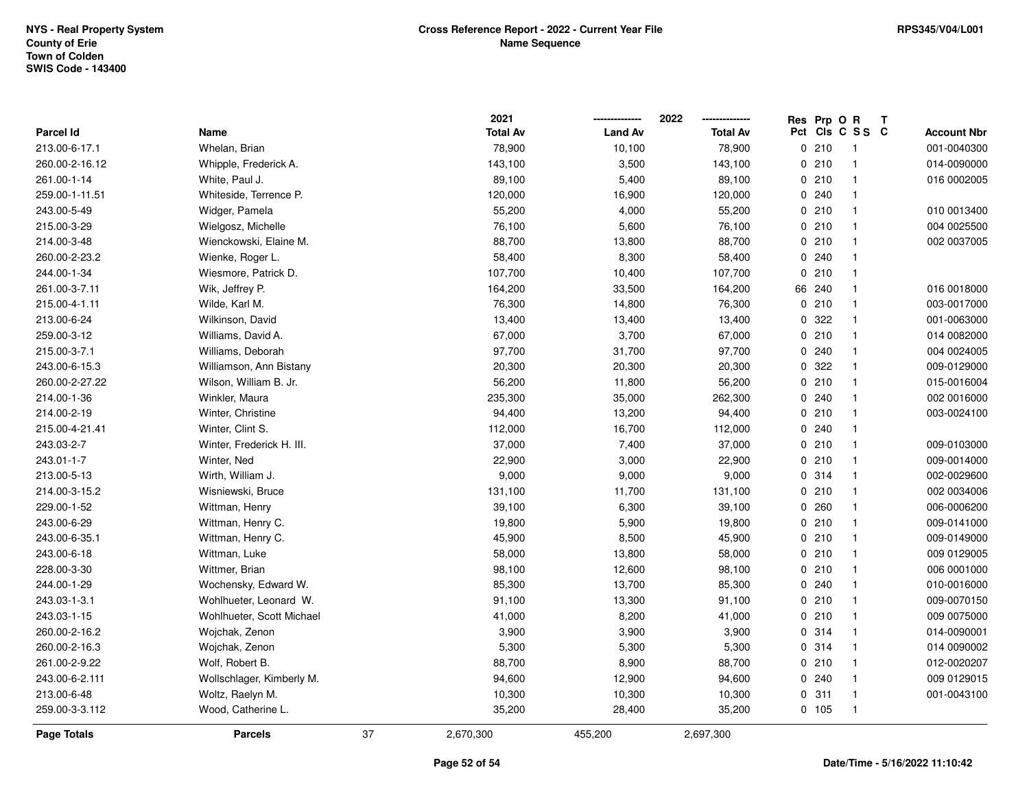NYS - Real Property System
County of Erie
Town of Colden
SWIS Code - 143400

**Cross Reference Report - 2022 - Current Year File**
**Name Sequence**

RPS345/V04/L001

| Parcel Id | Name | 2021 Total Av | 2022 Land Av | 2022 Total Av | Res Pct | Prp Cls | O C | R S S | T C | Account Nbr |
|---|---|---|---|---|---|---|---|---|---|---|
| 213.00-6-17.1 | Whelan, Brian | 78,900 | 10,100 | 78,900 | 0 | 210 | | 1 | | 001-0040300 |
| 260.00-2-16.12 | Whipple, Frederick A. | 143,100 | 3,500 | 143,100 | 0 | 210 | | 1 | | 014-0090000 |
| 261.00-1-14 | White, Paul J. | 89,100 | 5,400 | 89,100 | 0 | 210 | | 1 | | 016 0002005 |
| 259.00-1-11.51 | Whiteside, Terrence P. | 120,000 | 16,900 | 120,000 | 0 | 240 | | 1 | | |
| 243.00-5-49 | Widger, Pamela | 55,200 | 4,000 | 55,200 | 0 | 210 | | 1 | | 010 0013400 |
| 215.00-3-29 | Wielgosz, Michelle | 76,100 | 5,600 | 76,100 | 0 | 210 | | 1 | | 004 0025500 |
| 214.00-3-48 | Wienckowski, Elaine M. | 88,700 | 13,800 | 88,700 | 0 | 210 | | 1 | | 002 0037005 |
| 260.00-2-23.2 | Wienke, Roger L. | 58,400 | 8,300 | 58,400 | 0 | 240 | | 1 | | |
| 244.00-1-34 | Wiesmore, Patrick D. | 107,700 | 10,400 | 107,700 | 0 | 210 | | 1 | | |
| 261.00-3-7.11 | Wik, Jeffrey P. | 164,200 | 33,500 | 164,200 | 66 | 240 | | 1 | | 016 0018000 |
| 215.00-4-1.11 | Wilde, Karl M. | 76,300 | 14,800 | 76,300 | 0 | 210 | | 1 | | 003-0017000 |
| 213.00-6-24 | Wilkinson, David | 13,400 | 13,400 | 13,400 | 0 | 322 | | 1 | | 001-0063000 |
| 259.00-3-12 | Williams, David A. | 67,000 | 3,700 | 67,000 | 0 | 210 | | 1 | | 014 0082000 |
| 215.00-3-7.1 | Williams, Deborah | 97,700 | 31,700 | 97,700 | 0 | 240 | | 1 | | 004 0024005 |
| 243.00-6-15.3 | Williamson, Ann Bistany | 20,300 | 20,300 | 20,300 | 0 | 322 | | 1 | | 009-0129000 |
| 260.00-2-27.22 | Wilson, William B. Jr. | 56,200 | 11,800 | 56,200 | 0 | 210 | | 1 | | 015-0016004 |
| 214.00-1-36 | Winkler, Maura | 235,300 | 35,000 | 262,300 | 0 | 240 | | 1 | | 002 0016000 |
| 214.00-2-19 | Winter, Christine | 94,400 | 13,200 | 94,400 | 0 | 210 | | 1 | | 003-0024100 |
| 215.00-4-21.41 | Winter, Clint S. | 112,000 | 16,700 | 112,000 | 0 | 240 | | 1 | | |
| 243.03-2-7 | Winter, Frederick H. III. | 37,000 | 7,400 | 37,000 | 0 | 210 | | 1 | | 009-0103000 |
| 243.01-1-7 | Winter, Ned | 22,900 | 3,000 | 22,900 | 0 | 210 | | 1 | | 009-0014000 |
| 213.00-5-13 | Wirth, William J. | 9,000 | 9,000 | 9,000 | 0 | 314 | | 1 | | 002-0029600 |
| 214.00-3-15.2 | Wisniewski, Bruce | 131,100 | 11,700 | 131,100 | 0 | 210 | | 1 | | 002 0034006 |
| 229.00-1-52 | Wittman, Henry | 39,100 | 6,300 | 39,100 | 0 | 260 | | 1 | | 006-0006200 |
| 243.00-6-29 | Wittman, Henry C. | 19,800 | 5,900 | 19,800 | 0 | 210 | | 1 | | 009-0141000 |
| 243.00-6-35.1 | Wittman, Henry C. | 45,900 | 8,500 | 45,900 | 0 | 210 | | 1 | | 009-0149000 |
| 243.00-6-18 | Wittman, Luke | 58,000 | 13,800 | 58,000 | 0 | 210 | | 1 | | 009 0129005 |
| 228.00-3-30 | Wittmer, Brian | 98,100 | 12,600 | 98,100 | 0 | 210 | | 1 | | 006 0001000 |
| 244.00-1-29 | Wochensky, Edward W. | 85,300 | 13,700 | 85,300 | 0 | 240 | | 1 | | 010-0016000 |
| 243.03-1-3.1 | Wohlhueter, Leonard W. | 91,100 | 13,300 | 91,100 | 0 | 210 | | 1 | | 009-0070150 |
| 243.03-1-15 | Wohlhueter, Scott Michael | 41,000 | 8,200 | 41,000 | 0 | 210 | | 1 | | 009 0075000 |
| 260.00-2-16.2 | Wojchak, Zenon | 3,900 | 3,900 | 3,900 | 0 | 314 | | 1 | | 014-0090001 |
| 260.00-2-16.3 | Wojchak, Zenon | 5,300 | 5,300 | 5,300 | 0 | 314 | | 1 | | 014 0090002 |
| 261.00-2-9.22 | Wolf, Robert B. | 88,700 | 8,900 | 88,700 | 0 | 210 | | 1 | | 012-0020207 |
| 243.00-6-2.111 | Wollschlager, Kimberly M. | 94,600 | 12,900 | 94,600 | 0 | 240 | | 1 | | 009 0129015 |
| 213.00-6-48 | Woltz, Raelyn M. | 10,300 | 10,300 | 10,300 | 0 | 311 | | 1 | | 001-0043100 |
| 259.00-3-3.112 | Wood, Catherine L. | 35,200 | 28,400 | 35,200 | 0 | 105 | | 1 | | |
| **Page Totals** | **Parcels** 37 | 2,670,300 | 455,200 | 2,697,300 | | | | | | |

**Date/Time - 5/16/2022 11:10:42**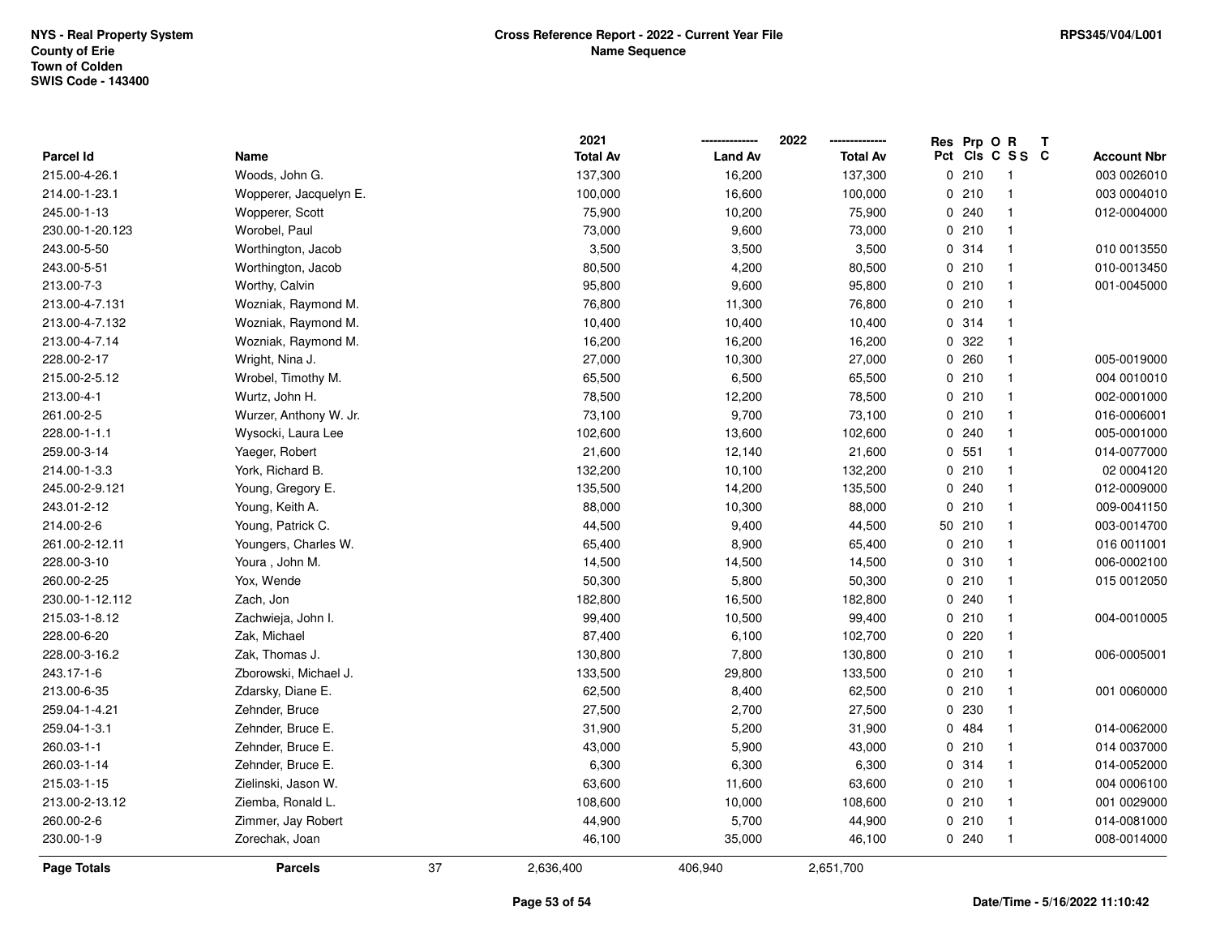NYS - Real Property System
County of Erie
Town of Colden
SWIS Code - 143400

**Cross Reference Report - 2022 - Current Year File**
**Name Sequence**

RPS345/V04/L001

| Parcel Id | Name | 2021 Total Av | 2022 Land Av | 2022 Total Av | Res Pct | Prp Cls | O C | R S S | T C | Account Nbr |
|---|---|---|---|---|---|---|---|---|---|---|
| 215.00-4-26.1 | Woods, John G. | 137,300 | 16,200 | 137,300 | 0 | 210 | | 1 | | 003 0026010 |
| 214.00-1-23.1 | Wopperer, Jacquelyn E. | 100,000 | 16,600 | 100,000 | 0 | 210 | | 1 | | 003 0004010 |
| 245.00-1-13 | Wopperer, Scott | 75,900 | 10,200 | 75,900 | 0 | 240 | | 1 | | 012-0004000 |
| 230.00-1-20.123 | Worobel, Paul | 73,000 | 9,600 | 73,000 | 0 | 210 | | 1 | | |
| 243.00-5-50 | Worthington, Jacob | 3,500 | 3,500 | 3,500 | 0 | 314 | | 1 | | 010 0013550 |
| 243.00-5-51 | Worthington, Jacob | 80,500 | 4,200 | 80,500 | 0 | 210 | | 1 | | 010-0013450 |
| 213.00-7-3 | Worthy, Calvin | 95,800 | 9,600 | 95,800 | 0 | 210 | | 1 | | 001-0045000 |
| 213.00-4-7.131 | Wozniak, Raymond M. | 76,800 | 11,300 | 76,800 | 0 | 210 | | 1 | | |
| 213.00-4-7.132 | Wozniak, Raymond M. | 10,400 | 10,400 | 10,400 | 0 | 314 | | 1 | | |
| 213.00-4-7.14 | Wozniak, Raymond M. | 16,200 | 16,200 | 16,200 | 0 | 322 | | 1 | | |
| 228.00-2-17 | Wright, Nina J. | 27,000 | 10,300 | 27,000 | 0 | 260 | | 1 | | 005-0019000 |
| 215.00-2-5.12 | Wrobel, Timothy M. | 65,500 | 6,500 | 65,500 | 0 | 210 | | 1 | | 004 0010010 |
| 213.00-4-1 | Wurtz, John H. | 78,500 | 12,200 | 78,500 | 0 | 210 | | 1 | | 002-0001000 |
| 261.00-2-5 | Wurzer, Anthony W. Jr. | 73,100 | 9,700 | 73,100 | 0 | 210 | | 1 | | 016-0006001 |
| 228.00-1-1.1 | Wysocki, Laura Lee | 102,600 | 13,600 | 102,600 | 0 | 240 | | 1 | | 005-0001000 |
| 259.00-3-14 | Yaeger, Robert | 21,600 | 12,140 | 21,600 | 0 | 551 | | 1 | | 014-0077000 |
| 214.00-1-3.3 | York, Richard B. | 132,200 | 10,100 | 132,200 | 0 | 210 | | 1 | | 02 0004120 |
| 245.00-2-9.121 | Young, Gregory E. | 135,500 | 14,200 | 135,500 | 0 | 240 | | 1 | | 012-0009000 |
| 243.01-2-12 | Young, Keith A. | 88,000 | 10,300 | 88,000 | 0 | 210 | | 1 | | 009-0041150 |
| 214.00-2-6 | Young, Patrick C. | 44,500 | 9,400 | 44,500 | 50 | 210 | | 1 | | 003-0014700 |
| 261.00-2-12.11 | Youngers, Charles W. | 65,400 | 8,900 | 65,400 | 0 | 210 | | 1 | | 016 0011001 |
| 228.00-3-10 | Youra , John M. | 14,500 | 14,500 | 14,500 | 0 | 310 | | 1 | | 006-0002100 |
| 260.00-2-25 | Yox, Wende | 50,300 | 5,800 | 50,300 | 0 | 210 | | 1 | | 015 0012050 |
| 230.00-1-12.112 | Zach, Jon | 182,800 | 16,500 | 182,800 | 0 | 240 | | 1 | | |
| 215.03-1-8.12 | Zachwieja, John I. | 99,400 | 10,500 | 99,400 | 0 | 210 | | 1 | | 004-0010005 |
| 228.00-6-20 | Zak, Michael | 87,400 | 6,100 | 102,700 | 0 | 220 | | 1 | | |
| 228.00-3-16.2 | Zak, Thomas J. | 130,800 | 7,800 | 130,800 | 0 | 210 | | 1 | | 006-0005001 |
| 243.17-1-6 | Zborowski, Michael J. | 133,500 | 29,800 | 133,500 | 0 | 210 | | 1 | | |
| 213.00-6-35 | Zdarsky, Diane E. | 62,500 | 8,400 | 62,500 | 0 | 210 | | 1 | | 001 0060000 |
| 259.04-1-4.21 | Zehnder, Bruce | 27,500 | 2,700 | 27,500 | 0 | 230 | | 1 | | |
| 259.04-1-3.1 | Zehnder, Bruce E. | 31,900 | 5,200 | 31,900 | 0 | 484 | | 1 | | 014-0062000 |
| 260.03-1-1 | Zehnder, Bruce E. | 43,000 | 5,900 | 43,000 | 0 | 210 | | 1 | | 014 0037000 |
| 260.03-1-14 | Zehnder, Bruce E. | 6,300 | 6,300 | 6,300 | 0 | 314 | | 1 | | 014-0052000 |
| 215.03-1-15 | Zielinski, Jason W. | 63,600 | 11,600 | 63,600 | 0 | 210 | | 1 | | 004 0006100 |
| 213.00-2-13.12 | Ziemba, Ronald L. | 108,600 | 10,000 | 108,600 | 0 | 210 | | 1 | | 001 0029000 |
| 260.00-2-6 | Zimmer, Jay Robert | 44,900 | 5,700 | 44,900 | 0 | 210 | | 1 | | 014-0081000 |
| 230.00-1-9 | Zorechak, Joan | 46,100 | 35,000 | 46,100 | 0 | 240 | | 1 | | 008-0014000 |
| **Page Totals** | **Parcels** 37 | 2,636,400 | 406,940 | 2,651,700 | | | | | | |

Date/Time - 5/16/2022 11:10:42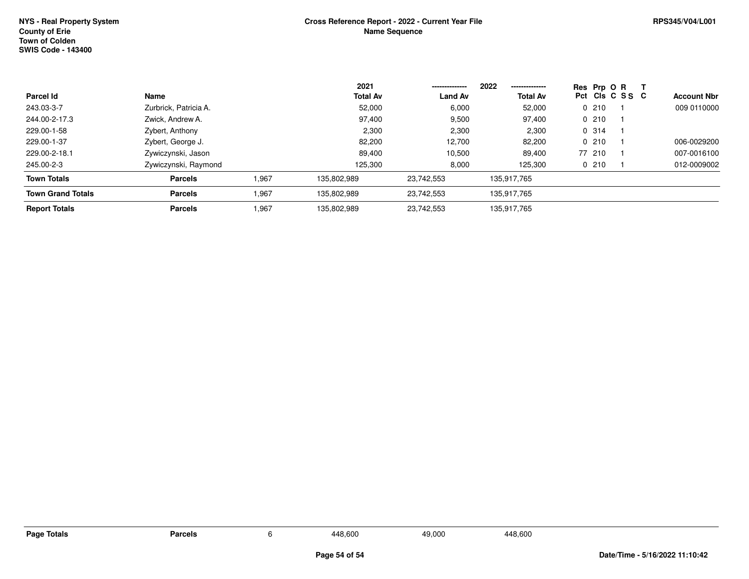NYS - Real Property System
County of Erie
Town of Colden
SWIS Code - 143400

**Cross Reference Report - 2022 - Current Year File**
**Name Sequence**

RPS345/V04/L001

| Parcel Id | Name | | 2021 Total Av | 2022 Land Av | 2022 Total Av | Res Pct | Prp Cls | O C | R S S | T C | Account Nbr |
|---|---|---|---|---|---|---|---|---|---|---|---|
| 243.03-3-7 | Zurbrick, Patricia A. | | 52,000 | 6,000 | 52,000 | 0 | 210 | 1 | | | 009 0110000 |
| 244.00-2-17.3 | Zwick, Andrew A. | | 97,400 | 9,500 | 97,400 | 0 | 210 | 1 | | | |
| 229.00-1-58 | Zybert, Anthony | | 2,300 | 2,300 | 2,300 | 0 | 314 | 1 | | | |
| 229.00-1-37 | Zybert, George J. | | 82,200 | 12,700 | 82,200 | 0 | 210 | 1 | | | 006-0029200 |
| 229.00-2-18.1 | Zywiczynski, Jason | | 89,400 | 10,500 | 89,400 | 77 | 210 | 1 | | | 007-0016100 |
| 245.00-2-3 | Zywiczynski, Raymond | | 125,300 | 8,000 | 125,300 | 0 | 210 | 1 | | | 012-0009002 |
| **Town Totals** | **Parcels** | 1,967 | 135,802,989 | 23,742,553 | 135,917,765 | | | | | | |
| **Town Grand Totals** | **Parcels** | 1,967 | 135,802,989 | 23,742,553 | 135,917,765 | | | | | | |
| **Report Totals** | **Parcels** | 1,967 | 135,802,989 | 23,742,553 | 135,917,765 | | | | | | |

| | | | | | |
|---|---|---|---|---|---|
| **Page Totals** | **Parcels** | 6 | 448,600 | 49,000 | 448,600 |

Date/Time - 5/16/2022 11:10:42